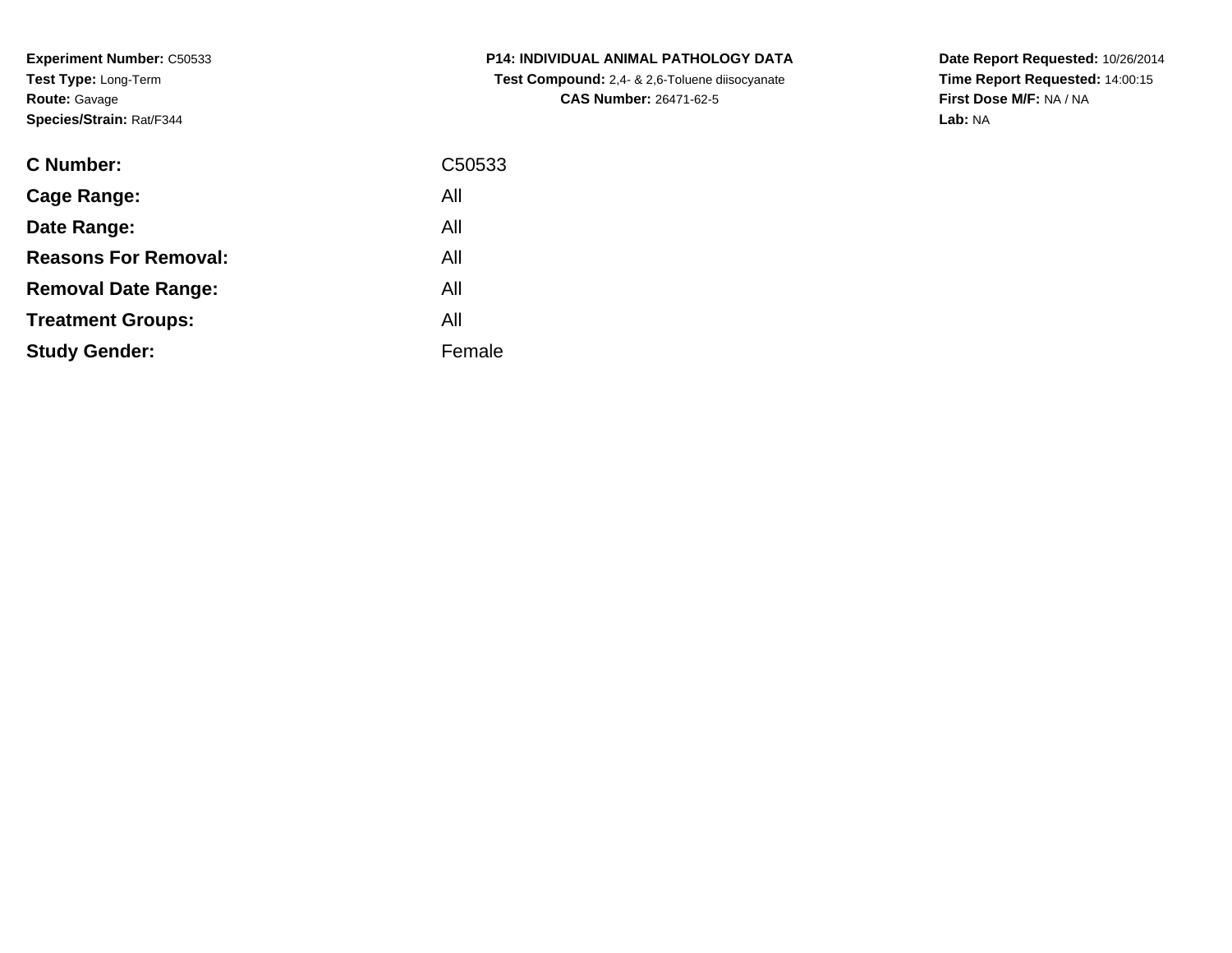**Experiment Number:** C50533
**Test Type:** Long-Term
**Route:** Gavage
**Species/Strain:** Rat/F344

**P14: INDIVIDUAL ANIMAL PATHOLOGY DATA**
**Test Compound:** 2,4- & 2,6-Toluene diisocyanate
**CAS Number:** 26471-62-5

**Date Report Requested:** 10/26/2014
**Time Report Requested:** 14:00:15
**First Dose M/F:** NA / NA
**Lab:** NA

| | |
|---|---|
| **C Number:** | C50533 |
| **Cage Range:** | All |
| **Date Range:** | All |
| **Reasons For Removal:** | All |
| **Removal Date Range:** | All |
| **Treatment Groups:** | All |
| **Study Gender:** | Female |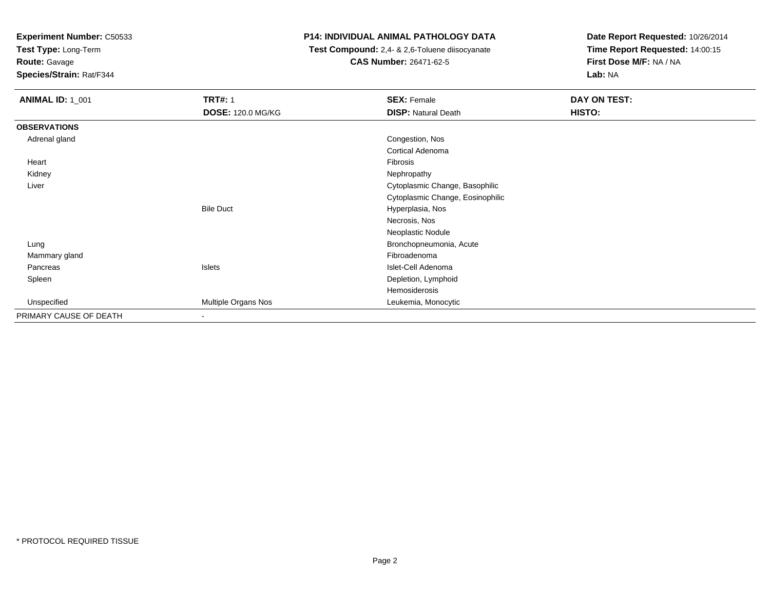**Experiment Number:** C50533
**Test Type:** Long-Term
**Route:** Gavage
**Species/Strain:** Rat/F344

**P14: INDIVIDUAL ANIMAL PATHOLOGY DATA**
**Test Compound:** 2,4- & 2,6-Toluene diisocyanate
**CAS Number:** 26471-62-5

**Date Report Requested:** 10/26/2014
**Time Report Requested:** 14:00:15
**First Dose M/F:** NA / NA
**Lab:** NA

| **ANIMAL ID:** 1_001 | **TRT#:** 1 | **SEX:** Female | **DAY ON TEST:** |
|---|---|---|---|
| | **DOSE:** 120.0 MG/KG | **DISP:** Natural Death | **HISTO:** |
| **OBSERVATIONS** | | | |
| Adrenal gland | | Congestion, Nos | |
| | | Cortical Adenoma | |
| Heart | | Fibrosis | |
| Kidney | | Nephropathy | |
| Liver | | Cytoplasmic Change, Basophilic | |
| | | Cytoplasmic Change, Eosinophilic | |
| | Bile Duct | Hyperplasia, Nos | |
| | | Necrosis, Nos | |
| | | Neoplastic Nodule | |
| Lung | | Bronchopneumonia, Acute | |
| Mammary gland | | Fibroadenoma | |
| Pancreas | Islets | Islet-Cell Adenoma | |
| Spleen | | Depletion, Lymphoid | |
| | | Hemosiderosis | |
| Unspecified | Multiple Organs Nos | Leukemia, Monocytic | |
| PRIMARY CAUSE OF DEATH | - | | |

* PROTOCOL REQUIRED TISSUE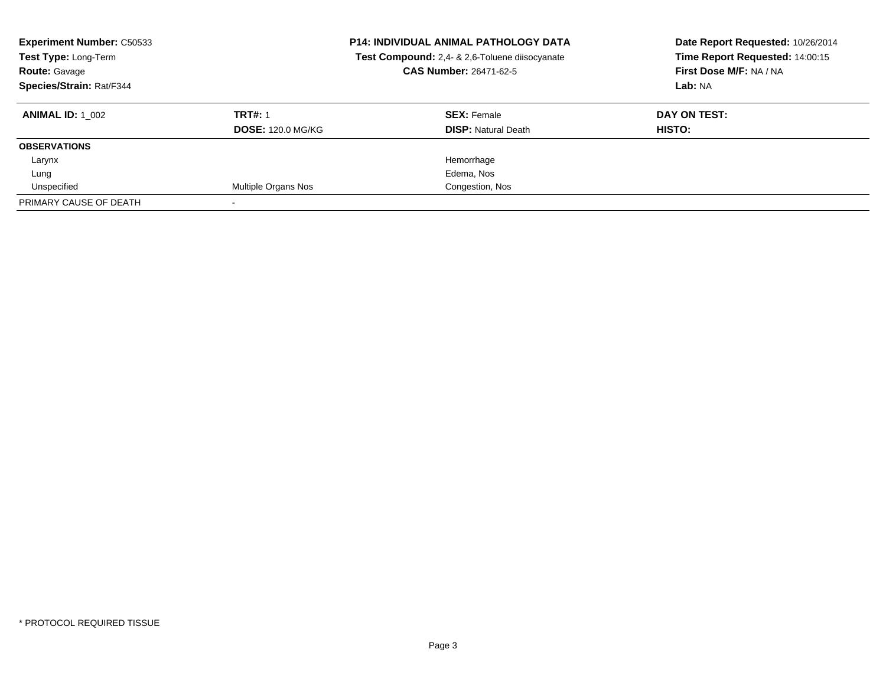**Experiment Number:** C50533
**Test Type:** Long-Term
**Route:** Gavage
**Species/Strain:** Rat/F344

**P14: INDIVIDUAL ANIMAL PATHOLOGY DATA**
**Test Compound:** 2,4- & 2,6-Toluene diisocyanate
**CAS Number:** 26471-62-5

**Date Report Requested:** 10/26/2014
**Time Report Requested:** 14:00:15
**First Dose M/F:** NA / NA
**Lab:** NA

| **ANIMAL ID:** 1_002 | **TRT#:** 1 | **SEX:** Female | **DAY ON TEST:** |
|---|---|---|---|
| | **DOSE:** 120.0 MG/KG | **DISP:** Natural Death | **HISTO:** |
| **OBSERVATIONS** | | | |
| Larynx | | Hemorrhage | |
| Lung | | Edema, Nos | |
| Unspecified | Multiple Organs Nos | Congestion, Nos | |
| PRIMARY CAUSE OF DEATH | - | | |

* PROTOCOL REQUIRED TISSUE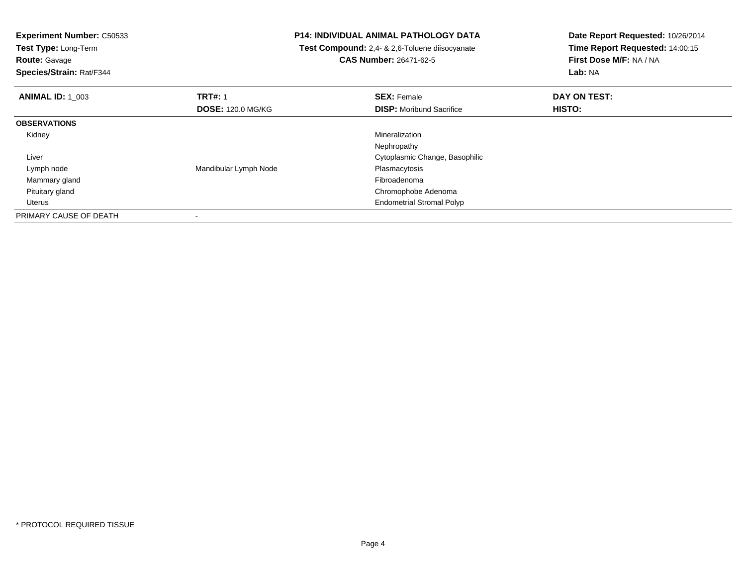**Experiment Number:** C50533
**Test Type:** Long-Term
**Route:** Gavage
**Species/Strain:** Rat/F344

**P14: INDIVIDUAL ANIMAL PATHOLOGY DATA**
**Test Compound:** 2,4- & 2,6-Toluene diisocyanate
**CAS Number:** 26471-62-5

**Date Report Requested:** 10/26/2014
**Time Report Requested:** 14:00:15
**First Dose M/F:** NA / NA
**Lab:** NA

| **ANIMAL ID:** 1_003 | **TRT#:** 1 | **SEX:** Female | **DAY ON TEST:** |
|---|---|---|---|
| | **DOSE:** 120.0 MG/KG | **DISP:** Moribund Sacrifice | **HISTO:** |
| **OBSERVATIONS** | | | |
| Kidney | | Mineralization | |
| | | Nephropathy | |
| Liver | | Cytoplasmic Change, Basophilic | |
| Lymph node | Mandibular Lymph Node | Plasmacytosis | |
| Mammary gland | | Fibroadenoma | |
| Pituitary gland | | Chromophobe Adenoma | |
| Uterus | | Endometrial Stromal Polyp | |
| PRIMARY CAUSE OF DEATH | - | | |

\* PROTOCOL REQUIRED TISSUE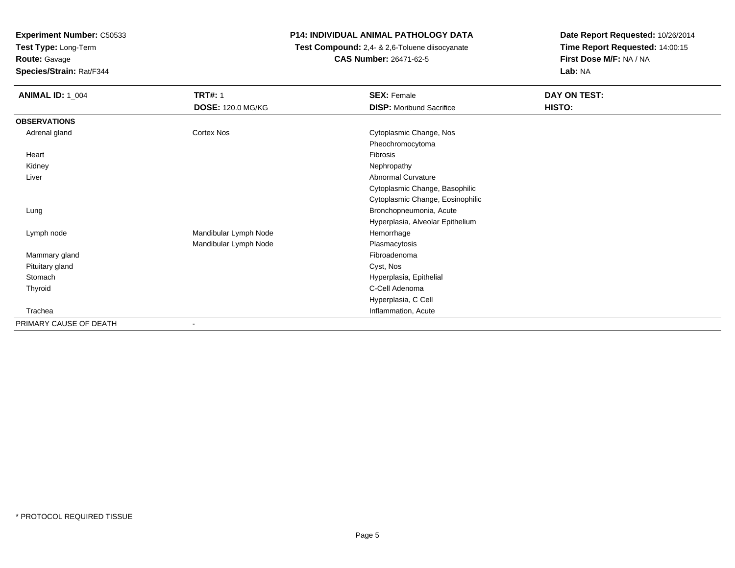**Experiment Number:** C50533
**Test Type:** Long-Term
**Route:** Gavage
**Species/Strain:** Rat/F344

# P14: INDIVIDUAL ANIMAL PATHOLOGY DATA

**Test Compound:** 2,4- & 2,6-Toluene diisocyanate
**CAS Number:** 26471-62-5

**Date Report Requested:** 10/26/2014
**Time Report Requested:** 14:00:15
**First Dose M/F:** NA / NA
**Lab:** NA

| **ANIMAL ID:** 1_004 | **TRT#:** 1 | **SEX:** Female | **DAY ON TEST:** |
|---|---|---|---|
| | **DOSE:** 120.0 MG/KG | **DISP:** Moribund Sacrifice | **HISTO:** |
| **OBSERVATIONS** | | | |
| Adrenal gland | Cortex Nos | Cytoplasmic Change, Nos | |
| | | Pheochromocytoma | |
| Heart | | Fibrosis | |
| Kidney | | Nephropathy | |
| Liver | | Abnormal Curvature | |
| | | Cytoplasmic Change, Basophilic | |
| | | Cytoplasmic Change, Eosinophilic | |
| Lung | | Bronchopneumonia, Acute | |
| | | Hyperplasia, Alveolar Epithelium | |
| Lymph node | Mandibular Lymph Node | Hemorrhage | |
| | Mandibular Lymph Node | Plasmacytosis | |
| Mammary gland | | Fibroadenoma | |
| Pituitary gland | | Cyst, Nos | |
| Stomach | | Hyperplasia, Epithelial | |
| Thyroid | | C-Cell Adenoma | |
| | | Hyperplasia, C Cell | |
| Trachea | | Inflammation, Acute | |
| PRIMARY CAUSE OF DEATH | - | | |

* PROTOCOL REQUIRED TISSUE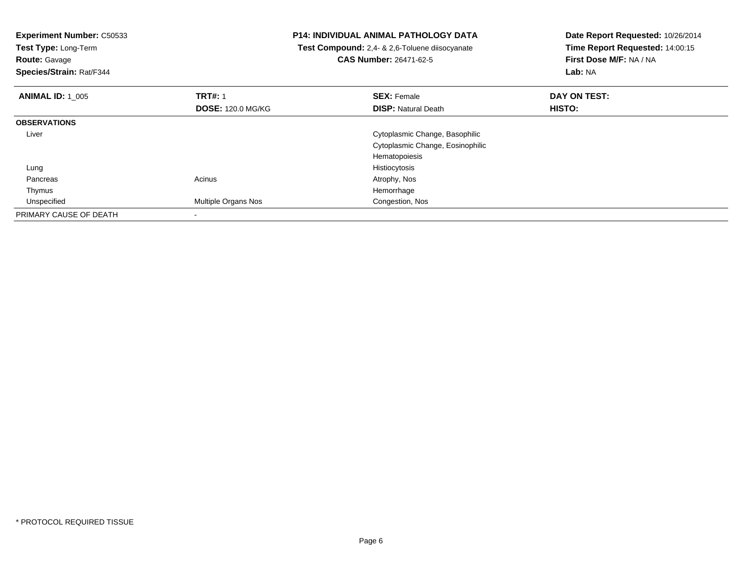**Experiment Number:** C50533
**Test Type:** Long-Term
**Route:** Gavage
**Species/Strain:** Rat/F344

**P14: INDIVIDUAL ANIMAL PATHOLOGY DATA**
**Test Compound:** 2,4- & 2,6-Toluene diisocyanate
**CAS Number:** 26471-62-5

**Date Report Requested:** 10/26/2014
**Time Report Requested:** 14:00:15
**First Dose M/F:** NA / NA
**Lab:** NA

| **ANIMAL ID:** 1_005 | **TRT#:** 1 | **SEX:** Female | **DAY ON TEST:** |
|---|---|---|---|
| | **DOSE:** 120.0 MG/KG | **DISP:** Natural Death | **HISTO:** |
| **OBSERVATIONS** | | | |
| Liver | | Cytoplasmic Change, Basophilic | |
| | | Cytoplasmic Change, Eosinophilic | |
| | | Hematopoiesis | |
| Lung | | Histiocytosis | |
| Pancreas | Acinus | Atrophy, Nos | |
| Thymus | | Hemorrhage | |
| Unspecified | Multiple Organs Nos | Congestion, Nos | |
| PRIMARY CAUSE OF DEATH | - | | |

\* PROTOCOL REQUIRED TISSUE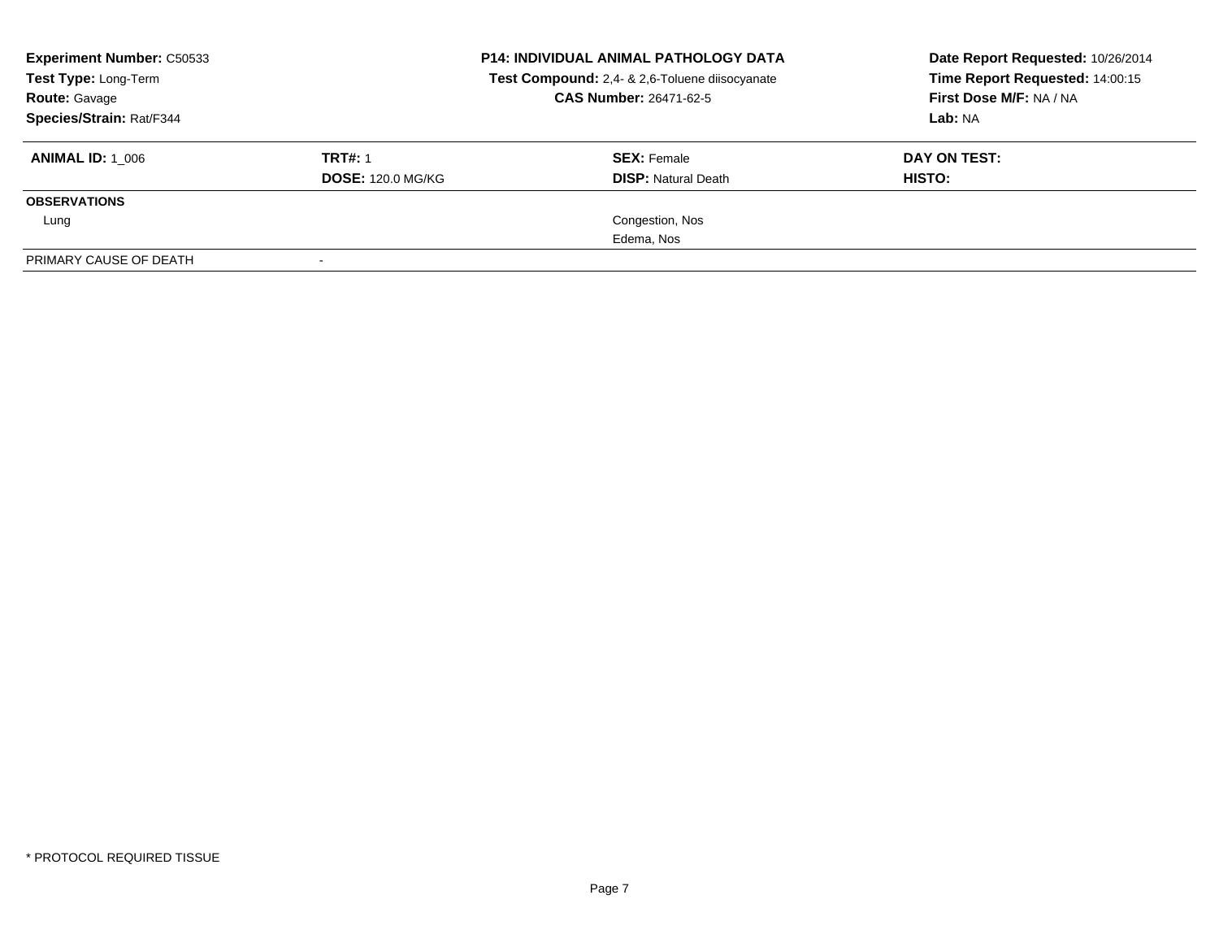**Experiment Number:** C50533
**Test Type:** Long-Term
**Route:** Gavage
**Species/Strain:** Rat/F344

**P14: INDIVIDUAL ANIMAL PATHOLOGY DATA**
**Test Compound:** 2,4- & 2,6-Toluene diisocyanate
**CAS Number:** 26471-62-5

**Date Report Requested:** 10/26/2014
**Time Report Requested:** 14:00:15
**First Dose M/F:** NA / NA
**Lab:** NA

| **ANIMAL ID:** 1_006 | **TRT#:** 1 | **SEX:** Female | **DAY ON TEST:** |
|---|---|---|---|
| | **DOSE:** 120.0 MG/KG | **DISP:** Natural Death | **HISTO:** |
| **OBSERVATIONS** | | | |
| Lung | | Congestion, Nos | |
| | | Edema, Nos | |
| PRIMARY CAUSE OF DEATH | - | | |

* PROTOCOL REQUIRED TISSUE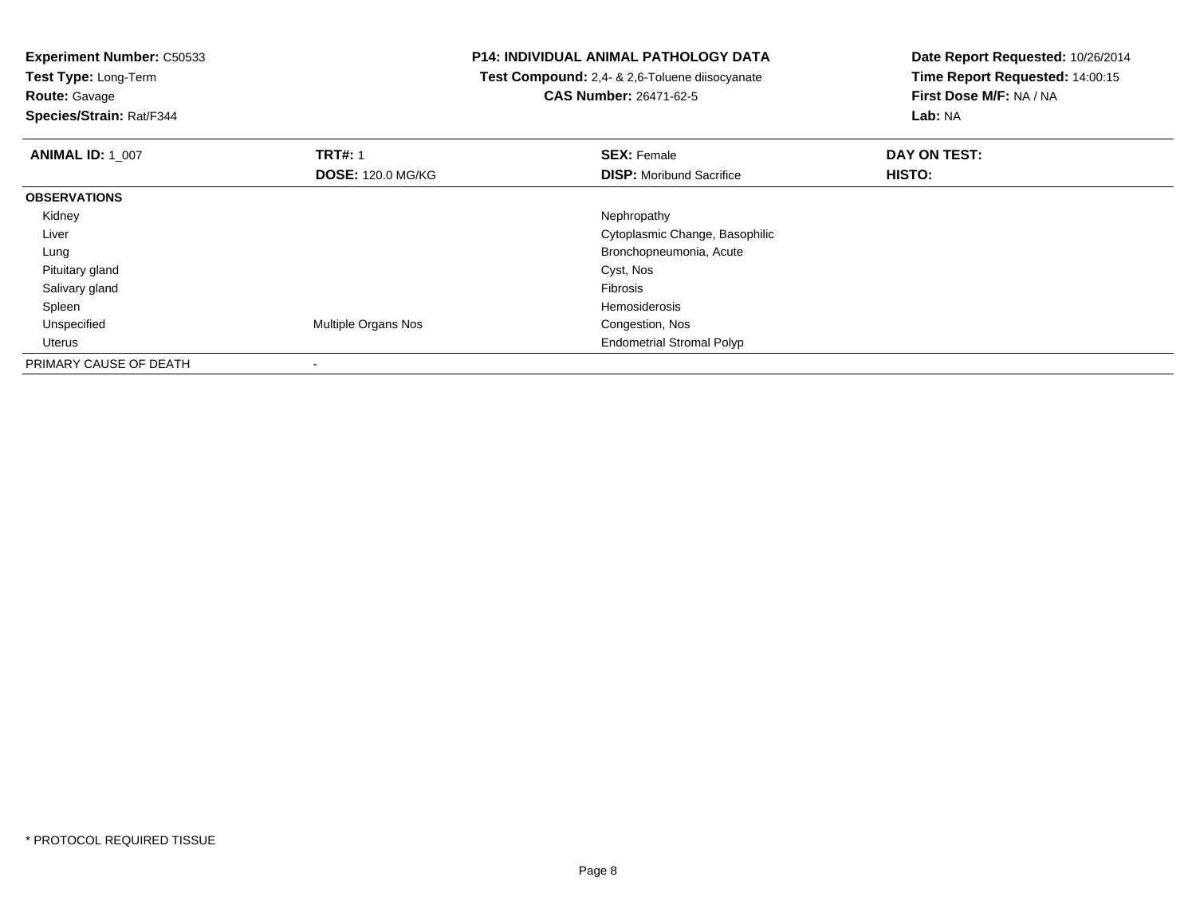**Experiment Number:** C50533
**Test Type:** Long-Term
**Route:** Gavage
**Species/Strain:** Rat/F344

**P14: INDIVIDUAL ANIMAL PATHOLOGY DATA**
**Test Compound:** 2,4- & 2,6-Toluene diisocyanate
**CAS Number:** 26471-62-5

**Date Report Requested:** 10/26/2014
**Time Report Requested:** 14:00:15
**First Dose M/F:** NA / NA
**Lab:** NA

| **ANIMAL ID:** 1_007 | **TRT#:** 1 | **SEX:** Female | **DAY ON TEST:** |
|---|---|---|---|
| | **DOSE:** 120.0 MG/KG | **DISP:** Moribund Sacrifice | **HISTO:** |
| **OBSERVATIONS** | | | |
| Kidney | | Nephropathy | |
| Liver | | Cytoplasmic Change, Basophilic | |
| Lung | | Bronchopneumonia, Acute | |
| Pituitary gland | | Cyst, Nos | |
| Salivary gland | | Fibrosis | |
| Spleen | | Hemosiderosis | |
| Unspecified | Multiple Organs Nos | Congestion, Nos | |
| Uterus | | Endometrial Stromal Polyp | |
| PRIMARY CAUSE OF DEATH | - | | |

* PROTOCOL REQUIRED TISSUE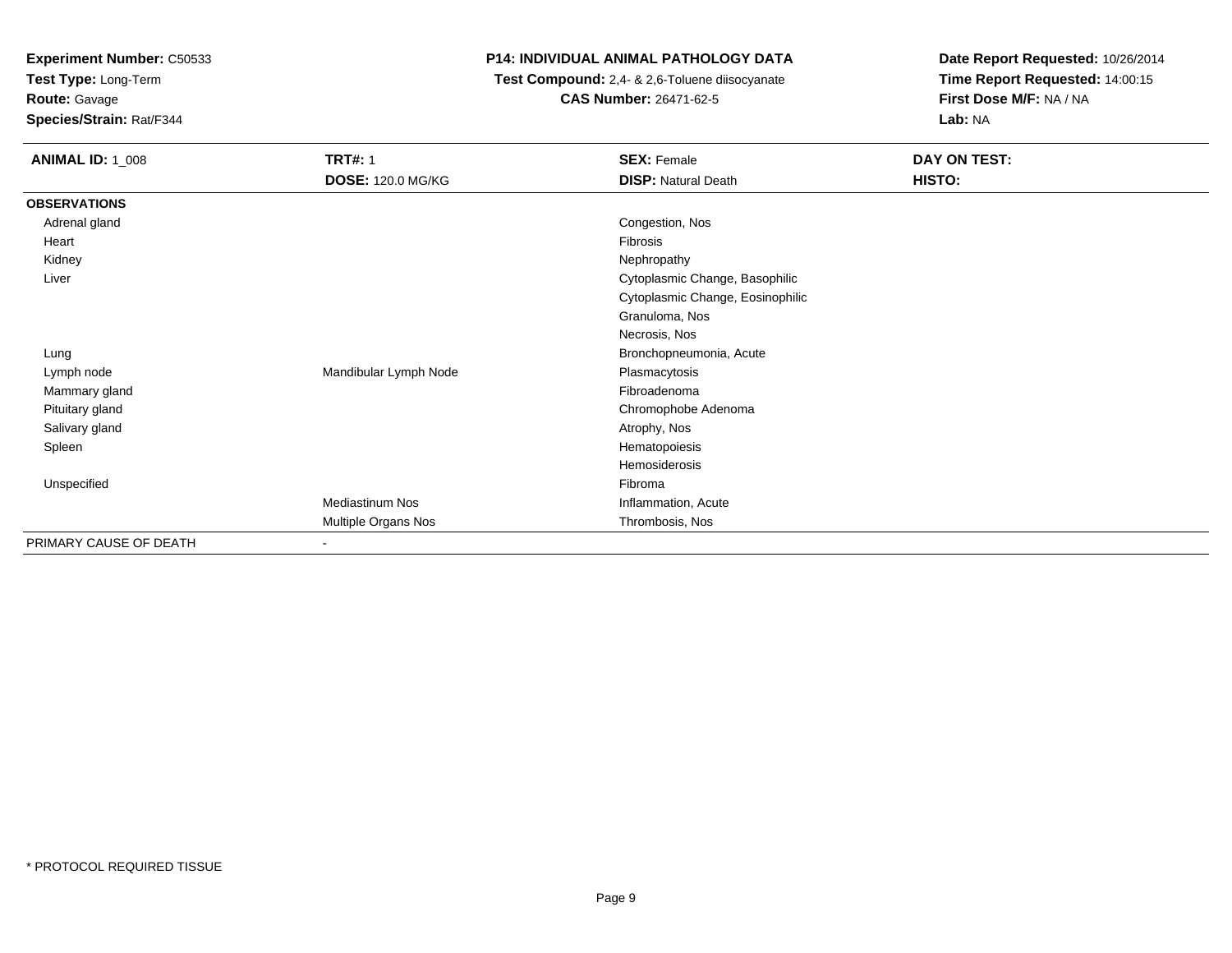**Experiment Number:** C50533
**Test Type:** Long-Term
**Route:** Gavage
**Species/Strain:** Rat/F344

**P14: INDIVIDUAL ANIMAL PATHOLOGY DATA**
**Test Compound:** 2,4- & 2,6-Toluene diisocyanate
**CAS Number:** 26471-62-5

**Date Report Requested:** 10/26/2014
**Time Report Requested:** 14:00:15
**First Dose M/F:** NA / NA
**Lab:** NA

| **ANIMAL ID:** 1_008 | **TRT#:** 1 | **SEX:** Female | **DAY ON TEST:** |
|---|---|---|---|
| | **DOSE:** 120.0 MG/KG | **DISP:** Natural Death | **HISTO:** |
| **OBSERVATIONS** | | | |
| Adrenal gland | | Congestion, Nos | |
| Heart | | Fibrosis | |
| Kidney | | Nephropathy | |
| Liver | | Cytoplasmic Change, Basophilic | |
| | | Cytoplasmic Change, Eosinophilic | |
| | | Granuloma, Nos | |
| | | Necrosis, Nos | |
| Lung | | Bronchopneumonia, Acute | |
| Lymph node | Mandibular Lymph Node | Plasmacytosis | |
| Mammary gland | | Fibroadenoma | |
| Pituitary gland | | Chromophobe Adenoma | |
| Salivary gland | | Atrophy, Nos | |
| Spleen | | Hematopoiesis | |
| | | Hemosiderosis | |
| Unspecified | | Fibroma | |
| | Mediastinum Nos | Inflammation, Acute | |
| | Multiple Organs Nos | Thrombosis, Nos | |
| PRIMARY CAUSE OF DEATH | - | | |

* PROTOCOL REQUIRED TISSUE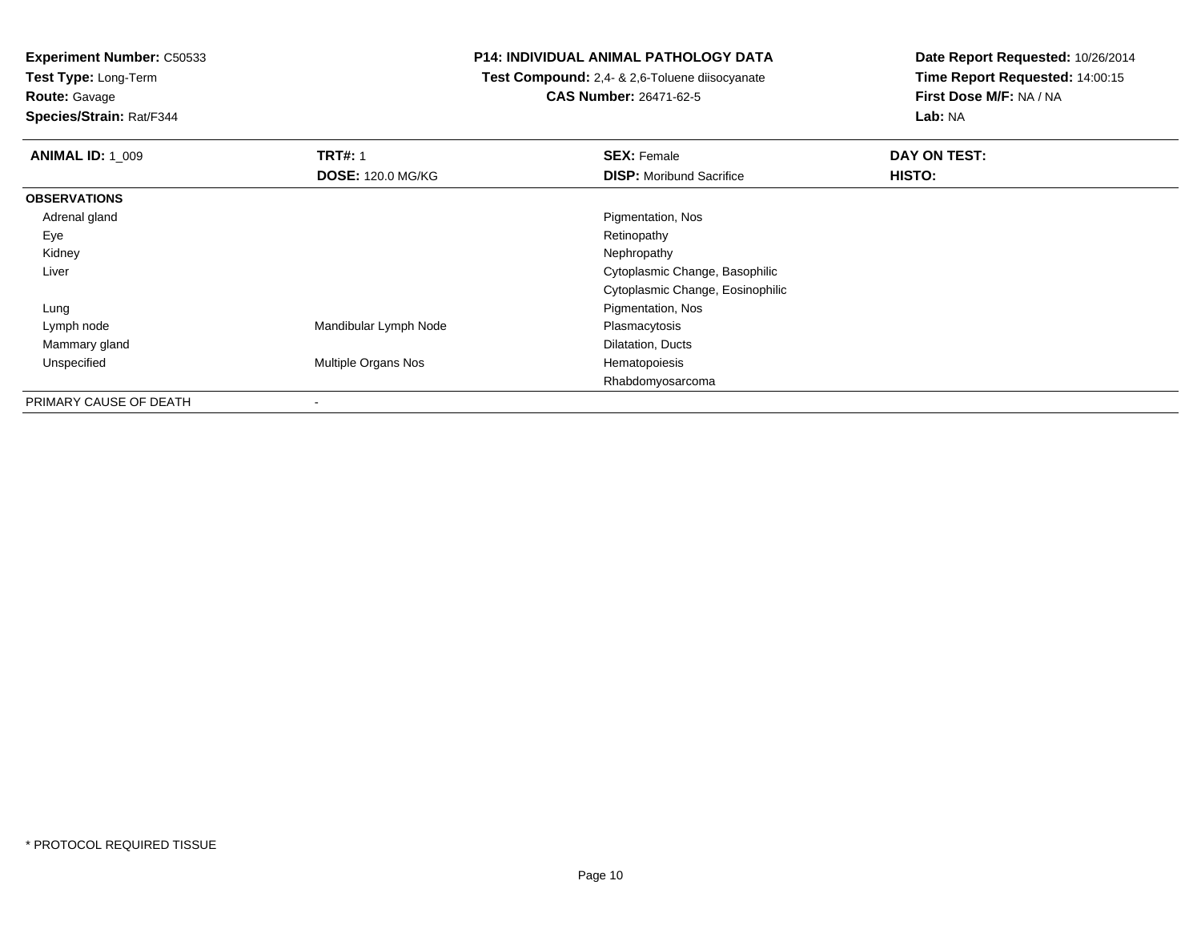**Experiment Number:** C50533
**Test Type:** Long-Term
**Route:** Gavage
**Species/Strain:** Rat/F344

# P14: INDIVIDUAL ANIMAL PATHOLOGY DATA

**Test Compound:** 2,4- & 2,6-Toluene diisocyanate
**CAS Number:** 26471-62-5

**Date Report Requested:** 10/26/2014
**Time Report Requested:** 14:00:15
**First Dose M/F:** NA / NA
**Lab:** NA

| **ANIMAL ID:** 1_009 | **TRT#:** 1 | **SEX:** Female | **DAY ON TEST:** |
|---|---|---|---|
| | **DOSE:** 120.0 MG/KG | **DISP:** Moribund Sacrifice | **HISTO:** |
| **OBSERVATIONS** | | | |
| Adrenal gland | | Pigmentation, Nos | |
| Eye | | Retinopathy | |
| Kidney | | Nephropathy | |
| Liver | | Cytoplasmic Change, Basophilic | |
| | | Cytoplasmic Change, Eosinophilic | |
| Lung | | Pigmentation, Nos | |
| Lymph node | Mandibular Lymph Node | Plasmacytosis | |
| Mammary gland | | Dilatation, Ducts | |
| Unspecified | Multiple Organs Nos | Hematopoiesis | |
| | | Rhabdomyosarcoma | |
| PRIMARY CAUSE OF DEATH | - | | |

* PROTOCOL REQUIRED TISSUE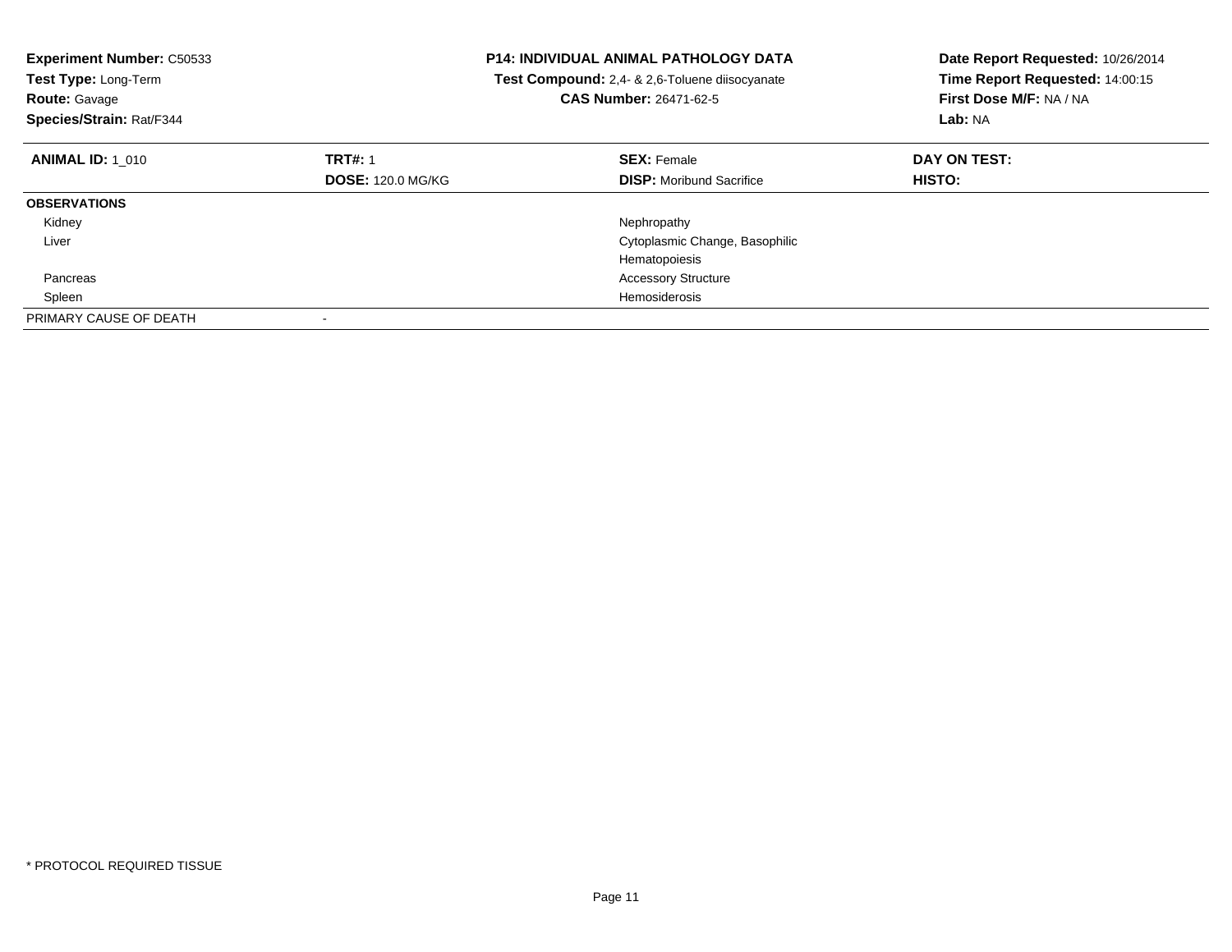**Experiment Number:** C50533
**Test Type:** Long-Term
**Route:** Gavage
**Species/Strain:** Rat/F344

**P14: INDIVIDUAL ANIMAL PATHOLOGY DATA**
**Test Compound:** 2,4- & 2,6-Toluene diisocyanate
**CAS Number:** 26471-62-5

**Date Report Requested:** 10/26/2014
**Time Report Requested:** 14:00:15
**First Dose M/F:** NA / NA
**Lab:** NA

| **ANIMAL ID:** 1_010 | **TRT#:** 1 | **SEX:** Female | **DAY ON TEST:** |
|---|---|---|---|
| | **DOSE:** 120.0 MG/KG | **DISP:** Moribund Sacrifice | **HISTO:** |
| **OBSERVATIONS** | | | |
| Kidney | | Nephropathy | |
| Liver | | Cytoplasmic Change, Basophilic | |
| | | Hematopoiesis | |
| Pancreas | | Accessory Structure | |
| Spleen | | Hemosiderosis | |
| PRIMARY CAUSE OF DEATH | - | | |

\* PROTOCOL REQUIRED TISSUE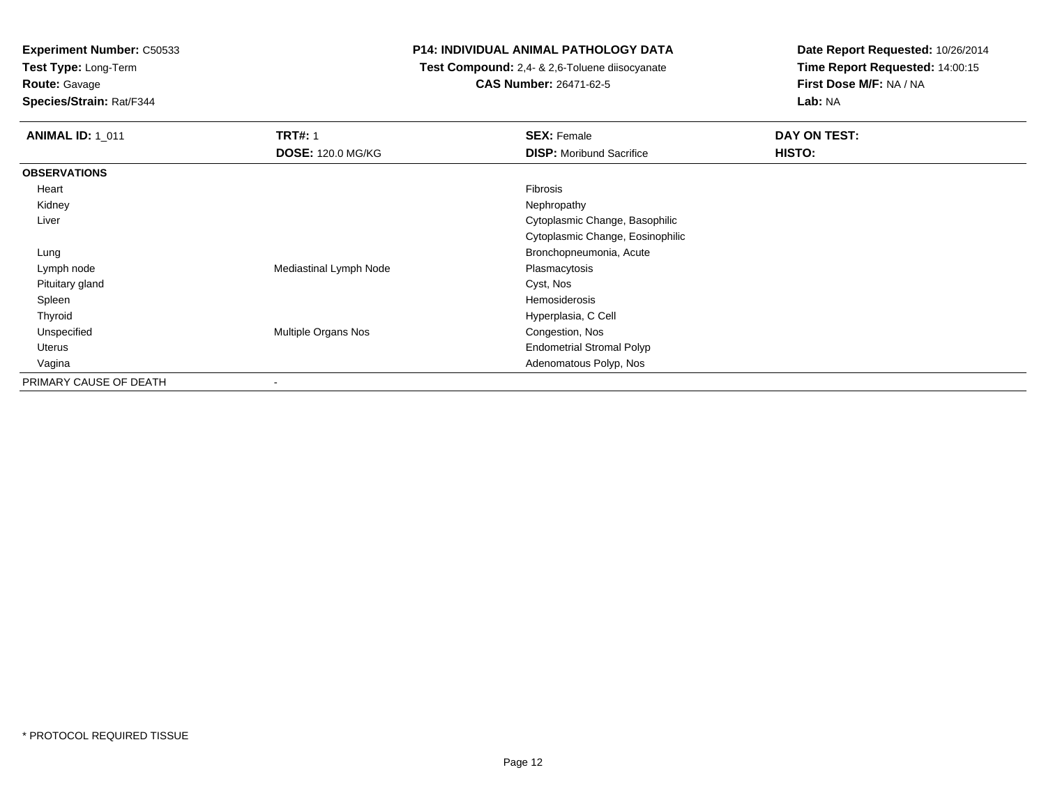**Experiment Number:** C50533
**Test Type:** Long-Term
**Route:** Gavage
**Species/Strain:** Rat/F344

**P14: INDIVIDUAL ANIMAL PATHOLOGY DATA**
**Test Compound:** 2,4- & 2,6-Toluene diisocyanate
**CAS Number:** 26471-62-5

**Date Report Requested:** 10/26/2014
**Time Report Requested:** 14:00:15
**First Dose M/F:** NA / NA
**Lab:** NA

| **ANIMAL ID:** 1_011 | **TRT#:** 1 | **SEX:** Female | **DAY ON TEST:** |
|---|---|---|---|
| | **DOSE:** 120.0 MG/KG | **DISP:** Moribund Sacrifice | **HISTO:** |
| **OBSERVATIONS** | | | |
| Heart | | Fibrosis | |
| Kidney | | Nephropathy | |
| Liver | | Cytoplasmic Change, Basophilic | |
| | | Cytoplasmic Change, Eosinophilic | |
| Lung | | Bronchopneumonia, Acute | |
| Lymph node | Mediastinal Lymph Node | Plasmacytosis | |
| Pituitary gland | | Cyst, Nos | |
| Spleen | | Hemosiderosis | |
| Thyroid | | Hyperplasia, C Cell | |
| Unspecified | Multiple Organs Nos | Congestion, Nos | |
| Uterus | | Endometrial Stromal Polyp | |
| Vagina | | Adenomatous Polyp, Nos | |
| PRIMARY CAUSE OF DEATH | - | | |

* PROTOCOL REQUIRED TISSUE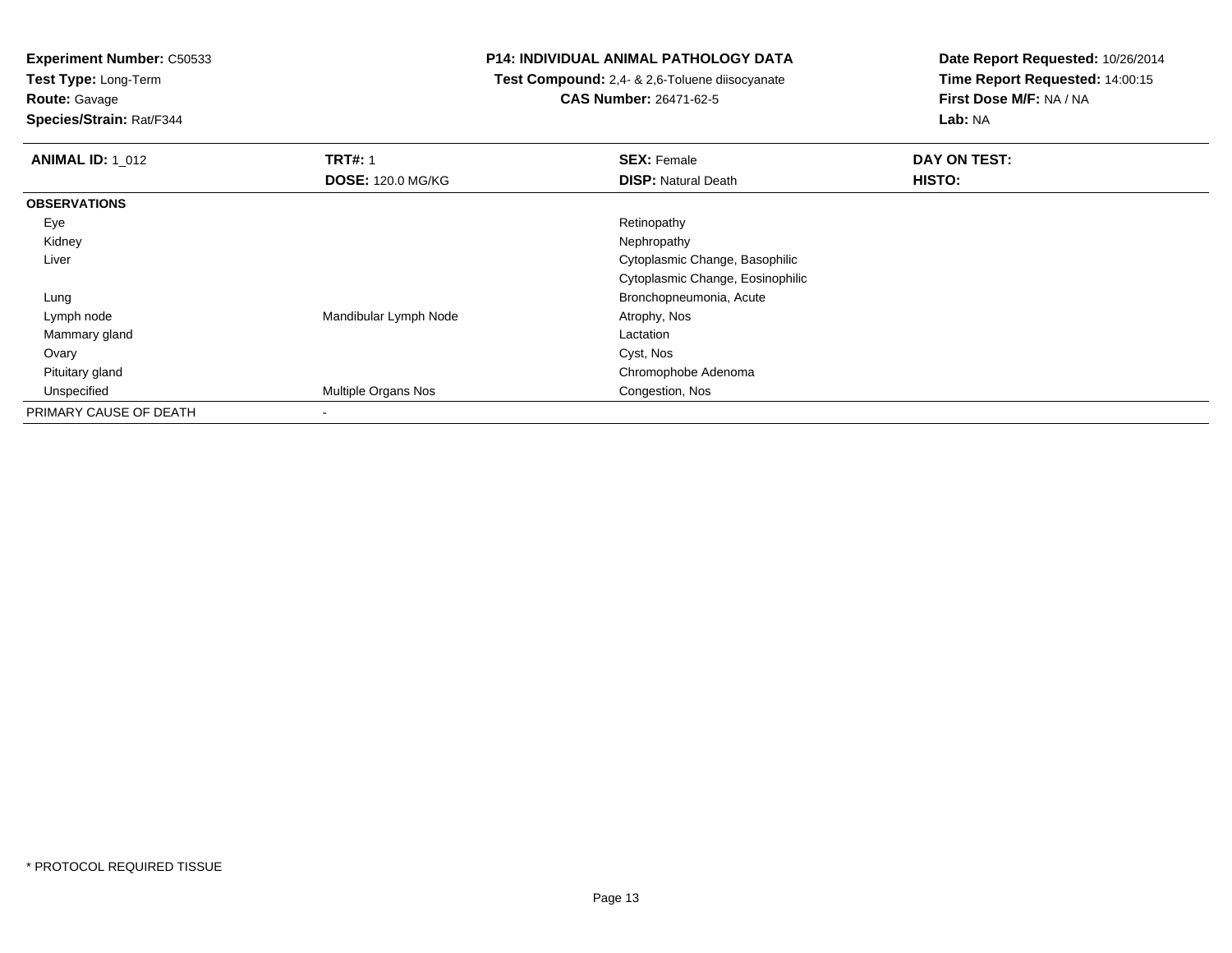**Experiment Number:** C50533
**Test Type:** Long-Term
**Route:** Gavage
**Species/Strain:** Rat/F344

**P14: INDIVIDUAL ANIMAL PATHOLOGY DATA**
**Test Compound:** 2,4- & 2,6-Toluene diisocyanate
**CAS Number:** 26471-62-5

**Date Report Requested:** 10/26/2014
**Time Report Requested:** 14:00:15
**First Dose M/F:** NA / NA
**Lab:** NA

| **ANIMAL ID:** 1_012 | **TRT#:** 1 | **SEX:** Female | **DAY ON TEST:** |
|---|---|---|---|
| | **DOSE:** 120.0 MG/KG | **DISP:** Natural Death | **HISTO:** |
| **OBSERVATIONS** | | | |
| Eye | | Retinopathy | |
| Kidney | | Nephropathy | |
| Liver | | Cytoplasmic Change, Basophilic | |
| | | Cytoplasmic Change, Eosinophilic | |
| Lung | | Bronchopneumonia, Acute | |
| Lymph node | Mandibular Lymph Node | Atrophy, Nos | |
| Mammary gland | | Lactation | |
| Ovary | | Cyst, Nos | |
| Pituitary gland | | Chromophobe Adenoma | |
| Unspecified | Multiple Organs Nos | Congestion, Nos | |
| PRIMARY CAUSE OF DEATH | - | | |

* PROTOCOL REQUIRED TISSUE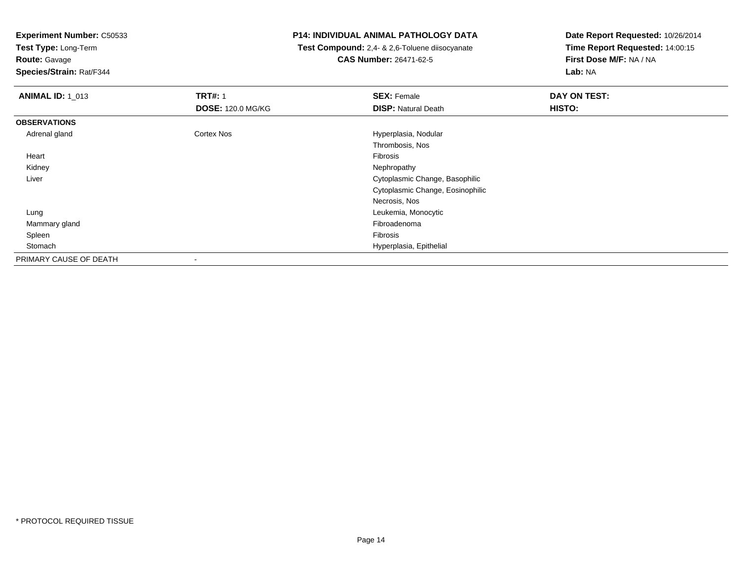**Experiment Number:** C50533
**Test Type:** Long-Term
**Route:** Gavage
**Species/Strain:** Rat/F344

**P14: INDIVIDUAL ANIMAL PATHOLOGY DATA**
**Test Compound:** 2,4- & 2,6-Toluene diisocyanate
**CAS Number:** 26471-62-5

**Date Report Requested:** 10/26/2014
**Time Report Requested:** 14:00:15
**First Dose M/F:** NA / NA
**Lab:** NA

| **ANIMAL ID:** 1_013 | **TRT#:** 1 | **SEX:** Female | **DAY ON TEST:** |
|---|---|---|---|
| | **DOSE:** 120.0 MG/KG | **DISP:** Natural Death | **HISTO:** |
| **OBSERVATIONS** | | | |
| Adrenal gland | Cortex Nos | Hyperplasia, Nodular | |
| | | Thrombosis, Nos | |
| Heart | | Fibrosis | |
| Kidney | | Nephropathy | |
| Liver | | Cytoplasmic Change, Basophilic | |
| | | Cytoplasmic Change, Eosinophilic | |
| | | Necrosis, Nos | |
| Lung | | Leukemia, Monocytic | |
| Mammary gland | | Fibroadenoma | |
| Spleen | | Fibrosis | |
| Stomach | | Hyperplasia, Epithelial | |
| PRIMARY CAUSE OF DEATH | - | | |

* PROTOCOL REQUIRED TISSUE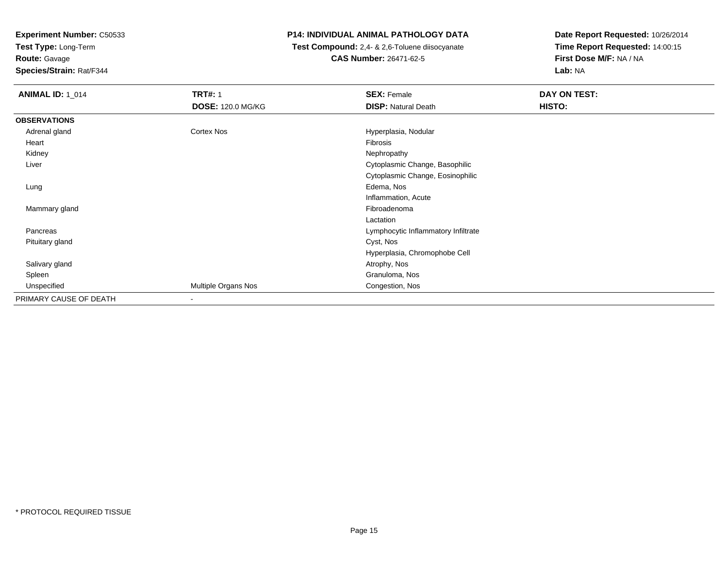**Experiment Number:** C50533
**Test Type:** Long-Term
**Route:** Gavage
**Species/Strain:** Rat/F344

**P14: INDIVIDUAL ANIMAL PATHOLOGY DATA**
**Test Compound:** 2,4- & 2,6-Toluene diisocyanate
**CAS Number:** 26471-62-5

**Date Report Requested:** 10/26/2014
**Time Report Requested:** 14:00:15
**First Dose M/F:** NA / NA
**Lab:** NA

| **ANIMAL ID:** 1_014 | **TRT#:** 1 | **SEX:** Female | **DAY ON TEST:** |
|---|---|---|---|
| | **DOSE:** 120.0 MG/KG | **DISP:** Natural Death | **HISTO:** |
| **OBSERVATIONS** | | | |
| Adrenal gland | Cortex Nos | Hyperplasia, Nodular | |
| Heart | | Fibrosis | |
| Kidney | | Nephropathy | |
| Liver | | Cytoplasmic Change, Basophilic | |
| | | Cytoplasmic Change, Eosinophilic | |
| Lung | | Edema, Nos | |
| | | Inflammation, Acute | |
| Mammary gland | | Fibroadenoma | |
| | | Lactation | |
| Pancreas | | Lymphocytic Inflammatory Infiltrate | |
| Pituitary gland | | Cyst, Nos | |
| | | Hyperplasia, Chromophobe Cell | |
| Salivary gland | | Atrophy, Nos | |
| Spleen | | Granuloma, Nos | |
| Unspecified | Multiple Organs Nos | Congestion, Nos | |
| PRIMARY CAUSE OF DEATH | - | | |

* PROTOCOL REQUIRED TISSUE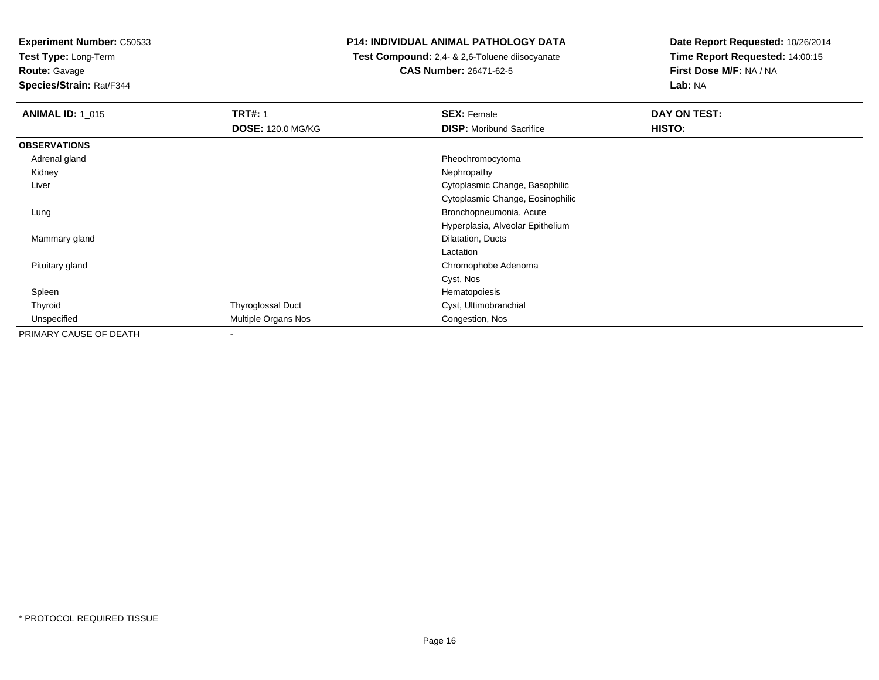**Experiment Number:** C50533
**Test Type:** Long-Term
**Route:** Gavage
**Species/Strain:** Rat/F344

**P14: INDIVIDUAL ANIMAL PATHOLOGY DATA**
**Test Compound:** 2,4- & 2,6-Toluene diisocyanate
**CAS Number:** 26471-62-5

**Date Report Requested:** 10/26/2014
**Time Report Requested:** 14:00:15
**First Dose M/F:** NA / NA
**Lab:** NA

| **ANIMAL ID:** 1_015 | **TRT#:** 1 | **SEX:** Female | **DAY ON TEST:** |
|---|---|---|---|
| | **DOSE:** 120.0 MG/KG | **DISP:** Moribund Sacrifice | **HISTO:** |
| **OBSERVATIONS** | | | |
| Adrenal gland | | Pheochromocytoma | |
| Kidney | | Nephropathy | |
| Liver | | Cytoplasmic Change, Basophilic | |
| | | Cytoplasmic Change, Eosinophilic | |
| Lung | | Bronchopneumonia, Acute | |
| | | Hyperplasia, Alveolar Epithelium | |
| Mammary gland | | Dilatation, Ducts | |
| | | Lactation | |
| Pituitary gland | | Chromophobe Adenoma | |
| | | Cyst, Nos | |
| Spleen | | Hematopoiesis | |
| Thyroid | Thyroglossal Duct | Cyst, Ultimobranchial | |
| Unspecified | Multiple Organs Nos | Congestion, Nos | |
| PRIMARY CAUSE OF DEATH | - | | |

* PROTOCOL REQUIRED TISSUE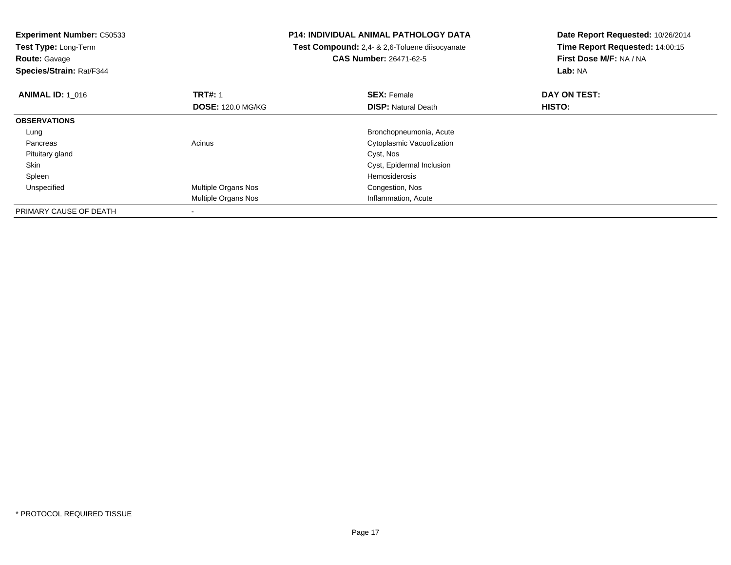**Experiment Number:** C50533
**Test Type:** Long-Term
**Route:** Gavage
**Species/Strain:** Rat/F344

**P14: INDIVIDUAL ANIMAL PATHOLOGY DATA**
**Test Compound:** 2,4- & 2,6-Toluene diisocyanate
**CAS Number:** 26471-62-5

**Date Report Requested:** 10/26/2014
**Time Report Requested:** 14:00:15
**First Dose M/F:** NA / NA
**Lab:** NA

| **ANIMAL ID:** 1_016 | **TRT#:** 1 | **SEX:** Female | **DAY ON TEST:** |
|---|---|---|---|
| | **DOSE:** 120.0 MG/KG | **DISP:** Natural Death | **HISTO:** |
| **OBSERVATIONS** | | | |
| Lung | | Bronchopneumonia, Acute | |
| Pancreas | Acinus | Cytoplasmic Vacuolization | |
| Pituitary gland | | Cyst, Nos | |
| Skin | | Cyst, Epidermal Inclusion | |
| Spleen | | Hemosiderosis | |
| Unspecified | Multiple Organs Nos | Congestion, Nos | |
| | Multiple Organs Nos | Inflammation, Acute | |
| PRIMARY CAUSE OF DEATH | - | | |

* PROTOCOL REQUIRED TISSUE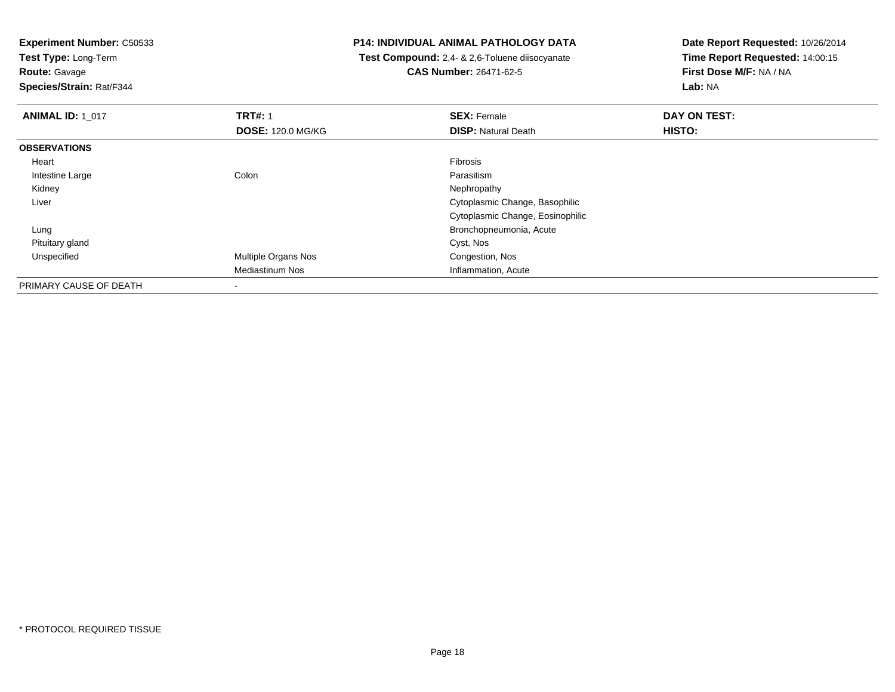**Experiment Number:** C50533
**Test Type:** Long-Term
**Route:** Gavage
**Species/Strain:** Rat/F344

**P14: INDIVIDUAL ANIMAL PATHOLOGY DATA**
**Test Compound:** 2,4- & 2,6-Toluene diisocyanate
**CAS Number:** 26471-62-5

**Date Report Requested:** 10/26/2014
**Time Report Requested:** 14:00:15
**First Dose M/F:** NA / NA
**Lab:** NA

| **ANIMAL ID:** 1_017 | **TRT#:** 1 | **SEX:** Female | **DAY ON TEST:** |
|---|---|---|---|
| | **DOSE:** 120.0 MG/KG | **DISP:** Natural Death | **HISTO:** |
| **OBSERVATIONS** | | | |
| Heart | | Fibrosis | |
| Intestine Large | Colon | Parasitism | |
| Kidney | | Nephropathy | |
| Liver | | Cytoplasmic Change, Basophilic | |
| | | Cytoplasmic Change, Eosinophilic | |
| Lung | | Bronchopneumonia, Acute | |
| Pituitary gland | | Cyst, Nos | |
| Unspecified | Multiple Organs Nos | Congestion, Nos | |
| | Mediastinum Nos | Inflammation, Acute | |
| PRIMARY CAUSE OF DEATH | - | | |

* PROTOCOL REQUIRED TISSUE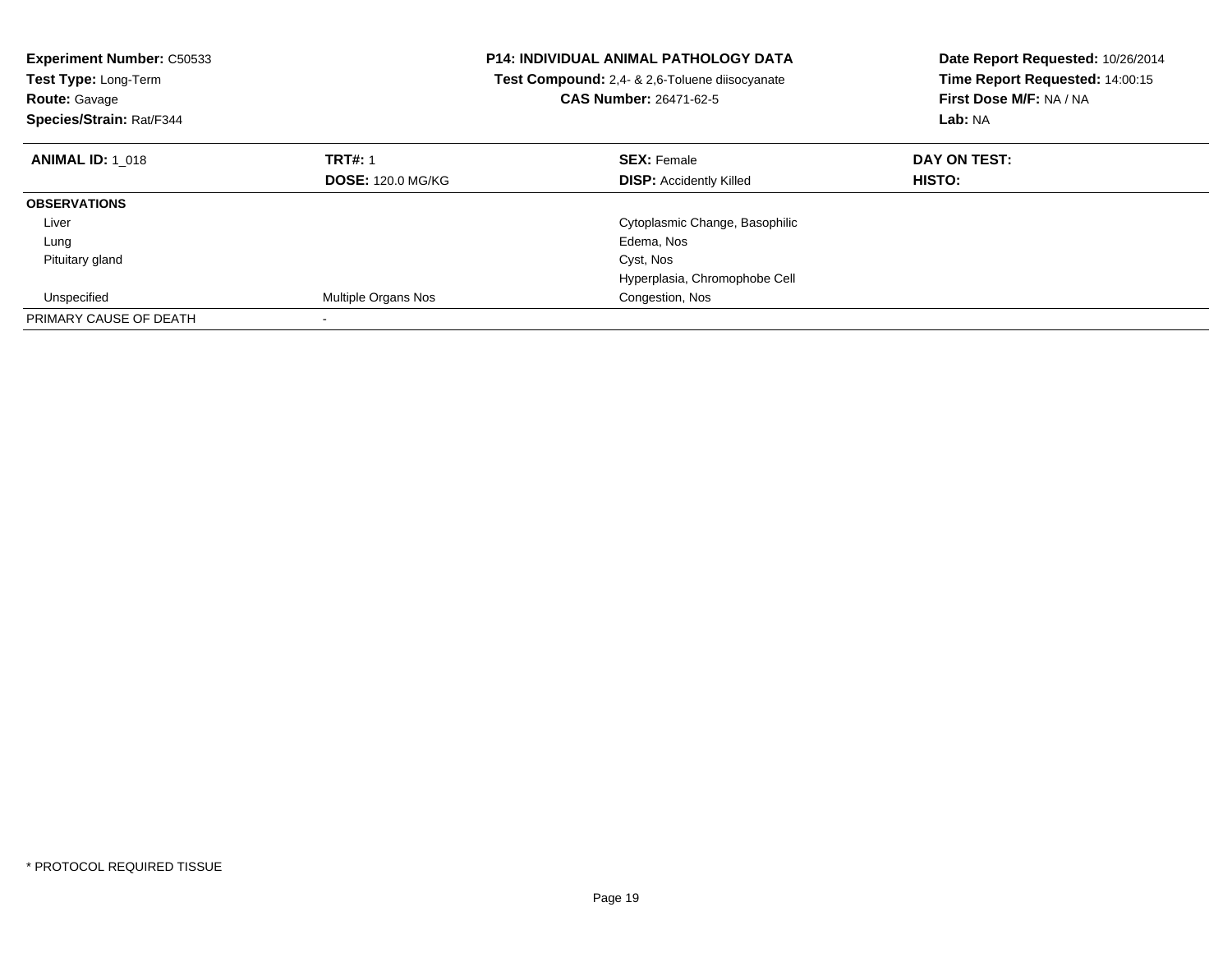**Experiment Number:** C50533
**Test Type:** Long-Term
**Route:** Gavage
**Species/Strain:** Rat/F344

**P14: INDIVIDUAL ANIMAL PATHOLOGY DATA**
**Test Compound:** 2,4- & 2,6-Toluene diisocyanate
**CAS Number:** 26471-62-5

**Date Report Requested:** 10/26/2014
**Time Report Requested:** 14:00:15
**First Dose M/F:** NA / NA
**Lab:** NA

| **ANIMAL ID:** 1_018 | **TRT#:** 1 | **SEX:** Female | **DAY ON TEST:** |
|---|---|---|---|
| | **DOSE:** 120.0 MG/KG | **DISP:** Accidently Killed | **HISTO:** |
| **OBSERVATIONS** | | | |
| Liver | | Cytoplasmic Change, Basophilic | |
| Lung | | Edema, Nos | |
| Pituitary gland | | Cyst, Nos | |
| | | Hyperplasia, Chromophobe Cell | |
| Unspecified | Multiple Organs Nos | Congestion, Nos | |
| PRIMARY CAUSE OF DEATH | - | | |

* PROTOCOL REQUIRED TISSUE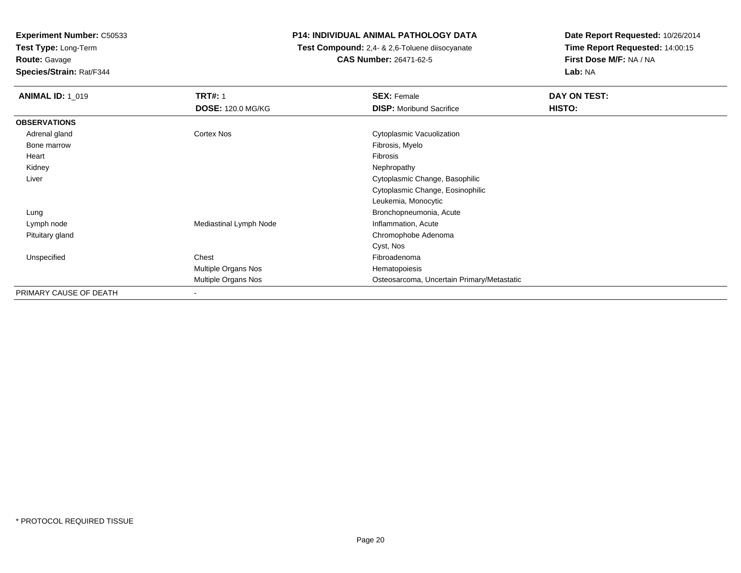**Experiment Number:** C50533
**Test Type:** Long-Term
**Route:** Gavage
**Species/Strain:** Rat/F344

**P14: INDIVIDUAL ANIMAL PATHOLOGY DATA**
**Test Compound:** 2,4- & 2,6-Toluene diisocyanate
**CAS Number:** 26471-62-5

**Date Report Requested:** 10/26/2014
**Time Report Requested:** 14:00:15
**First Dose M/F:** NA / NA
**Lab:** NA

| **ANIMAL ID:** 1_019 | **TRT#:** 1 | **SEX:** Female | **DAY ON TEST:** |
|---|---|---|---|
| | **DOSE:** 120.0 MG/KG | **DISP:** Moribund Sacrifice | **HISTO:** |
| **OBSERVATIONS** | | | |
| Adrenal gland | Cortex Nos | Cytoplasmic Vacuolization | |
| Bone marrow | | Fibrosis, Myelo | |
| Heart | | Fibrosis | |
| Kidney | | Nephropathy | |
| Liver | | Cytoplasmic Change, Basophilic | |
| | | Cytoplasmic Change, Eosinophilic | |
| | | Leukemia, Monocytic | |
| Lung | | Bronchopneumonia, Acute | |
| Lymph node | Mediastinal Lymph Node | Inflammation, Acute | |
| Pituitary gland | | Chromophobe Adenoma | |
| | | Cyst, Nos | |
| Unspecified | Chest | Fibroadenoma | |
| | Multiple Organs Nos | Hematopoiesis | |
| | Multiple Organs Nos | Osteosarcoma, Uncertain Primary/Metastatic | |
| PRIMARY CAUSE OF DEATH | - | | |

* PROTOCOL REQUIRED TISSUE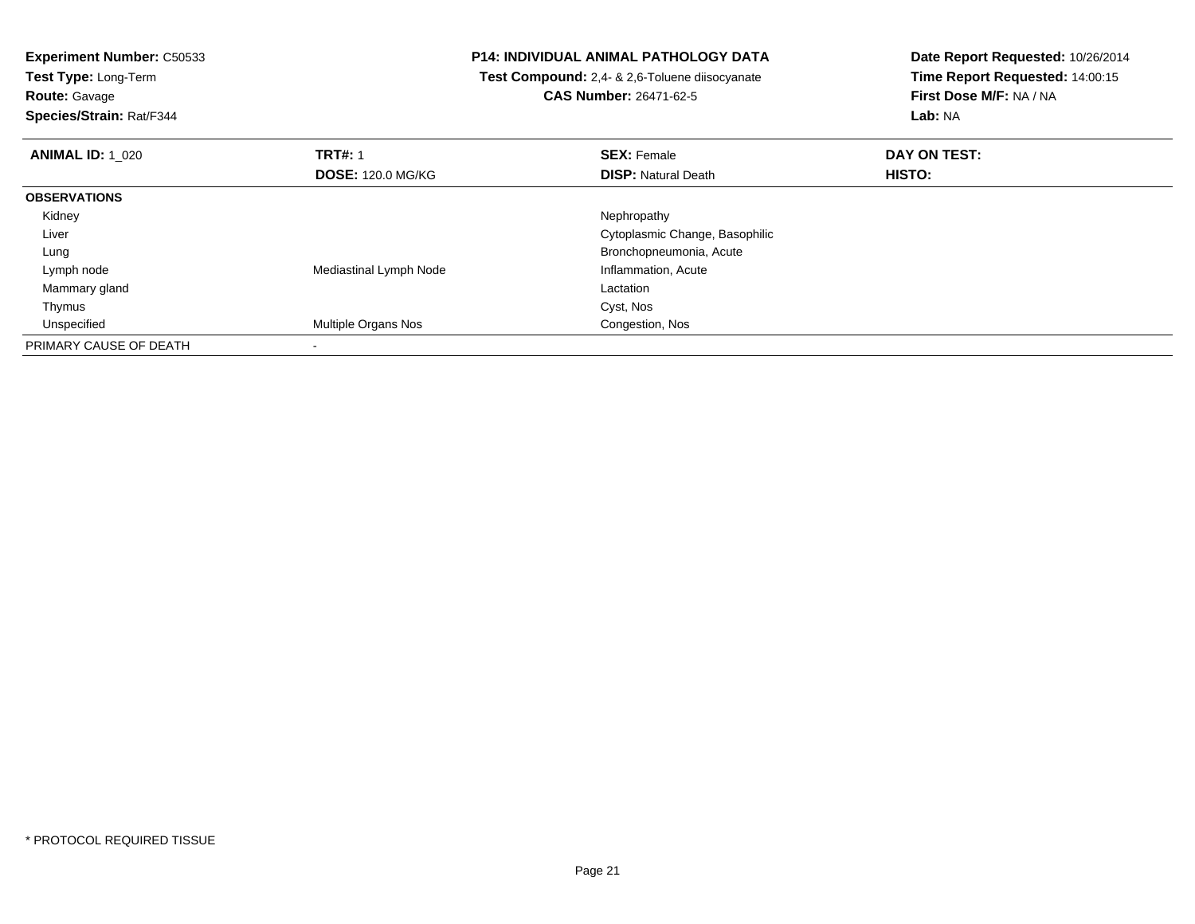**Experiment Number:** C50533
**Test Type:** Long-Term
**Route:** Gavage
**Species/Strain:** Rat/F344

**P14: INDIVIDUAL ANIMAL PATHOLOGY DATA**
**Test Compound:** 2,4- & 2,6-Toluene diisocyanate
**CAS Number:** 26471-62-5

**Date Report Requested:** 10/26/2014
**Time Report Requested:** 14:00:15
**First Dose M/F:** NA / NA
**Lab:** NA

| **ANIMAL ID:** 1_020 | **TRT#:** 1 | **SEX:** Female | **DAY ON TEST:** |
|---|---|---|---|
| | **DOSE:** 120.0 MG/KG | **DISP:** Natural Death | **HISTO:** |
| **OBSERVATIONS** | | | |
| Kidney | | Nephropathy | |
| Liver | | Cytoplasmic Change, Basophilic | |
| Lung | | Bronchopneumonia, Acute | |
| Lymph node | Mediastinal Lymph Node | Inflammation, Acute | |
| Mammary gland | | Lactation | |
| Thymus | | Cyst, Nos | |
| Unspecified | Multiple Organs Nos | Congestion, Nos | |
| PRIMARY CAUSE OF DEATH | - | | |

* PROTOCOL REQUIRED TISSUE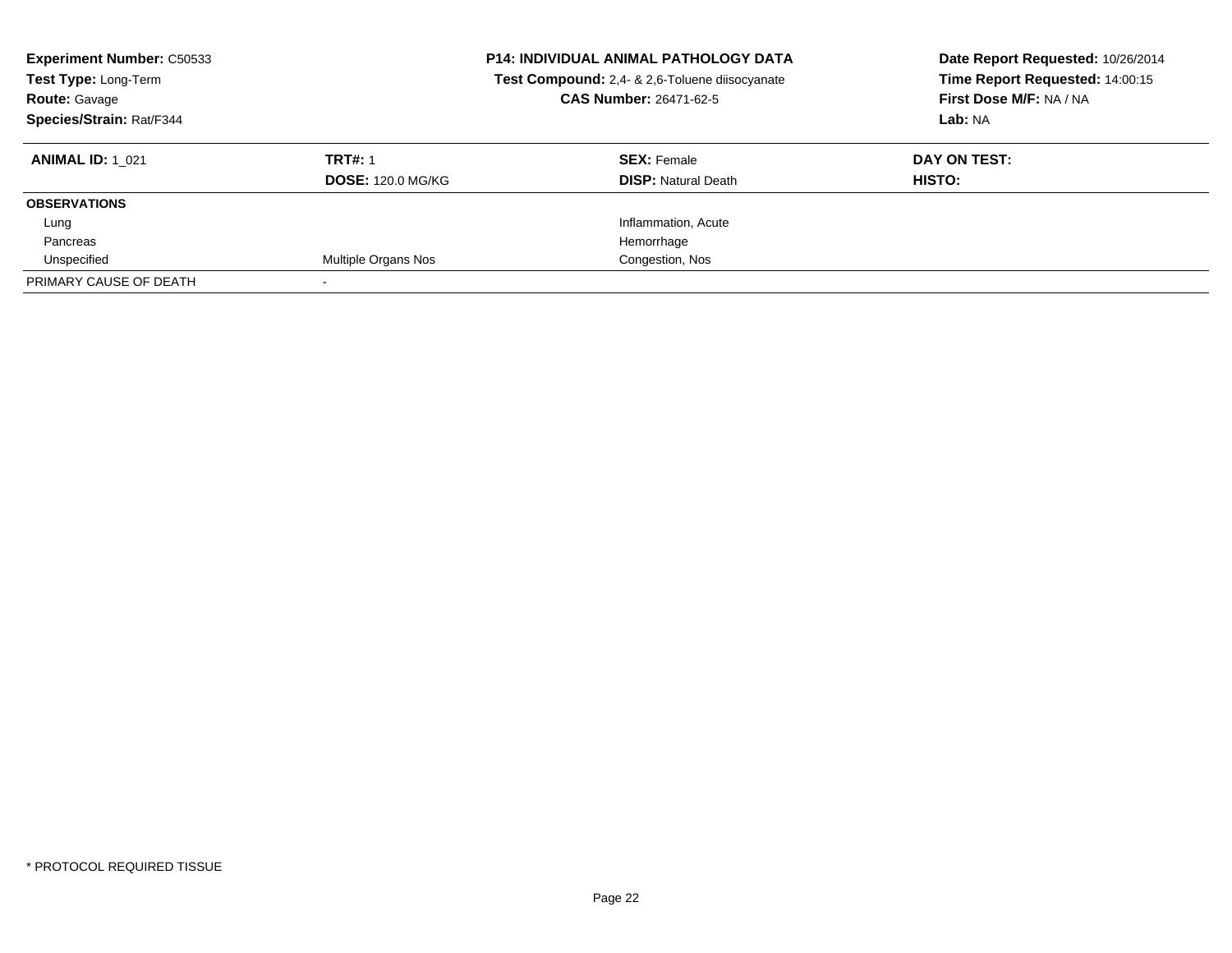**Experiment Number:** C50533
**Test Type:** Long-Term
**Route:** Gavage
**Species/Strain:** Rat/F344

**P14: INDIVIDUAL ANIMAL PATHOLOGY DATA**
**Test Compound:** 2,4- & 2,6-Toluene diisocyanate
**CAS Number:** 26471-62-5

**Date Report Requested:** 10/26/2014
**Time Report Requested:** 14:00:15
**First Dose M/F:** NA / NA
**Lab:** NA

| **ANIMAL ID:** 1_021 | **TRT#:** 1 | **SEX:** Female | **DAY ON TEST:** |
|---|---|---|---|
| | **DOSE:** 120.0 MG/KG | **DISP:** Natural Death | **HISTO:** |
| **OBSERVATIONS** | | | |
| Lung | | Inflammation, Acute | |
| Pancreas | | Hemorrhage | |
| Unspecified | Multiple Organs Nos | Congestion, Nos | |
| PRIMARY CAUSE OF DEATH | - | | |

\* PROTOCOL REQUIRED TISSUE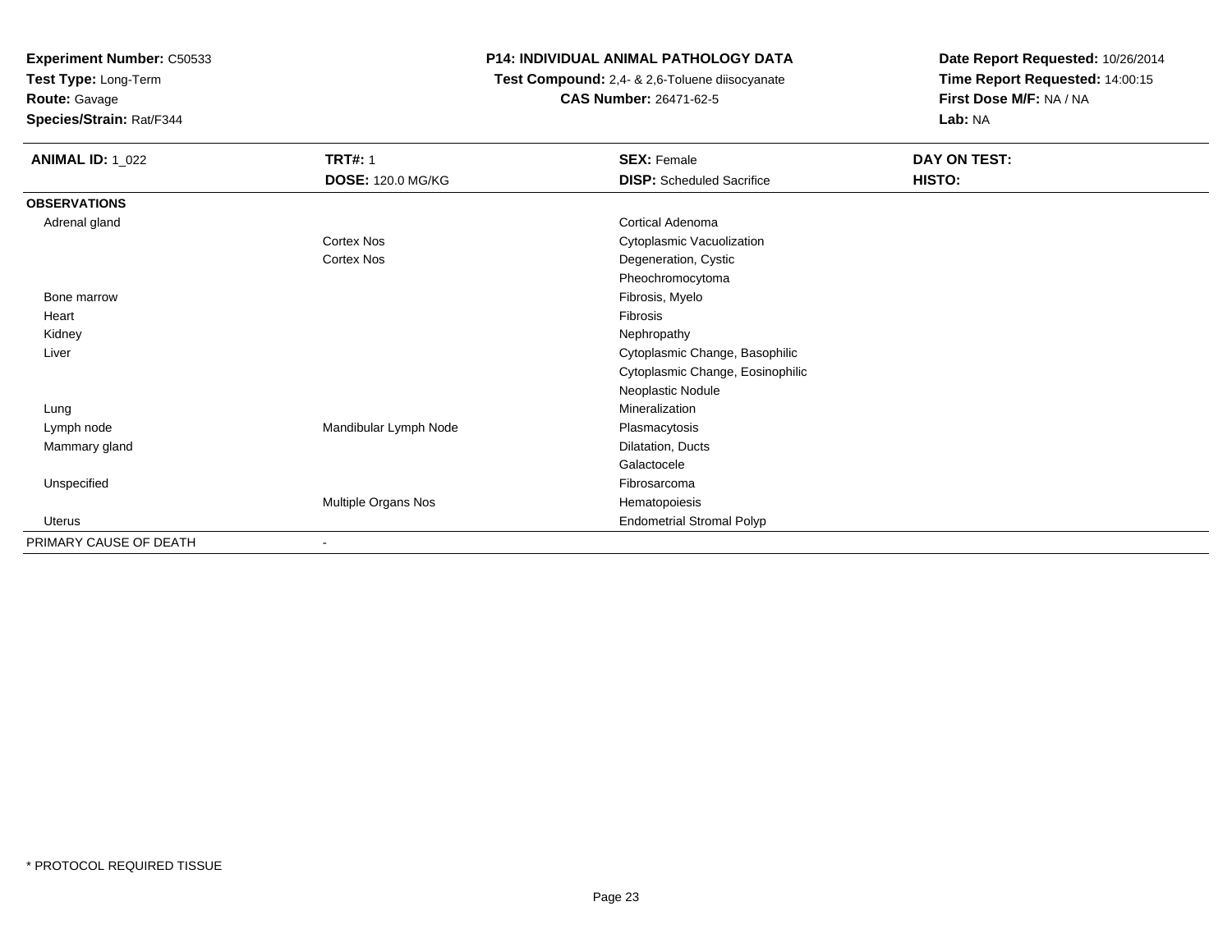**Experiment Number:** C50533
**Test Type:** Long-Term
**Route:** Gavage
**Species/Strain:** Rat/F344

**P14: INDIVIDUAL ANIMAL PATHOLOGY DATA**
**Test Compound:** 2,4- & 2,6-Toluene diisocyanate
**CAS Number:** 26471-62-5

**Date Report Requested:** 10/26/2014
**Time Report Requested:** 14:00:15
**First Dose M/F:** NA / NA
**Lab:** NA

| **ANIMAL ID:** 1_022 | **TRT#:** 1 | **SEX:** Female | **DAY ON TEST:** |
|---|---|---|---|
| | **DOSE:** 120.0 MG/KG | **DISP:** Scheduled Sacrifice | **HISTO:** |
| **OBSERVATIONS** | | | |
| Adrenal gland | | Cortical Adenoma | |
| | Cortex Nos | Cytoplasmic Vacuolization | |
| | Cortex Nos | Degeneration, Cystic | |
| | | Pheochromocytoma | |
| Bone marrow | | Fibrosis, Myelo | |
| Heart | | Fibrosis | |
| Kidney | | Nephropathy | |
| Liver | | Cytoplasmic Change, Basophilic | |
| | | Cytoplasmic Change, Eosinophilic | |
| | | Neoplastic Nodule | |
| Lung | | Mineralization | |
| Lymph node | Mandibular Lymph Node | Plasmacytosis | |
| Mammary gland | | Dilatation, Ducts | |
| | | Galactocele | |
| Unspecified | | Fibrosarcoma | |
| | Multiple Organs Nos | Hematopoiesis | |
| Uterus | | Endometrial Stromal Polyp | |
| PRIMARY CAUSE OF DEATH | - | | |

\* PROTOCOL REQUIRED TISSUE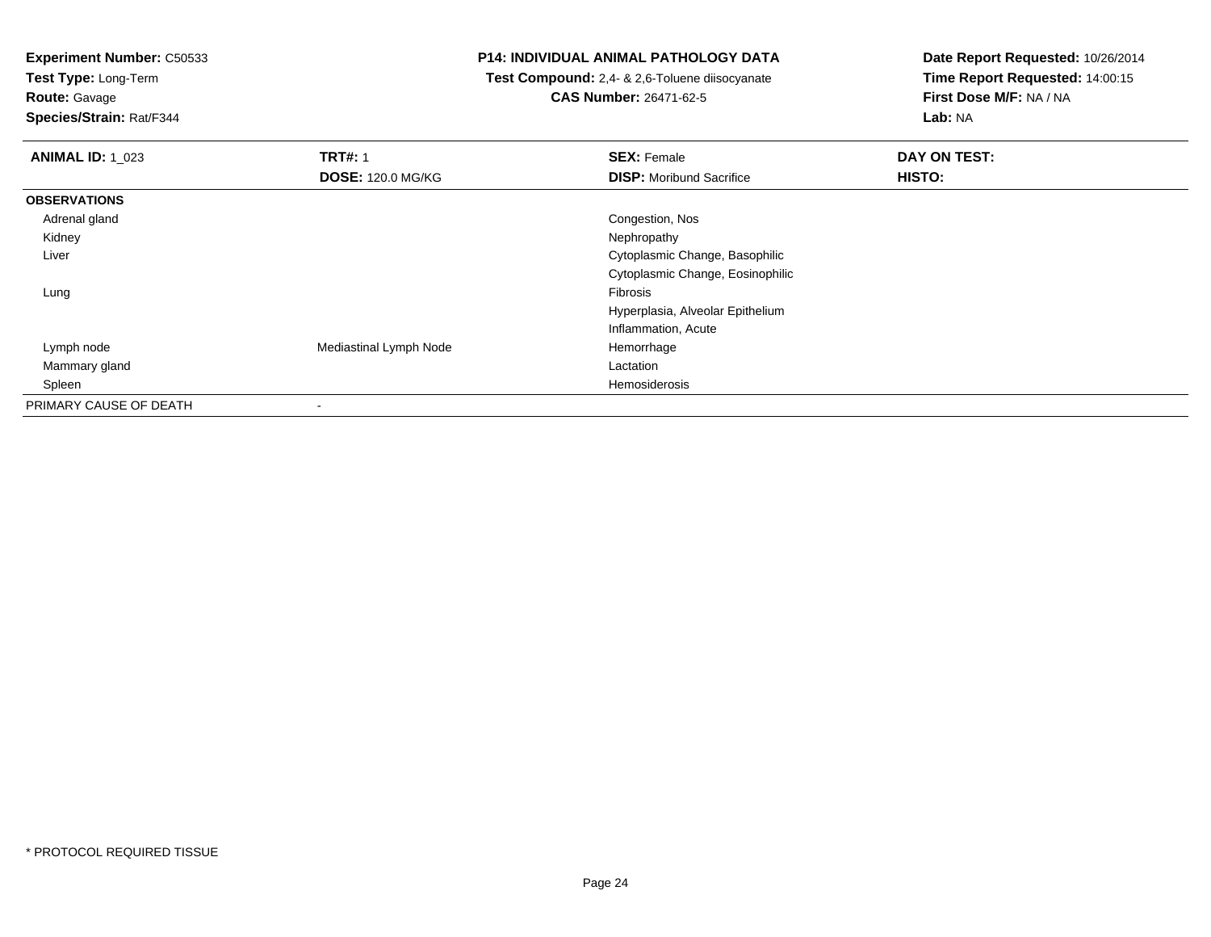**Experiment Number:** C50533
**Test Type:** Long-Term
**Route:** Gavage
**Species/Strain:** Rat/F344

**P14: INDIVIDUAL ANIMAL PATHOLOGY DATA**
**Test Compound:** 2,4- & 2,6-Toluene diisocyanate
**CAS Number:** 26471-62-5

**Date Report Requested:** 10/26/2014
**Time Report Requested:** 14:00:15
**First Dose M/F:** NA / NA
**Lab:** NA

| **ANIMAL ID:** 1_023 | **TRT#:** 1 | **SEX:** Female | **DAY ON TEST:** |
|---|---|---|---|
| | **DOSE:** 120.0 MG/KG | **DISP:** Moribund Sacrifice | **HISTO:** |
| **OBSERVATIONS** | | | |
| Adrenal gland | | Congestion, Nos | |
| Kidney | | Nephropathy | |
| Liver | | Cytoplasmic Change, Basophilic | |
| | | Cytoplasmic Change, Eosinophilic | |
| Lung | | Fibrosis | |
| | | Hyperplasia, Alveolar Epithelium | |
| | | Inflammation, Acute | |
| Lymph node | Mediastinal Lymph Node | Hemorrhage | |
| Mammary gland | | Lactation | |
| Spleen | | Hemosiderosis | |
| PRIMARY CAUSE OF DEATH | - | | |

* PROTOCOL REQUIRED TISSUE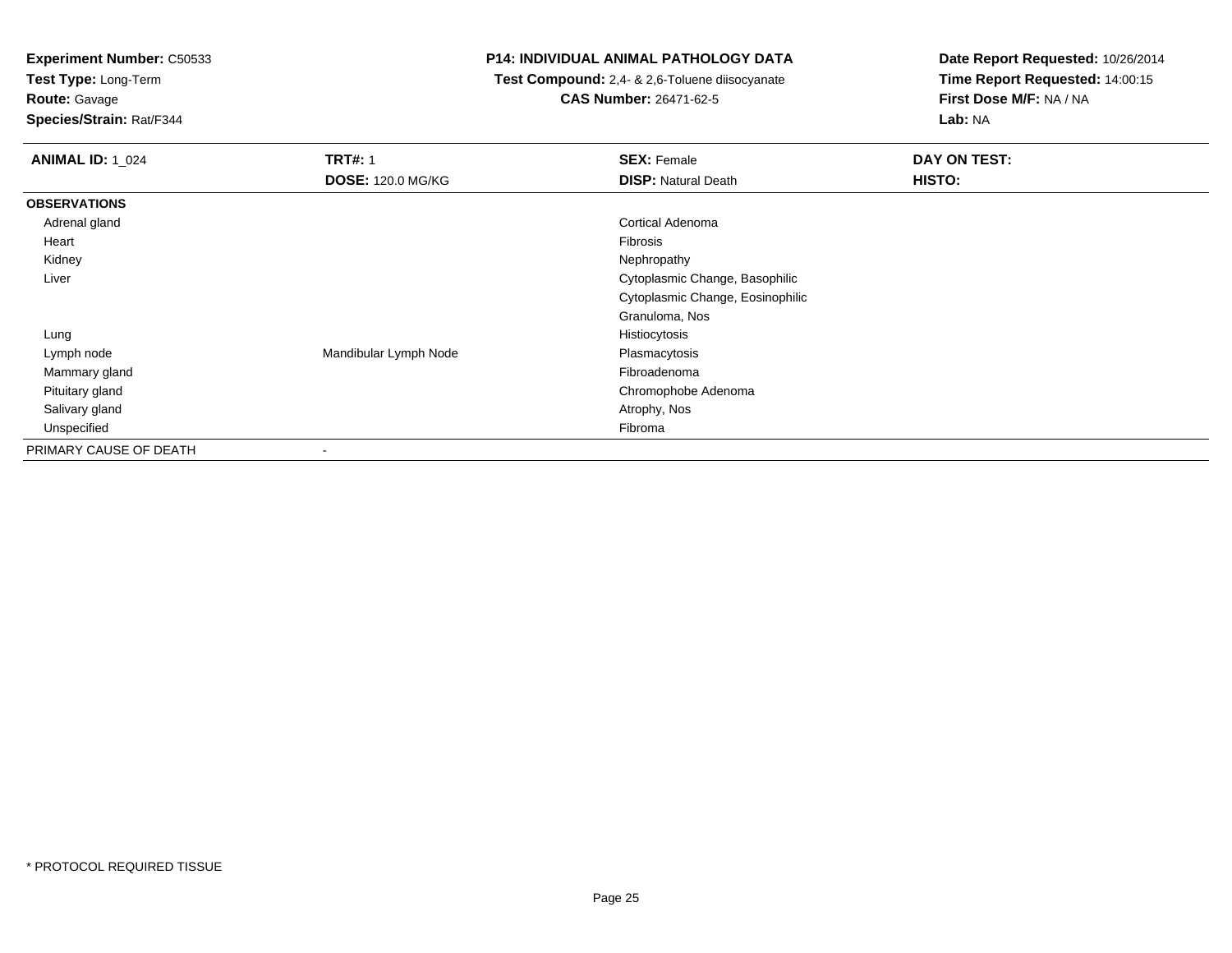**Experiment Number:** C50533
**Test Type:** Long-Term
**Route:** Gavage
**Species/Strain:** Rat/F344

**P14: INDIVIDUAL ANIMAL PATHOLOGY DATA**
**Test Compound:** 2,4- & 2,6-Toluene diisocyanate
**CAS Number:** 26471-62-5

**Date Report Requested:** 10/26/2014
**Time Report Requested:** 14:00:15
**First Dose M/F:** NA / NA
**Lab:** NA

| **ANIMAL ID:** 1_024 | **TRT#:** 1 | **SEX:** Female | **DAY ON TEST:** |
|---|---|---|---|
| | **DOSE:** 120.0 MG/KG | **DISP:** Natural Death | **HISTO:** |
| **OBSERVATIONS** | | | |
| Adrenal gland | | Cortical Adenoma | |
| Heart | | Fibrosis | |
| Kidney | | Nephropathy | |
| Liver | | Cytoplasmic Change, Basophilic | |
| | | Cytoplasmic Change, Eosinophilic | |
| | | Granuloma, Nos | |
| Lung | | Histiocytosis | |
| Lymph node | Mandibular Lymph Node | Plasmacytosis | |
| Mammary gland | | Fibroadenoma | |
| Pituitary gland | | Chromophobe Adenoma | |
| Salivary gland | | Atrophy, Nos | |
| Unspecified | | Fibroma | |
| PRIMARY CAUSE OF DEATH | - | | |

* PROTOCOL REQUIRED TISSUE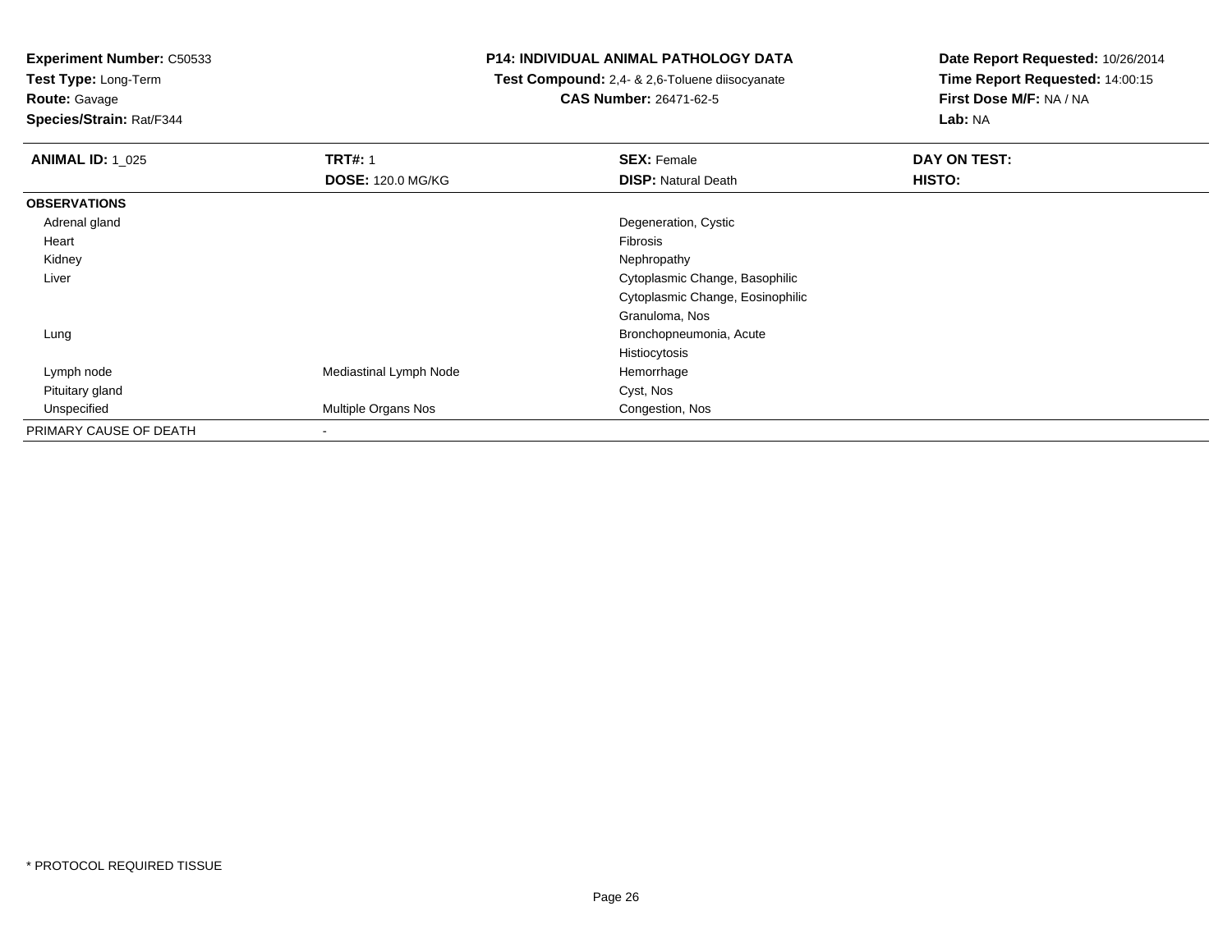**Experiment Number:** C50533
**Test Type:** Long-Term
**Route:** Gavage
**Species/Strain:** Rat/F344

**P14: INDIVIDUAL ANIMAL PATHOLOGY DATA**
**Test Compound:** 2,4- & 2,6-Toluene diisocyanate
**CAS Number:** 26471-62-5

**Date Report Requested:** 10/26/2014
**Time Report Requested:** 14:00:15
**First Dose M/F:** NA / NA
**Lab:** NA

| **ANIMAL ID:** 1_025 | **TRT#:** 1 | **SEX:** Female | **DAY ON TEST:** |
|---|---|---|---|
| | **DOSE:** 120.0 MG/KG | **DISP:** Natural Death | **HISTO:** |
| **OBSERVATIONS** | | | |
| Adrenal gland | | Degeneration, Cystic | |
| Heart | | Fibrosis | |
| Kidney | | Nephropathy | |
| Liver | | Cytoplasmic Change, Basophilic | |
| | | Cytoplasmic Change, Eosinophilic | |
| | | Granuloma, Nos | |
| Lung | | Bronchopneumonia, Acute | |
| | | Histiocytosis | |
| Lymph node | Mediastinal Lymph Node | Hemorrhage | |
| Pituitary gland | | Cyst, Nos | |
| Unspecified | Multiple Organs Nos | Congestion, Nos | |
| PRIMARY CAUSE OF DEATH | - | | |

* PROTOCOL REQUIRED TISSUE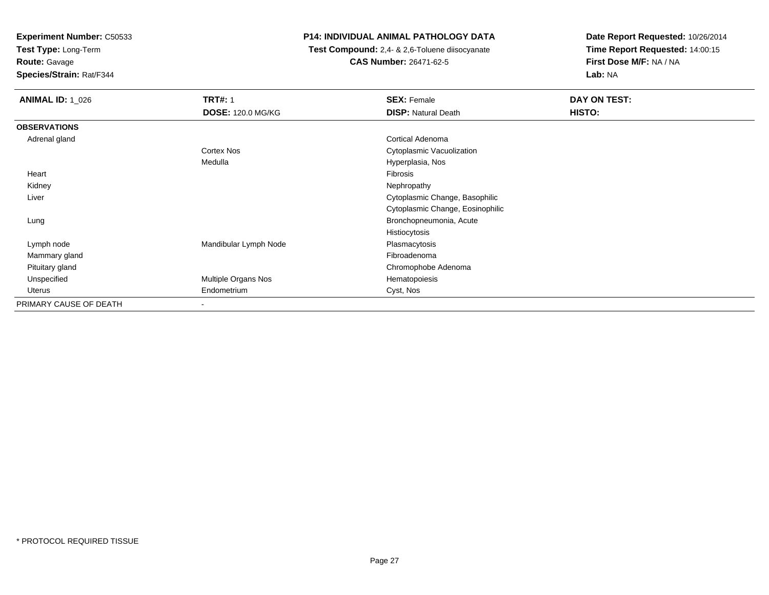**Experiment Number:** C50533
**Test Type:** Long-Term
**Route:** Gavage
**Species/Strain:** Rat/F344

**P14: INDIVIDUAL ANIMAL PATHOLOGY DATA**
**Test Compound:** 2,4- & 2,6-Toluene diisocyanate
**CAS Number:** 26471-62-5

**Date Report Requested:** 10/26/2014
**Time Report Requested:** 14:00:15
**First Dose M/F:** NA / NA
**Lab:** NA

| **ANIMAL ID:** 1_026 | **TRT#:** 1 | **SEX:** Female | **DAY ON TEST:** |
|---|---|---|---|
| | **DOSE:** 120.0 MG/KG | **DISP:** Natural Death | **HISTO:** |
| **OBSERVATIONS** | | | |
| Adrenal gland | | Cortical Adenoma | |
| | Cortex Nos | Cytoplasmic Vacuolization | |
| | Medulla | Hyperplasia, Nos | |
| Heart | | Fibrosis | |
| Kidney | | Nephropathy | |
| Liver | | Cytoplasmic Change, Basophilic | |
| | | Cytoplasmic Change, Eosinophilic | |
| Lung | | Bronchopneumonia, Acute | |
| | | Histiocytosis | |
| Lymph node | Mandibular Lymph Node | Plasmacytosis | |
| Mammary gland | | Fibroadenoma | |
| Pituitary gland | | Chromophobe Adenoma | |
| Unspecified | Multiple Organs Nos | Hematopoiesis | |
| Uterus | Endometrium | Cyst, Nos | |
| PRIMARY CAUSE OF DEATH | - | | |

* PROTOCOL REQUIRED TISSUE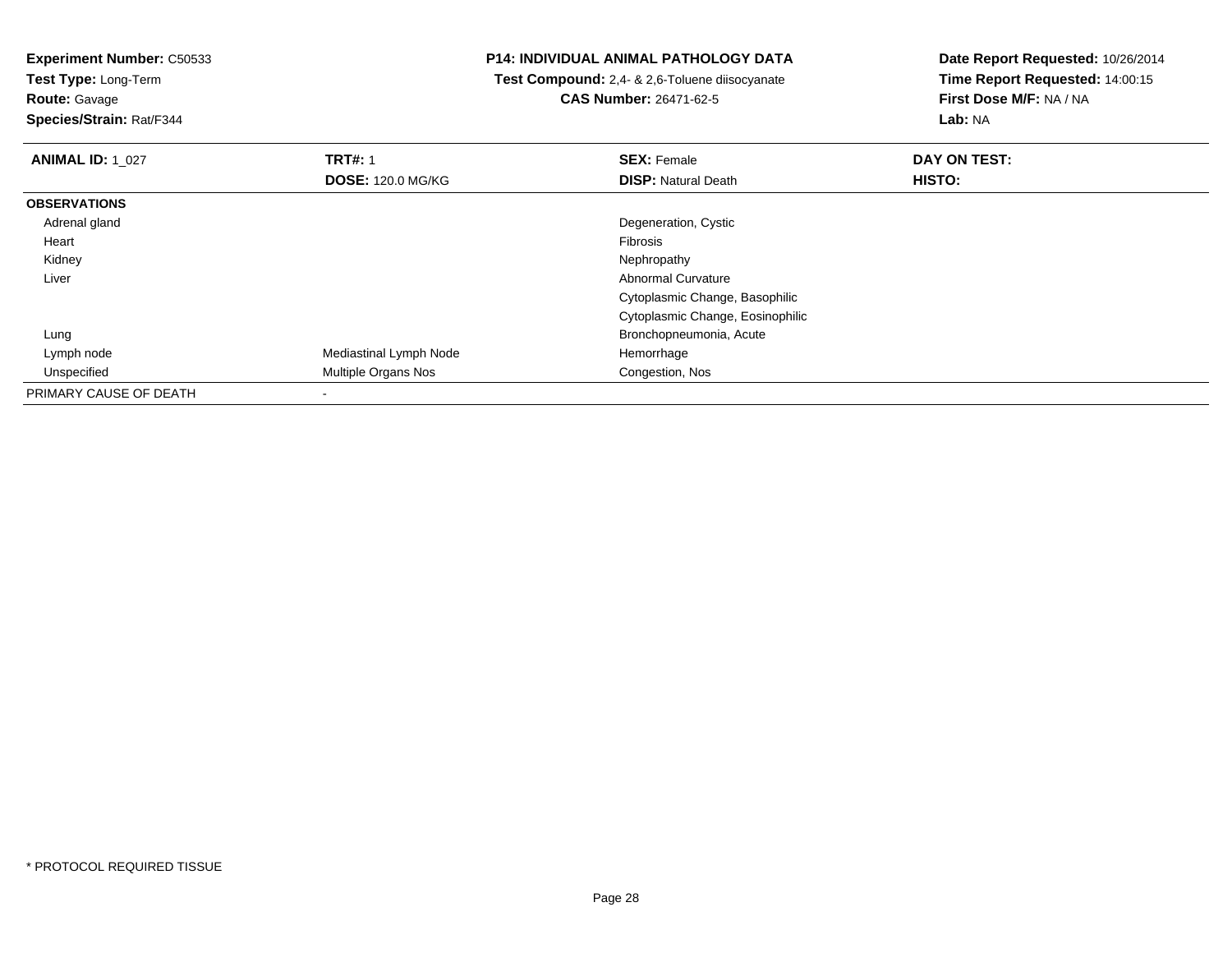**Experiment Number:** C50533

**Test Type:** Long-Term

**Route:** Gavage

**Species/Strain:** Rat/F344

**P14: INDIVIDUAL ANIMAL PATHOLOGY DATA**

**Test Compound:** 2,4- & 2,6-Toluene diisocyanate

**CAS Number:** 26471-62-5

**Date Report Requested:** 10/26/2014

**Time Report Requested:** 14:00:15

**First Dose M/F:** NA / NA

**Lab:** NA

| **ANIMAL ID:** 1_027 | **TRT#:** 1 | **SEX:** Female | **DAY ON TEST:** |
|---|---|---|---|
| | **DOSE:** 120.0 MG/KG | **DISP:** Natural Death | **HISTO:** |
| **OBSERVATIONS** | | | |
| Adrenal gland | | Degeneration, Cystic | |
| Heart | | Fibrosis | |
| Kidney | | Nephropathy | |
| Liver | | Abnormal Curvature | |
| | | Cytoplasmic Change, Basophilic | |
| | | Cytoplasmic Change, Eosinophilic | |
| Lung | | Bronchopneumonia, Acute | |
| Lymph node | Mediastinal Lymph Node | Hemorrhage | |
| Unspecified | Multiple Organs Nos | Congestion, Nos | |
| PRIMARY CAUSE OF DEATH | - | | |

* PROTOCOL REQUIRED TISSUE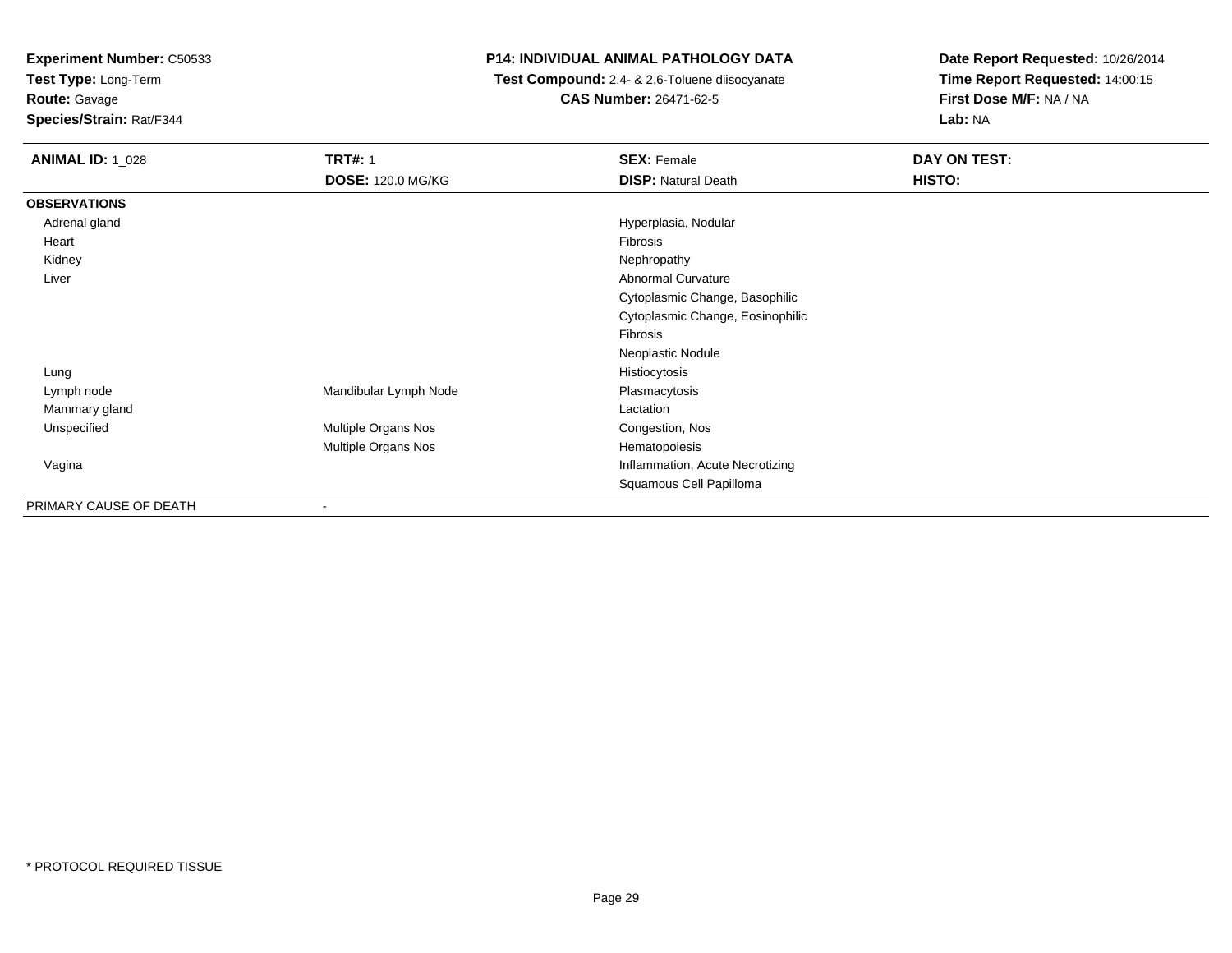**Experiment Number:** C50533
**Test Type:** Long-Term
**Route:** Gavage
**Species/Strain:** Rat/F344

**P14: INDIVIDUAL ANIMAL PATHOLOGY DATA**
**Test Compound:** 2,4- & 2,6-Toluene diisocyanate
**CAS Number:** 26471-62-5

**Date Report Requested:** 10/26/2014
**Time Report Requested:** 14:00:15
**First Dose M/F:** NA / NA
**Lab:** NA

| **ANIMAL ID:** 1_028 | **TRT#:** 1 | **SEX:** Female | **DAY ON TEST:** |
|---|---|---|---|
| | **DOSE:** 120.0 MG/KG | **DISP:** Natural Death | **HISTO:** |
| **OBSERVATIONS** | | | |
| Adrenal gland | | Hyperplasia, Nodular | |
| Heart | | Fibrosis | |
| Kidney | | Nephropathy | |
| Liver | | Abnormal Curvature | |
| | | Cytoplasmic Change, Basophilic | |
| | | Cytoplasmic Change, Eosinophilic | |
| | | Fibrosis | |
| | | Neoplastic Nodule | |
| Lung | | Histiocytosis | |
| Lymph node | Mandibular Lymph Node | Plasmacytosis | |
| Mammary gland | | Lactation | |
| Unspecified | Multiple Organs Nos | Congestion, Nos | |
| | Multiple Organs Nos | Hematopoiesis | |
| Vagina | | Inflammation, Acute Necrotizing | |
| | | Squamous Cell Papilloma | |
| PRIMARY CAUSE OF DEATH | - | | |

* PROTOCOL REQUIRED TISSUE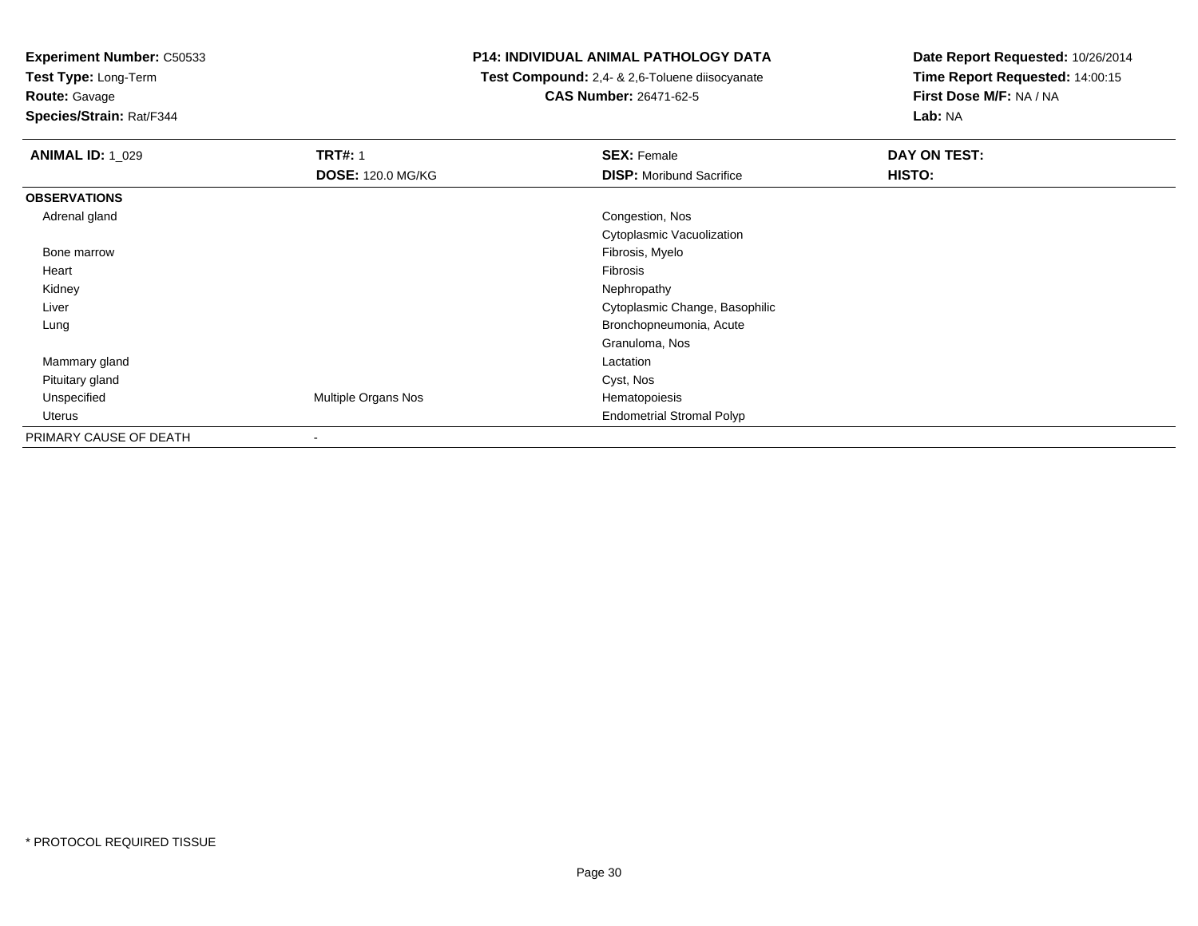**Experiment Number:** C50533
**Test Type:** Long-Term
**Route:** Gavage
**Species/Strain:** Rat/F344

**P14: INDIVIDUAL ANIMAL PATHOLOGY DATA**
**Test Compound:** 2,4- & 2,6-Toluene diisocyanate
**CAS Number:** 26471-62-5

**Date Report Requested:** 10/26/2014
**Time Report Requested:** 14:00:15
**First Dose M/F:** NA / NA
**Lab:** NA

| **ANIMAL ID:** 1_029 | **TRT#:** 1 | **SEX:** Female | **DAY ON TEST:** |
|---|---|---|---|
| | **DOSE:** 120.0 MG/KG | **DISP:** Moribund Sacrifice | **HISTO:** |
| **OBSERVATIONS** | | | |
| Adrenal gland | | Congestion, Nos | |
| | | Cytoplasmic Vacuolization | |
| Bone marrow | | Fibrosis, Myelo | |
| Heart | | Fibrosis | |
| Kidney | | Nephropathy | |
| Liver | | Cytoplasmic Change, Basophilic | |
| Lung | | Bronchopneumonia, Acute | |
| | | Granuloma, Nos | |
| Mammary gland | | Lactation | |
| Pituitary gland | | Cyst, Nos | |
| Unspecified | Multiple Organs Nos | Hematopoiesis | |
| Uterus | | Endometrial Stromal Polyp | |
| PRIMARY CAUSE OF DEATH | - | | |

* PROTOCOL REQUIRED TISSUE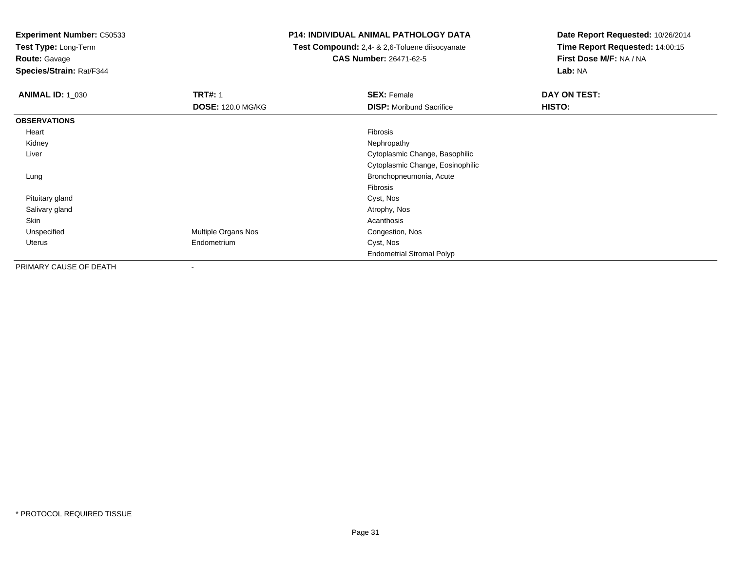**Experiment Number:** C50533
**Test Type:** Long-Term
**Route:** Gavage
**Species/Strain:** Rat/F344

**P14: INDIVIDUAL ANIMAL PATHOLOGY DATA**
**Test Compound:** 2,4- & 2,6-Toluene diisocyanate
**CAS Number:** 26471-62-5

**Date Report Requested:** 10/26/2014
**Time Report Requested:** 14:00:15
**First Dose M/F:** NA / NA
**Lab:** NA

| **ANIMAL ID:** 1_030 | **TRT#:** 1 | **SEX:** Female | **DAY ON TEST:** |
|---|---|---|---|
| | **DOSE:** 120.0 MG/KG | **DISP:** Moribund Sacrifice | **HISTO:** |
| **OBSERVATIONS** | | | |
| Heart | | Fibrosis | |
| Kidney | | Nephropathy | |
| Liver | | Cytoplasmic Change, Basophilic | |
| | | Cytoplasmic Change, Eosinophilic | |
| Lung | | Bronchopneumonia, Acute | |
| | | Fibrosis | |
| Pituitary gland | | Cyst, Nos | |
| Salivary gland | | Atrophy, Nos | |
| Skin | | Acanthosis | |
| Unspecified | Multiple Organs Nos | Congestion, Nos | |
| Uterus | Endometrium | Cyst, Nos | |
| | | Endometrial Stromal Polyp | |
| PRIMARY CAUSE OF DEATH | - | | |

* PROTOCOL REQUIRED TISSUE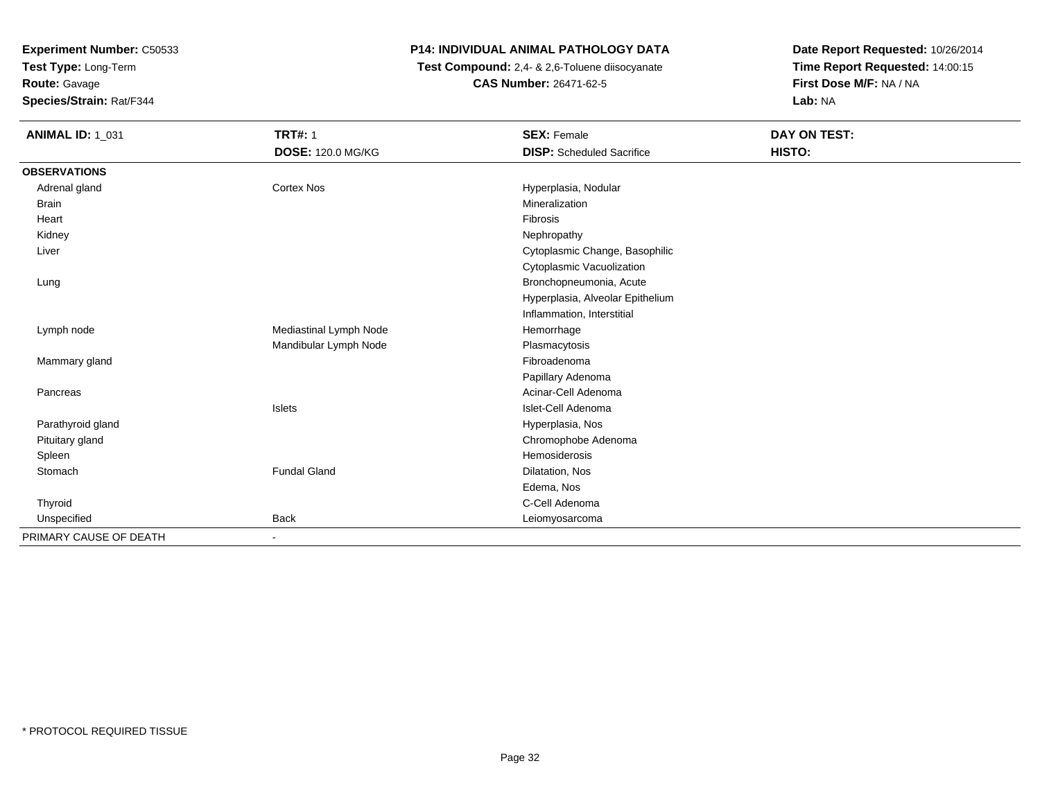**Experiment Number:** C50533
**Test Type:** Long-Term
**Route:** Gavage
**Species/Strain:** Rat/F344

**P14: INDIVIDUAL ANIMAL PATHOLOGY DATA**
**Test Compound:** 2,4- & 2,6-Toluene diisocyanate
**CAS Number:** 26471-62-5

**Date Report Requested:** 10/26/2014
**Time Report Requested:** 14:00:15
**First Dose M/F:** NA / NA
**Lab:** NA

| **ANIMAL ID:** 1_031 | **TRT#:** 1 | **SEX:** Female | **DAY ON TEST:** |
|---|---|---|---|
| | **DOSE:** 120.0 MG/KG | **DISP:** Scheduled Sacrifice | **HISTO:** |
| **OBSERVATIONS** | | | |
| Adrenal gland | Cortex Nos | Hyperplasia, Nodular | |
| Brain | | Mineralization | |
| Heart | | Fibrosis | |
| Kidney | | Nephropathy | |
| Liver | | Cytoplasmic Change, Basophilic | |
| | | Cytoplasmic Vacuolization | |
| Lung | | Bronchopneumonia, Acute | |
| | | Hyperplasia, Alveolar Epithelium | |
| | | Inflammation, Interstitial | |
| Lymph node | Mediastinal Lymph Node | Hemorrhage | |
| | Mandibular Lymph Node | Plasmacytosis | |
| Mammary gland | | Fibroadenoma | |
| | | Papillary Adenoma | |
| Pancreas | | Acinar-Cell Adenoma | |
| | Islets | Islet-Cell Adenoma | |
| Parathyroid gland | | Hyperplasia, Nos | |
| Pituitary gland | | Chromophobe Adenoma | |
| Spleen | | Hemosiderosis | |
| Stomach | Fundal Gland | Dilatation, Nos | |
| | | Edema, Nos | |
| Thyroid | | C-Cell Adenoma | |
| Unspecified | Back | Leiomyosarcoma | |
| PRIMARY CAUSE OF DEATH | - | | |

* PROTOCOL REQUIRED TISSUE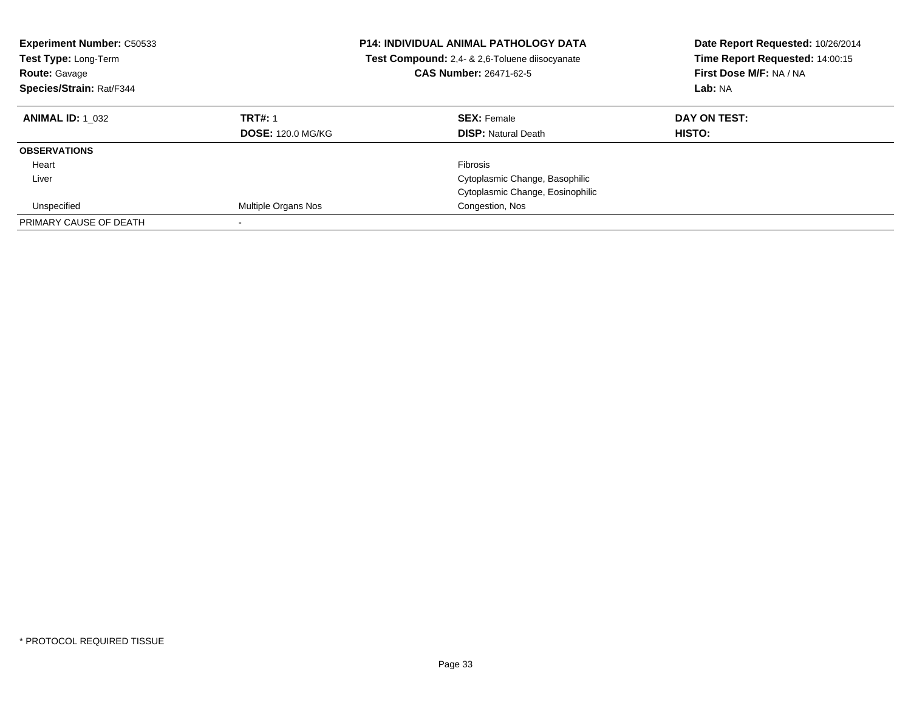**Experiment Number:** C50533
**Test Type:** Long-Term
**Route:** Gavage
**Species/Strain:** Rat/F344

**P14: INDIVIDUAL ANIMAL PATHOLOGY DATA**
**Test Compound:** 2,4- & 2,6-Toluene diisocyanate
**CAS Number:** 26471-62-5

**Date Report Requested:** 10/26/2014
**Time Report Requested:** 14:00:15
**First Dose M/F:** NA / NA
**Lab:** NA

| **ANIMAL ID:** 1_032 | **TRT#:** 1 | **SEX:** Female | **DAY ON TEST:** |
|---|---|---|---|
| | **DOSE:** 120.0 MG/KG | **DISP:** Natural Death | **HISTO:** |
| **OBSERVATIONS** | | | |
| Heart | | Fibrosis | |
| Liver | | Cytoplasmic Change, Basophilic | |
| | | Cytoplasmic Change, Eosinophilic | |
| Unspecified | Multiple Organs Nos | Congestion, Nos | |
| PRIMARY CAUSE OF DEATH | - | | |

* PROTOCOL REQUIRED TISSUE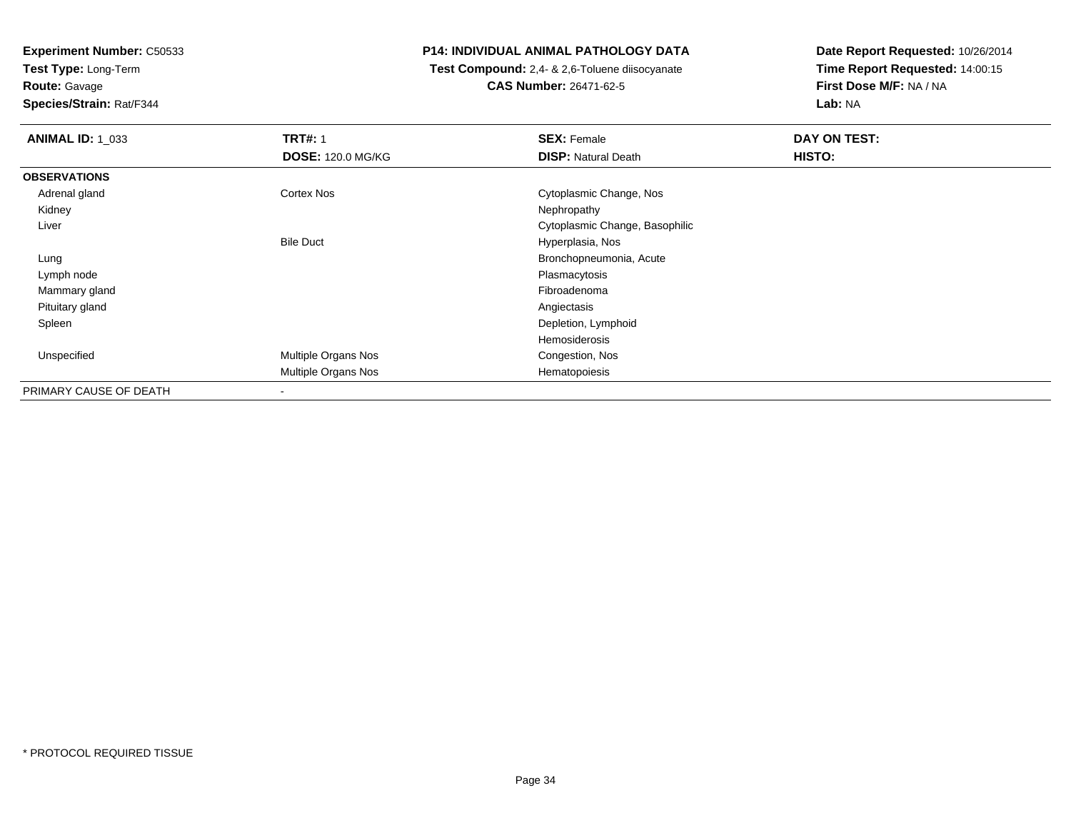**Experiment Number:** C50533
**Test Type:** Long-Term
**Route:** Gavage
**Species/Strain:** Rat/F344

**P14: INDIVIDUAL ANIMAL PATHOLOGY DATA**
**Test Compound:** 2,4- & 2,6-Toluene diisocyanate
**CAS Number:** 26471-62-5

**Date Report Requested:** 10/26/2014
**Time Report Requested:** 14:00:15
**First Dose M/F:** NA / NA
**Lab:** NA

| **ANIMAL ID:** 1_033 | **TRT#:** 1 | **SEX:** Female | **DAY ON TEST:** |
|---|---|---|---|
| | **DOSE:** 120.0 MG/KG | **DISP:** Natural Death | **HISTO:** |
| **OBSERVATIONS** | | | |
| Adrenal gland | Cortex Nos | Cytoplasmic Change, Nos | |
| Kidney | | Nephropathy | |
| Liver | | Cytoplasmic Change, Basophilic | |
| | Bile Duct | Hyperplasia, Nos | |
| Lung | | Bronchopneumonia, Acute | |
| Lymph node | | Plasmacytosis | |
| Mammary gland | | Fibroadenoma | |
| Pituitary gland | | Angiectasis | |
| Spleen | | Depletion, Lymphoid | |
| | | Hemosiderosis | |
| Unspecified | Multiple Organs Nos | Congestion, Nos | |
| | Multiple Organs Nos | Hematopoiesis | |
| PRIMARY CAUSE OF DEATH | - | | |

* PROTOCOL REQUIRED TISSUE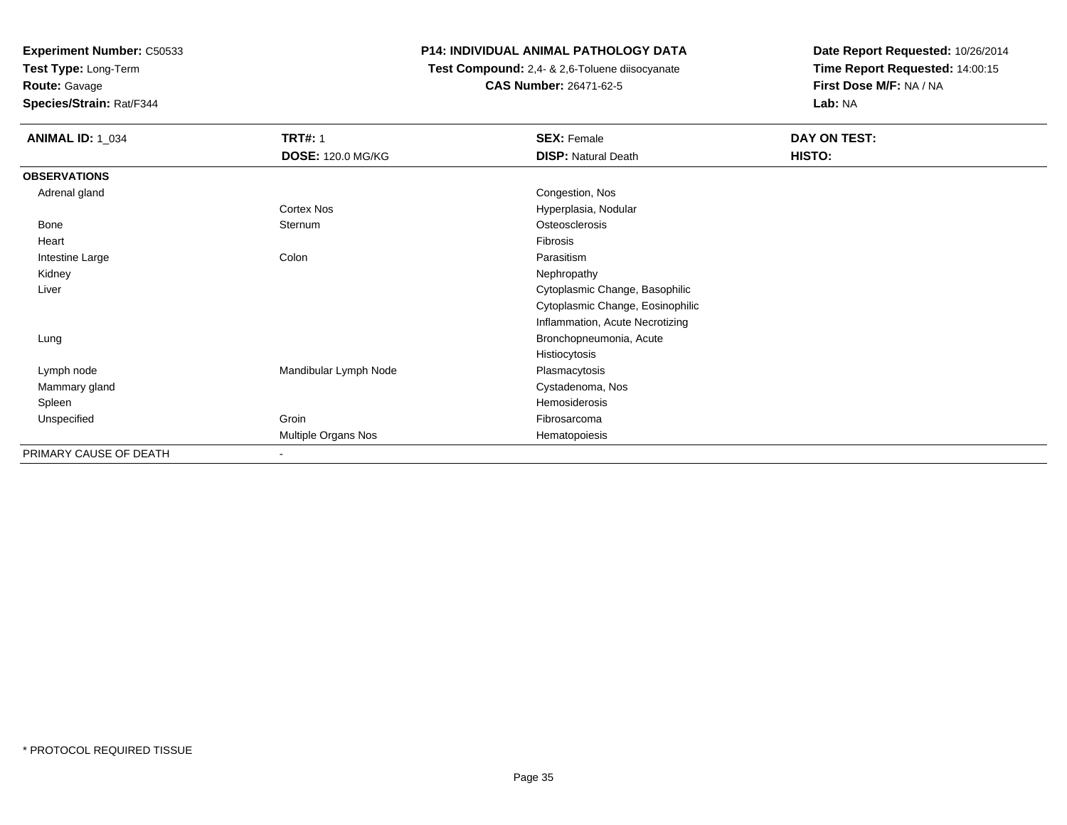**Experiment Number:** C50533
**Test Type:** Long-Term
**Route:** Gavage
**Species/Strain:** Rat/F344

**P14: INDIVIDUAL ANIMAL PATHOLOGY DATA**
**Test Compound:** 2,4- & 2,6-Toluene diisocyanate
**CAS Number:** 26471-62-5

**Date Report Requested:** 10/26/2014
**Time Report Requested:** 14:00:15
**First Dose M/F:** NA / NA
**Lab:** NA

| **ANIMAL ID:** 1_034 | **TRT#:** 1 | **SEX:** Female | **DAY ON TEST:** |
|---|---|---|---|
| | **DOSE:** 120.0 MG/KG | **DISP:** Natural Death | **HISTO:** |
| **OBSERVATIONS** | | | |
| Adrenal gland | | Congestion, Nos | |
| | Cortex Nos | Hyperplasia, Nodular | |
| Bone | Sternum | Osteosclerosis | |
| Heart | | Fibrosis | |
| Intestine Large | Colon | Parasitism | |
| Kidney | | Nephropathy | |
| Liver | | Cytoplasmic Change, Basophilic | |
| | | Cytoplasmic Change, Eosinophilic | |
| | | Inflammation, Acute Necrotizing | |
| Lung | | Bronchopneumonia, Acute | |
| | | Histiocytosis | |
| Lymph node | Mandibular Lymph Node | Plasmacytosis | |
| Mammary gland | | Cystadenoma, Nos | |
| Spleen | | Hemosiderosis | |
| Unspecified | Groin | Fibrosarcoma | |
| | Multiple Organs Nos | Hematopoiesis | |
| PRIMARY CAUSE OF DEATH | - | | |

* PROTOCOL REQUIRED TISSUE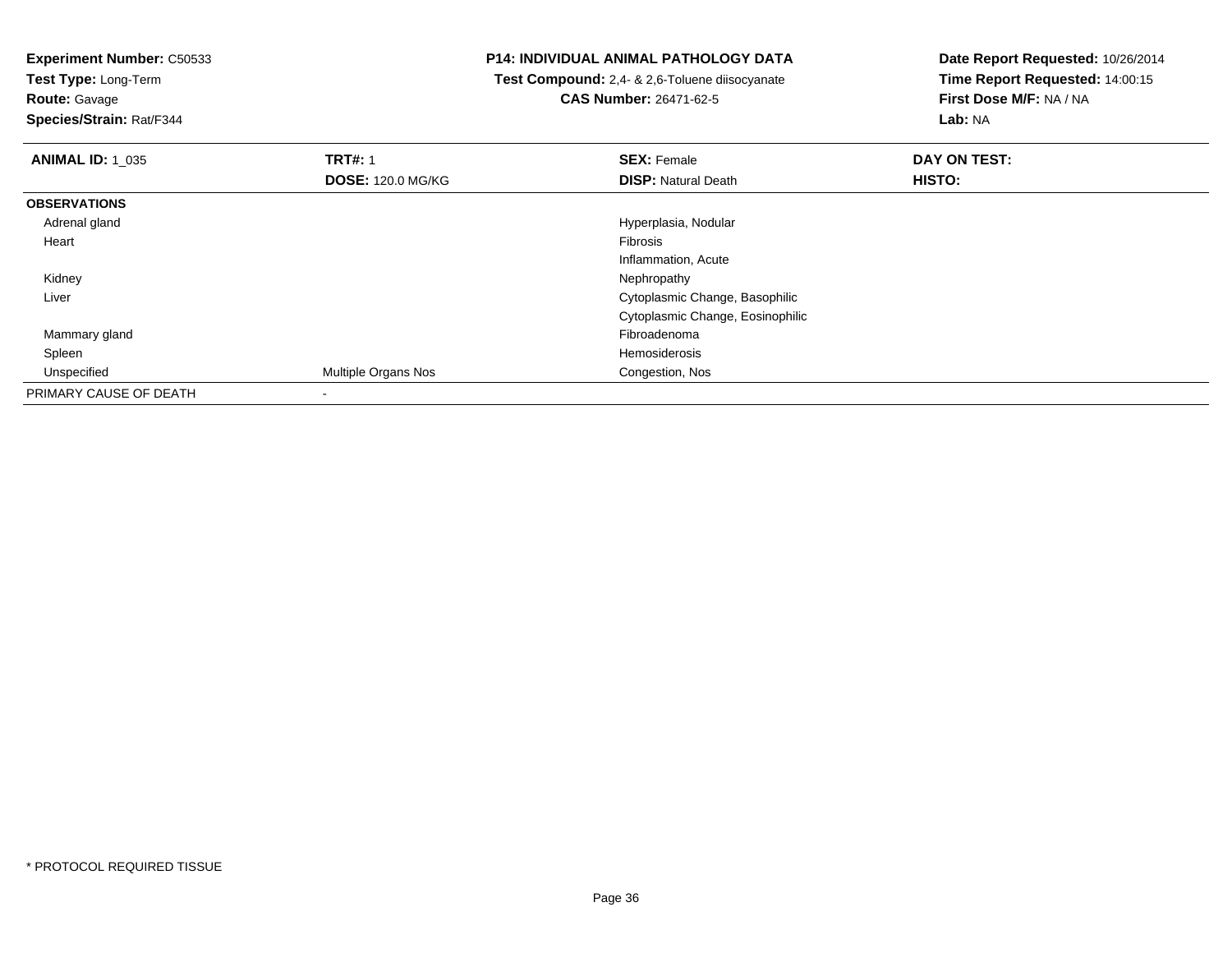**Experiment Number:** C50533
**Test Type:** Long-Term
**Route:** Gavage
**Species/Strain:** Rat/F344

**P14: INDIVIDUAL ANIMAL PATHOLOGY DATA**
**Test Compound:** 2,4- & 2,6-Toluene diisocyanate
**CAS Number:** 26471-62-5

**Date Report Requested:** 10/26/2014
**Time Report Requested:** 14:00:15
**First Dose M/F:** NA / NA
**Lab:** NA

| **ANIMAL ID:** 1_035 | **TRT#:** 1 | **SEX:** Female | **DAY ON TEST:** |
|---|---|---|---|
| | **DOSE:** 120.0 MG/KG | **DISP:** Natural Death | **HISTO:** |
| **OBSERVATIONS** | | | |
| Adrenal gland | | Hyperplasia, Nodular | |
| Heart | | Fibrosis | |
| | | Inflammation, Acute | |
| Kidney | | Nephropathy | |
| Liver | | Cytoplasmic Change, Basophilic | |
| | | Cytoplasmic Change, Eosinophilic | |
| Mammary gland | | Fibroadenoma | |
| Spleen | | Hemosiderosis | |
| Unspecified | Multiple Organs Nos | Congestion, Nos | |
| PRIMARY CAUSE OF DEATH | - | | |

* PROTOCOL REQUIRED TISSUE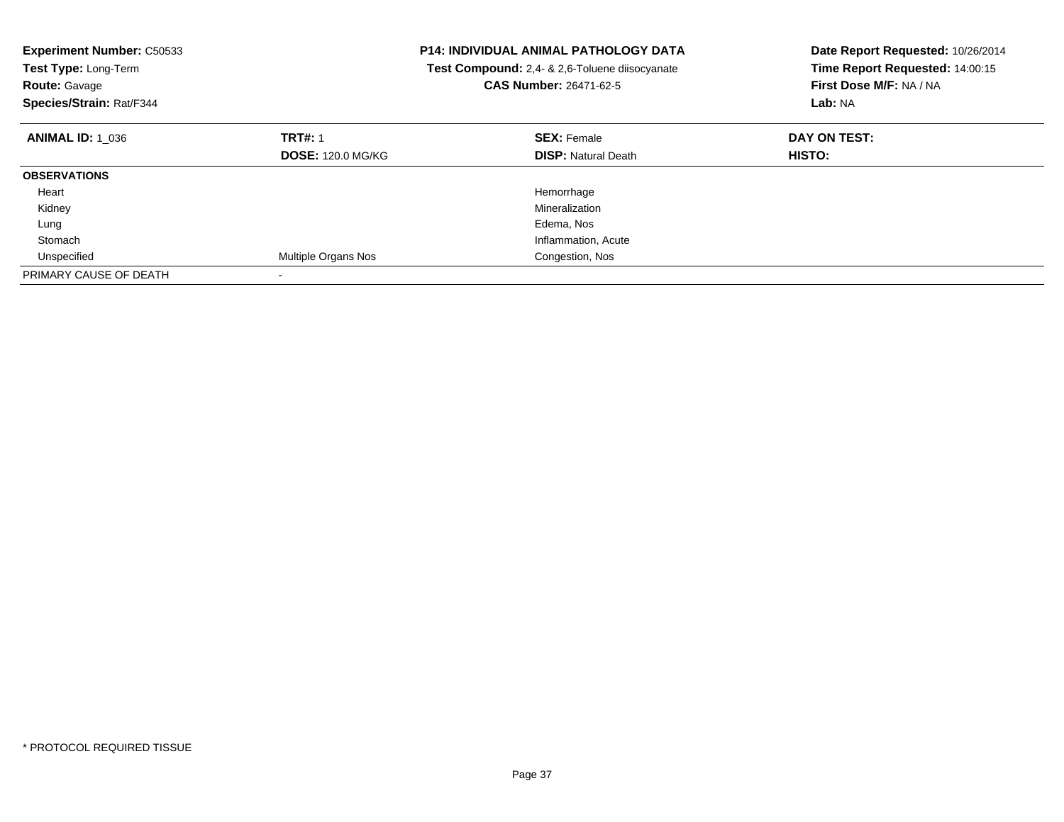**Experiment Number:** C50533
**Test Type:** Long-Term
**Route:** Gavage
**Species/Strain:** Rat/F344

**P14: INDIVIDUAL ANIMAL PATHOLOGY DATA**
**Test Compound:** 2,4- & 2,6-Toluene diisocyanate
**CAS Number:** 26471-62-5

**Date Report Requested:** 10/26/2014
**Time Report Requested:** 14:00:15
**First Dose M/F:** NA / NA
**Lab:** NA

| **ANIMAL ID:** 1_036 | **TRT#:** 1 | **SEX:** Female | **DAY ON TEST:** |
|---|---|---|---|
| | **DOSE:** 120.0 MG/KG | **DISP:** Natural Death | **HISTO:** |
| **OBSERVATIONS** | | | |
| Heart | | Hemorrhage | |
| Kidney | | Mineralization | |
| Lung | | Edema, Nos | |
| Stomach | | Inflammation, Acute | |
| Unspecified | Multiple Organs Nos | Congestion, Nos | |
| PRIMARY CAUSE OF DEATH | - | | |

* PROTOCOL REQUIRED TISSUE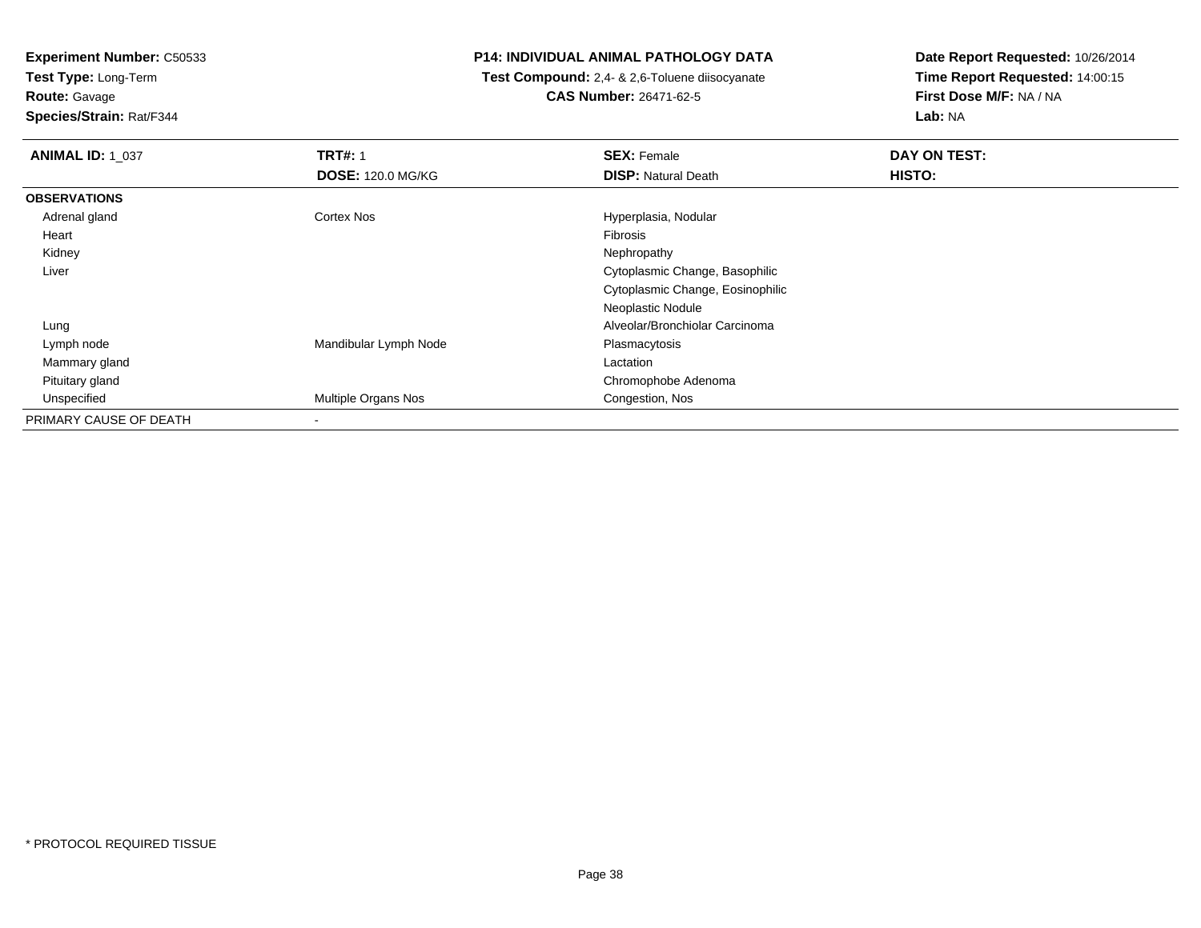**Experiment Number:** C50533
**Test Type:** Long-Term
**Route:** Gavage
**Species/Strain:** Rat/F344

**P14: INDIVIDUAL ANIMAL PATHOLOGY DATA**
**Test Compound:** 2,4- & 2,6-Toluene diisocyanate
**CAS Number:** 26471-62-5

**Date Report Requested:** 10/26/2014
**Time Report Requested:** 14:00:15
**First Dose M/F:** NA / NA
**Lab:** NA

| **ANIMAL ID:** 1_037 | **TRT#:** 1 | **SEX:** Female | **DAY ON TEST:** |
|---|---|---|---|
| | **DOSE:** 120.0 MG/KG | **DISP:** Natural Death | **HISTO:** |
| **OBSERVATIONS** | | | |
| Adrenal gland | Cortex Nos | Hyperplasia, Nodular | |
| Heart | | Fibrosis | |
| Kidney | | Nephropathy | |
| Liver | | Cytoplasmic Change, Basophilic | |
| | | Cytoplasmic Change, Eosinophilic | |
| | | Neoplastic Nodule | |
| Lung | | Alveolar/Bronchiolar Carcinoma | |
| Lymph node | Mandibular Lymph Node | Plasmacytosis | |
| Mammary gland | | Lactation | |
| Pituitary gland | | Chromophobe Adenoma | |
| Unspecified | Multiple Organs Nos | Congestion, Nos | |
| PRIMARY CAUSE OF DEATH | - | | |

* PROTOCOL REQUIRED TISSUE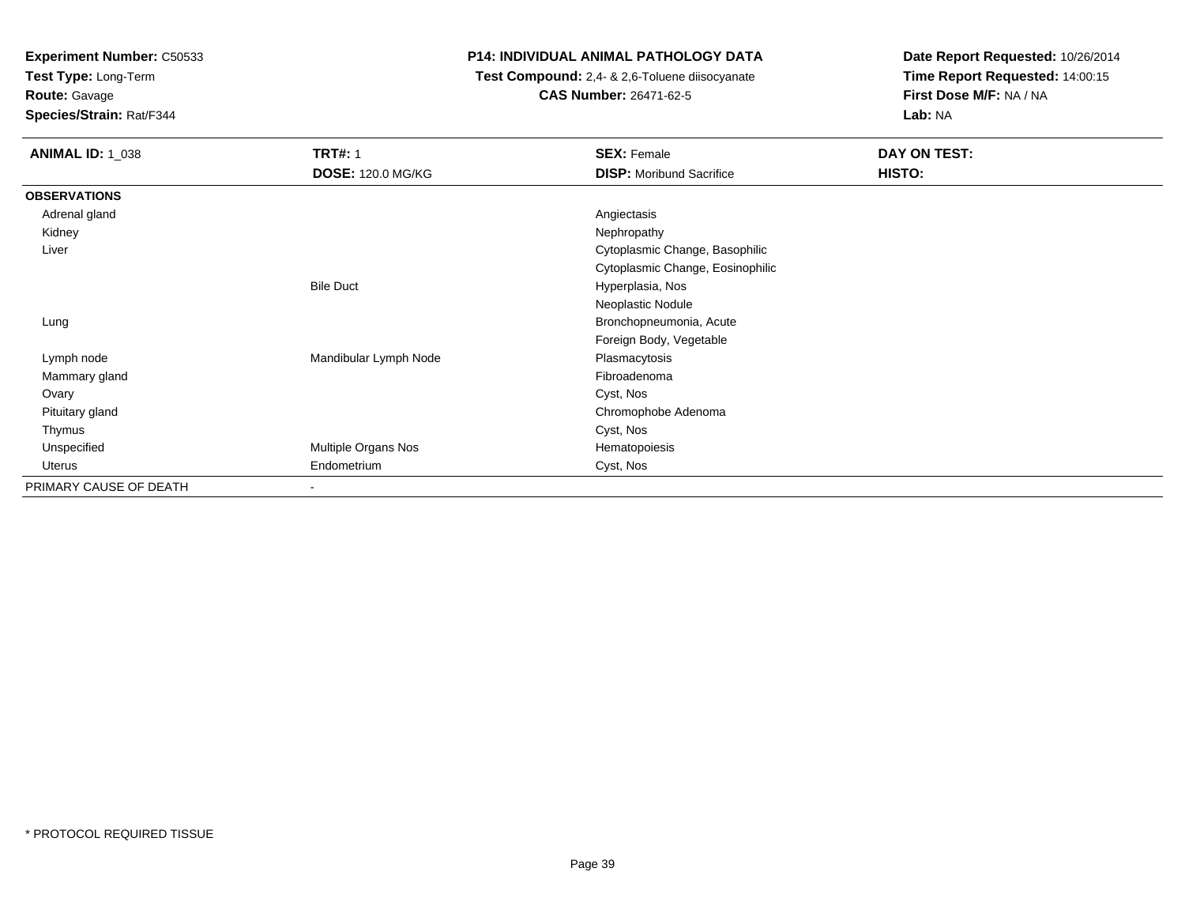**Experiment Number:** C50533
**Test Type:** Long-Term
**Route:** Gavage
**Species/Strain:** Rat/F344

**P14: INDIVIDUAL ANIMAL PATHOLOGY DATA**
**Test Compound:** 2,4- & 2,6-Toluene diisocyanate
**CAS Number:** 26471-62-5

**Date Report Requested:** 10/26/2014
**Time Report Requested:** 14:00:15
**First Dose M/F:** NA / NA
**Lab:** NA

| **ANIMAL ID:** 1_038 | **TRT#:** 1 | **SEX:** Female | **DAY ON TEST:** |
|---|---|---|---|
| | **DOSE:** 120.0 MG/KG | **DISP:** Moribund Sacrifice | **HISTO:** |
| **OBSERVATIONS** | | | |
| Adrenal gland | | Angiectasis | |
| Kidney | | Nephropathy | |
| Liver | | Cytoplasmic Change, Basophilic | |
| | | Cytoplasmic Change, Eosinophilic | |
| | Bile Duct | Hyperplasia, Nos | |
| | | Neoplastic Nodule | |
| Lung | | Bronchopneumonia, Acute | |
| | | Foreign Body, Vegetable | |
| Lymph node | Mandibular Lymph Node | Plasmacytosis | |
| Mammary gland | | Fibroadenoma | |
| Ovary | | Cyst, Nos | |
| Pituitary gland | | Chromophobe Adenoma | |
| Thymus | | Cyst, Nos | |
| Unspecified | Multiple Organs Nos | Hematopoiesis | |
| Uterus | Endometrium | Cyst, Nos | |
| PRIMARY CAUSE OF DEATH | - | | |

* PROTOCOL REQUIRED TISSUE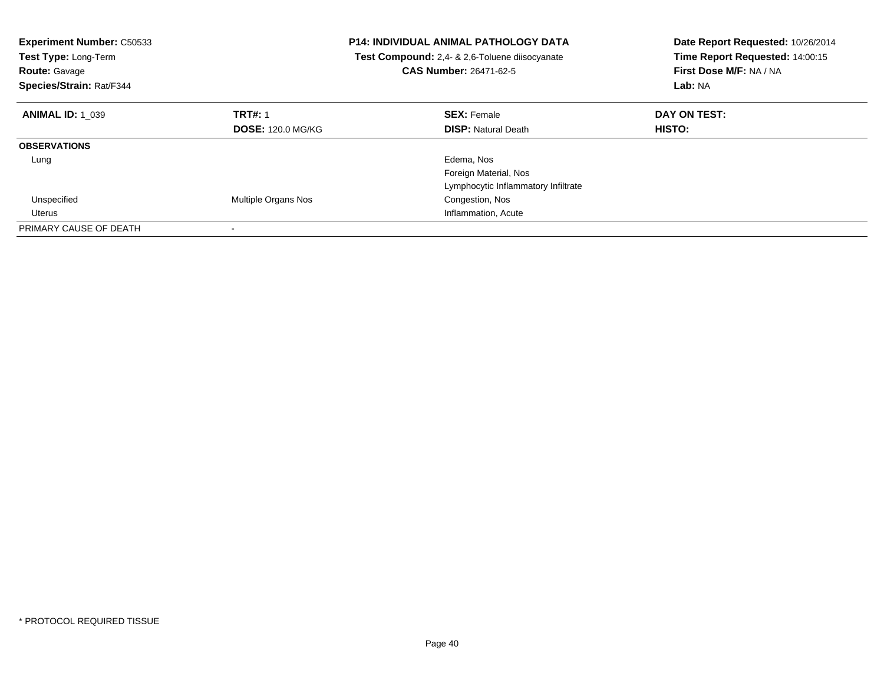**Experiment Number:** C50533
**Test Type:** Long-Term
**Route:** Gavage
**Species/Strain:** Rat/F344

**P14: INDIVIDUAL ANIMAL PATHOLOGY DATA**
**Test Compound:** 2,4- & 2,6-Toluene diisocyanate
**CAS Number:** 26471-62-5

**Date Report Requested:** 10/26/2014
**Time Report Requested:** 14:00:15
**First Dose M/F:** NA / NA
**Lab:** NA

| **ANIMAL ID:** 1_039 | **TRT#:** 1 | **SEX:** Female | **DAY ON TEST:** |
|---|---|---|---|
| | **DOSE:** 120.0 MG/KG | **DISP:** Natural Death | **HISTO:** |
| **OBSERVATIONS** | | | |
| Lung | | Edema, Nos | |
| | | Foreign Material, Nos | |
| | | Lymphocytic Inflammatory Infiltrate | |
| Unspecified | Multiple Organs Nos | Congestion, Nos | |
| Uterus | | Inflammation, Acute | |
| PRIMARY CAUSE OF DEATH | - | | |

* PROTOCOL REQUIRED TISSUE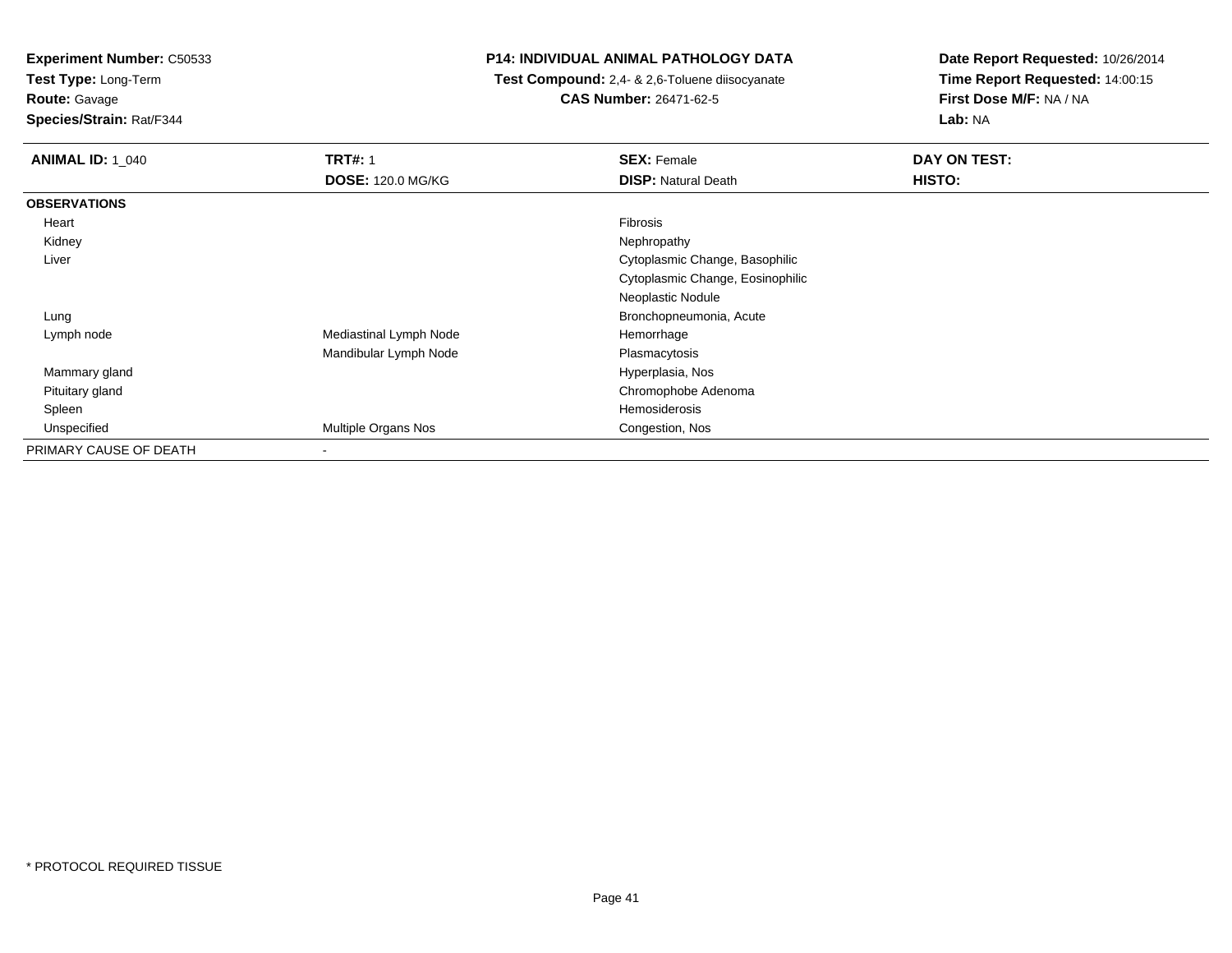**Experiment Number:** C50533
**Test Type:** Long-Term
**Route:** Gavage
**Species/Strain:** Rat/F344

**P14: INDIVIDUAL ANIMAL PATHOLOGY DATA**
**Test Compound:** 2,4- & 2,6-Toluene diisocyanate
**CAS Number:** 26471-62-5

**Date Report Requested:** 10/26/2014
**Time Report Requested:** 14:00:15
**First Dose M/F:** NA / NA
**Lab:** NA

| **ANIMAL ID:** 1_040 | **TRT#:** 1 | **SEX:** Female | **DAY ON TEST:** |
|---|---|---|---|
| | **DOSE:** 120.0 MG/KG | **DISP:** Natural Death | **HISTO:** |
| **OBSERVATIONS** | | | |
| Heart | | Fibrosis | |
| Kidney | | Nephropathy | |
| Liver | | Cytoplasmic Change, Basophilic | |
| | | Cytoplasmic Change, Eosinophilic | |
| | | Neoplastic Nodule | |
| Lung | | Bronchopneumonia, Acute | |
| Lymph node | Mediastinal Lymph Node | Hemorrhage | |
| | Mandibular Lymph Node | Plasmacytosis | |
| Mammary gland | | Hyperplasia, Nos | |
| Pituitary gland | | Chromophobe Adenoma | |
| Spleen | | Hemosiderosis | |
| Unspecified | Multiple Organs Nos | Congestion, Nos | |
| PRIMARY CAUSE OF DEATH | - | | |

* PROTOCOL REQUIRED TISSUE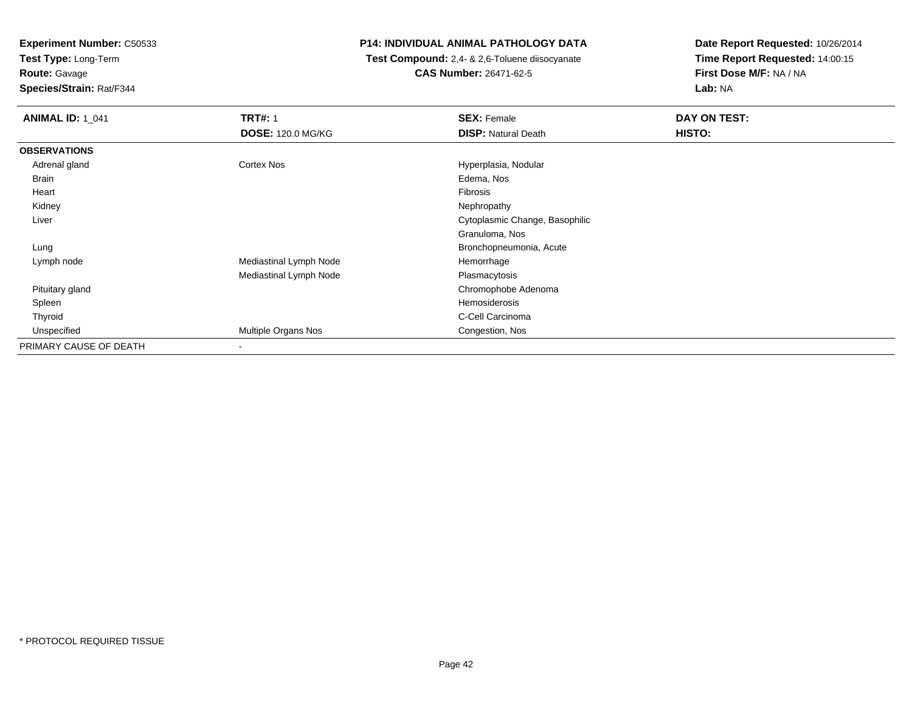**Experiment Number:** C50533
**Test Type:** Long-Term
**Route:** Gavage
**Species/Strain:** Rat/F344

**P14: INDIVIDUAL ANIMAL PATHOLOGY DATA**
**Test Compound:** 2,4- & 2,6-Toluene diisocyanate
**CAS Number:** 26471-62-5

**Date Report Requested:** 10/26/2014
**Time Report Requested:** 14:00:15
**First Dose M/F:** NA / NA
**Lab:** NA

| **ANIMAL ID:** 1_041 | **TRT#:** 1 | **SEX:** Female | **DAY ON TEST:** |
|---|---|---|---|
| | **DOSE:** 120.0 MG/KG | **DISP:** Natural Death | **HISTO:** |
| **OBSERVATIONS** | | | |
| Adrenal gland | Cortex Nos | Hyperplasia, Nodular | |
| Brain | | Edema, Nos | |
| Heart | | Fibrosis | |
| Kidney | | Nephropathy | |
| Liver | | Cytoplasmic Change, Basophilic | |
| | | Granuloma, Nos | |
| Lung | | Bronchopneumonia, Acute | |
| Lymph node | Mediastinal Lymph Node | Hemorrhage | |
| | Mediastinal Lymph Node | Plasmacytosis | |
| Pituitary gland | | Chromophobe Adenoma | |
| Spleen | | Hemosiderosis | |
| Thyroid | | C-Cell Carcinoma | |
| Unspecified | Multiple Organs Nos | Congestion, Nos | |
| PRIMARY CAUSE OF DEATH | - | | |

* PROTOCOL REQUIRED TISSUE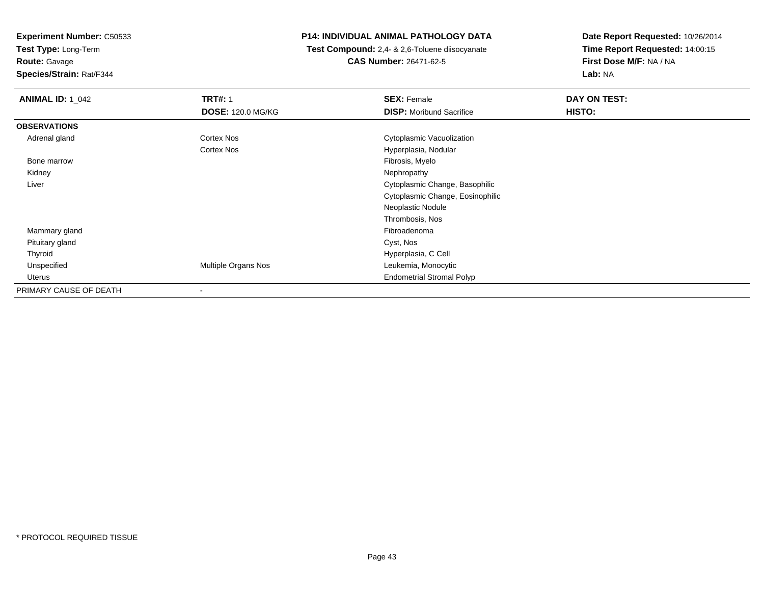**Experiment Number:** C50533
**Test Type:** Long-Term
**Route:** Gavage
**Species/Strain:** Rat/F344

**P14: INDIVIDUAL ANIMAL PATHOLOGY DATA**
**Test Compound:** 2,4- & 2,6-Toluene diisocyanate
**CAS Number:** 26471-62-5

**Date Report Requested:** 10/26/2014
**Time Report Requested:** 14:00:15
**First Dose M/F:** NA / NA
**Lab:** NA

| **ANIMAL ID:** 1_042 | **TRT#:** 1 | **SEX:** Female | **DAY ON TEST:** |
|---|---|---|---|
| | **DOSE:** 120.0 MG/KG | **DISP:** Moribund Sacrifice | **HISTO:** |
| **OBSERVATIONS** | | | |
| Adrenal gland | Cortex Nos | Cytoplasmic Vacuolization | |
| | Cortex Nos | Hyperplasia, Nodular | |
| Bone marrow | | Fibrosis, Myelo | |
| Kidney | | Nephropathy | |
| Liver | | Cytoplasmic Change, Basophilic | |
| | | Cytoplasmic Change, Eosinophilic | |
| | | Neoplastic Nodule | |
| | | Thrombosis, Nos | |
| Mammary gland | | Fibroadenoma | |
| Pituitary gland | | Cyst, Nos | |
| Thyroid | | Hyperplasia, C Cell | |
| Unspecified | Multiple Organs Nos | Leukemia, Monocytic | |
| Uterus | | Endometrial Stromal Polyp | |
| PRIMARY CAUSE OF DEATH | - | | |

* PROTOCOL REQUIRED TISSUE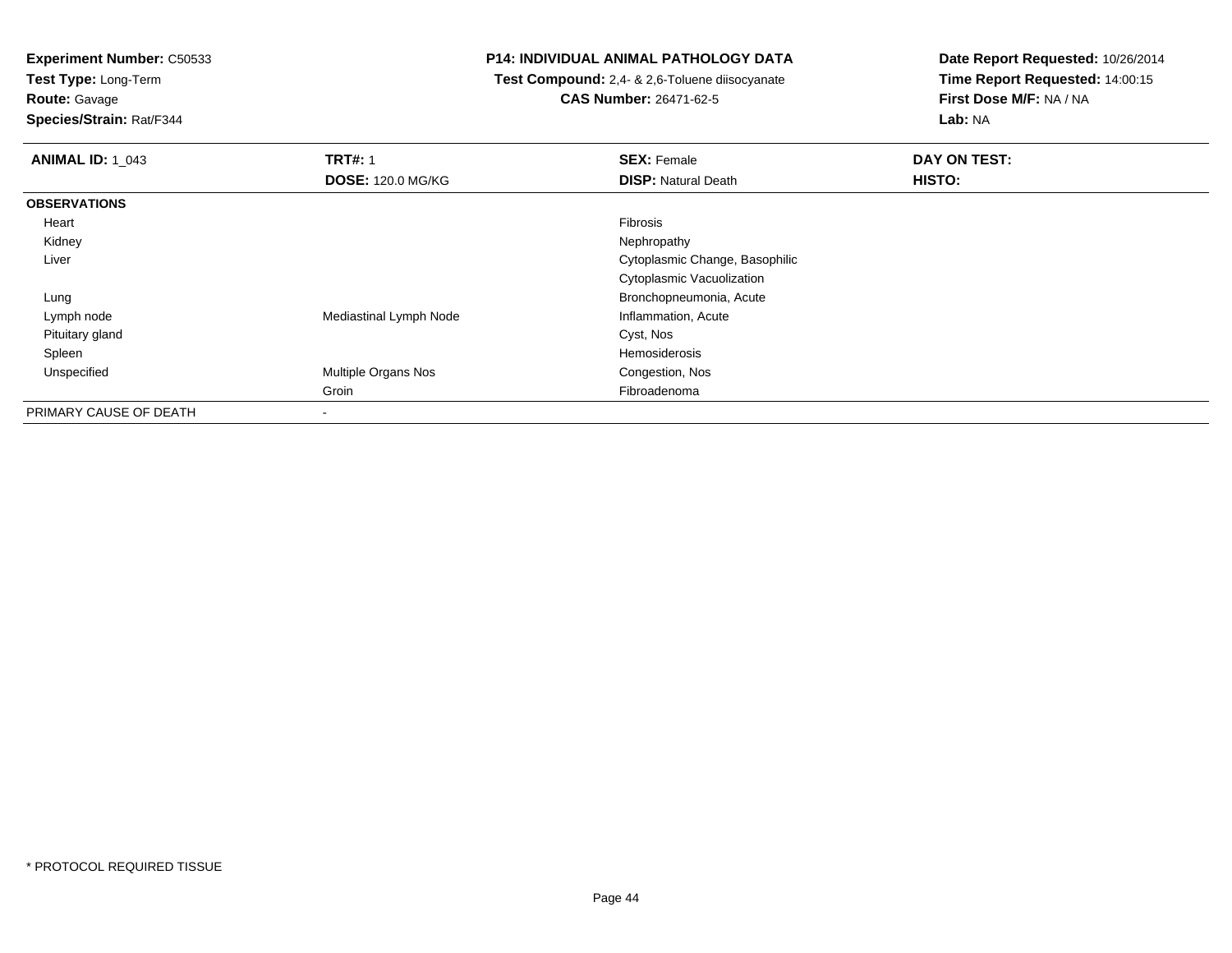**Experiment Number:** C50533
**Test Type:** Long-Term
**Route:** Gavage
**Species/Strain:** Rat/F344

**P14: INDIVIDUAL ANIMAL PATHOLOGY DATA**
**Test Compound:** 2,4- & 2,6-Toluene diisocyanate
**CAS Number:** 26471-62-5

**Date Report Requested:** 10/26/2014
**Time Report Requested:** 14:00:15
**First Dose M/F:** NA / NA
**Lab:** NA

| **ANIMAL ID:** 1_043 | **TRT#:** 1 | **SEX:** Female | **DAY ON TEST:** |
|---|---|---|---|
| | **DOSE:** 120.0 MG/KG | **DISP:** Natural Death | **HISTO:** |
| **OBSERVATIONS** | | | |
| Heart | | Fibrosis | |
| Kidney | | Nephropathy | |
| Liver | | Cytoplasmic Change, Basophilic | |
| | | Cytoplasmic Vacuolization | |
| Lung | | Bronchopneumonia, Acute | |
| Lymph node | Mediastinal Lymph Node | Inflammation, Acute | |
| Pituitary gland | | Cyst, Nos | |
| Spleen | | Hemosiderosis | |
| Unspecified | Multiple Organs Nos | Congestion, Nos | |
| | Groin | Fibroadenoma | |
| PRIMARY CAUSE OF DEATH | - | | |

* PROTOCOL REQUIRED TISSUE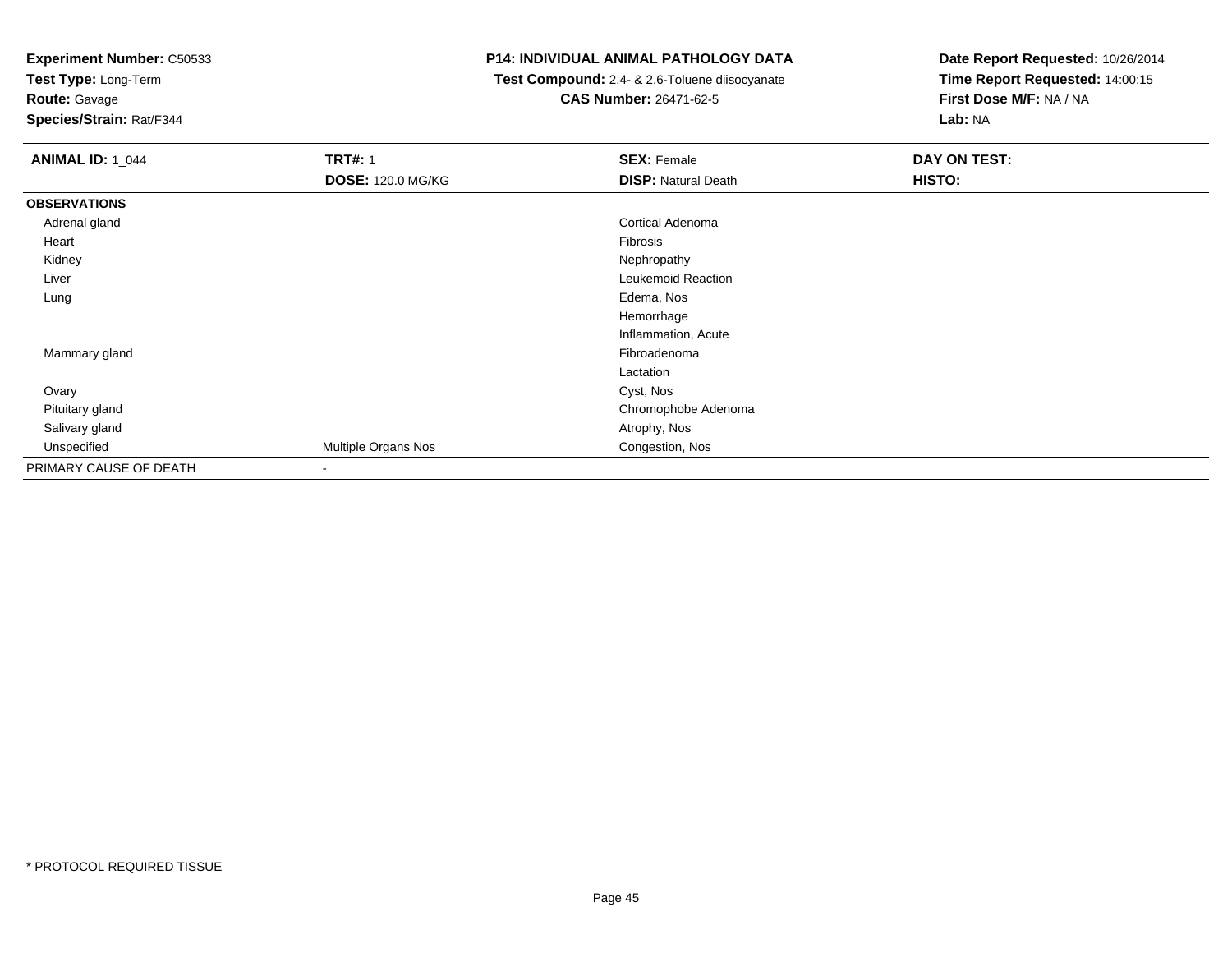**Experiment Number:** C50533
**Test Type:** Long-Term
**Route:** Gavage
**Species/Strain:** Rat/F344

**P14: INDIVIDUAL ANIMAL PATHOLOGY DATA**
**Test Compound:** 2,4- & 2,6-Toluene diisocyanate
**CAS Number:** 26471-62-5

**Date Report Requested:** 10/26/2014
**Time Report Requested:** 14:00:15
**First Dose M/F:** NA / NA
**Lab:** NA

| **ANIMAL ID:** 1_044 | **TRT#:** 1 | **SEX:** Female | **DAY ON TEST:** |
|---|---|---|---|
| | **DOSE:** 120.0 MG/KG | **DISP:** Natural Death | **HISTO:** |
| **OBSERVATIONS** | | | |
| Adrenal gland | | Cortical Adenoma | |
| Heart | | Fibrosis | |
| Kidney | | Nephropathy | |
| Liver | | Leukemoid Reaction | |
| Lung | | Edema, Nos | |
| | | Hemorrhage | |
| | | Inflammation, Acute | |
| Mammary gland | | Fibroadenoma | |
| | | Lactation | |
| Ovary | | Cyst, Nos | |
| Pituitary gland | | Chromophobe Adenoma | |
| Salivary gland | | Atrophy, Nos | |
| Unspecified | Multiple Organs Nos | Congestion, Nos | |
| PRIMARY CAUSE OF DEATH | - | | |

* PROTOCOL REQUIRED TISSUE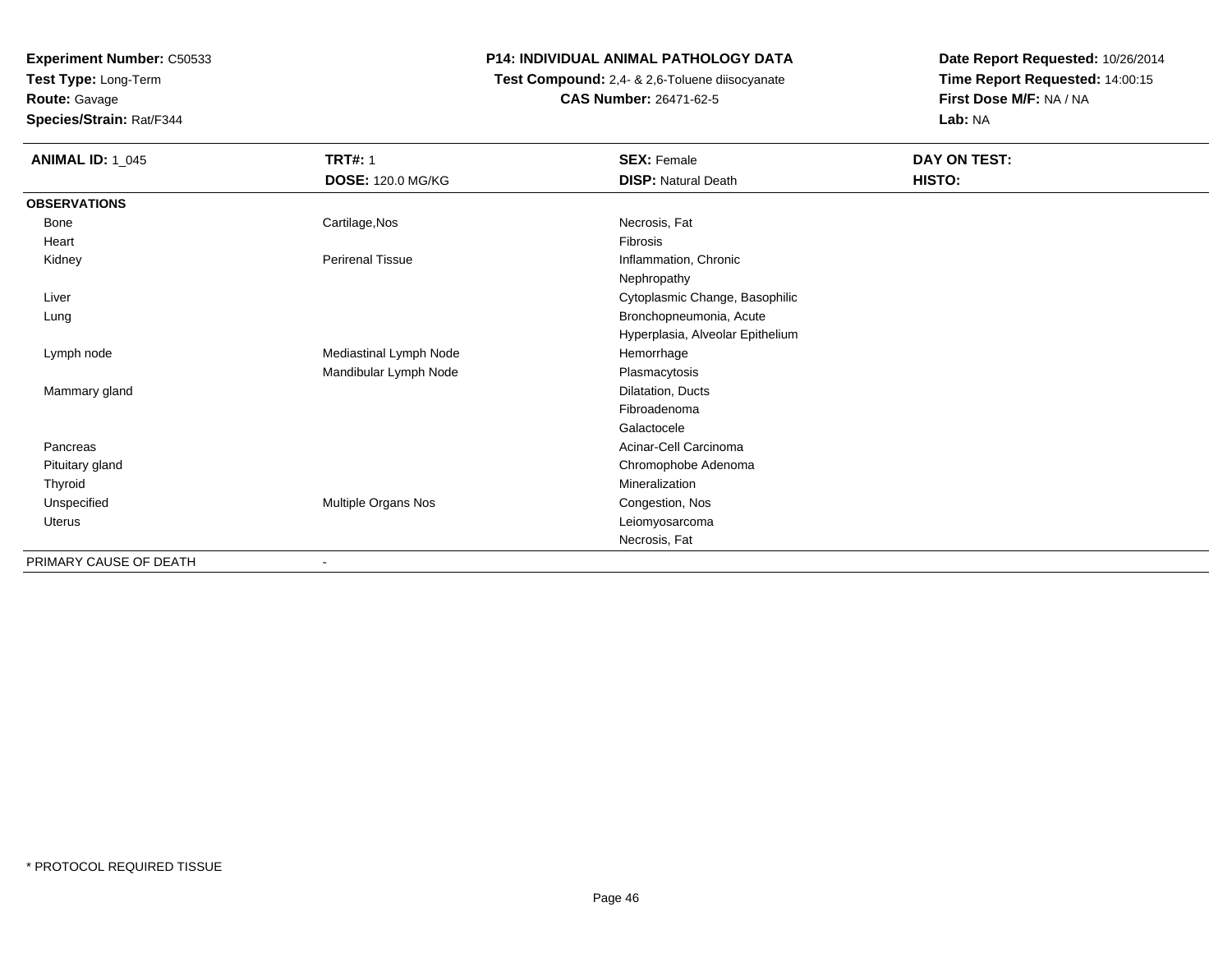**Experiment Number:** C50533
**Test Type:** Long-Term
**Route:** Gavage
**Species/Strain:** Rat/F344

**P14: INDIVIDUAL ANIMAL PATHOLOGY DATA**
**Test Compound:** 2,4- & 2,6-Toluene diisocyanate
**CAS Number:** 26471-62-5

**Date Report Requested:** 10/26/2014
**Time Report Requested:** 14:00:15
**First Dose M/F:** NA / NA
**Lab:** NA

| **ANIMAL ID:** 1_045 | **TRT#:** 1 | **SEX:** Female | **DAY ON TEST:** |
|---|---|---|---|
| | **DOSE:** 120.0 MG/KG | **DISP:** Natural Death | **HISTO:** |
| **OBSERVATIONS** | | | |
| Bone | Cartilage,Nos | Necrosis, Fat | |
| Heart | | Fibrosis | |
| Kidney | Perirenal Tissue | Inflammation, Chronic | |
| | | Nephropathy | |
| Liver | | Cytoplasmic Change, Basophilic | |
| Lung | | Bronchopneumonia, Acute | |
| | | Hyperplasia, Alveolar Epithelium | |
| Lymph node | Mediastinal Lymph Node | Hemorrhage | |
| | Mandibular Lymph Node | Plasmacytosis | |
| Mammary gland | | Dilatation, Ducts | |
| | | Fibroadenoma | |
| | | Galactocele | |
| Pancreas | | Acinar-Cell Carcinoma | |
| Pituitary gland | | Chromophobe Adenoma | |
| Thyroid | | Mineralization | |
| Unspecified | Multiple Organs Nos | Congestion, Nos | |
| Uterus | | Leiomyosarcoma | |
| | | Necrosis, Fat | |
| PRIMARY CAUSE OF DEATH | - | | |

* PROTOCOL REQUIRED TISSUE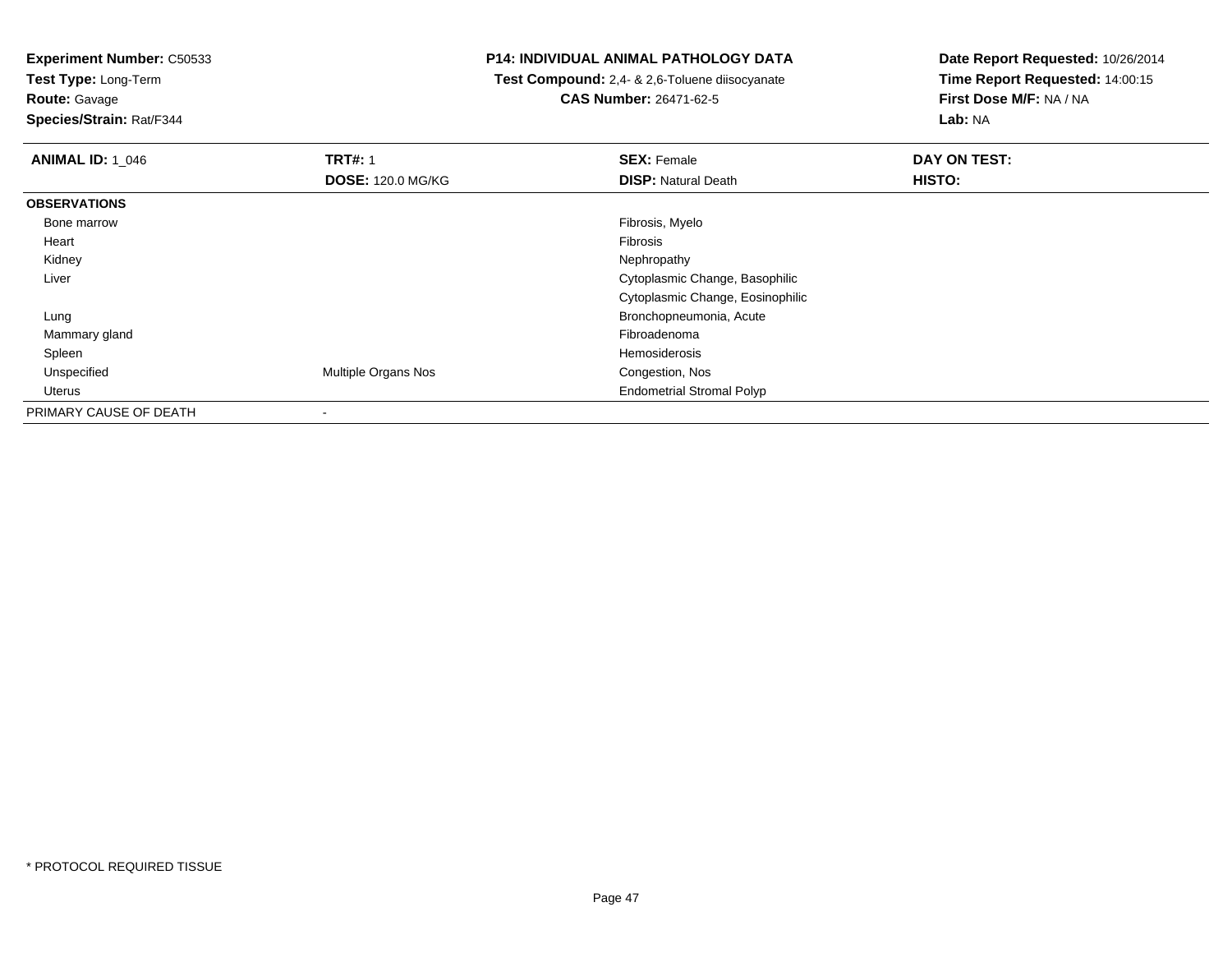**Experiment Number:** C50533
**Test Type:** Long-Term
**Route:** Gavage
**Species/Strain:** Rat/F344

**P14: INDIVIDUAL ANIMAL PATHOLOGY DATA**
**Test Compound:** 2,4- & 2,6-Toluene diisocyanate
**CAS Number:** 26471-62-5

**Date Report Requested:** 10/26/2014
**Time Report Requested:** 14:00:15
**First Dose M/F:** NA / NA
**Lab:** NA

| **ANIMAL ID:** 1_046 | **TRT#:** 1<br>**DOSE:** 120.0 MG/KG | **SEX:** Female<br>**DISP:** Natural Death | **DAY ON TEST:**<br>**HISTO:** |
|---|---|---|---|
| **OBSERVATIONS** | | | |
| Bone marrow | | Fibrosis, Myelo | |
| Heart | | Fibrosis | |
| Kidney | | Nephropathy | |
| Liver | | Cytoplasmic Change, Basophilic | |
| | | Cytoplasmic Change, Eosinophilic | |
| Lung | | Bronchopneumonia, Acute | |
| Mammary gland | | Fibroadenoma | |
| Spleen | | Hemosiderosis | |
| Unspecified | Multiple Organs Nos | Congestion, Nos | |
| Uterus | | Endometrial Stromal Polyp | |
| PRIMARY CAUSE OF DEATH | - | | |

* PROTOCOL REQUIRED TISSUE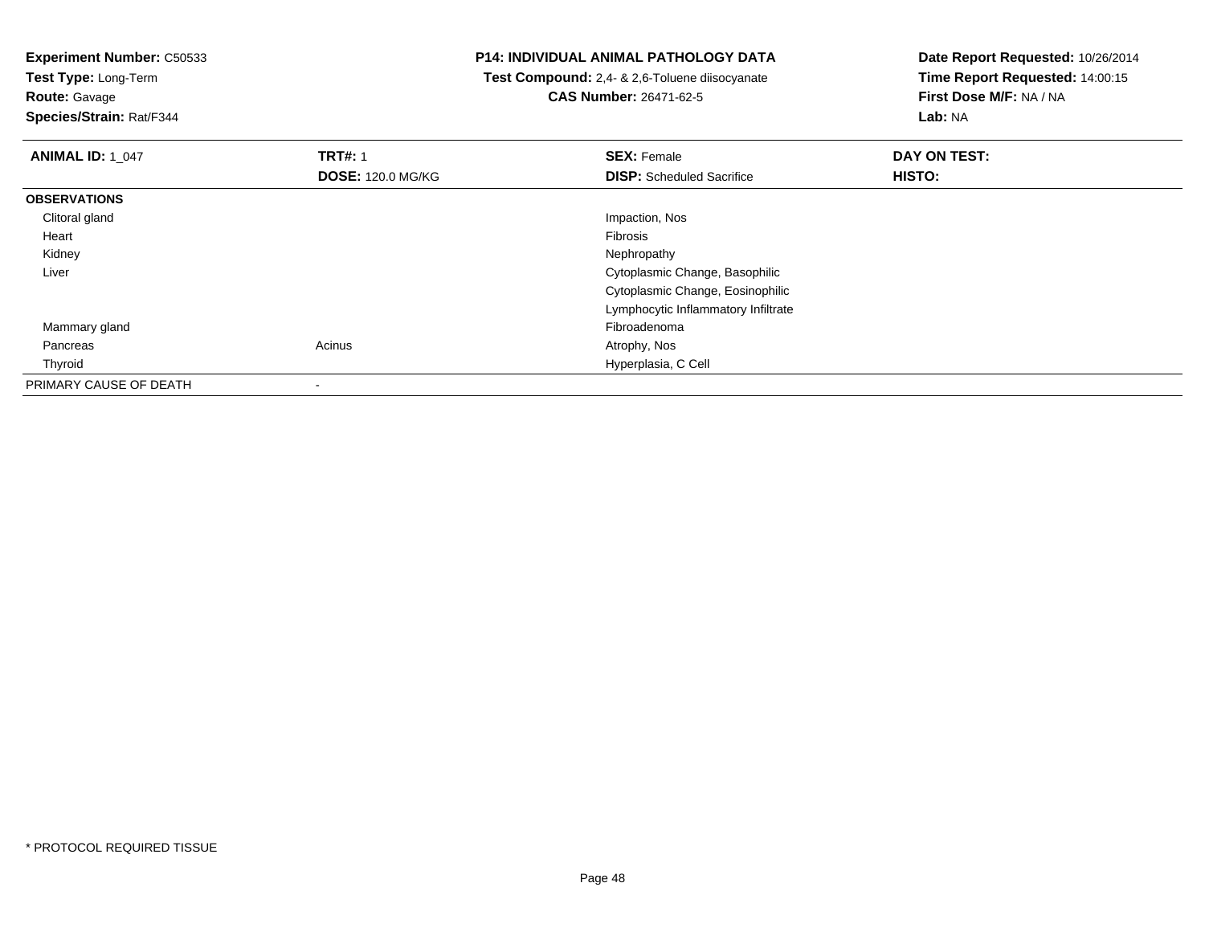**Experiment Number:** C50533
**Test Type:** Long-Term
**Route:** Gavage
**Species/Strain:** Rat/F344

**P14: INDIVIDUAL ANIMAL PATHOLOGY DATA**
**Test Compound:** 2,4- & 2,6-Toluene diisocyanate
**CAS Number:** 26471-62-5

**Date Report Requested:** 10/26/2014
**Time Report Requested:** 14:00:15
**First Dose M/F:** NA / NA
**Lab:** NA

| **ANIMAL ID:** 1_047 | **TRT#:** 1 | **SEX:** Female | **DAY ON TEST:** |
|---|---|---|---|
| | **DOSE:** 120.0 MG/KG | **DISP:** Scheduled Sacrifice | **HISTO:** |
| **OBSERVATIONS** | | | |
| Clitoral gland | | Impaction, Nos | |
| Heart | | Fibrosis | |
| Kidney | | Nephropathy | |
| Liver | | Cytoplasmic Change, Basophilic | |
| | | Cytoplasmic Change, Eosinophilic | |
| | | Lymphocytic Inflammatory Infiltrate | |
| Mammary gland | | Fibroadenoma | |
| Pancreas | Acinus | Atrophy, Nos | |
| Thyroid | | Hyperplasia, C Cell | |
| PRIMARY CAUSE OF DEATH | - | | |

* PROTOCOL REQUIRED TISSUE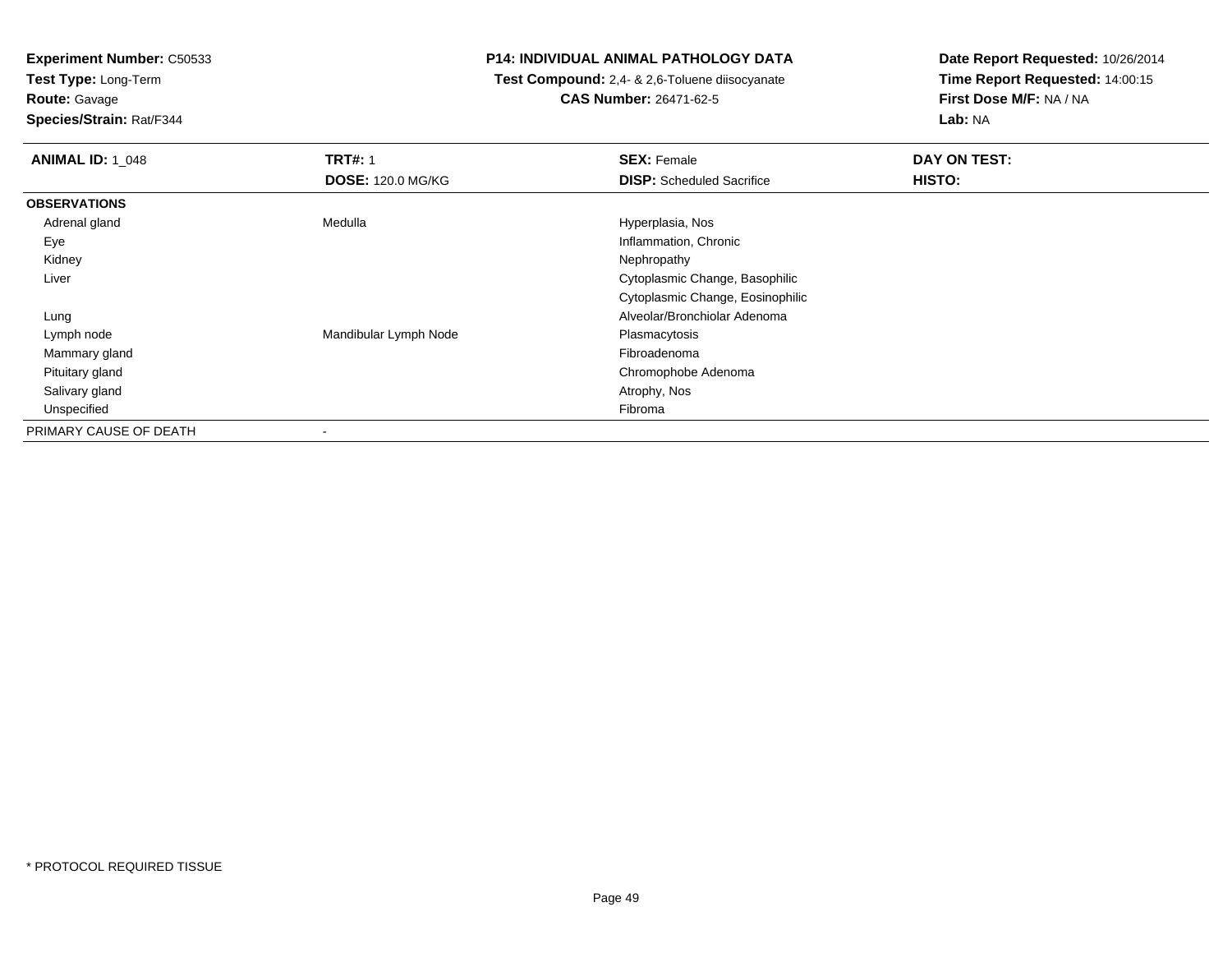**Experiment Number:** C50533
**Test Type:** Long-Term
**Route:** Gavage
**Species/Strain:** Rat/F344

**P14: INDIVIDUAL ANIMAL PATHOLOGY DATA**
**Test Compound:** 2,4- & 2,6-Toluene diisocyanate
**CAS Number:** 26471-62-5

**Date Report Requested:** 10/26/2014
**Time Report Requested:** 14:00:15
**First Dose M/F:** NA / NA
**Lab:** NA

| **ANIMAL ID:** 1_048 | **TRT#:** 1 | **SEX:** Female | **DAY ON TEST:** |
|---|---|---|---|
| | **DOSE:** 120.0 MG/KG | **DISP:** Scheduled Sacrifice | **HISTO:** |
| **OBSERVATIONS** | | | |
| Adrenal gland | Medulla | Hyperplasia, Nos | |
| Eye | | Inflammation, Chronic | |
| Kidney | | Nephropathy | |
| Liver | | Cytoplasmic Change, Basophilic | |
| | | Cytoplasmic Change, Eosinophilic | |
| Lung | | Alveolar/Bronchiolar Adenoma | |
| Lymph node | Mandibular Lymph Node | Plasmacytosis | |
| Mammary gland | | Fibroadenoma | |
| Pituitary gland | | Chromophobe Adenoma | |
| Salivary gland | | Atrophy, Nos | |
| Unspecified | | Fibroma | |
| PRIMARY CAUSE OF DEATH | - | | |

* PROTOCOL REQUIRED TISSUE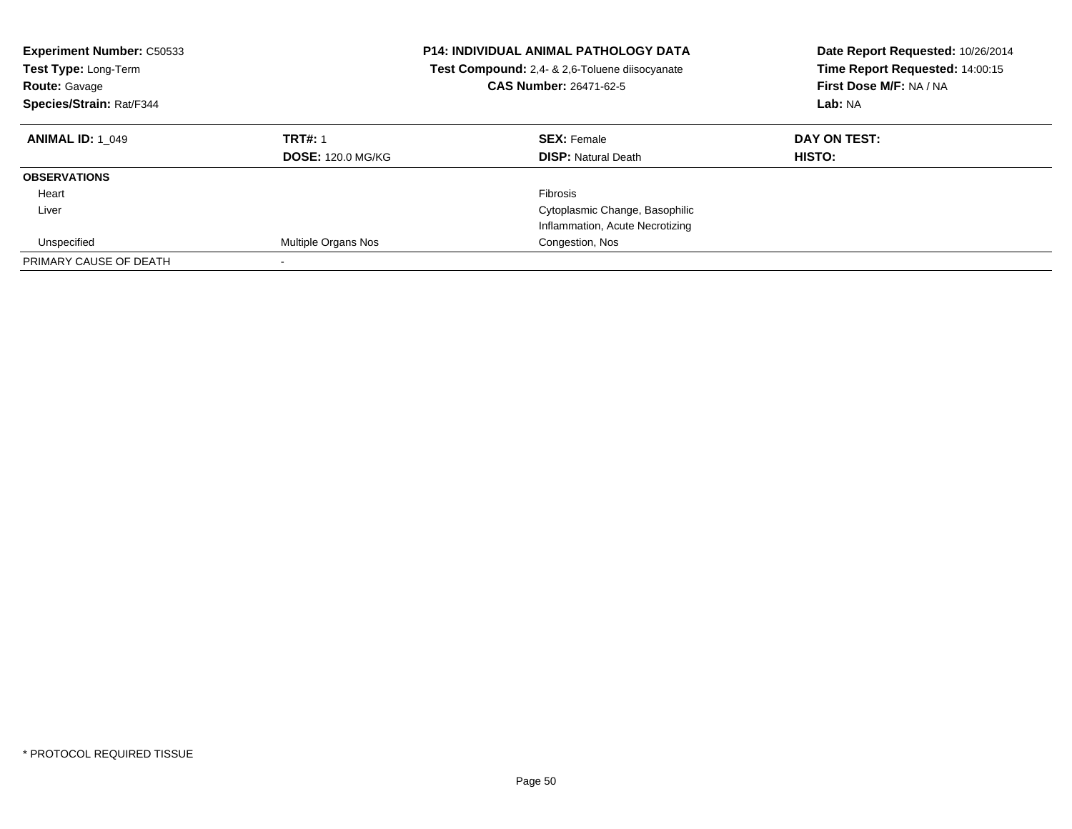**Experiment Number:** C50533
**Test Type:** Long-Term
**Route:** Gavage
**Species/Strain:** Rat/F344

**P14: INDIVIDUAL ANIMAL PATHOLOGY DATA**
**Test Compound:** 2,4- & 2,6-Toluene diisocyanate
**CAS Number:** 26471-62-5

**Date Report Requested:** 10/26/2014
**Time Report Requested:** 14:00:15
**First Dose M/F:** NA / NA
**Lab:** NA

| **ANIMAL ID:** 1_049 | **TRT#:** 1 | **SEX:** Female | **DAY ON TEST:** |
|---|---|---|---|
| | **DOSE:** 120.0 MG/KG | **DISP:** Natural Death | **HISTO:** |
| **OBSERVATIONS** | | | |
| Heart | | Fibrosis | |
| Liver | | Cytoplasmic Change, Basophilic | |
| | | Inflammation, Acute Necrotizing | |
| Unspecified | Multiple Organs Nos | Congestion, Nos | |
| PRIMARY CAUSE OF DEATH | - | | |

\* PROTOCOL REQUIRED TISSUE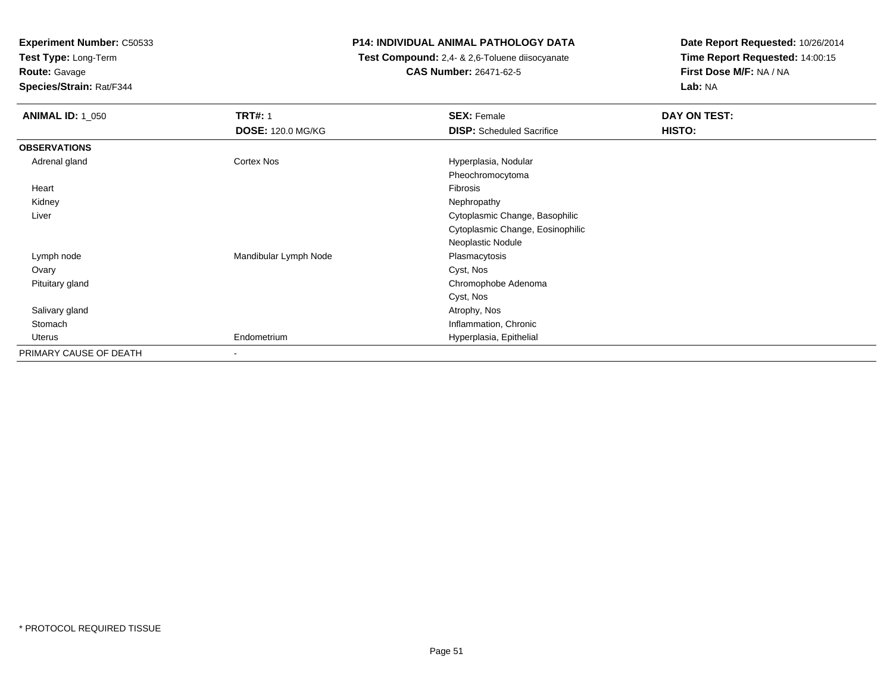**Experiment Number:** C50533
**Test Type:** Long-Term
**Route:** Gavage
**Species/Strain:** Rat/F344

**P14: INDIVIDUAL ANIMAL PATHOLOGY DATA**
**Test Compound:** 2,4- & 2,6-Toluene diisocyanate
**CAS Number:** 26471-62-5

**Date Report Requested:** 10/26/2014
**Time Report Requested:** 14:00:15
**First Dose M/F:** NA / NA
**Lab:** NA

| **ANIMAL ID:** 1_050 | **TRT#:** 1 | **SEX:** Female | **DAY ON TEST:** |
|---|---|---|---|
| | **DOSE:** 120.0 MG/KG | **DISP:** Scheduled Sacrifice | **HISTO:** |
| **OBSERVATIONS** | | | |
| Adrenal gland | Cortex Nos | Hyperplasia, Nodular | |
| | | Pheochromocytoma | |
| Heart | | Fibrosis | |
| Kidney | | Nephropathy | |
| Liver | | Cytoplasmic Change, Basophilic | |
| | | Cytoplasmic Change, Eosinophilic | |
| | | Neoplastic Nodule | |
| Lymph node | Mandibular Lymph Node | Plasmacytosis | |
| Ovary | | Cyst, Nos | |
| Pituitary gland | | Chromophobe Adenoma | |
| | | Cyst, Nos | |
| Salivary gland | | Atrophy, Nos | |
| Stomach | | Inflammation, Chronic | |
| Uterus | Endometrium | Hyperplasia, Epithelial | |
| PRIMARY CAUSE OF DEATH | - | | |

* PROTOCOL REQUIRED TISSUE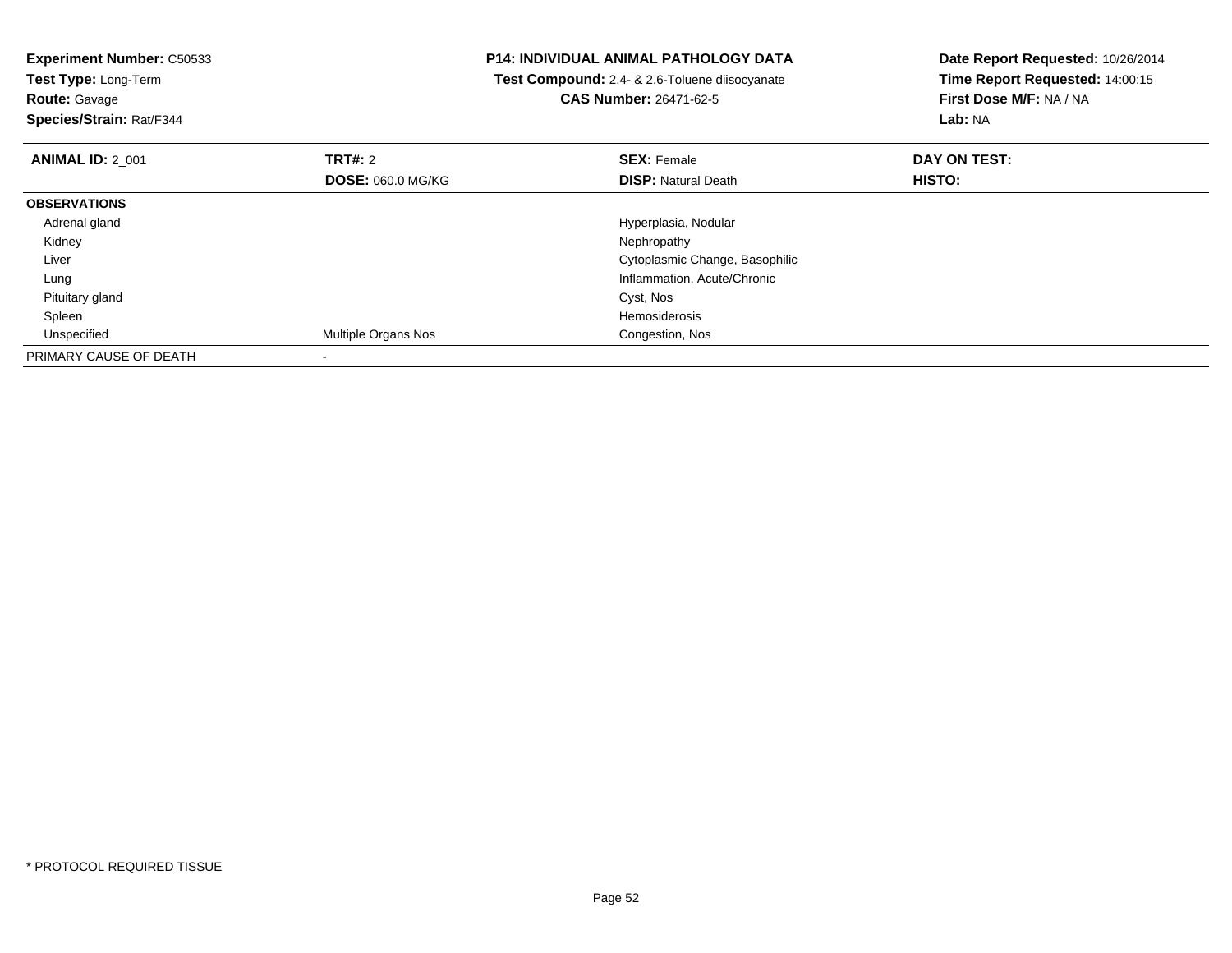**Experiment Number:** C50533
**Test Type:** Long-Term
**Route:** Gavage
**Species/Strain:** Rat/F344

**P14: INDIVIDUAL ANIMAL PATHOLOGY DATA**
**Test Compound:** 2,4- & 2,6-Toluene diisocyanate
**CAS Number:** 26471-62-5

**Date Report Requested:** 10/26/2014
**Time Report Requested:** 14:00:15
**First Dose M/F:** NA / NA
**Lab:** NA

| **ANIMAL ID:** 2_001 | **TRT#:** 2 | **SEX:** Female | **DAY ON TEST:** |
|---|---|---|---|
| | **DOSE:** 060.0 MG/KG | **DISP:** Natural Death | **HISTO:** |
| **OBSERVATIONS** | | | |
| Adrenal gland | | Hyperplasia, Nodular | |
| Kidney | | Nephropathy | |
| Liver | | Cytoplasmic Change, Basophilic | |
| Lung | | Inflammation, Acute/Chronic | |
| Pituitary gland | | Cyst, Nos | |
| Spleen | | Hemosiderosis | |
| Unspecified | Multiple Organs Nos | Congestion, Nos | |
| PRIMARY CAUSE OF DEATH | - | | |

* PROTOCOL REQUIRED TISSUE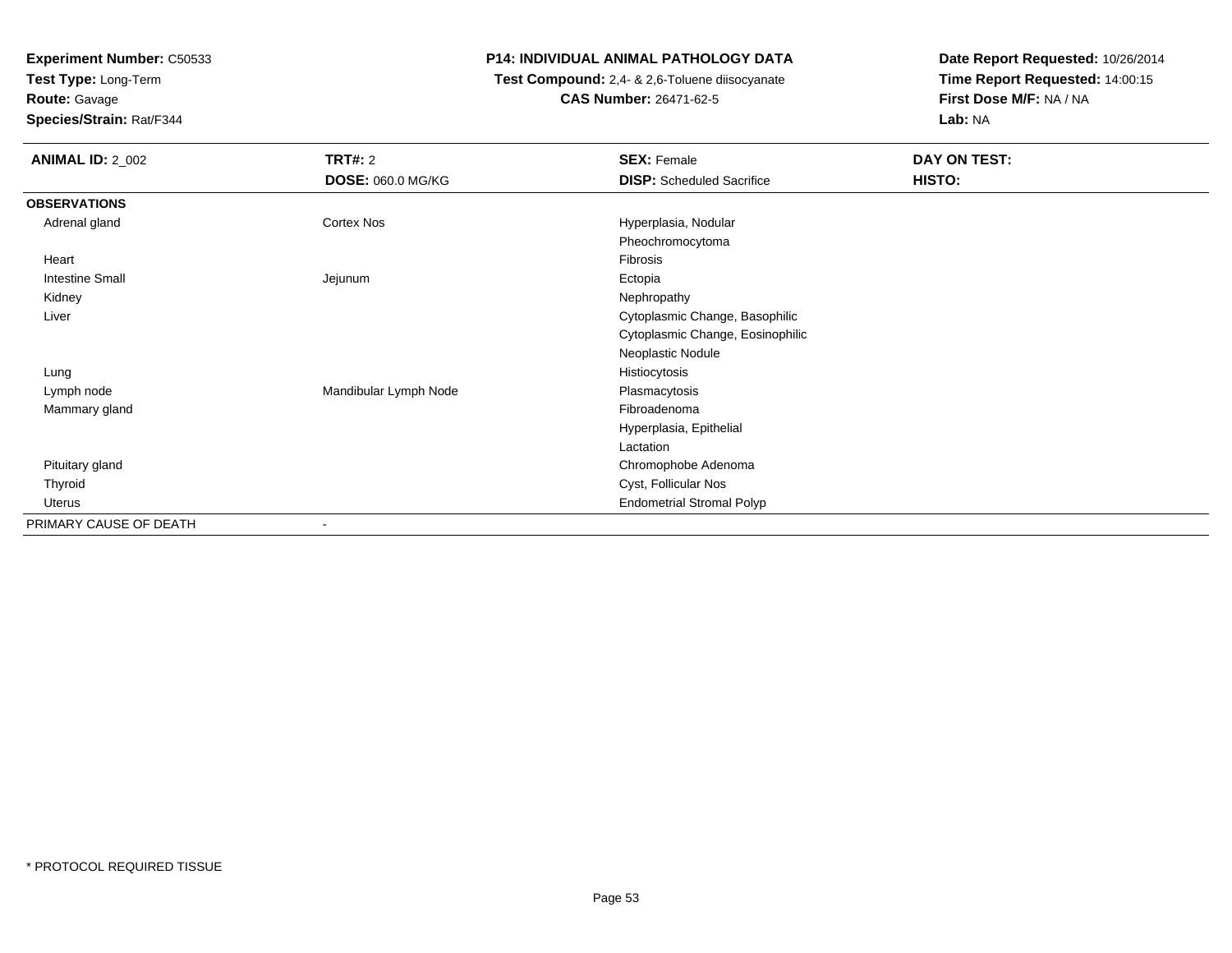**Experiment Number:** C50533
**Test Type:** Long-Term
**Route:** Gavage
**Species/Strain:** Rat/F344

**P14: INDIVIDUAL ANIMAL PATHOLOGY DATA**
**Test Compound:** 2,4- & 2,6-Toluene diisocyanate
**CAS Number:** 26471-62-5

**Date Report Requested:** 10/26/2014
**Time Report Requested:** 14:00:15
**First Dose M/F:** NA / NA
**Lab:** NA

| **ANIMAL ID:** 2_002 | **TRT#:** 2 | **SEX:** Female | **DAY ON TEST:** |
|---|---|---|---|
| | **DOSE:** 060.0 MG/KG | **DISP:** Scheduled Sacrifice | **HISTO:** |
| **OBSERVATIONS** | | | |
| Adrenal gland | Cortex Nos | Hyperplasia, Nodular | |
| | | Pheochromocytoma | |
| Heart | | Fibrosis | |
| Intestine Small | Jejunum | Ectopia | |
| Kidney | | Nephropathy | |
| Liver | | Cytoplasmic Change, Basophilic | |
| | | Cytoplasmic Change, Eosinophilic | |
| | | Neoplastic Nodule | |
| Lung | | Histiocytosis | |
| Lymph node | Mandibular Lymph Node | Plasmacytosis | |
| Mammary gland | | Fibroadenoma | |
| | | Hyperplasia, Epithelial | |
| | | Lactation | |
| Pituitary gland | | Chromophobe Adenoma | |
| Thyroid | | Cyst, Follicular Nos | |
| Uterus | | Endometrial Stromal Polyp | |
| PRIMARY CAUSE OF DEATH | - | | |

* PROTOCOL REQUIRED TISSUE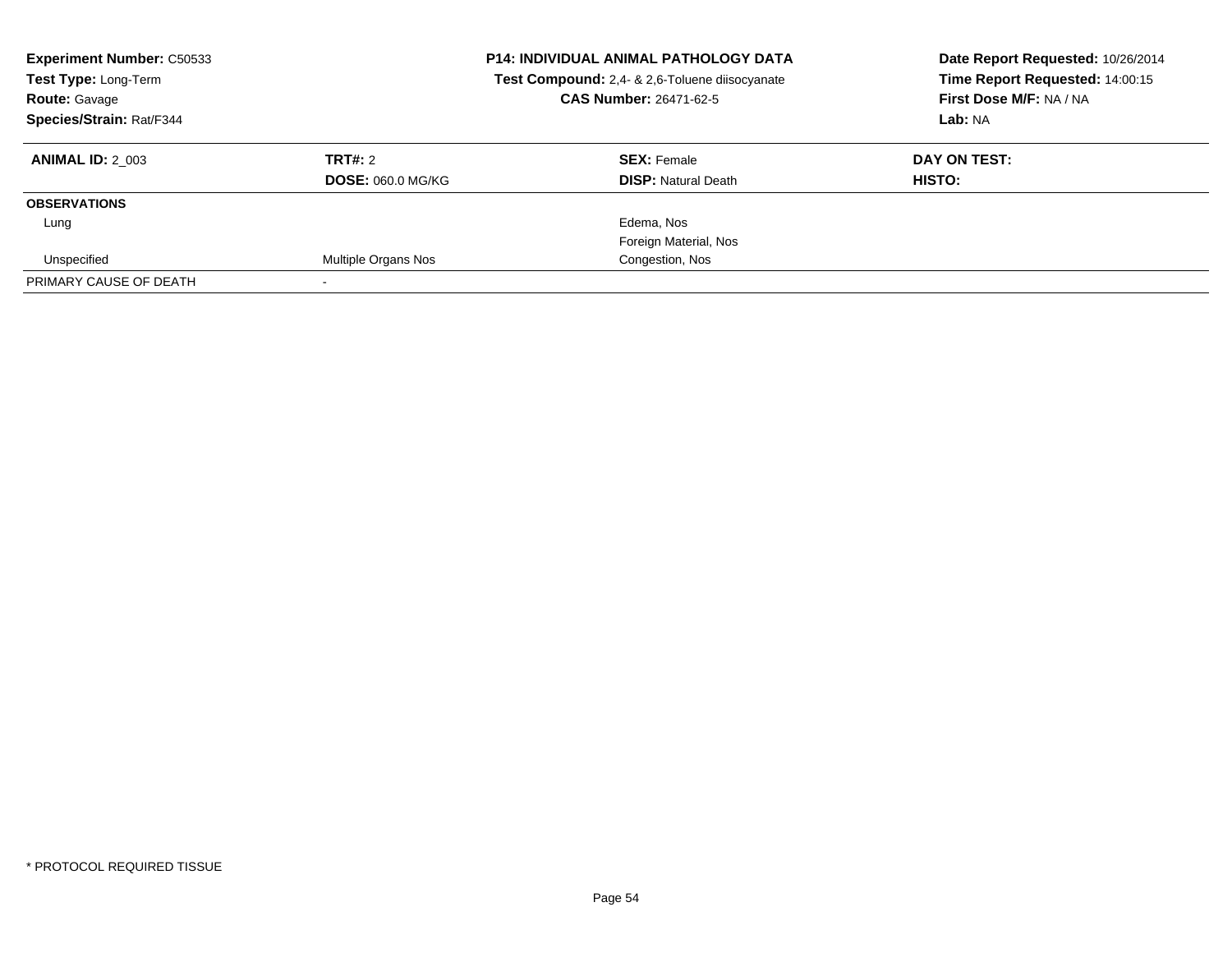**Experiment Number:** C50533
**Test Type:** Long-Term
**Route:** Gavage
**Species/Strain:** Rat/F344

**P14: INDIVIDUAL ANIMAL PATHOLOGY DATA**
**Test Compound:** 2,4- & 2,6-Toluene diisocyanate
**CAS Number:** 26471-62-5

**Date Report Requested:** 10/26/2014
**Time Report Requested:** 14:00:15
**First Dose M/F:** NA / NA
**Lab:** NA

| **ANIMAL ID:** 2_003 | **TRT#:** 2 | **SEX:** Female | **DAY ON TEST:** |
|---|---|---|---|
| | **DOSE:** 060.0 MG/KG | **DISP:** Natural Death | **HISTO:** |
| **OBSERVATIONS** | | | |
| Lung | | Edema, Nos | |
| | | Foreign Material, Nos | |
| Unspecified | Multiple Organs Nos | Congestion, Nos | |
| PRIMARY CAUSE OF DEATH | - | | |

\* PROTOCOL REQUIRED TISSUE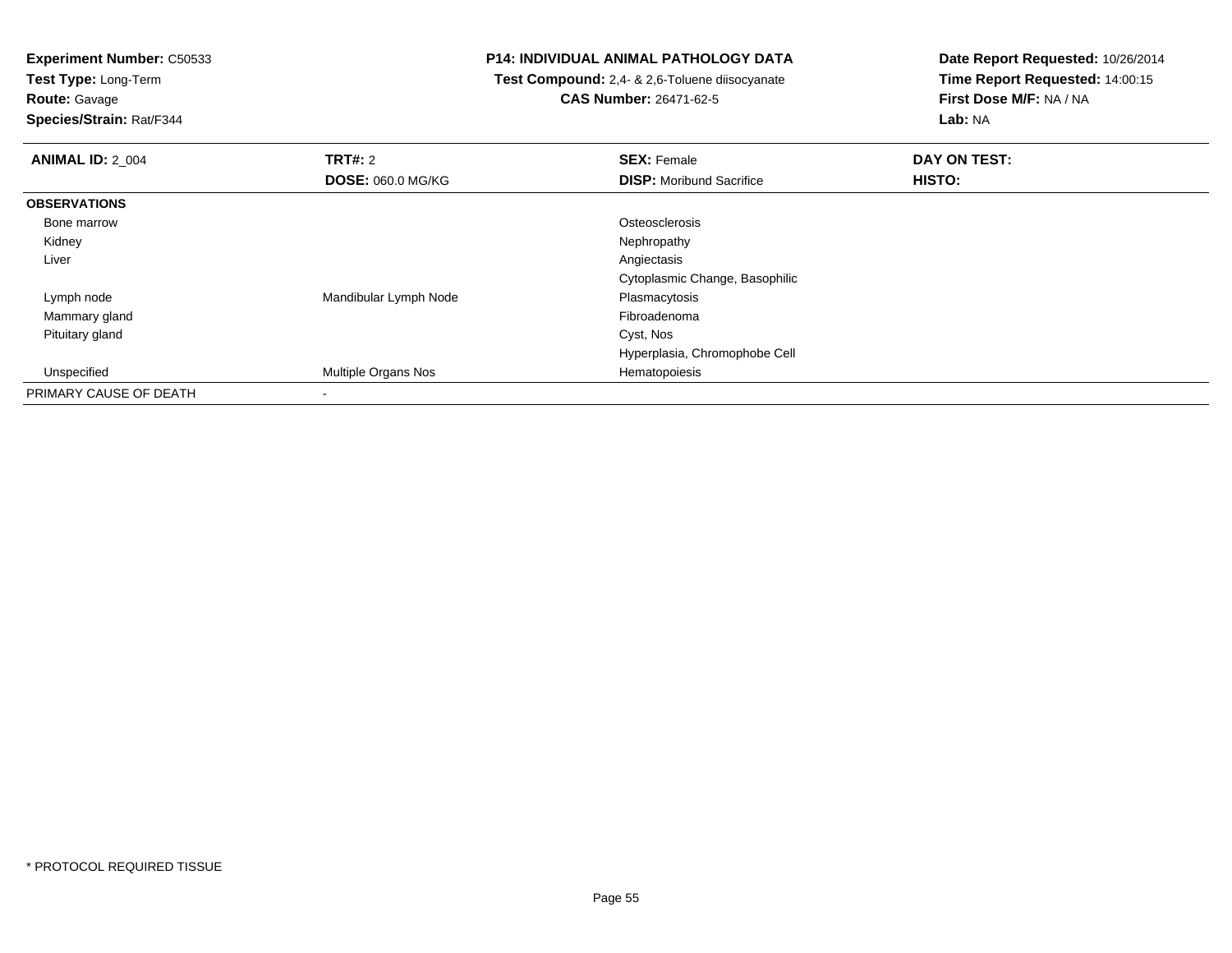**Experiment Number:** C50533
**Test Type:** Long-Term
**Route:** Gavage
**Species/Strain:** Rat/F344

**P14: INDIVIDUAL ANIMAL PATHOLOGY DATA**
**Test Compound:** 2,4- & 2,6-Toluene diisocyanate
**CAS Number:** 26471-62-5

**Date Report Requested:** 10/26/2014
**Time Report Requested:** 14:00:15
**First Dose M/F:** NA / NA
**Lab:** NA

| **ANIMAL ID:** 2_004 | **TRT#:** 2 | **SEX:** Female | **DAY ON TEST:** |
|---|---|---|---|
| | **DOSE:** 060.0 MG/KG | **DISP:** Moribund Sacrifice | **HISTO:** |
| **OBSERVATIONS** | | | |
| Bone marrow | | Osteosclerosis | |
| Kidney | | Nephropathy | |
| Liver | | Angiectasis | |
| | | Cytoplasmic Change, Basophilic | |
| Lymph node | Mandibular Lymph Node | Plasmacytosis | |
| Mammary gland | | Fibroadenoma | |
| Pituitary gland | | Cyst, Nos | |
| | | Hyperplasia, Chromophobe Cell | |
| Unspecified | Multiple Organs Nos | Hematopoiesis | |
| PRIMARY CAUSE OF DEATH | - | | |

* PROTOCOL REQUIRED TISSUE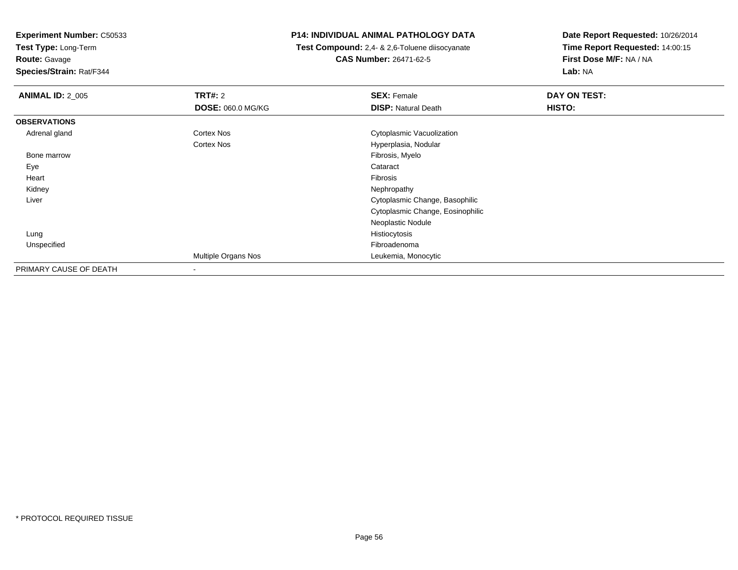**Experiment Number:** C50533
**Test Type:** Long-Term
**Route:** Gavage
**Species/Strain:** Rat/F344

**P14: INDIVIDUAL ANIMAL PATHOLOGY DATA**
**Test Compound:** 2,4- & 2,6-Toluene diisocyanate
**CAS Number:** 26471-62-5

**Date Report Requested:** 10/26/2014
**Time Report Requested:** 14:00:15
**First Dose M/F:** NA / NA
**Lab:** NA

| **ANIMAL ID:** 2_005 | **TRT#:** 2 | **SEX:** Female | **DAY ON TEST:** |
|---|---|---|---|
| | **DOSE:** 060.0 MG/KG | **DISP:** Natural Death | **HISTO:** |
| **OBSERVATIONS** | | | |
| Adrenal gland | Cortex Nos | Cytoplasmic Vacuolization | |
| | Cortex Nos | Hyperplasia, Nodular | |
| Bone marrow | | Fibrosis, Myelo | |
| Eye | | Cataract | |
| Heart | | Fibrosis | |
| Kidney | | Nephropathy | |
| Liver | | Cytoplasmic Change, Basophilic | |
| | | Cytoplasmic Change, Eosinophilic | |
| | | Neoplastic Nodule | |
| Lung | | Histiocytosis | |
| Unspecified | | Fibroadenoma | |
| | Multiple Organs Nos | Leukemia, Monocytic | |
| PRIMARY CAUSE OF DEATH | - | | |

* PROTOCOL REQUIRED TISSUE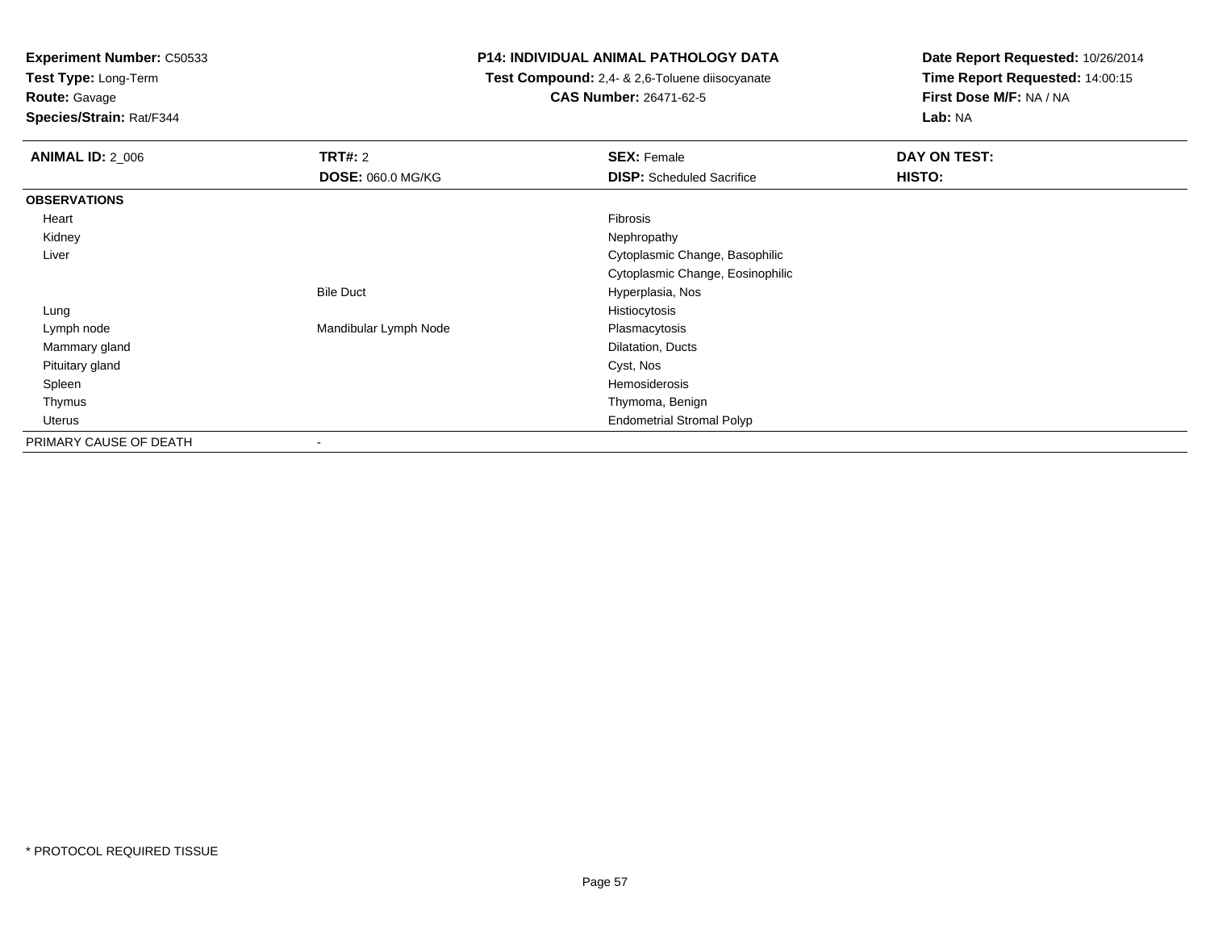**Experiment Number:** C50533
**Test Type:** Long-Term
**Route:** Gavage
**Species/Strain:** Rat/F344

**P14: INDIVIDUAL ANIMAL PATHOLOGY DATA**
**Test Compound:** 2,4- & 2,6-Toluene diisocyanate
**CAS Number:** 26471-62-5

**Date Report Requested:** 10/26/2014
**Time Report Requested:** 14:00:15
**First Dose M/F:** NA / NA
**Lab:** NA

| **ANIMAL ID:** 2_006 | **TRT#:** 2 | **SEX:** Female | **DAY ON TEST:** |
|---|---|---|---|
| | **DOSE:** 060.0 MG/KG | **DISP:** Scheduled Sacrifice | **HISTO:** |
| **OBSERVATIONS** | | | |
| Heart | | Fibrosis | |
| Kidney | | Nephropathy | |
| Liver | | Cytoplasmic Change, Basophilic | |
| | | Cytoplasmic Change, Eosinophilic | |
| | Bile Duct | Hyperplasia, Nos | |
| Lung | | Histiocytosis | |
| Lymph node | Mandibular Lymph Node | Plasmacytosis | |
| Mammary gland | | Dilatation, Ducts | |
| Pituitary gland | | Cyst, Nos | |
| Spleen | | Hemosiderosis | |
| Thymus | | Thymoma, Benign | |
| Uterus | | Endometrial Stromal Polyp | |
| PRIMARY CAUSE OF DEATH | - | | |

\* PROTOCOL REQUIRED TISSUE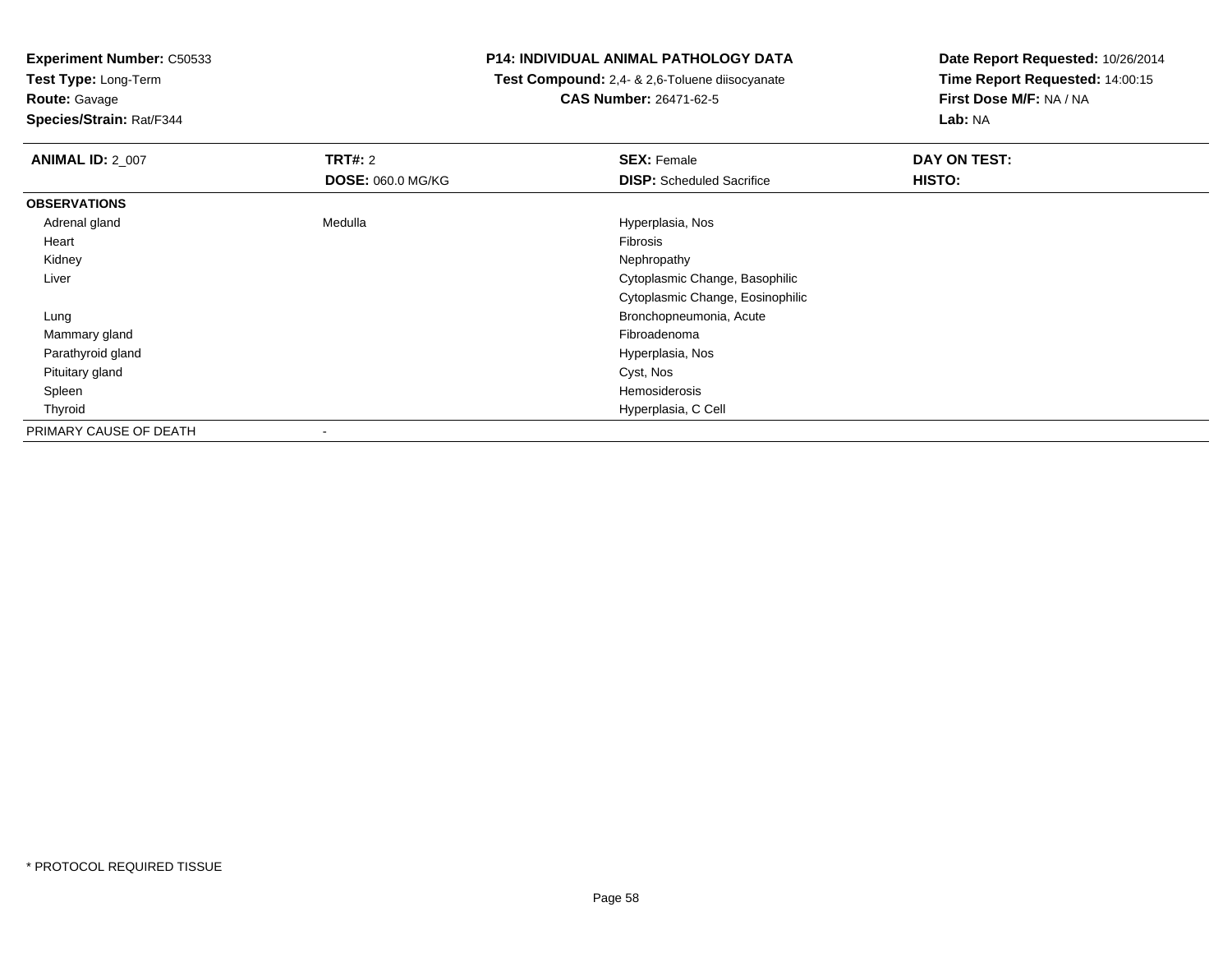**Experiment Number:** C50533
**Test Type:** Long-Term
**Route:** Gavage
**Species/Strain:** Rat/F344

**P14: INDIVIDUAL ANIMAL PATHOLOGY DATA**
**Test Compound:** 2,4- & 2,6-Toluene diisocyanate
**CAS Number:** 26471-62-5

**Date Report Requested:** 10/26/2014
**Time Report Requested:** 14:00:15
**First Dose M/F:** NA / NA
**Lab:** NA

| **ANIMAL ID:** 2_007 | **TRT#:** 2 | **SEX:** Female | **DAY ON TEST:** |
|---|---|---|---|
| | **DOSE:** 060.0 MG/KG | **DISP:** Scheduled Sacrifice | **HISTO:** |
| **OBSERVATIONS** | | | |
| Adrenal gland | Medulla | Hyperplasia, Nos | |
| Heart | | Fibrosis | |
| Kidney | | Nephropathy | |
| Liver | | Cytoplasmic Change, Basophilic | |
| | | Cytoplasmic Change, Eosinophilic | |
| Lung | | Bronchopneumonia, Acute | |
| Mammary gland | | Fibroadenoma | |
| Parathyroid gland | | Hyperplasia, Nos | |
| Pituitary gland | | Cyst, Nos | |
| Spleen | | Hemosiderosis | |
| Thyroid | | Hyperplasia, C Cell | |
| PRIMARY CAUSE OF DEATH | - | | |

* PROTOCOL REQUIRED TISSUE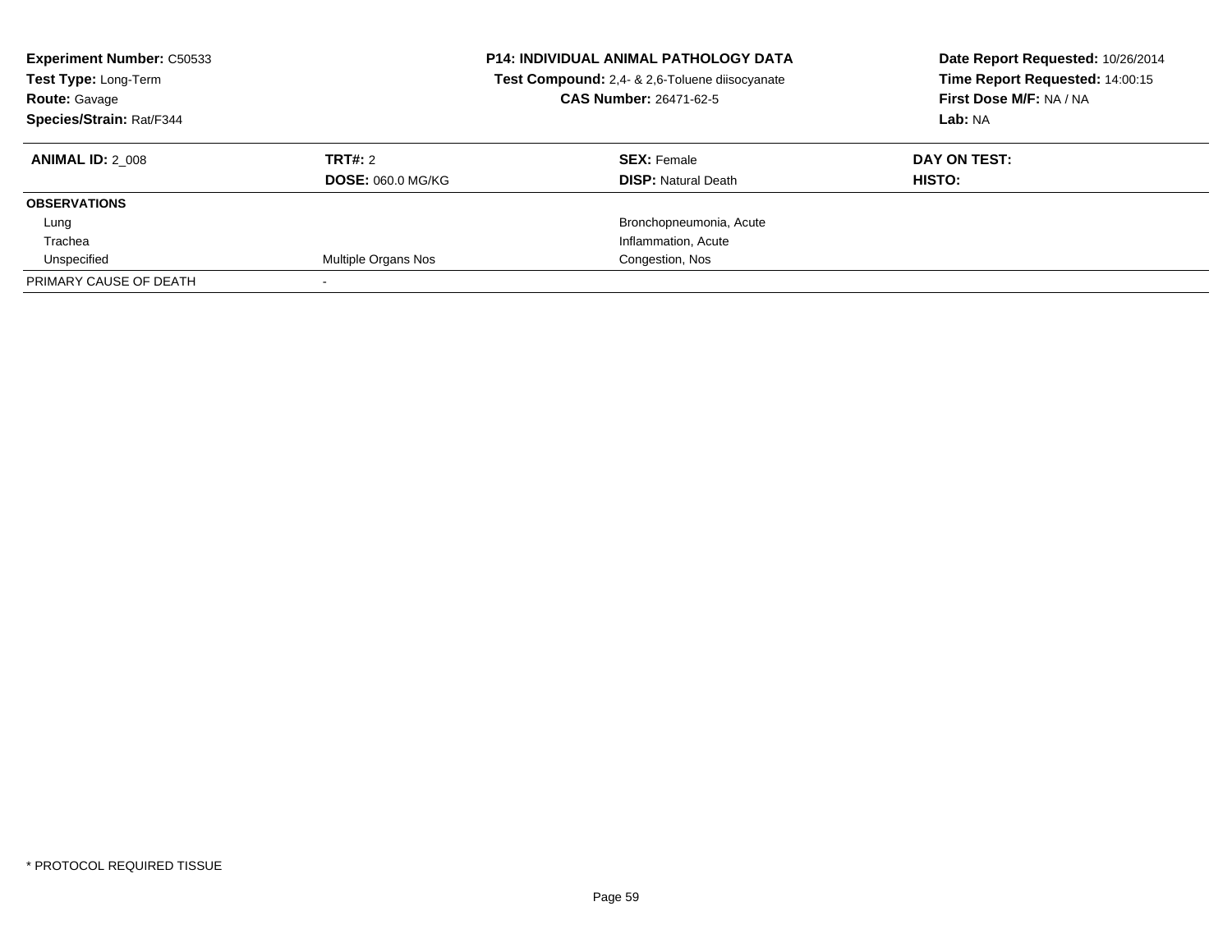**Experiment Number:** C50533
**Test Type:** Long-Term
**Route:** Gavage
**Species/Strain:** Rat/F344

**P14: INDIVIDUAL ANIMAL PATHOLOGY DATA**
**Test Compound:** 2,4- & 2,6-Toluene diisocyanate
**CAS Number:** 26471-62-5

**Date Report Requested:** 10/26/2014
**Time Report Requested:** 14:00:15
**First Dose M/F:** NA / NA
**Lab:** NA

| **ANIMAL ID:** 2_008 | **TRT#:** 2 | **SEX:** Female | **DAY ON TEST:** |
|---|---|---|---|
| | **DOSE:** 060.0 MG/KG | **DISP:** Natural Death | **HISTO:** |
| **OBSERVATIONS** | | | |
| Lung | | Bronchopneumonia, Acute | |
| Trachea | | Inflammation, Acute | |
| Unspecified | Multiple Organs Nos | Congestion, Nos | |
| PRIMARY CAUSE OF DEATH | - | | |

\* PROTOCOL REQUIRED TISSUE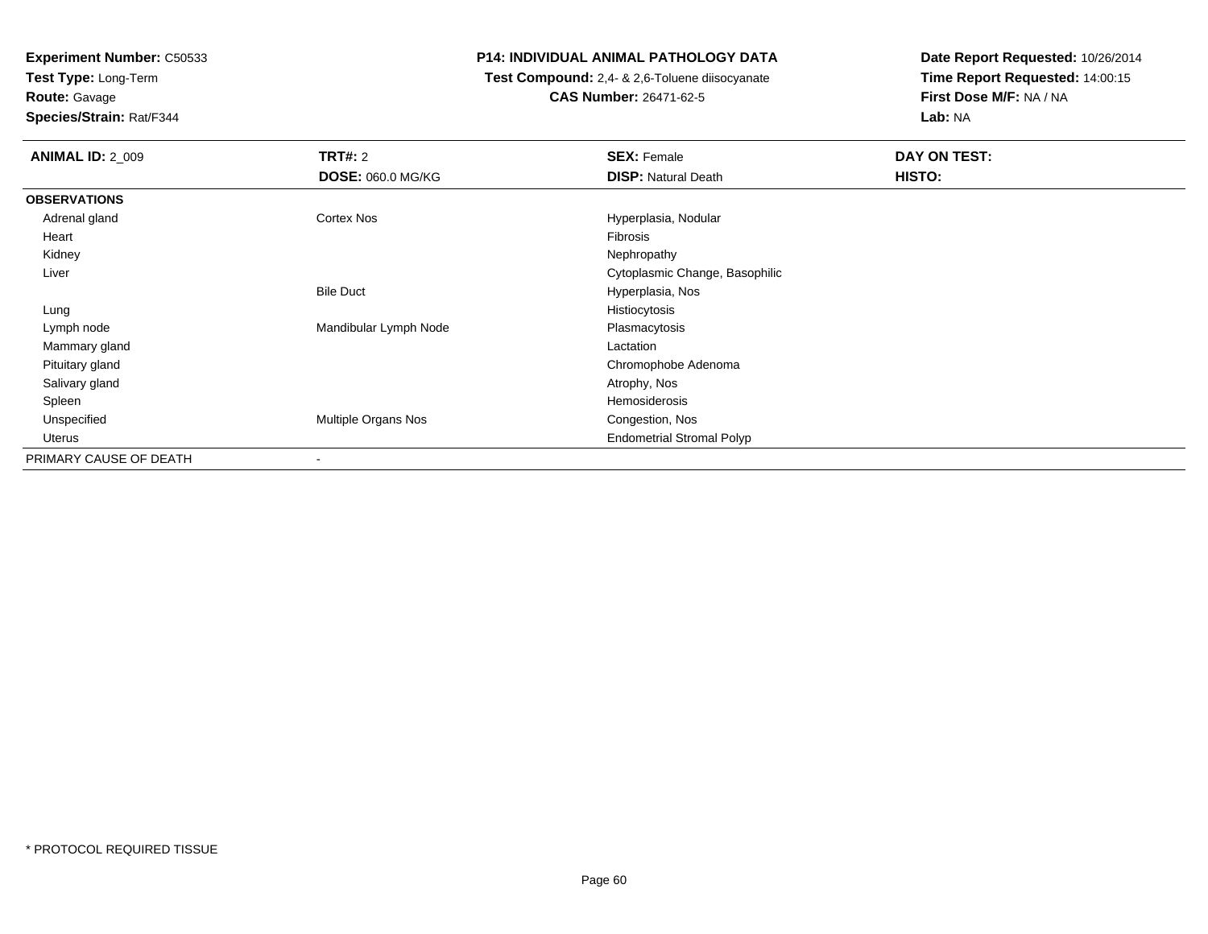**Experiment Number:** C50533
**Test Type:** Long-Term
**Route:** Gavage
**Species/Strain:** Rat/F344

**P14: INDIVIDUAL ANIMAL PATHOLOGY DATA**
**Test Compound:** 2,4- & 2,6-Toluene diisocyanate
**CAS Number:** 26471-62-5

**Date Report Requested:** 10/26/2014
**Time Report Requested:** 14:00:15
**First Dose M/F:** NA / NA
**Lab:** NA

| **ANIMAL ID:** 2_009 | **TRT#:** 2 | **SEX:** Female | **DAY ON TEST:** |
|---|---|---|---|
| | **DOSE:** 060.0 MG/KG | **DISP:** Natural Death | **HISTO:** |
| **OBSERVATIONS** | | | |
| Adrenal gland | Cortex Nos | Hyperplasia, Nodular | |
| Heart | | Fibrosis | |
| Kidney | | Nephropathy | |
| Liver | | Cytoplasmic Change, Basophilic | |
| | Bile Duct | Hyperplasia, Nos | |
| Lung | | Histiocytosis | |
| Lymph node | Mandibular Lymph Node | Plasmacytosis | |
| Mammary gland | | Lactation | |
| Pituitary gland | | Chromophobe Adenoma | |
| Salivary gland | | Atrophy, Nos | |
| Spleen | | Hemosiderosis | |
| Unspecified | Multiple Organs Nos | Congestion, Nos | |
| Uterus | | Endometrial Stromal Polyp | |
| PRIMARY CAUSE OF DEATH | - | | |

\* PROTOCOL REQUIRED TISSUE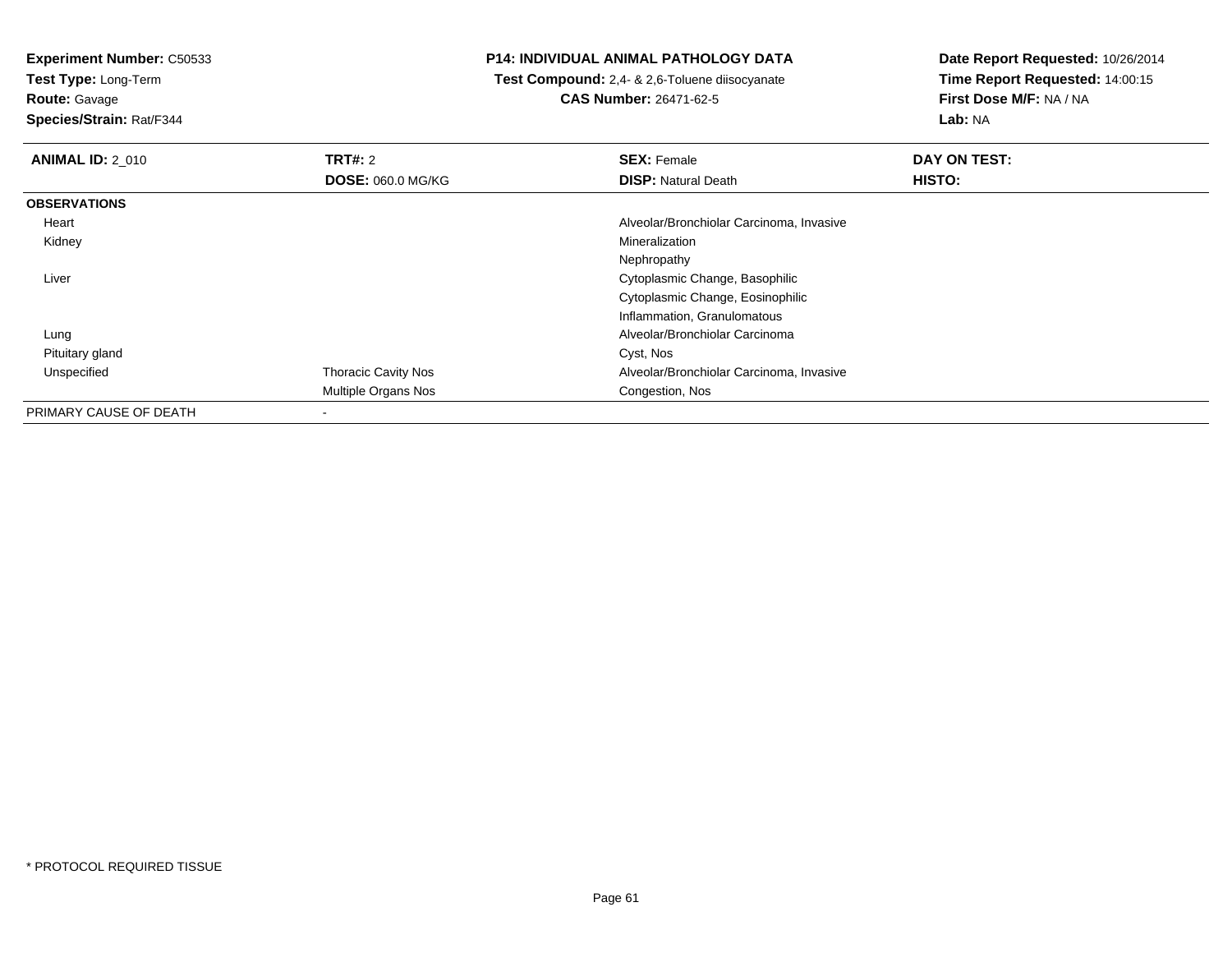**Experiment Number:** C50533
**Test Type:** Long-Term
**Route:** Gavage
**Species/Strain:** Rat/F344

**P14: INDIVIDUAL ANIMAL PATHOLOGY DATA**
**Test Compound:** 2,4- & 2,6-Toluene diisocyanate
**CAS Number:** 26471-62-5

**Date Report Requested:** 10/26/2014
**Time Report Requested:** 14:00:15
**First Dose M/F:** NA / NA
**Lab:** NA

| **ANIMAL ID:** 2_010 | **TRT#:** 2 | **SEX:** Female | **DAY ON TEST:** |
|---|---|---|---|
| | **DOSE:** 060.0 MG/KG | **DISP:** Natural Death | **HISTO:** |
| **OBSERVATIONS** | | | |
| Heart | | Alveolar/Bronchiolar Carcinoma, Invasive | |
| Kidney | | Mineralization | |
| | | Nephropathy | |
| Liver | | Cytoplasmic Change, Basophilic | |
| | | Cytoplasmic Change, Eosinophilic | |
| | | Inflammation, Granulomatous | |
| Lung | | Alveolar/Bronchiolar Carcinoma | |
| Pituitary gland | | Cyst, Nos | |
| Unspecified | Thoracic Cavity Nos | Alveolar/Bronchiolar Carcinoma, Invasive | |
| | Multiple Organs Nos | Congestion, Nos | |
| PRIMARY CAUSE OF DEATH | - | | |

* PROTOCOL REQUIRED TISSUE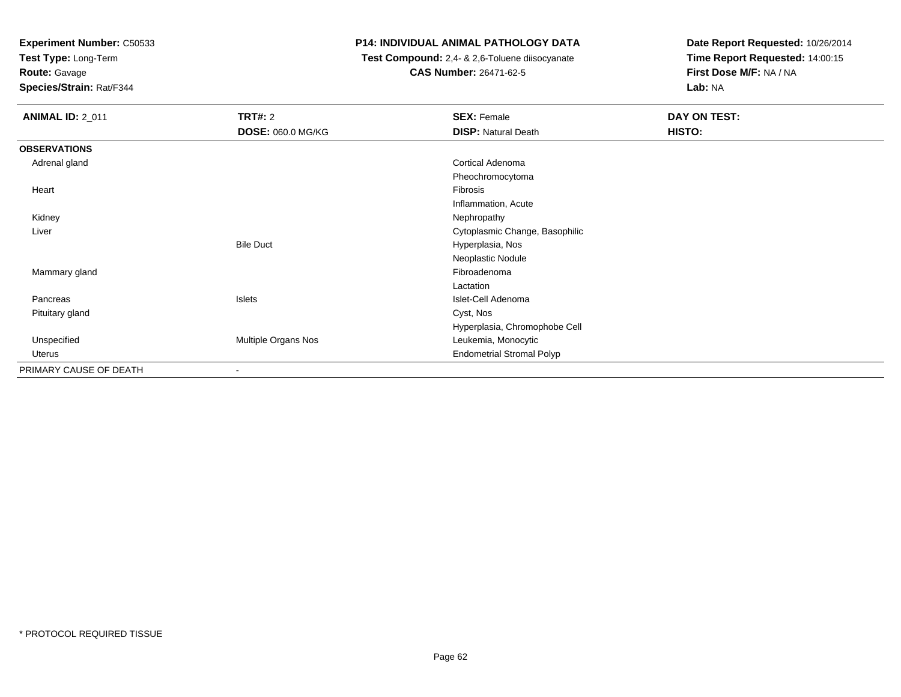**Experiment Number:** C50533
**Test Type:** Long-Term
**Route:** Gavage
**Species/Strain:** Rat/F344

**P14: INDIVIDUAL ANIMAL PATHOLOGY DATA**
**Test Compound:** 2,4- & 2,6-Toluene diisocyanate
**CAS Number:** 26471-62-5

**Date Report Requested:** 10/26/2014
**Time Report Requested:** 14:00:15
**First Dose M/F:** NA / NA
**Lab:** NA

| **ANIMAL ID:** 2_011 | **TRT#:** 2 | **SEX:** Female | **DAY ON TEST:** |
|---|---|---|---|
| | **DOSE:** 060.0 MG/KG | **DISP:** Natural Death | **HISTO:** |
| **OBSERVATIONS** | | | |
| Adrenal gland | | Cortical Adenoma | |
| | | Pheochromocytoma | |
| Heart | | Fibrosis | |
| | | Inflammation, Acute | |
| Kidney | | Nephropathy | |
| Liver | | Cytoplasmic Change, Basophilic | |
| | Bile Duct | Hyperplasia, Nos | |
| | | Neoplastic Nodule | |
| Mammary gland | | Fibroadenoma | |
| | | Lactation | |
| Pancreas | Islets | Islet-Cell Adenoma | |
| Pituitary gland | | Cyst, Nos | |
| | | Hyperplasia, Chromophobe Cell | |
| Unspecified | Multiple Organs Nos | Leukemia, Monocytic | |
| Uterus | | Endometrial Stromal Polyp | |
| PRIMARY CAUSE OF DEATH | - | | |

* PROTOCOL REQUIRED TISSUE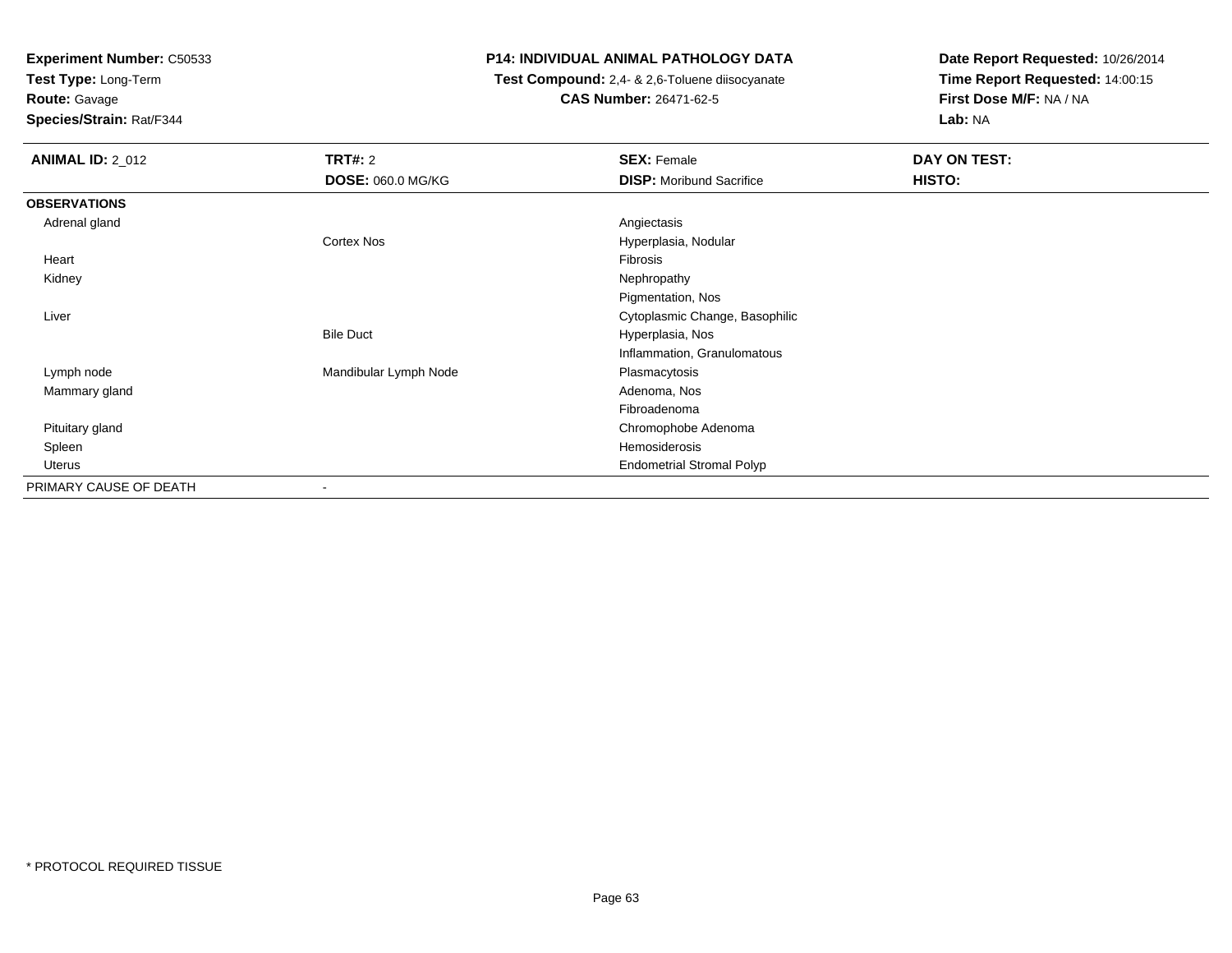**Experiment Number:** C50533
**Test Type:** Long-Term
**Route:** Gavage
**Species/Strain:** Rat/F344

# P14: INDIVIDUAL ANIMAL PATHOLOGY DATA

**Test Compound:** 2,4- & 2,6-Toluene diisocyanate
**CAS Number:** 26471-62-5

**Date Report Requested:** 10/26/2014
**Time Report Requested:** 14:00:15
**First Dose M/F:** NA / NA
**Lab:** NA

| **ANIMAL ID:** 2_012 | **TRT#:** 2 | **SEX:** Female | **DAY ON TEST:** |
|---|---|---|---|
| | **DOSE:** 060.0 MG/KG | **DISP:** Moribund Sacrifice | **HISTO:** |
| **OBSERVATIONS** | | | |
| Adrenal gland | | Angiectasis | |
| | Cortex Nos | Hyperplasia, Nodular | |
| Heart | | Fibrosis | |
| Kidney | | Nephropathy | |
| | | Pigmentation, Nos | |
| Liver | | Cytoplasmic Change, Basophilic | |
| | Bile Duct | Hyperplasia, Nos | |
| | | Inflammation, Granulomatous | |
| Lymph node | Mandibular Lymph Node | Plasmacytosis | |
| Mammary gland | | Adenoma, Nos | |
| | | Fibroadenoma | |
| Pituitary gland | | Chromophobe Adenoma | |
| Spleen | | Hemosiderosis | |
| Uterus | | Endometrial Stromal Polyp | |
| PRIMARY CAUSE OF DEATH | - | | |

* PROTOCOL REQUIRED TISSUE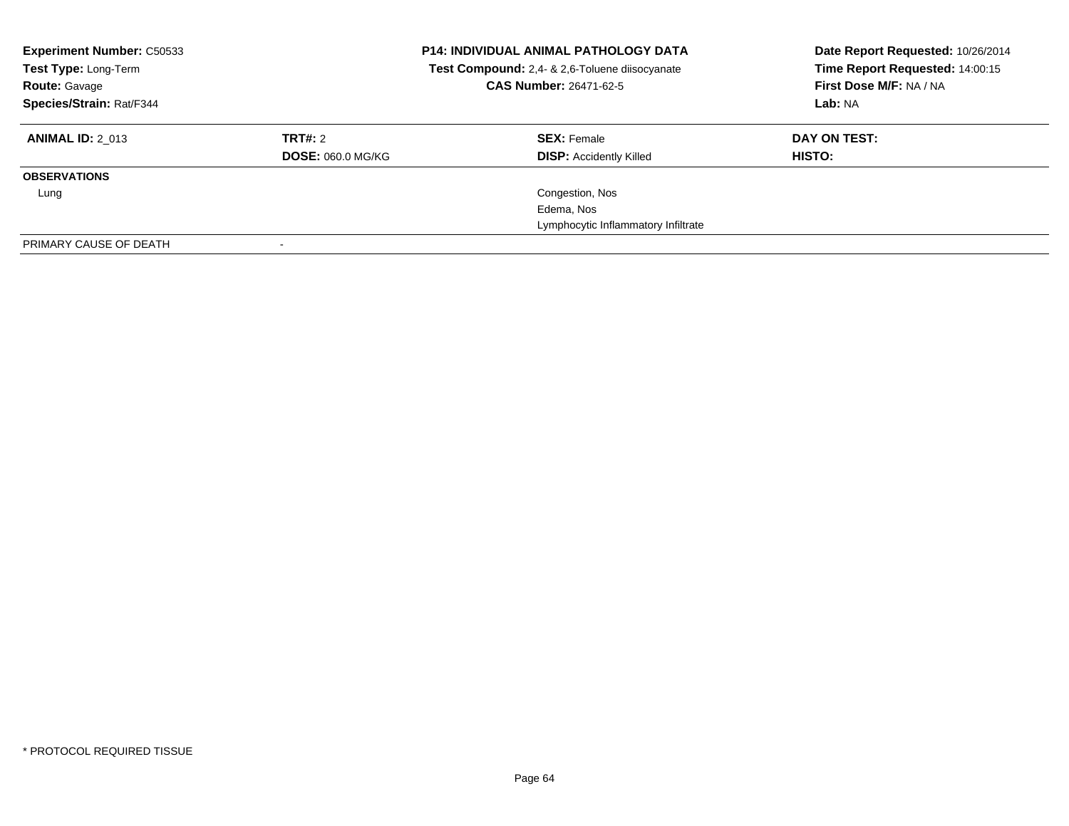**Experiment Number:** C50533
**Test Type:** Long-Term
**Route:** Gavage
**Species/Strain:** Rat/F344

**P14: INDIVIDUAL ANIMAL PATHOLOGY DATA**
**Test Compound:** 2,4- & 2,6-Toluene diisocyanate
**CAS Number:** 26471-62-5

**Date Report Requested:** 10/26/2014
**Time Report Requested:** 14:00:15
**First Dose M/F:** NA / NA
**Lab:** NA

| **ANIMAL ID:** 2_013 | **TRT#:** 2 | **SEX:** Female | **DAY ON TEST:** |
|---|---|---|---|
| | **DOSE:** 060.0 MG/KG | **DISP:** Accidently Killed | **HISTO:** |
| **OBSERVATIONS** | | | |
| Lung | | Congestion, Nos | |
| | | Edema, Nos | |
| | | Lymphocytic Inflammatory Infiltrate | |
| PRIMARY CAUSE OF DEATH | - | | |

\* PROTOCOL REQUIRED TISSUE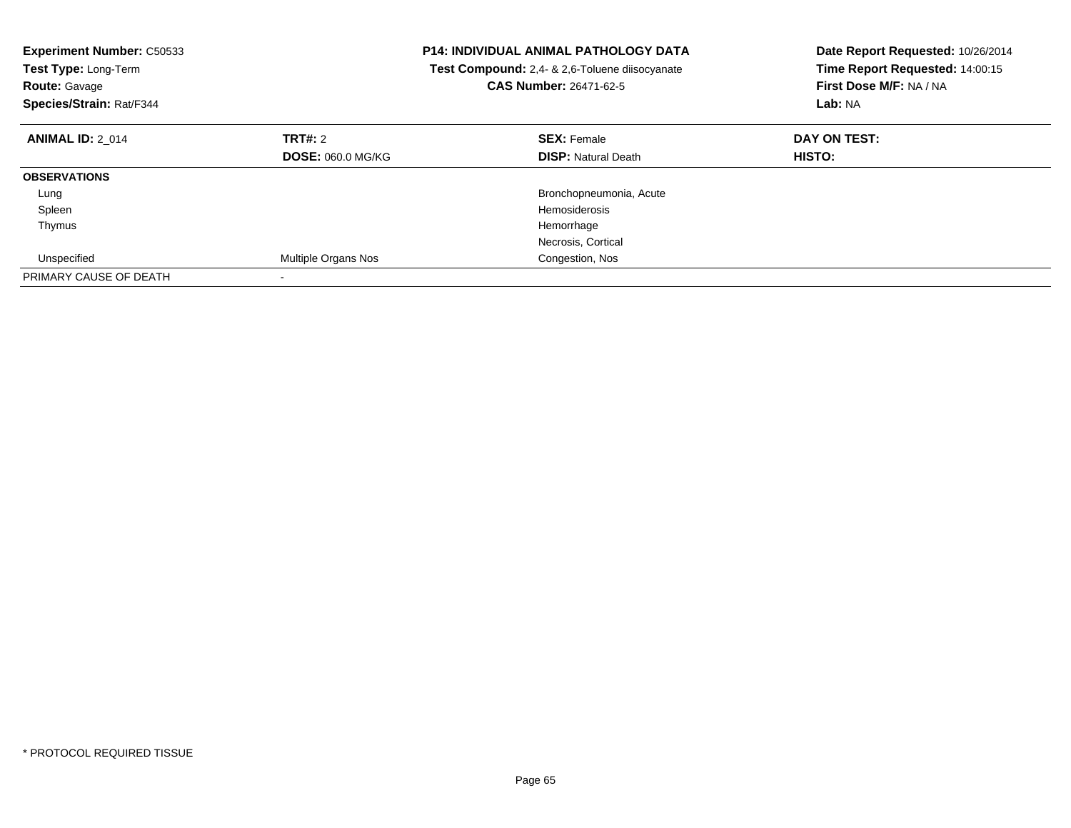**Experiment Number:** C50533
**Test Type:** Long-Term
**Route:** Gavage
**Species/Strain:** Rat/F344

**P14: INDIVIDUAL ANIMAL PATHOLOGY DATA**
**Test Compound:** 2,4- & 2,6-Toluene diisocyanate
**CAS Number:** 26471-62-5

**Date Report Requested:** 10/26/2014
**Time Report Requested:** 14:00:15
**First Dose M/F:** NA / NA
**Lab:** NA

| **ANIMAL ID:** 2_014 | **TRT#:** 2 | **SEX:** Female | **DAY ON TEST:** |
|---|---|---|---|
| | **DOSE:** 060.0 MG/KG | **DISP:** Natural Death | **HISTO:** |
| **OBSERVATIONS** | | | |
| Lung | | Bronchopneumonia, Acute | |
| Spleen | | Hemosiderosis | |
| Thymus | | Hemorrhage | |
| | | Necrosis, Cortical | |
| Unspecified | Multiple Organs Nos | Congestion, Nos | |
| PRIMARY CAUSE OF DEATH | - | | |

* PROTOCOL REQUIRED TISSUE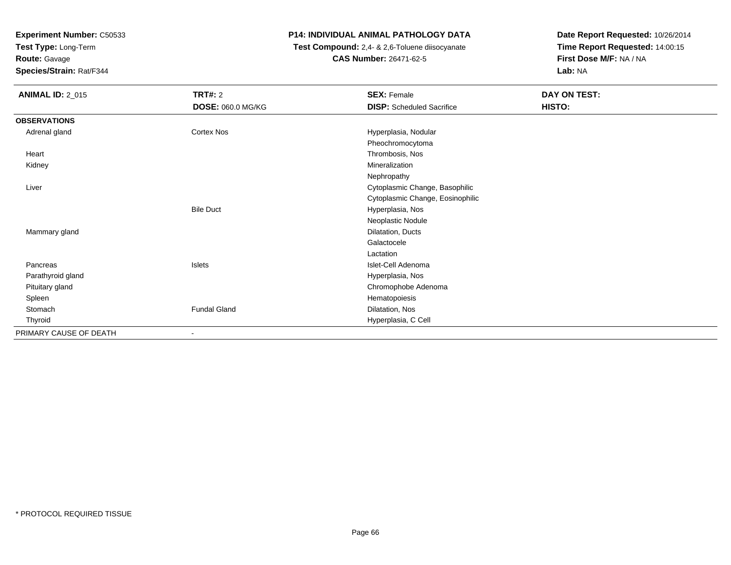**Experiment Number:** C50533
**Test Type:** Long-Term
**Route:** Gavage
**Species/Strain:** Rat/F344

**P14: INDIVIDUAL ANIMAL PATHOLOGY DATA**
**Test Compound:** 2,4- & 2,6-Toluene diisocyanate
**CAS Number:** 26471-62-5

**Date Report Requested:** 10/26/2014
**Time Report Requested:** 14:00:15
**First Dose M/F:** NA / NA
**Lab:** NA

| **ANIMAL ID:** 2_015 | **TRT#:** 2 | **SEX:** Female | **DAY ON TEST:** |
|---|---|---|---|
| | **DOSE:** 060.0 MG/KG | **DISP:** Scheduled Sacrifice | **HISTO:** |
| **OBSERVATIONS** | | | |
| Adrenal gland | Cortex Nos | Hyperplasia, Nodular | |
| | | Pheochromocytoma | |
| Heart | | Thrombosis, Nos | |
| Kidney | | Mineralization | |
| | | Nephropathy | |
| Liver | | Cytoplasmic Change, Basophilic | |
| | | Cytoplasmic Change, Eosinophilic | |
| | Bile Duct | Hyperplasia, Nos | |
| | | Neoplastic Nodule | |
| Mammary gland | | Dilatation, Ducts | |
| | | Galactocele | |
| | | Lactation | |
| Pancreas | Islets | Islet-Cell Adenoma | |
| Parathyroid gland | | Hyperplasia, Nos | |
| Pituitary gland | | Chromophobe Adenoma | |
| Spleen | | Hematopoiesis | |
| Stomach | Fundal Gland | Dilatation, Nos | |
| Thyroid | | Hyperplasia, C Cell | |
| PRIMARY CAUSE OF DEATH | - | | |

* PROTOCOL REQUIRED TISSUE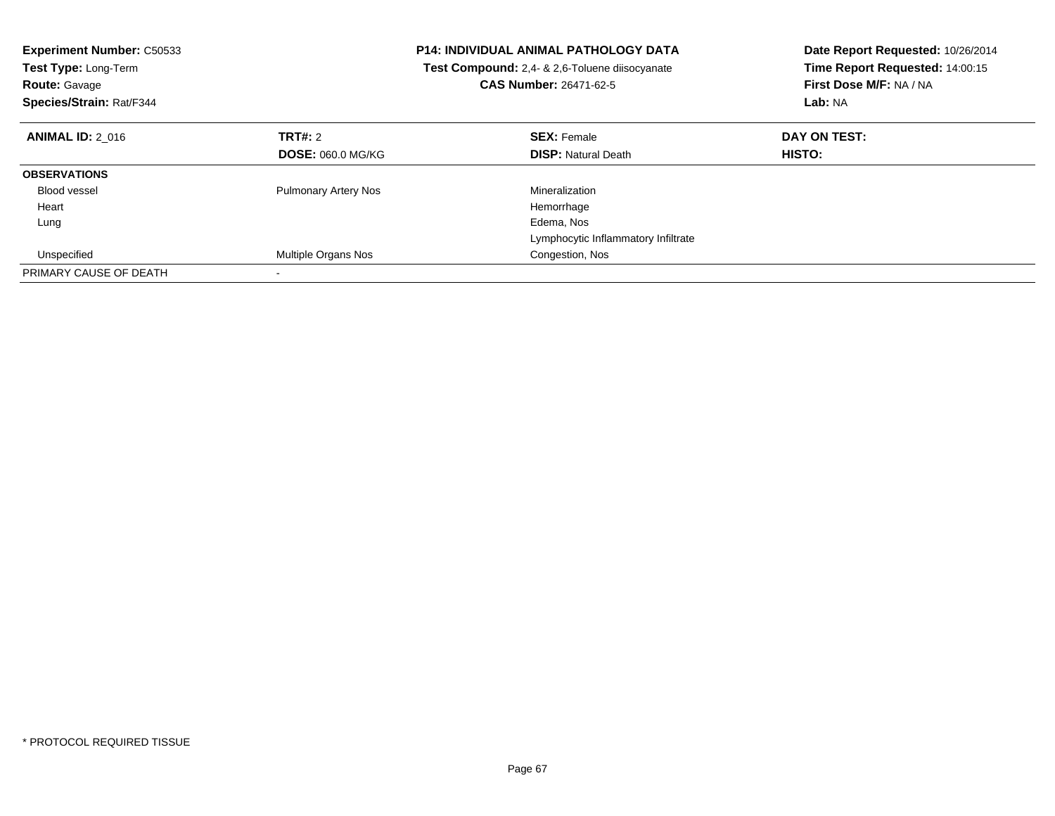**Experiment Number:** C50533
**Test Type:** Long-Term
**Route:** Gavage
**Species/Strain:** Rat/F344

**P14: INDIVIDUAL ANIMAL PATHOLOGY DATA**
**Test Compound:** 2,4- & 2,6-Toluene diisocyanate
**CAS Number:** 26471-62-5

**Date Report Requested:** 10/26/2014
**Time Report Requested:** 14:00:15
**First Dose M/F:** NA / NA
**Lab:** NA

| **ANIMAL ID:** 2_016 | **TRT#:** 2 | **SEX:** Female | **DAY ON TEST:** |
|---|---|---|---|
| | **DOSE:** 060.0 MG/KG | **DISP:** Natural Death | **HISTO:** |
| **OBSERVATIONS** | | | |
| Blood vessel | Pulmonary Artery Nos | Mineralization | |
| Heart | | Hemorrhage | |
| Lung | | Edema, Nos | |
| | | Lymphocytic Inflammatory Infiltrate | |
| Unspecified | Multiple Organs Nos | Congestion, Nos | |
| PRIMARY CAUSE OF DEATH | - | | |

* PROTOCOL REQUIRED TISSUE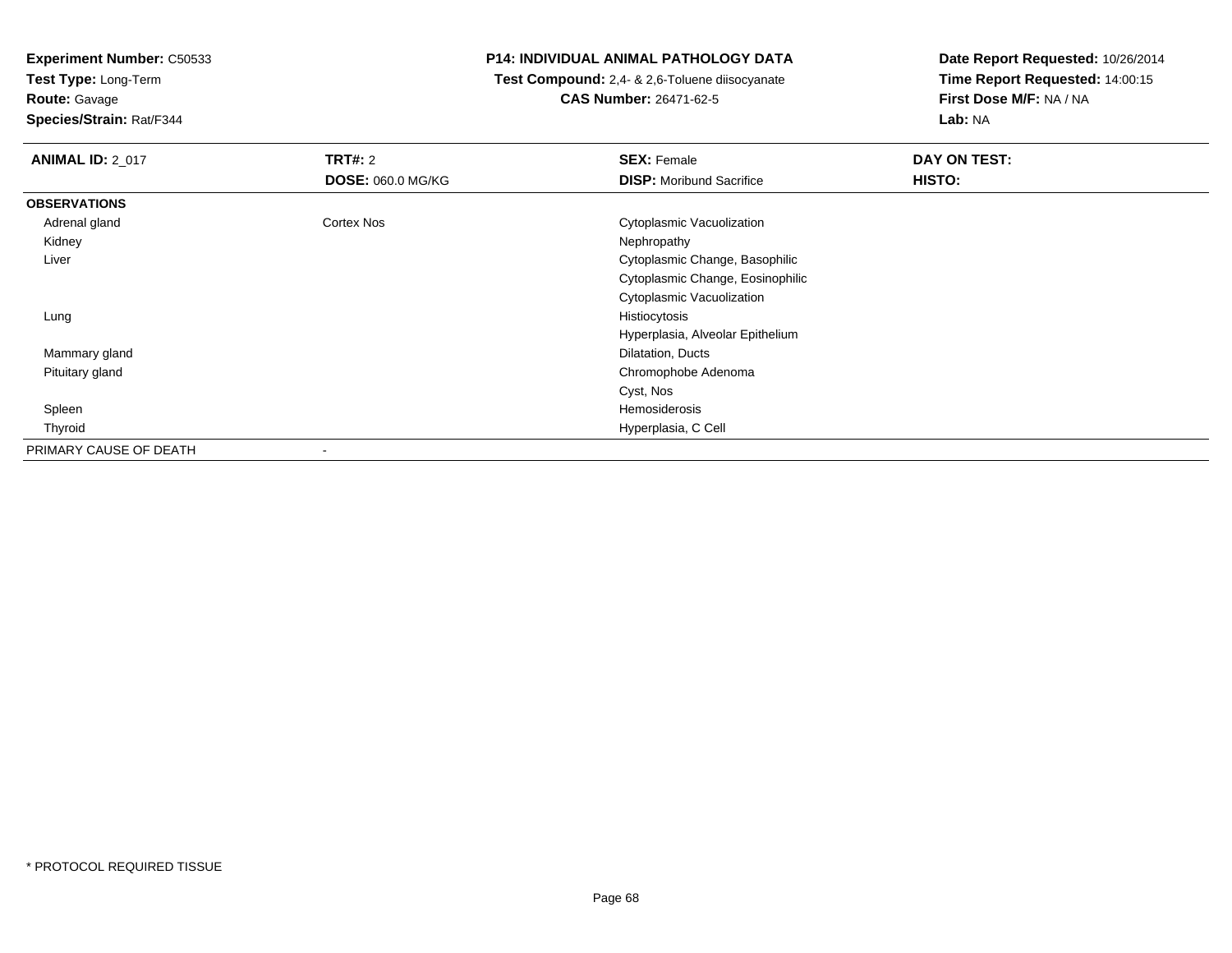**Experiment Number:** C50533
**Test Type:** Long-Term
**Route:** Gavage
**Species/Strain:** Rat/F344

**P14: INDIVIDUAL ANIMAL PATHOLOGY DATA**
**Test Compound:** 2,4- & 2,6-Toluene diisocyanate
**CAS Number:** 26471-62-5

**Date Report Requested:** 10/26/2014
**Time Report Requested:** 14:00:15
**First Dose M/F:** NA / NA
**Lab:** NA

| **ANIMAL ID:** 2_017 | **TRT#:** 2<br>**DOSE:** 060.0 MG/KG | **SEX:** Female<br>**DISP:** Moribund Sacrifice | **DAY ON TEST:**<br>**HISTO:** |
|---|---|---|---|
| **OBSERVATIONS** | | | |
| Adrenal gland | Cortex Nos | Cytoplasmic Vacuolization | |
| Kidney | | Nephropathy | |
| Liver | | Cytoplasmic Change, Basophilic | |
| | | Cytoplasmic Change, Eosinophilic | |
| | | Cytoplasmic Vacuolization | |
| Lung | | Histiocytosis | |
| | | Hyperplasia, Alveolar Epithelium | |
| Mammary gland | | Dilatation, Ducts | |
| Pituitary gland | | Chromophobe Adenoma | |
| | | Cyst, Nos | |
| Spleen | | Hemosiderosis | |
| Thyroid | | Hyperplasia, C Cell | |
| PRIMARY CAUSE OF DEATH | - | | |

* PROTOCOL REQUIRED TISSUE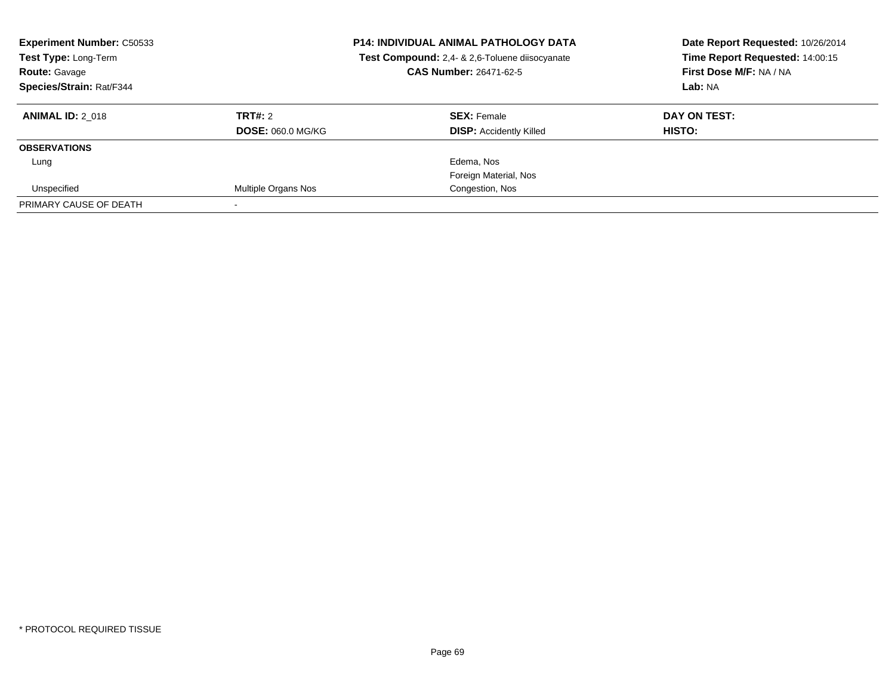**Experiment Number:** C50533
**Test Type:** Long-Term
**Route:** Gavage
**Species/Strain:** Rat/F344

**P14: INDIVIDUAL ANIMAL PATHOLOGY DATA**
**Test Compound:** 2,4- & 2,6-Toluene diisocyanate
**CAS Number:** 26471-62-5

**Date Report Requested:** 10/26/2014
**Time Report Requested:** 14:00:15
**First Dose M/F:** NA / NA
**Lab:** NA

| **ANIMAL ID:** 2_018 | **TRT#:** 2 | **SEX:** Female | **DAY ON TEST:** |
|---|---|---|---|
| | **DOSE:** 060.0 MG/KG | **DISP:** Accidently Killed | **HISTO:** |
| **OBSERVATIONS** | | | |
| Lung | | Edema, Nos | |
| | | Foreign Material, Nos | |
| Unspecified | Multiple Organs Nos | Congestion, Nos | |
| PRIMARY CAUSE OF DEATH | - | | |

* PROTOCOL REQUIRED TISSUE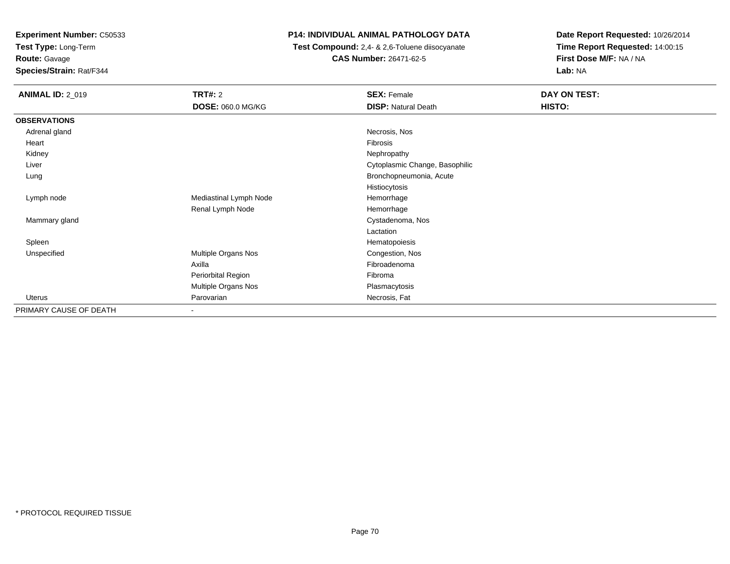**Experiment Number:** C50533
**Test Type:** Long-Term
**Route:** Gavage
**Species/Strain:** Rat/F344

**P14: INDIVIDUAL ANIMAL PATHOLOGY DATA**
**Test Compound:** 2,4- & 2,6-Toluene diisocyanate
**CAS Number:** 26471-62-5

**Date Report Requested:** 10/26/2014
**Time Report Requested:** 14:00:15
**First Dose M/F:** NA / NA
**Lab:** NA

| **ANIMAL ID:** 2_019 | **TRT#:** 2 | **SEX:** Female | **DAY ON TEST:** |
|---|---|---|---|
| | **DOSE:** 060.0 MG/KG | **DISP:** Natural Death | **HISTO:** |
| **OBSERVATIONS** | | | |
| Adrenal gland | | Necrosis, Nos | |
| Heart | | Fibrosis | |
| Kidney | | Nephropathy | |
| Liver | | Cytoplasmic Change, Basophilic | |
| Lung | | Bronchopneumonia, Acute | |
| | | Histiocytosis | |
| Lymph node | Mediastinal Lymph Node | Hemorrhage | |
| | Renal Lymph Node | Hemorrhage | |
| Mammary gland | | Cystadenoma, Nos | |
| | | Lactation | |
| Spleen | | Hematopoiesis | |
| Unspecified | Multiple Organs Nos | Congestion, Nos | |
| | Axilla | Fibroadenoma | |
| | Periorbital Region | Fibroma | |
| | Multiple Organs Nos | Plasmacytosis | |
| Uterus | Parovarian | Necrosis, Fat | |
| PRIMARY CAUSE OF DEATH | - | | |

\* PROTOCOL REQUIRED TISSUE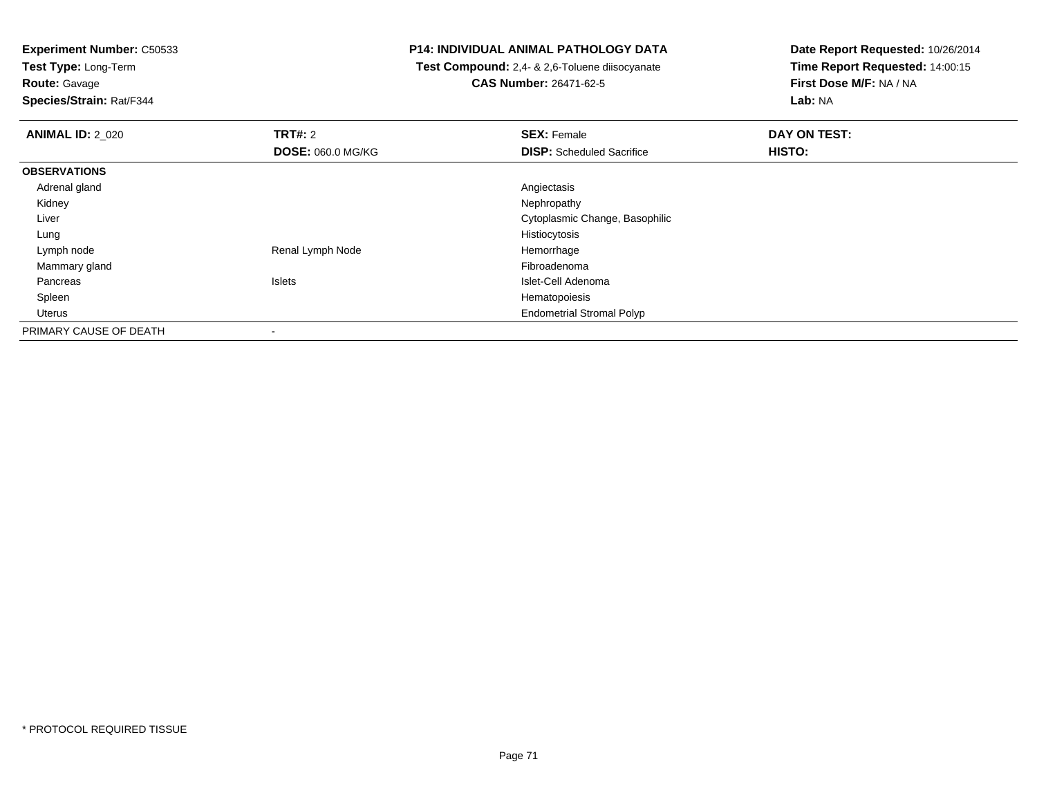**Experiment Number:** C50533
**Test Type:** Long-Term
**Route:** Gavage
**Species/Strain:** Rat/F344

**P14: INDIVIDUAL ANIMAL PATHOLOGY DATA**
**Test Compound:** 2,4- & 2,6-Toluene diisocyanate
**CAS Number:** 26471-62-5

**Date Report Requested:** 10/26/2014
**Time Report Requested:** 14:00:15
**First Dose M/F:** NA / NA
**Lab:** NA

| **ANIMAL ID:** 2_020 | **TRT#:** 2<br>**DOSE:** 060.0 MG/KG | **SEX:** Female<br>**DISP:** Scheduled Sacrifice | **DAY ON TEST:**<br>**HISTO:** |
|---|---|---|---|
| **OBSERVATIONS** | | | |
| Adrenal gland | | Angiectasis | |
| Kidney | | Nephropathy | |
| Liver | | Cytoplasmic Change, Basophilic | |
| Lung | | Histiocytosis | |
| Lymph node | Renal Lymph Node | Hemorrhage | |
| Mammary gland | | Fibroadenoma | |
| Pancreas | Islets | Islet-Cell Adenoma | |
| Spleen | | Hematopoiesis | |
| Uterus | | Endometrial Stromal Polyp | |
| PRIMARY CAUSE OF DEATH | - | | |

* PROTOCOL REQUIRED TISSUE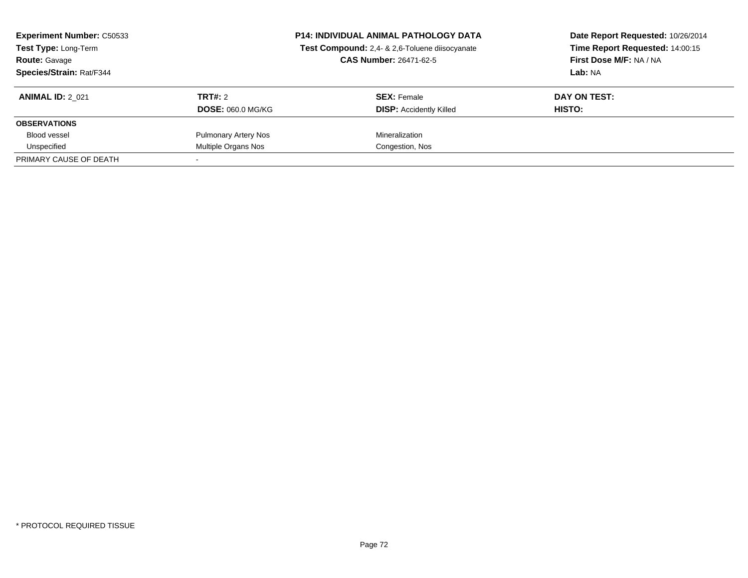**Experiment Number:** C50533
**Test Type:** Long-Term
**Route:** Gavage
**Species/Strain:** Rat/F344

**P14: INDIVIDUAL ANIMAL PATHOLOGY DATA**
**Test Compound:** 2,4- & 2,6-Toluene diisocyanate
**CAS Number:** 26471-62-5

**Date Report Requested:** 10/26/2014
**Time Report Requested:** 14:00:15
**First Dose M/F:** NA / NA
**Lab:** NA

| **ANIMAL ID:** 2_021 | **TRT#:** 2 | **SEX:** Female | **DAY ON TEST:** |
|---|---|---|---|
| | **DOSE:** 060.0 MG/KG | **DISP:** Accidently Killed | **HISTO:** |
| **OBSERVATIONS** | | | |
| Blood vessel | Pulmonary Artery Nos | Mineralization | |
| Unspecified | Multiple Organs Nos | Congestion, Nos | |
| PRIMARY CAUSE OF DEATH | - | | |

* PROTOCOL REQUIRED TISSUE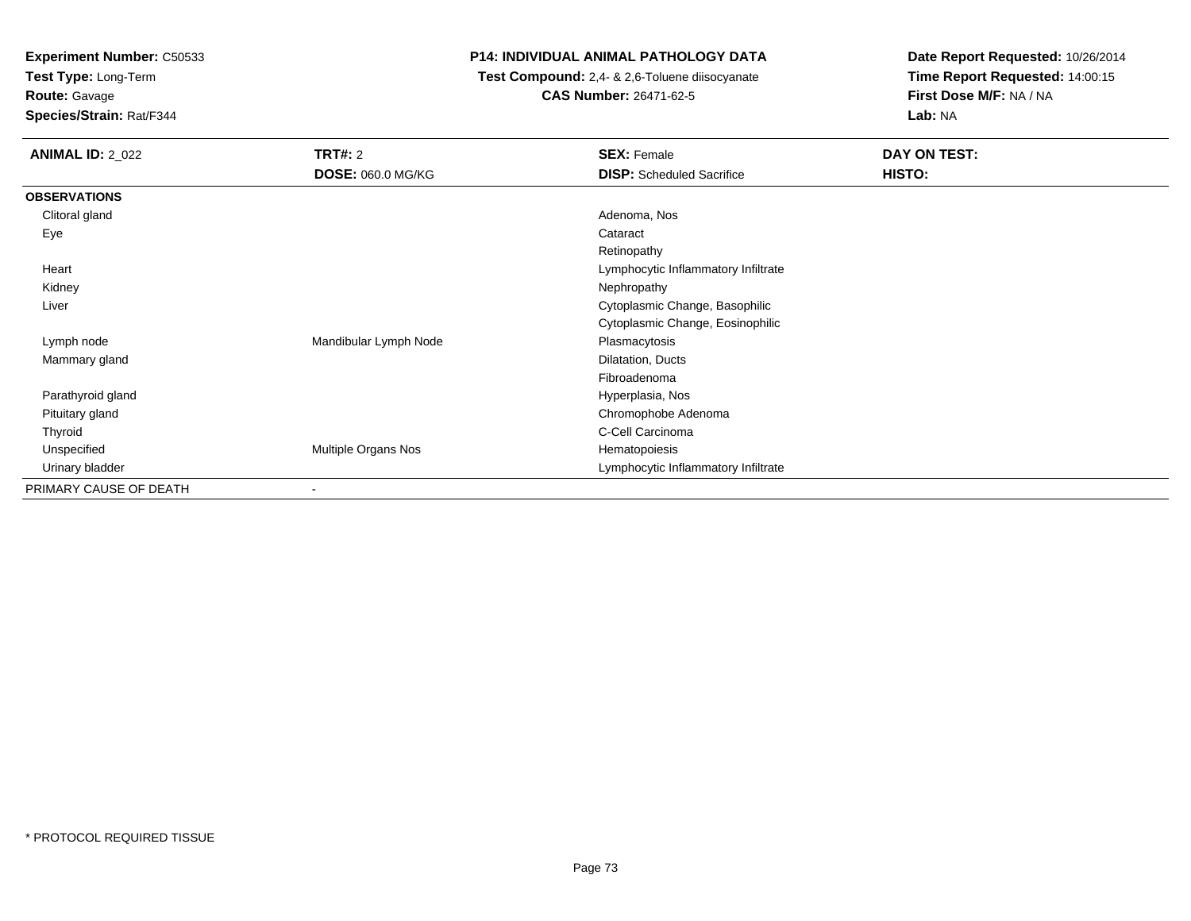**Experiment Number:** C50533
**Test Type:** Long-Term
**Route:** Gavage
**Species/Strain:** Rat/F344

**P14: INDIVIDUAL ANIMAL PATHOLOGY DATA**
**Test Compound:** 2,4- & 2,6-Toluene diisocyanate
**CAS Number:** 26471-62-5

**Date Report Requested:** 10/26/2014
**Time Report Requested:** 14:00:15
**First Dose M/F:** NA / NA
**Lab:** NA

| **ANIMAL ID:** 2_022 | **TRT#:** 2 | **SEX:** Female | **DAY ON TEST:** |
|---|---|---|---|
| | **DOSE:** 060.0 MG/KG | **DISP:** Scheduled Sacrifice | **HISTO:** |
| **OBSERVATIONS** | | | |
| Clitoral gland | | Adenoma, Nos | |
| Eye | | Cataract | |
| | | Retinopathy | |
| Heart | | Lymphocytic Inflammatory Infiltrate | |
| Kidney | | Nephropathy | |
| Liver | | Cytoplasmic Change, Basophilic | |
| | | Cytoplasmic Change, Eosinophilic | |
| Lymph node | Mandibular Lymph Node | Plasmacytosis | |
| Mammary gland | | Dilatation, Ducts | |
| | | Fibroadenoma | |
| Parathyroid gland | | Hyperplasia, Nos | |
| Pituitary gland | | Chromophobe Adenoma | |
| Thyroid | | C-Cell Carcinoma | |
| Unspecified | Multiple Organs Nos | Hematopoiesis | |
| Urinary bladder | | Lymphocytic Inflammatory Infiltrate | |
| PRIMARY CAUSE OF DEATH | - | | |

* PROTOCOL REQUIRED TISSUE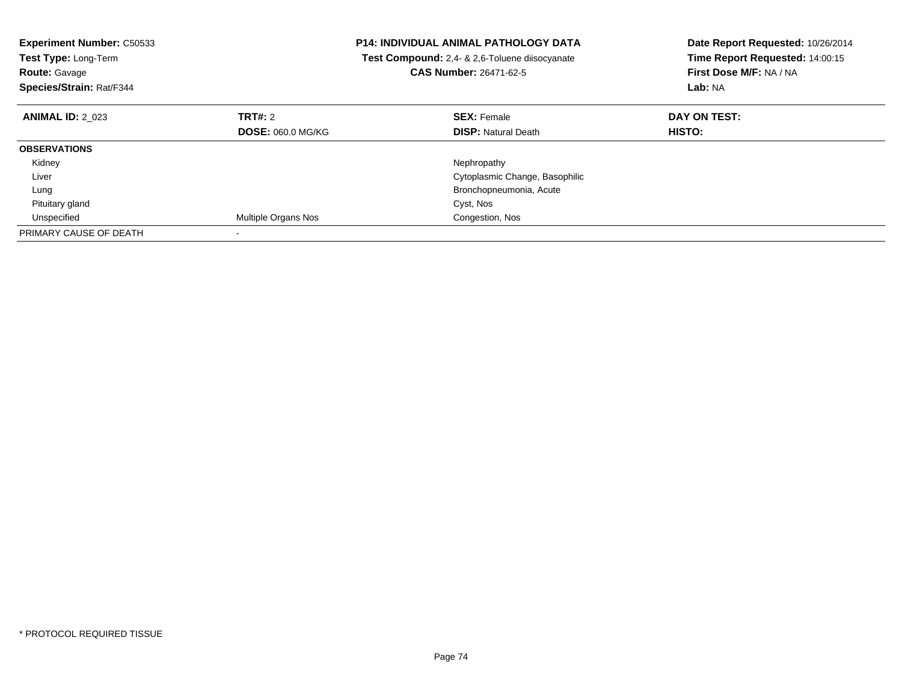**Experiment Number:** C50533
**Test Type:** Long-Term
**Route:** Gavage
**Species/Strain:** Rat/F344

**P14: INDIVIDUAL ANIMAL PATHOLOGY DATA**
**Test Compound:** 2,4- & 2,6-Toluene diisocyanate
**CAS Number:** 26471-62-5

**Date Report Requested:** 10/26/2014
**Time Report Requested:** 14:00:15
**First Dose M/F:** NA / NA
**Lab:** NA

| **ANIMAL ID:** 2_023 | **TRT#:** 2 | **SEX:** Female | **DAY ON TEST:** |
|---|---|---|---|
| | **DOSE:** 060.0 MG/KG | **DISP:** Natural Death | **HISTO:** |
| **OBSERVATIONS** | | | |
| Kidney | | Nephropathy | |
| Liver | | Cytoplasmic Change, Basophilic | |
| Lung | | Bronchopneumonia, Acute | |
| Pituitary gland | | Cyst, Nos | |
| Unspecified | Multiple Organs Nos | Congestion, Nos | |
| PRIMARY CAUSE OF DEATH | - | | |

\* PROTOCOL REQUIRED TISSUE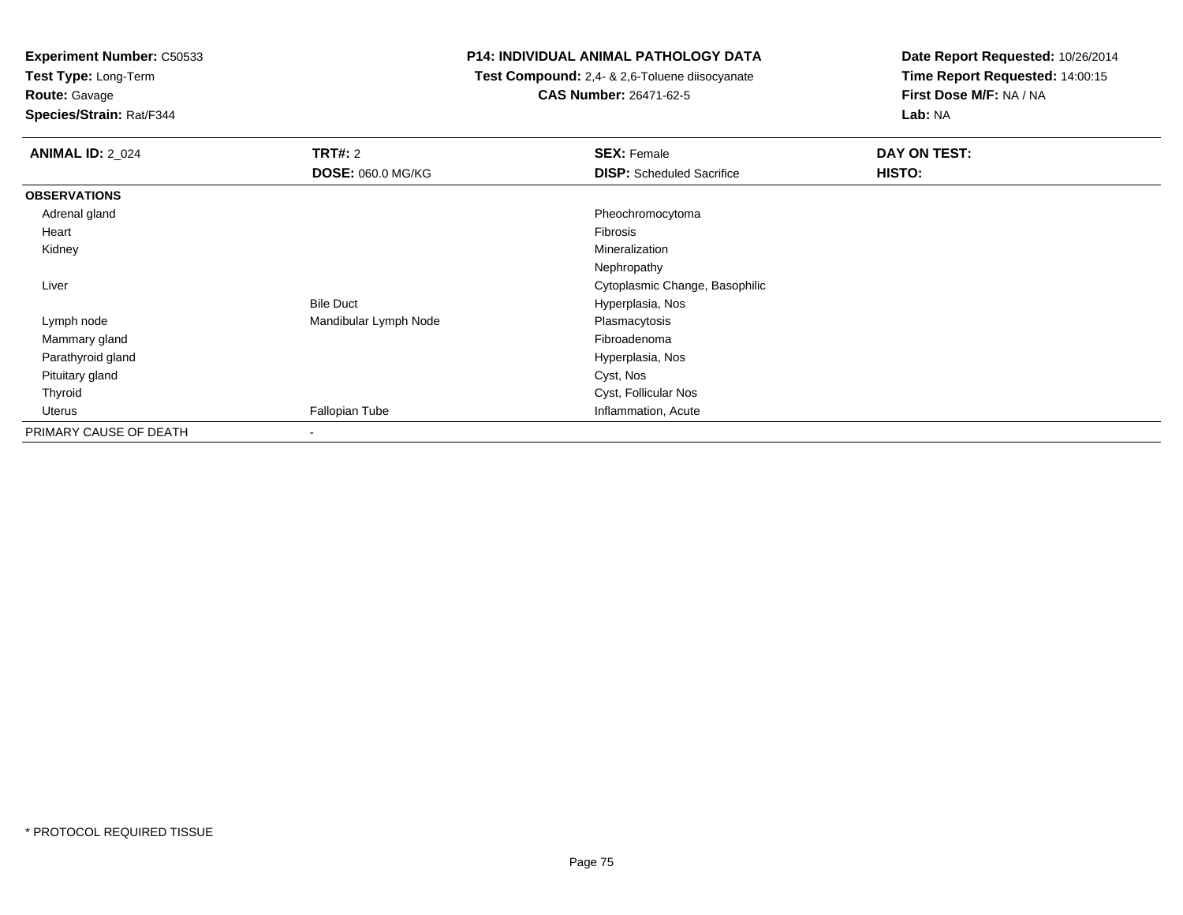**Experiment Number:** C50533
**Test Type:** Long-Term
**Route:** Gavage
**Species/Strain:** Rat/F344

**P14: INDIVIDUAL ANIMAL PATHOLOGY DATA**
**Test Compound:** 2,4- & 2,6-Toluene diisocyanate
**CAS Number:** 26471-62-5

**Date Report Requested:** 10/26/2014
**Time Report Requested:** 14:00:15
**First Dose M/F:** NA / NA
**Lab:** NA

| **ANIMAL ID:** 2_024 | **TRT#:** 2 | **SEX:** Female | **DAY ON TEST:** |
|---|---|---|---|
| | **DOSE:** 060.0 MG/KG | **DISP:** Scheduled Sacrifice | **HISTO:** |
| **OBSERVATIONS** | | | |
| Adrenal gland | | Pheochromocytoma | |
| Heart | | Fibrosis | |
| Kidney | | Mineralization | |
| | | Nephropathy | |
| Liver | | Cytoplasmic Change, Basophilic | |
| | Bile Duct | Hyperplasia, Nos | |
| Lymph node | Mandibular Lymph Node | Plasmacytosis | |
| Mammary gland | | Fibroadenoma | |
| Parathyroid gland | | Hyperplasia, Nos | |
| Pituitary gland | | Cyst, Nos | |
| Thyroid | | Cyst, Follicular Nos | |
| Uterus | Fallopian Tube | Inflammation, Acute | |
| PRIMARY CAUSE OF DEATH | - | | |

* PROTOCOL REQUIRED TISSUE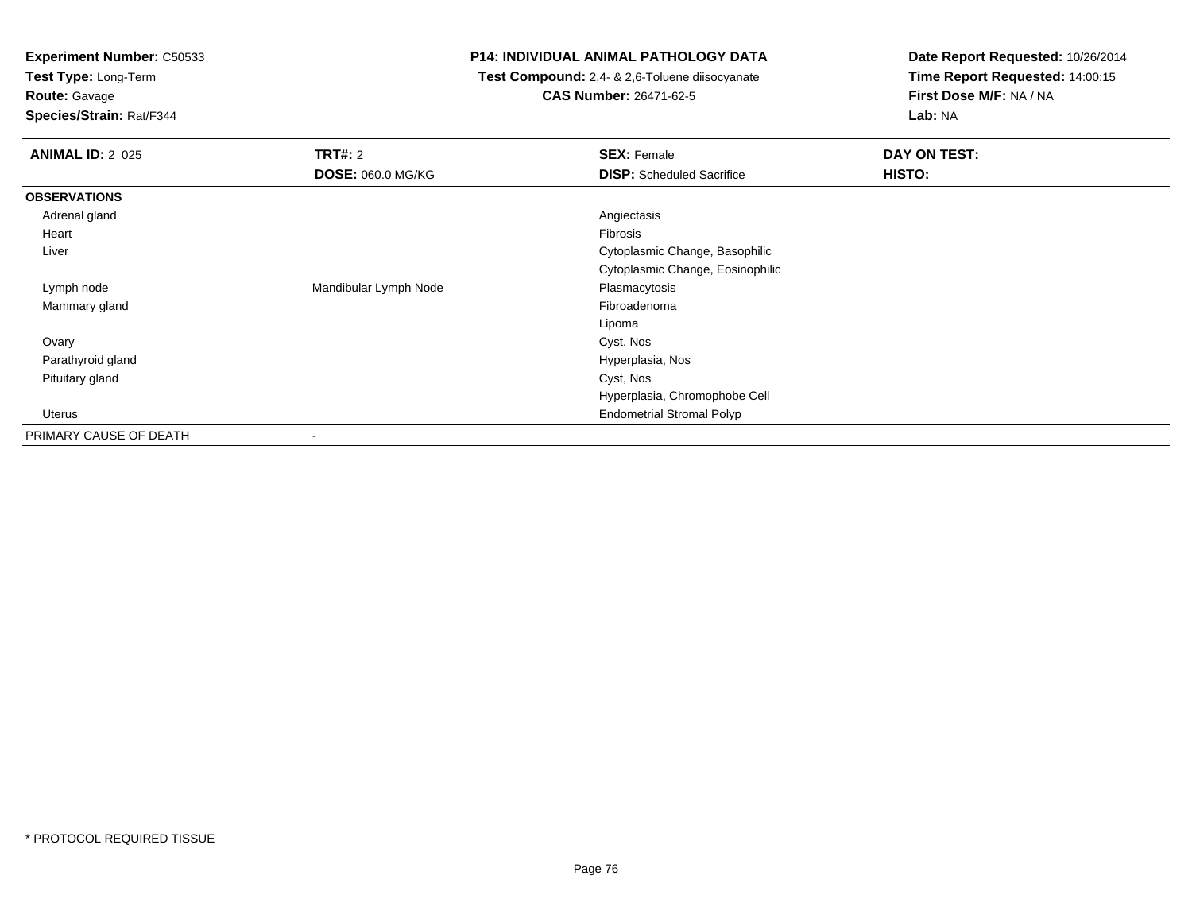**Experiment Number:** C50533
**Test Type:** Long-Term
**Route:** Gavage
**Species/Strain:** Rat/F344

**P14: INDIVIDUAL ANIMAL PATHOLOGY DATA**
**Test Compound:** 2,4- & 2,6-Toluene diisocyanate
**CAS Number:** 26471-62-5

**Date Report Requested:** 10/26/2014
**Time Report Requested:** 14:00:15
**First Dose M/F:** NA / NA
**Lab:** NA

| **ANIMAL ID:** 2_025 | **TRT#:** 2 | **SEX:** Female | **DAY ON TEST:** |
|---|---|---|---|
| | **DOSE:** 060.0 MG/KG | **DISP:** Scheduled Sacrifice | **HISTO:** |
| **OBSERVATIONS** | | | |
| Adrenal gland | | Angiectasis | |
| Heart | | Fibrosis | |
| Liver | | Cytoplasmic Change, Basophilic | |
| | | Cytoplasmic Change, Eosinophilic | |
| Lymph node | Mandibular Lymph Node | Plasmacytosis | |
| Mammary gland | | Fibroadenoma | |
| | | Lipoma | |
| Ovary | | Cyst, Nos | |
| Parathyroid gland | | Hyperplasia, Nos | |
| Pituitary gland | | Cyst, Nos | |
| | | Hyperplasia, Chromophobe Cell | |
| Uterus | | Endometrial Stromal Polyp | |
| PRIMARY CAUSE OF DEATH | - | | |

* PROTOCOL REQUIRED TISSUE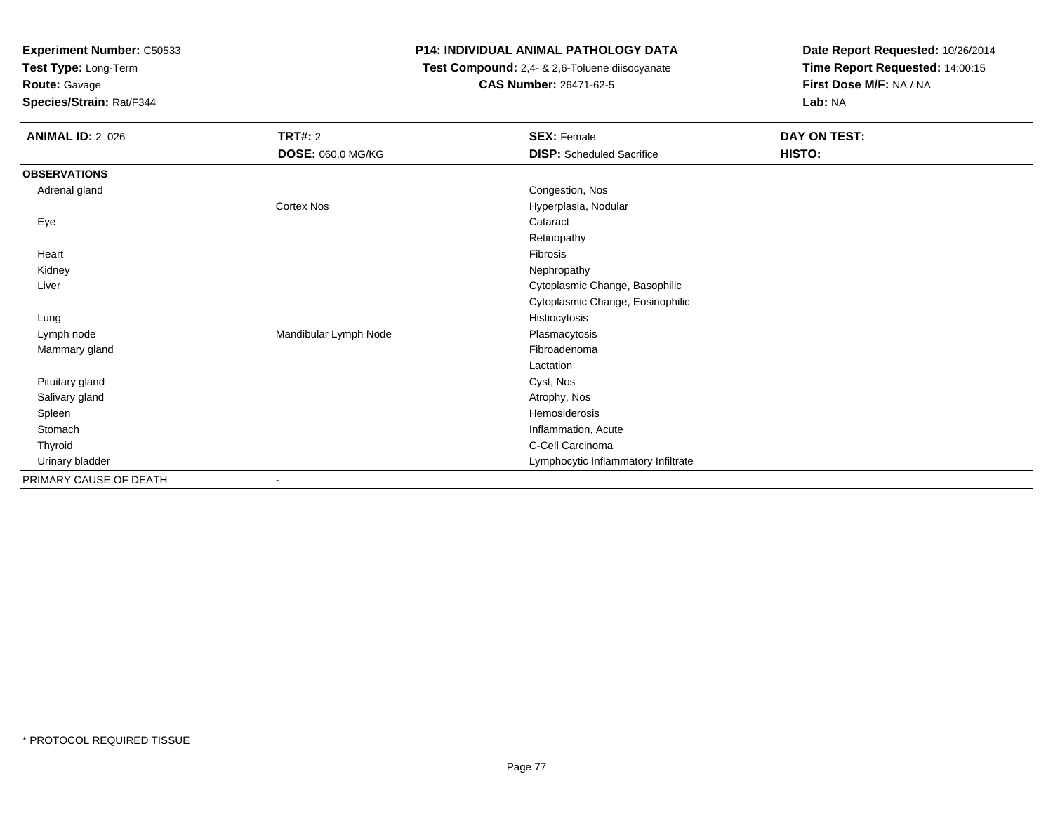**Experiment Number:** C50533
**Test Type:** Long-Term
**Route:** Gavage
**Species/Strain:** Rat/F344

**P14: INDIVIDUAL ANIMAL PATHOLOGY DATA**
**Test Compound:** 2,4- & 2,6-Toluene diisocyanate
**CAS Number:** 26471-62-5

**Date Report Requested:** 10/26/2014
**Time Report Requested:** 14:00:15
**First Dose M/F:** NA / NA
**Lab:** NA

| **ANIMAL ID:** 2_026 | **TRT#:** 2 | **SEX:** Female | **DAY ON TEST:** |
|---|---|---|---|
| | **DOSE:** 060.0 MG/KG | **DISP:** Scheduled Sacrifice | **HISTO:** |
| **OBSERVATIONS** | | | |
| Adrenal gland | | Congestion, Nos | |
| | Cortex Nos | Hyperplasia, Nodular | |
| Eye | | Cataract | |
| | | Retinopathy | |
| Heart | | Fibrosis | |
| Kidney | | Nephropathy | |
| Liver | | Cytoplasmic Change, Basophilic | |
| | | Cytoplasmic Change, Eosinophilic | |
| Lung | | Histiocytosis | |
| Lymph node | Mandibular Lymph Node | Plasmacytosis | |
| Mammary gland | | Fibroadenoma | |
| | | Lactation | |
| Pituitary gland | | Cyst, Nos | |
| Salivary gland | | Atrophy, Nos | |
| Spleen | | Hemosiderosis | |
| Stomach | | Inflammation, Acute | |
| Thyroid | | C-Cell Carcinoma | |
| Urinary bladder | | Lymphocytic Inflammatory Infiltrate | |
| PRIMARY CAUSE OF DEATH | - | | |

* PROTOCOL REQUIRED TISSUE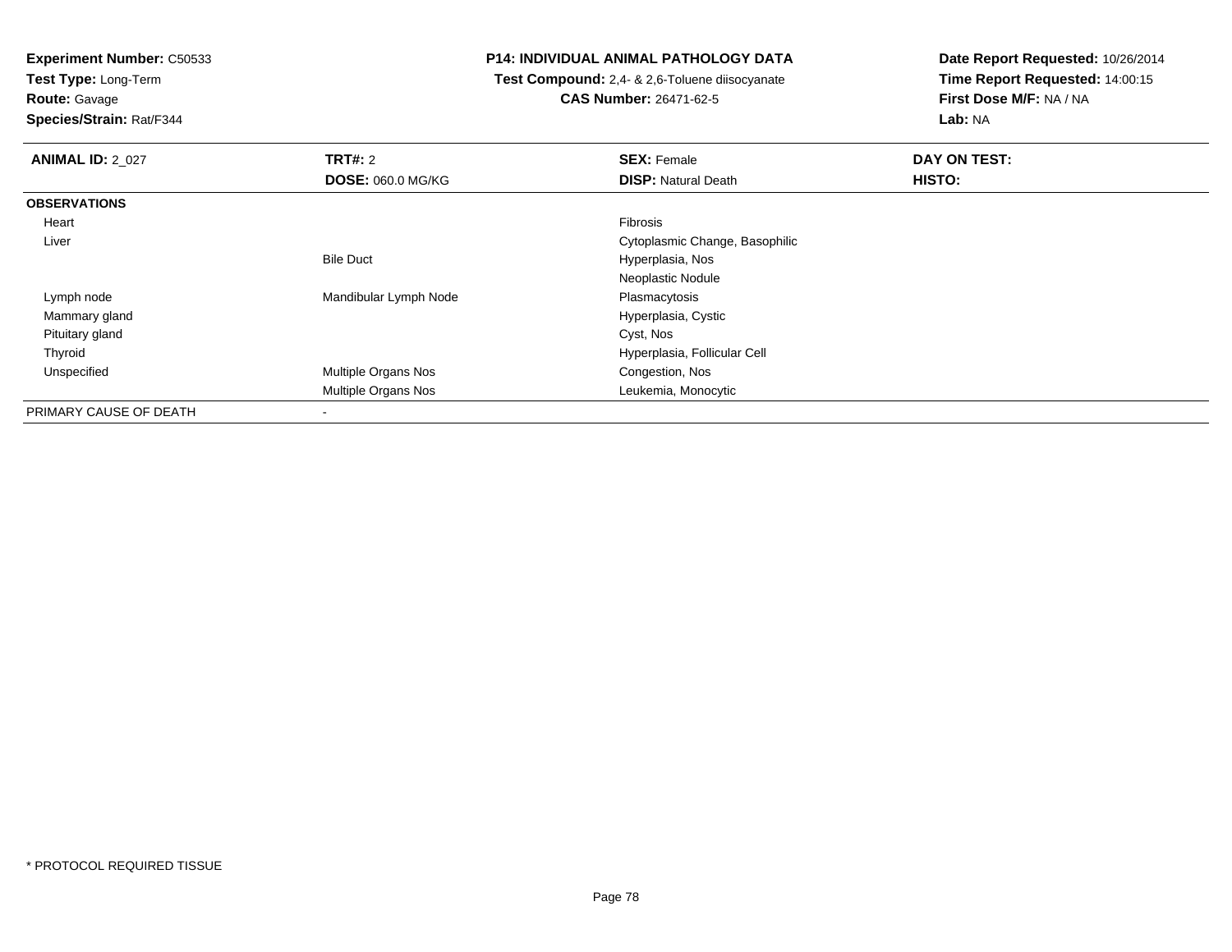**Experiment Number:** C50533
**Test Type:** Long-Term
**Route:** Gavage
**Species/Strain:** Rat/F344

**P14: INDIVIDUAL ANIMAL PATHOLOGY DATA**
**Test Compound:** 2,4- & 2,6-Toluene diisocyanate
**CAS Number:** 26471-62-5

**Date Report Requested:** 10/26/2014
**Time Report Requested:** 14:00:15
**First Dose M/F:** NA / NA
**Lab:** NA

| **ANIMAL ID:** 2_027 | **TRT#:** 2 | **SEX:** Female | **DAY ON TEST:** |
|---|---|---|---|
| | **DOSE:** 060.0 MG/KG | **DISP:** Natural Death | **HISTO:** |
| **OBSERVATIONS** | | | |
| Heart | | Fibrosis | |
| Liver | | Cytoplasmic Change, Basophilic | |
| | Bile Duct | Hyperplasia, Nos | |
| | | Neoplastic Nodule | |
| Lymph node | Mandibular Lymph Node | Plasmacytosis | |
| Mammary gland | | Hyperplasia, Cystic | |
| Pituitary gland | | Cyst, Nos | |
| Thyroid | | Hyperplasia, Follicular Cell | |
| Unspecified | Multiple Organs Nos | Congestion, Nos | |
| | Multiple Organs Nos | Leukemia, Monocytic | |
| PRIMARY CAUSE OF DEATH | - | | |

* PROTOCOL REQUIRED TISSUE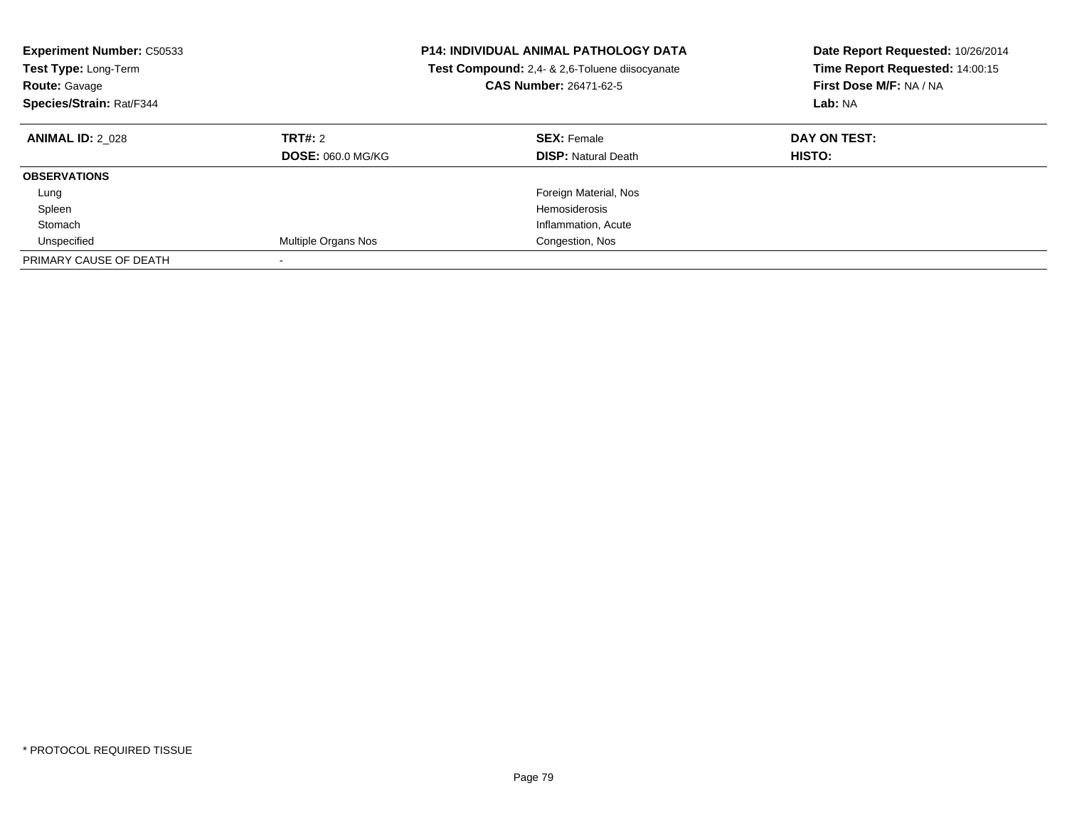**Experiment Number:** C50533
**Test Type:** Long-Term
**Route:** Gavage
**Species/Strain:** Rat/F344

**P14: INDIVIDUAL ANIMAL PATHOLOGY DATA**
**Test Compound:** 2,4- & 2,6-Toluene diisocyanate
**CAS Number:** 26471-62-5

**Date Report Requested:** 10/26/2014
**Time Report Requested:** 14:00:15
**First Dose M/F:** NA / NA
**Lab:** NA

| **ANIMAL ID:** 2_028 | **TRT#:** 2 | **SEX:** Female | **DAY ON TEST:** |
|---|---|---|---|
| | **DOSE:** 060.0 MG/KG | **DISP:** Natural Death | **HISTO:** |
| **OBSERVATIONS** | | | |
| Lung | | Foreign Material, Nos | |
| Spleen | | Hemosiderosis | |
| Stomach | | Inflammation, Acute | |
| Unspecified | Multiple Organs Nos | Congestion, Nos | |
| PRIMARY CAUSE OF DEATH | - | | |

* PROTOCOL REQUIRED TISSUE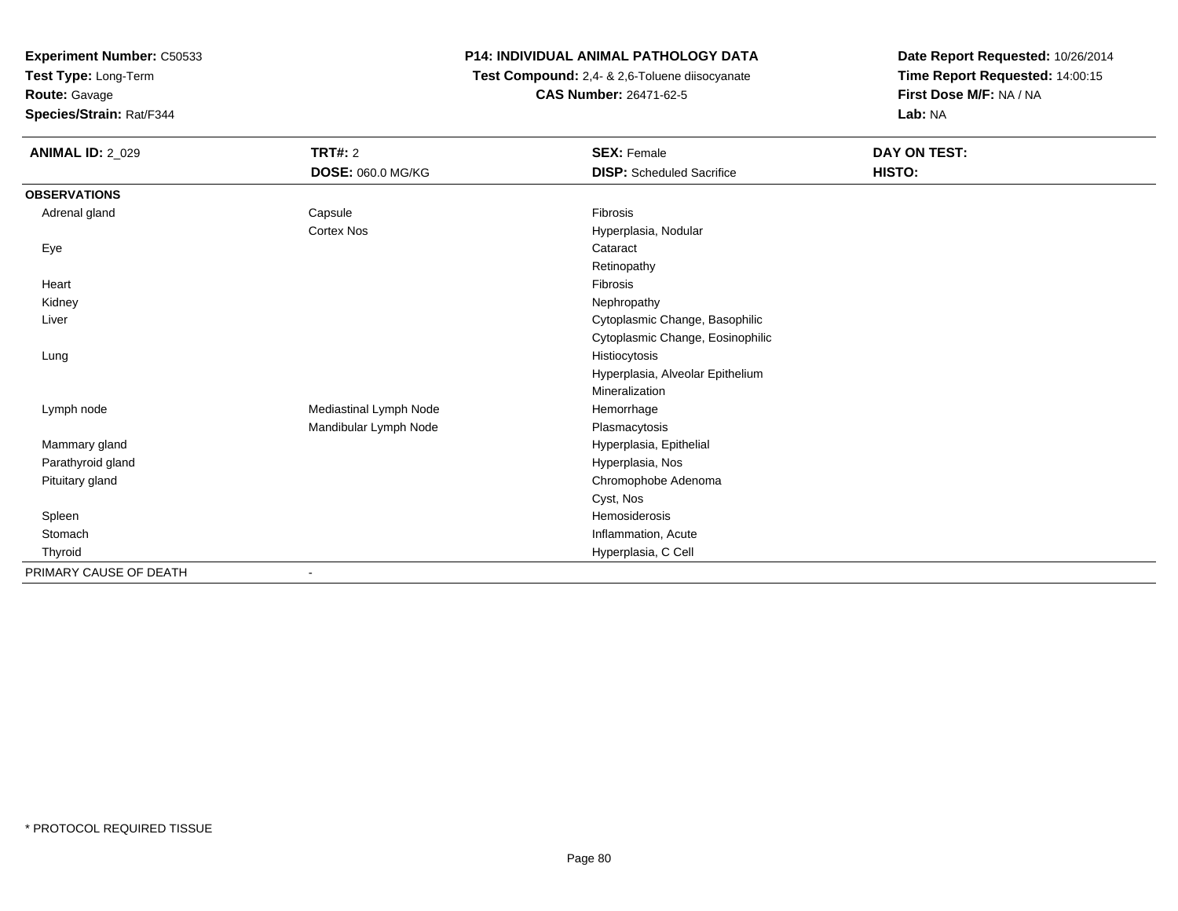**Experiment Number:** C50533
**Test Type:** Long-Term
**Route:** Gavage
**Species/Strain:** Rat/F344

**P14: INDIVIDUAL ANIMAL PATHOLOGY DATA**
**Test Compound:** 2,4- & 2,6-Toluene diisocyanate
**CAS Number:** 26471-62-5

**Date Report Requested:** 10/26/2014
**Time Report Requested:** 14:00:15
**First Dose M/F:** NA / NA
**Lab:** NA

| **ANIMAL ID:** 2_029 | **TRT#:** 2 | **SEX:** Female | **DAY ON TEST:** |
|---|---|---|---|
| | **DOSE:** 060.0 MG/KG | **DISP:** Scheduled Sacrifice | **HISTO:** |
| **OBSERVATIONS** | | | |
| Adrenal gland | Capsule | Fibrosis | |
| | Cortex Nos | Hyperplasia, Nodular | |
| Eye | | Cataract | |
| | | Retinopathy | |
| Heart | | Fibrosis | |
| Kidney | | Nephropathy | |
| Liver | | Cytoplasmic Change, Basophilic | |
| | | Cytoplasmic Change, Eosinophilic | |
| Lung | | Histiocytosis | |
| | | Hyperplasia, Alveolar Epithelium | |
| | | Mineralization | |
| Lymph node | Mediastinal Lymph Node | Hemorrhage | |
| | Mandibular Lymph Node | Plasmacytosis | |
| Mammary gland | | Hyperplasia, Epithelial | |
| Parathyroid gland | | Hyperplasia, Nos | |
| Pituitary gland | | Chromophobe Adenoma | |
| | | Cyst, Nos | |
| Spleen | | Hemosiderosis | |
| Stomach | | Inflammation, Acute | |
| Thyroid | | Hyperplasia, C Cell | |
| PRIMARY CAUSE OF DEATH | - | | |

* PROTOCOL REQUIRED TISSUE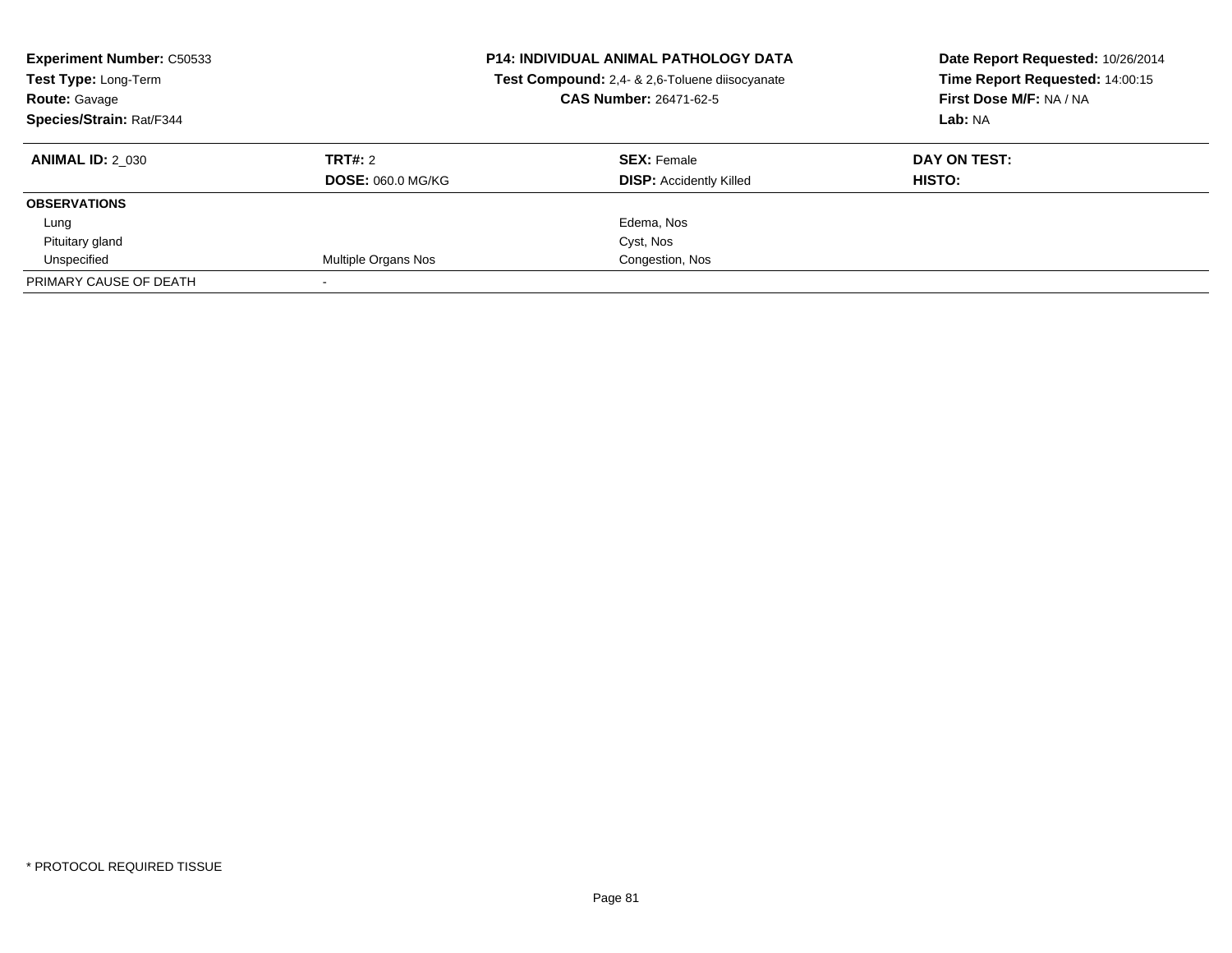**Experiment Number:** C50533
**Test Type:** Long-Term
**Route:** Gavage
**Species/Strain:** Rat/F344

**P14: INDIVIDUAL ANIMAL PATHOLOGY DATA**
**Test Compound:** 2,4- & 2,6-Toluene diisocyanate
**CAS Number:** 26471-62-5

**Date Report Requested:** 10/26/2014
**Time Report Requested:** 14:00:15
**First Dose M/F:** NA / NA
**Lab:** NA

| **ANIMAL ID:** 2_030 | **TRT#:** 2 | **SEX:** Female | **DAY ON TEST:** |
|---|---|---|---|
| | **DOSE:** 060.0 MG/KG | **DISP:** Accidently Killed | **HISTO:** |
| **OBSERVATIONS** | | | |
| Lung | | Edema, Nos | |
| Pituitary gland | | Cyst, Nos | |
| Unspecified | Multiple Organs Nos | Congestion, Nos | |
| PRIMARY CAUSE OF DEATH | - | | |

* PROTOCOL REQUIRED TISSUE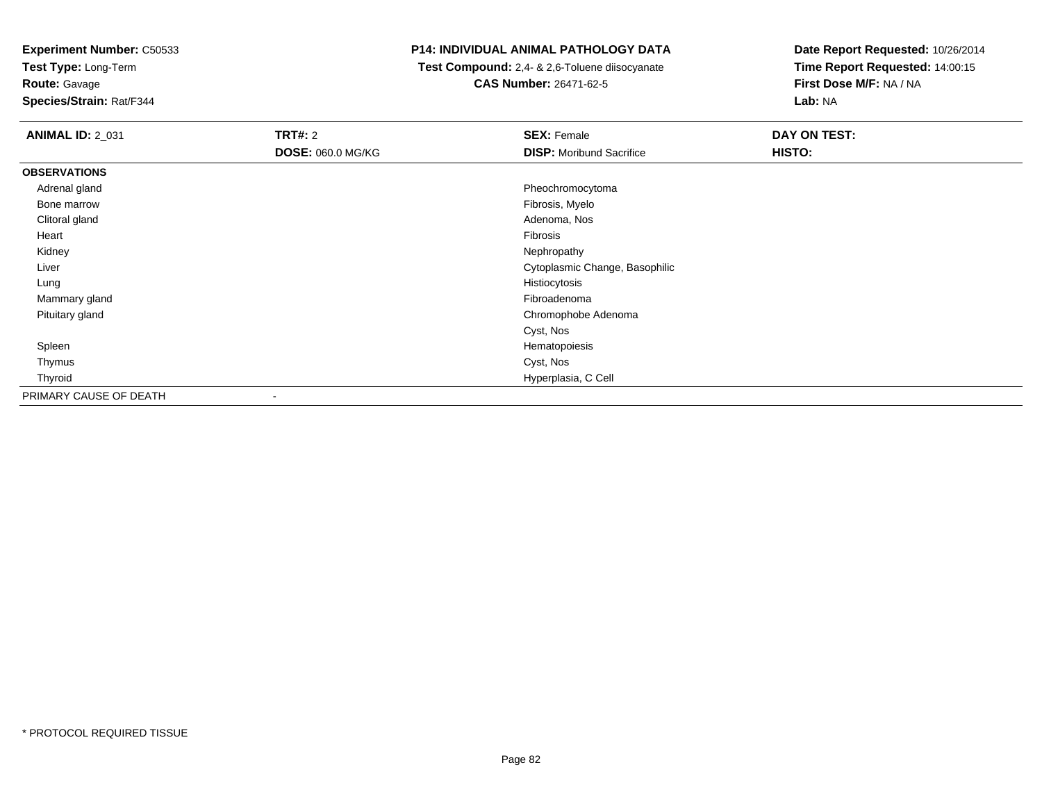**Experiment Number:** C50533
**Test Type:** Long-Term
**Route:** Gavage
**Species/Strain:** Rat/F344

**P14: INDIVIDUAL ANIMAL PATHOLOGY DATA**
**Test Compound:** 2,4- & 2,6-Toluene diisocyanate
**CAS Number:** 26471-62-5

**Date Report Requested:** 10/26/2014
**Time Report Requested:** 14:00:15
**First Dose M/F:** NA / NA
**Lab:** NA

| **ANIMAL ID:** 2_031 | **TRT#:** 2 | **SEX:** Female | **DAY ON TEST:** |
|---|---|---|---|
| | **DOSE:** 060.0 MG/KG | **DISP:** Moribund Sacrifice | **HISTO:** |

| **OBSERVATIONS** | |
|---|---|
| Adrenal gland | Pheochromocytoma |
| Bone marrow | Fibrosis, Myelo |
| Clitoral gland | Adenoma, Nos |
| Heart | Fibrosis |
| Kidney | Nephropathy |
| Liver | Cytoplasmic Change, Basophilic |
| Lung | Histiocytosis |
| Mammary gland | Fibroadenoma |
| Pituitary gland | Chromophobe Adenoma |
| | Cyst, Nos |
| Spleen | Hematopoiesis |
| Thymus | Cyst, Nos |
| Thyroid | Hyperplasia, C Cell |
| PRIMARY CAUSE OF DEATH | - |

\* PROTOCOL REQUIRED TISSUE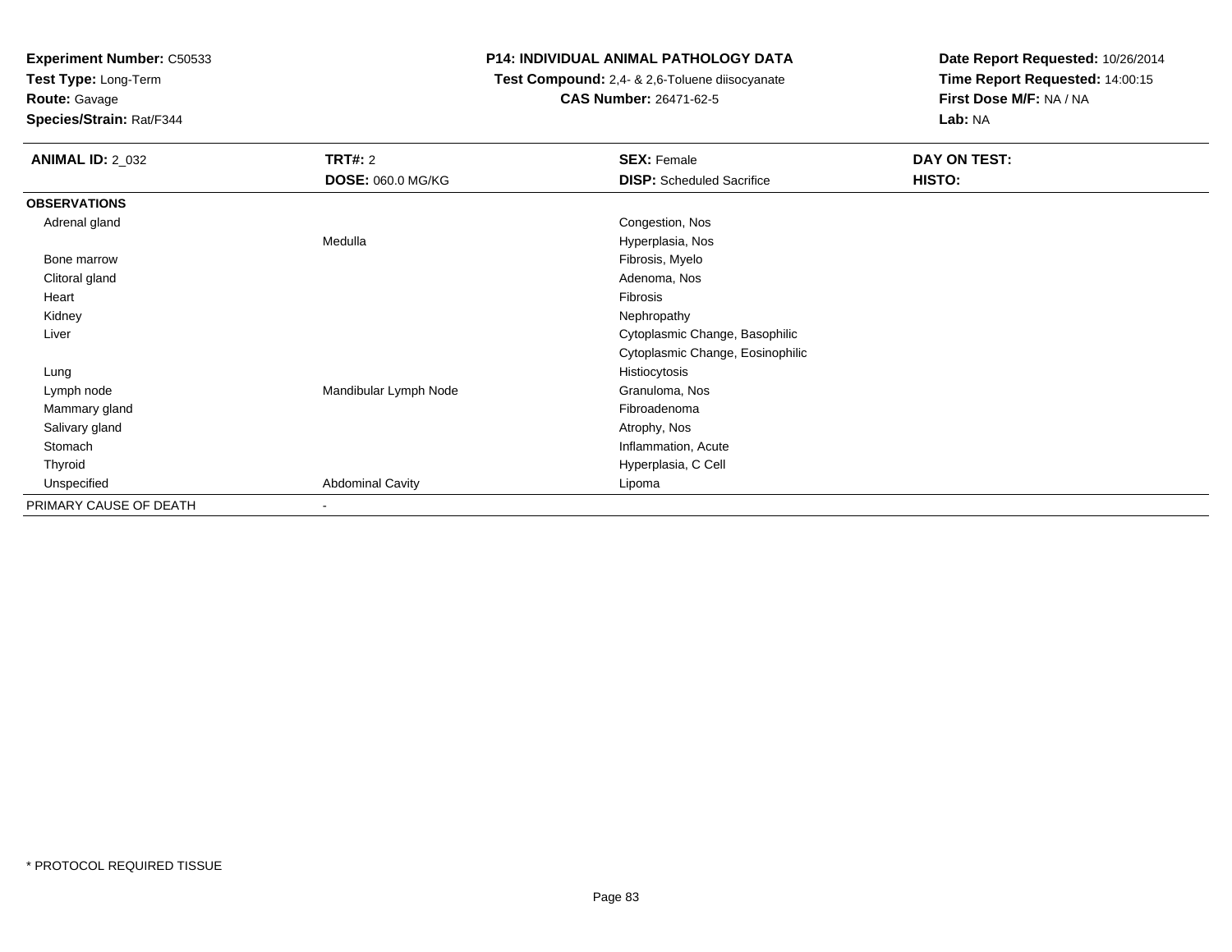**Experiment Number:** C50533
**Test Type:** Long-Term
**Route:** Gavage
**Species/Strain:** Rat/F344

**P14: INDIVIDUAL ANIMAL PATHOLOGY DATA**
**Test Compound:** 2,4- & 2,6-Toluene diisocyanate
**CAS Number:** 26471-62-5

**Date Report Requested:** 10/26/2014
**Time Report Requested:** 14:00:15
**First Dose M/F:** NA / NA
**Lab:** NA

| **ANIMAL ID:** 2_032 | **TRT#:** 2 | **SEX:** Female | **DAY ON TEST:** |
|---|---|---|---|
| | **DOSE:** 060.0 MG/KG | **DISP:** Scheduled Sacrifice | **HISTO:** |
| **OBSERVATIONS** | | | |
| Adrenal gland | | Congestion, Nos | |
| | Medulla | Hyperplasia, Nos | |
| Bone marrow | | Fibrosis, Myelo | |
| Clitoral gland | | Adenoma, Nos | |
| Heart | | Fibrosis | |
| Kidney | | Nephropathy | |
| Liver | | Cytoplasmic Change, Basophilic | |
| | | Cytoplasmic Change, Eosinophilic | |
| Lung | | Histiocytosis | |
| Lymph node | Mandibular Lymph Node | Granuloma, Nos | |
| Mammary gland | | Fibroadenoma | |
| Salivary gland | | Atrophy, Nos | |
| Stomach | | Inflammation, Acute | |
| Thyroid | | Hyperplasia, C Cell | |
| Unspecified | Abdominal Cavity | Lipoma | |
| PRIMARY CAUSE OF DEATH | - | | |

* PROTOCOL REQUIRED TISSUE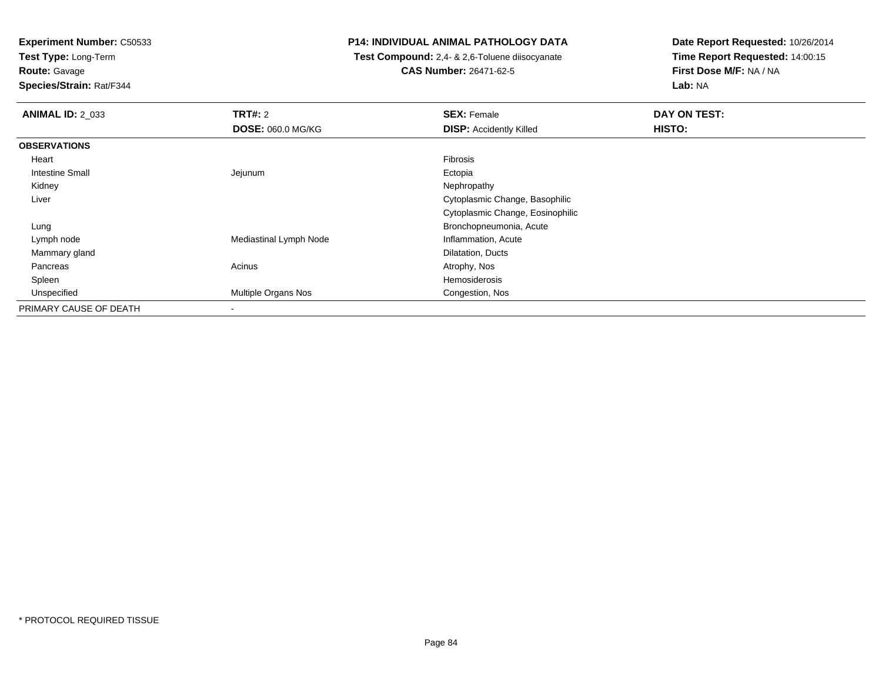**Experiment Number:** C50533
**Test Type:** Long-Term
**Route:** Gavage
**Species/Strain:** Rat/F344

**P14: INDIVIDUAL ANIMAL PATHOLOGY DATA**
**Test Compound:** 2,4- & 2,6-Toluene diisocyanate
**CAS Number:** 26471-62-5

**Date Report Requested:** 10/26/2014
**Time Report Requested:** 14:00:15
**First Dose M/F:** NA / NA
**Lab:** NA

| **ANIMAL ID:** 2_033 | **TRT#:** 2 | **SEX:** Female | **DAY ON TEST:** |
|---|---|---|---|
| | **DOSE:** 060.0 MG/KG | **DISP:** Accidently Killed | **HISTO:** |
| **OBSERVATIONS** | | | |
| Heart | | Fibrosis | |
| Intestine Small | Jejunum | Ectopia | |
| Kidney | | Nephropathy | |
| Liver | | Cytoplasmic Change, Basophilic | |
| | | Cytoplasmic Change, Eosinophilic | |
| Lung | | Bronchopneumonia, Acute | |
| Lymph node | Mediastinal Lymph Node | Inflammation, Acute | |
| Mammary gland | | Dilatation, Ducts | |
| Pancreas | Acinus | Atrophy, Nos | |
| Spleen | | Hemosiderosis | |
| Unspecified | Multiple Organs Nos | Congestion, Nos | |
| PRIMARY CAUSE OF DEATH | - | | |

* PROTOCOL REQUIRED TISSUE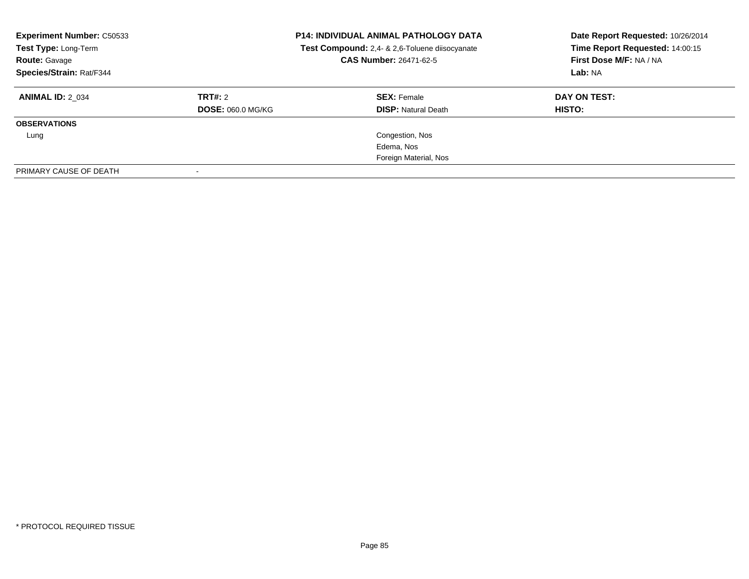**Experiment Number:** C50533
**Test Type:** Long-Term
**Route:** Gavage
**Species/Strain:** Rat/F344

**P14: INDIVIDUAL ANIMAL PATHOLOGY DATA**
**Test Compound:** 2,4- & 2,6-Toluene diisocyanate
**CAS Number:** 26471-62-5

**Date Report Requested:** 10/26/2014
**Time Report Requested:** 14:00:15
**First Dose M/F:** NA / NA
**Lab:** NA

| **ANIMAL ID:** 2_034 | **TRT#:** 2 | **SEX:** Female | **DAY ON TEST:** |
|---|---|---|---|
| | **DOSE:** 060.0 MG/KG | **DISP:** Natural Death | **HISTO:** |
| **OBSERVATIONS** | | | |
| Lung | | Congestion, Nos | |
| | | Edema, Nos | |
| | | Foreign Material, Nos | |
| PRIMARY CAUSE OF DEATH | - | | |

* PROTOCOL REQUIRED TISSUE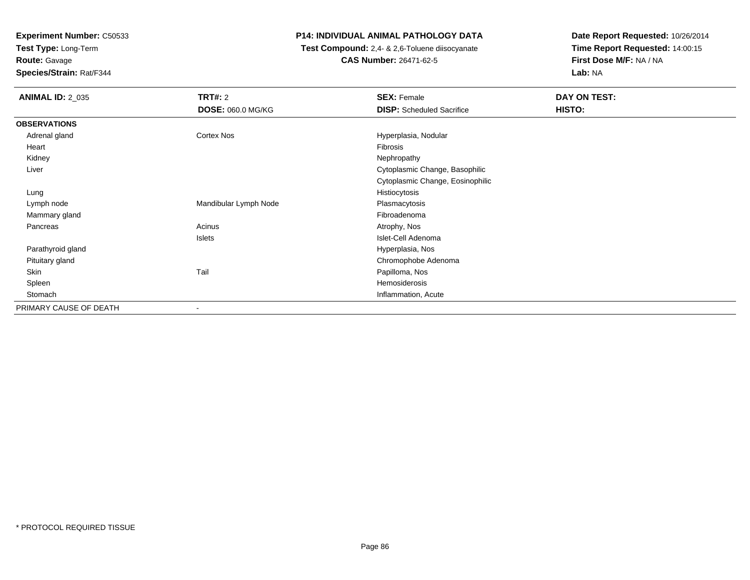**Experiment Number:** C50533
**Test Type:** Long-Term
**Route:** Gavage
**Species/Strain:** Rat/F344

# P14: INDIVIDUAL ANIMAL PATHOLOGY DATA

**Test Compound:** 2,4- & 2,6-Toluene diisocyanate
**CAS Number:** 26471-62-5

**Date Report Requested:** 10/26/2014
**Time Report Requested:** 14:00:15
**First Dose M/F:** NA / NA
**Lab:** NA

| **ANIMAL ID:** 2_035 | **TRT#:** 2 | **SEX:** Female | **DAY ON TEST:** |
|---|---|---|---|
| | **DOSE:** 060.0 MG/KG | **DISP:** Scheduled Sacrifice | **HISTO:** |
| **OBSERVATIONS** | | | |
| Adrenal gland | Cortex Nos | Hyperplasia, Nodular | |
| Heart | | Fibrosis | |
| Kidney | | Nephropathy | |
| Liver | | Cytoplasmic Change, Basophilic | |
| | | Cytoplasmic Change, Eosinophilic | |
| Lung | | Histiocytosis | |
| Lymph node | Mandibular Lymph Node | Plasmacytosis | |
| Mammary gland | | Fibroadenoma | |
| Pancreas | Acinus | Atrophy, Nos | |
| | Islets | Islet-Cell Adenoma | |
| Parathyroid gland | | Hyperplasia, Nos | |
| Pituitary gland | | Chromophobe Adenoma | |
| Skin | Tail | Papilloma, Nos | |
| Spleen | | Hemosiderosis | |
| Stomach | | Inflammation, Acute | |
| PRIMARY CAUSE OF DEATH | - | | |

* PROTOCOL REQUIRED TISSUE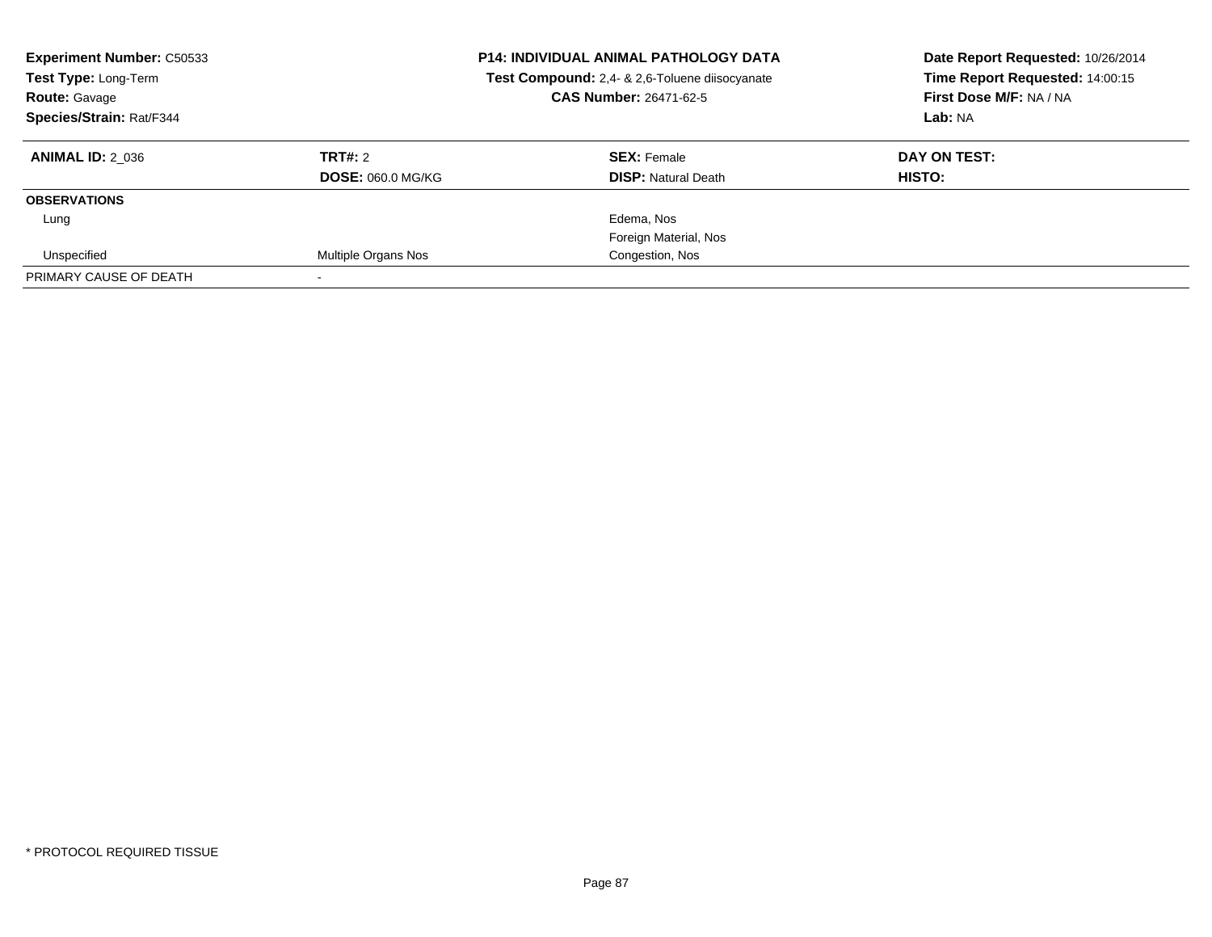| **Experiment Number:** C50533 | **P14: INDIVIDUAL ANIMAL PATHOLOGY DATA** | **Date Report Requested:** 10/26/2014 |
|---|---|---|
| **Test Type:** Long-Term | **Test Compound:** 2,4- & 2,6-Toluene diisocyanate | **Time Report Requested:** 14:00:15 |
| **Route:** Gavage | **CAS Number:** 26471-62-5 | **First Dose M/F:** NA / NA |
| **Species/Strain:** Rat/F344 | | **Lab:** NA |

| **ANIMAL ID:** 2_036 | **TRT#:** 2 | **SEX:** Female | **DAY ON TEST:** |
|---|---|---|---|
| | **DOSE:** 060.0 MG/KG | **DISP:** Natural Death | **HISTO:** |
| **OBSERVATIONS** | | | |
| Lung | | Edema, Nos | |
| | | Foreign Material, Nos | |
| Unspecified | Multiple Organs Nos | Congestion, Nos | |
| PRIMARY CAUSE OF DEATH | - | | |

\* PROTOCOL REQUIRED TISSUE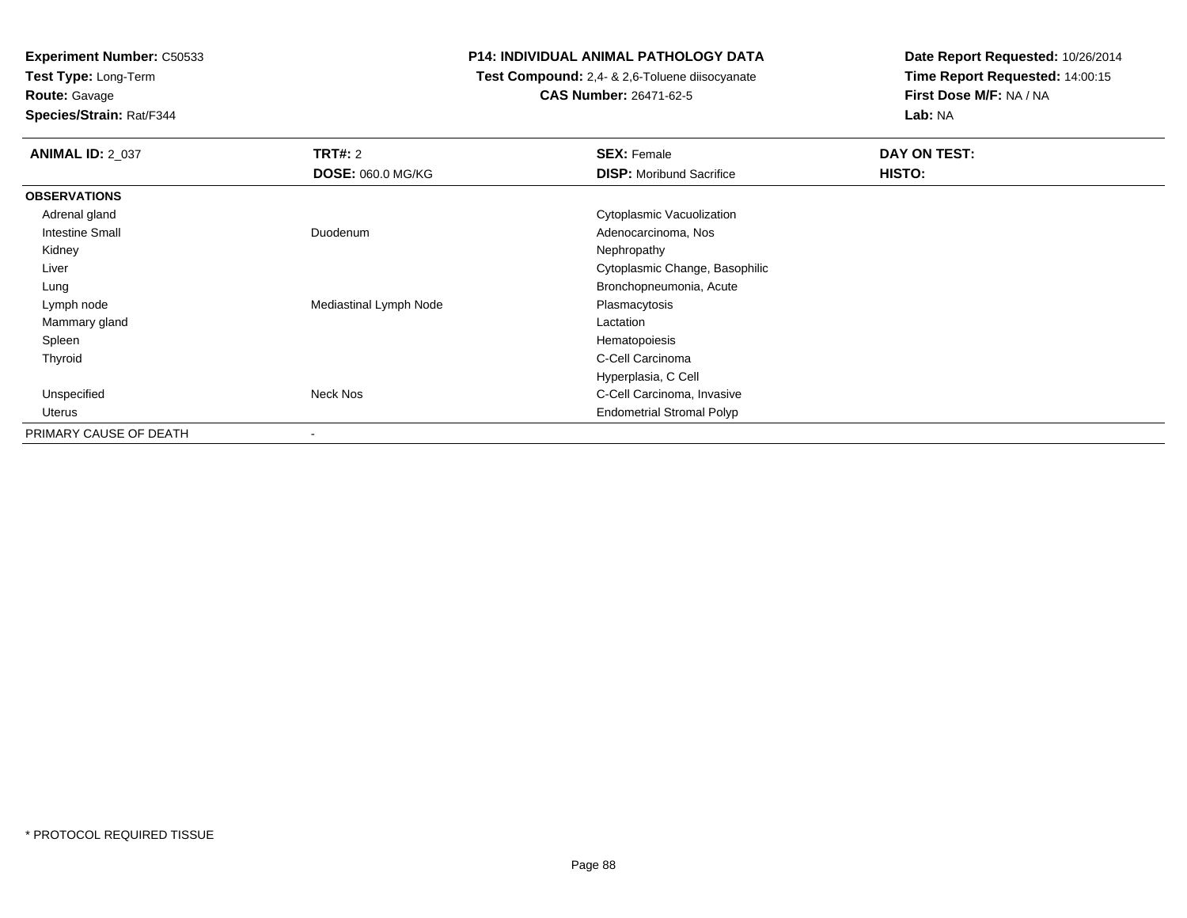**Experiment Number:** C50533
**Test Type:** Long-Term
**Route:** Gavage
**Species/Strain:** Rat/F344

**P14: INDIVIDUAL ANIMAL PATHOLOGY DATA**
**Test Compound:** 2,4- & 2,6-Toluene diisocyanate
**CAS Number:** 26471-62-5

**Date Report Requested:** 10/26/2014
**Time Report Requested:** 14:00:15
**First Dose M/F:** NA / NA
**Lab:** NA

| **ANIMAL ID:** 2_037 | **TRT#:** 2 | **SEX:** Female | **DAY ON TEST:** |
|---|---|---|---|
| | **DOSE:** 060.0 MG/KG | **DISP:** Moribund Sacrifice | **HISTO:** |
| **OBSERVATIONS** | | | |
| Adrenal gland | | Cytoplasmic Vacuolization | |
| Intestine Small | Duodenum | Adenocarcinoma, Nos | |
| Kidney | | Nephropathy | |
| Liver | | Cytoplasmic Change, Basophilic | |
| Lung | | Bronchopneumonia, Acute | |
| Lymph node | Mediastinal Lymph Node | Plasmacytosis | |
| Mammary gland | | Lactation | |
| Spleen | | Hematopoiesis | |
| Thyroid | | C-Cell Carcinoma | |
| | | Hyperplasia, C Cell | |
| Unspecified | Neck Nos | C-Cell Carcinoma, Invasive | |
| Uterus | | Endometrial Stromal Polyp | |
| PRIMARY CAUSE OF DEATH | - | | |

* PROTOCOL REQUIRED TISSUE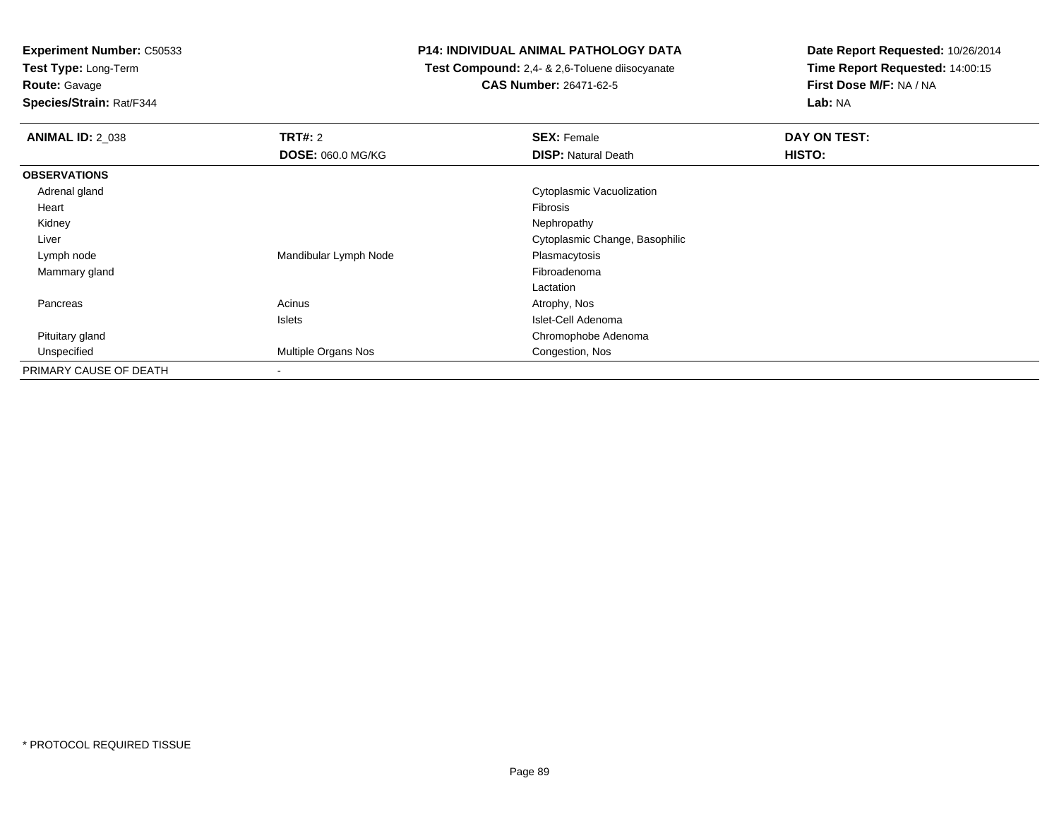**Experiment Number:** C50533
**Test Type:** Long-Term
**Route:** Gavage
**Species/Strain:** Rat/F344

**P14: INDIVIDUAL ANIMAL PATHOLOGY DATA**
**Test Compound:** 2,4- & 2,6-Toluene diisocyanate
**CAS Number:** 26471-62-5

**Date Report Requested:** 10/26/2014
**Time Report Requested:** 14:00:15
**First Dose M/F:** NA / NA
**Lab:** NA

| **ANIMAL ID:** 2_038 | **TRT#:** 2 | **SEX:** Female | **DAY ON TEST:** |
|---|---|---|---|
| | **DOSE:** 060.0 MG/KG | **DISP:** Natural Death | **HISTO:** |
| **OBSERVATIONS** | | | |
| Adrenal gland | | Cytoplasmic Vacuolization | |
| Heart | | Fibrosis | |
| Kidney | | Nephropathy | |
| Liver | | Cytoplasmic Change, Basophilic | |
| Lymph node | Mandibular Lymph Node | Plasmacytosis | |
| Mammary gland | | Fibroadenoma | |
| | | Lactation | |
| Pancreas | Acinus | Atrophy, Nos | |
| | Islets | Islet-Cell Adenoma | |
| Pituitary gland | | Chromophobe Adenoma | |
| Unspecified | Multiple Organs Nos | Congestion, Nos | |
| PRIMARY CAUSE OF DEATH | - | | |

* PROTOCOL REQUIRED TISSUE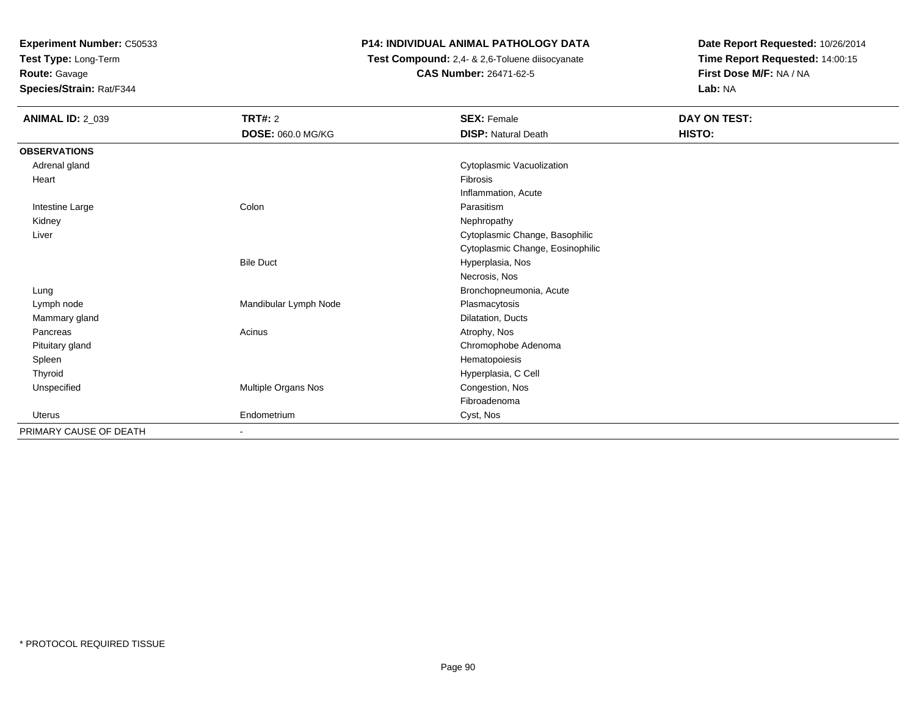**Experiment Number:** C50533
**Test Type:** Long-Term
**Route:** Gavage
**Species/Strain:** Rat/F344

**P14: INDIVIDUAL ANIMAL PATHOLOGY DATA**
**Test Compound:** 2,4- & 2,6-Toluene diisocyanate
**CAS Number:** 26471-62-5

**Date Report Requested:** 10/26/2014
**Time Report Requested:** 14:00:15
**First Dose M/F:** NA / NA
**Lab:** NA

| **ANIMAL ID:** 2_039 | **TRT#:** 2 | **SEX:** Female | **DAY ON TEST:** |
|---|---|---|---|
| | **DOSE:** 060.0 MG/KG | **DISP:** Natural Death | **HISTO:** |
| **OBSERVATIONS** | | | |
| Adrenal gland | | Cytoplasmic Vacuolization | |
| Heart | | Fibrosis | |
| | | Inflammation, Acute | |
| Intestine Large | Colon | Parasitism | |
| Kidney | | Nephropathy | |
| Liver | | Cytoplasmic Change, Basophilic | |
| | | Cytoplasmic Change, Eosinophilic | |
| | Bile Duct | Hyperplasia, Nos | |
| | | Necrosis, Nos | |
| Lung | | Bronchopneumonia, Acute | |
| Lymph node | Mandibular Lymph Node | Plasmacytosis | |
| Mammary gland | | Dilatation, Ducts | |
| Pancreas | Acinus | Atrophy, Nos | |
| Pituitary gland | | Chromophobe Adenoma | |
| Spleen | | Hematopoiesis | |
| Thyroid | | Hyperplasia, C Cell | |
| Unspecified | Multiple Organs Nos | Congestion, Nos | |
| | | Fibroadenoma | |
| Uterus | Endometrium | Cyst, Nos | |
| PRIMARY CAUSE OF DEATH | - | | |

\* PROTOCOL REQUIRED TISSUE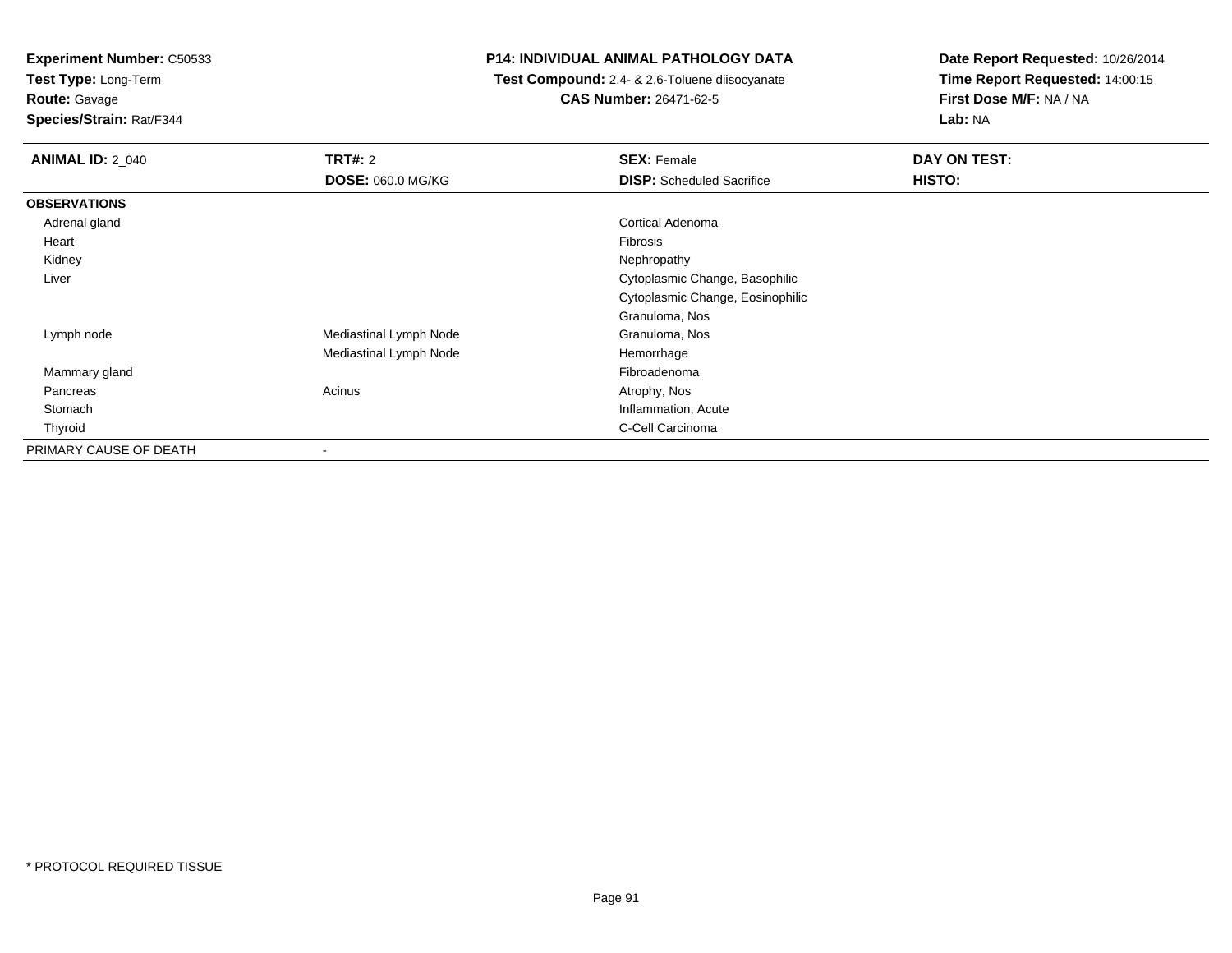**Experiment Number:** C50533
**Test Type:** Long-Term
**Route:** Gavage
**Species/Strain:** Rat/F344

**P14: INDIVIDUAL ANIMAL PATHOLOGY DATA**
**Test Compound:** 2,4- & 2,6-Toluene diisocyanate
**CAS Number:** 26471-62-5

**Date Report Requested:** 10/26/2014
**Time Report Requested:** 14:00:15
**First Dose M/F:** NA / NA
**Lab:** NA

| **ANIMAL ID:** 2_040 | **TRT#:** 2 | **SEX:** Female | **DAY ON TEST:** |
|---|---|---|---|
| | **DOSE:** 060.0 MG/KG | **DISP:** Scheduled Sacrifice | **HISTO:** |
| **OBSERVATIONS** | | | |
| Adrenal gland | | Cortical Adenoma | |
| Heart | | Fibrosis | |
| Kidney | | Nephropathy | |
| Liver | | Cytoplasmic Change, Basophilic | |
| | | Cytoplasmic Change, Eosinophilic | |
| | | Granuloma, Nos | |
| Lymph node | Mediastinal Lymph Node | Granuloma, Nos | |
| | Mediastinal Lymph Node | Hemorrhage | |
| Mammary gland | | Fibroadenoma | |
| Pancreas | Acinus | Atrophy, Nos | |
| Stomach | | Inflammation, Acute | |
| Thyroid | | C-Cell Carcinoma | |
| PRIMARY CAUSE OF DEATH | - | | |

* PROTOCOL REQUIRED TISSUE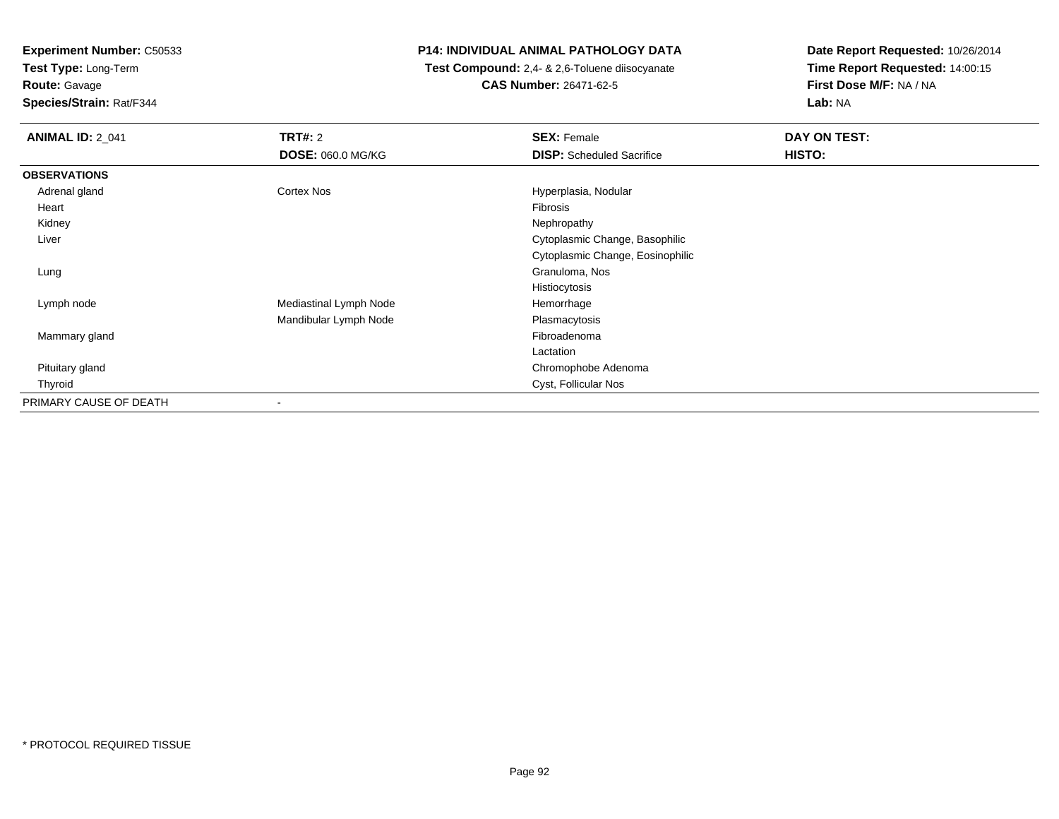**Experiment Number:** C50533
**Test Type:** Long-Term
**Route:** Gavage
**Species/Strain:** Rat/F344

**P14: INDIVIDUAL ANIMAL PATHOLOGY DATA**
**Test Compound:** 2,4- & 2,6-Toluene diisocyanate
**CAS Number:** 26471-62-5

**Date Report Requested:** 10/26/2014
**Time Report Requested:** 14:00:15
**First Dose M/F:** NA / NA
**Lab:** NA

| **ANIMAL ID:** 2_041 | **TRT#:** 2 | **SEX:** Female | **DAY ON TEST:** |
|---|---|---|---|
| | **DOSE:** 060.0 MG/KG | **DISP:** Scheduled Sacrifice | **HISTO:** |
| **OBSERVATIONS** | | | |
| Adrenal gland | Cortex Nos | Hyperplasia, Nodular | |
| Heart | | Fibrosis | |
| Kidney | | Nephropathy | |
| Liver | | Cytoplasmic Change, Basophilic | |
| | | Cytoplasmic Change, Eosinophilic | |
| Lung | | Granuloma, Nos | |
| | | Histiocytosis | |
| Lymph node | Mediastinal Lymph Node | Hemorrhage | |
| | Mandibular Lymph Node | Plasmacytosis | |
| Mammary gland | | Fibroadenoma | |
| | | Lactation | |
| Pituitary gland | | Chromophobe Adenoma | |
| Thyroid | | Cyst, Follicular Nos | |
| PRIMARY CAUSE OF DEATH | - | | |

* PROTOCOL REQUIRED TISSUE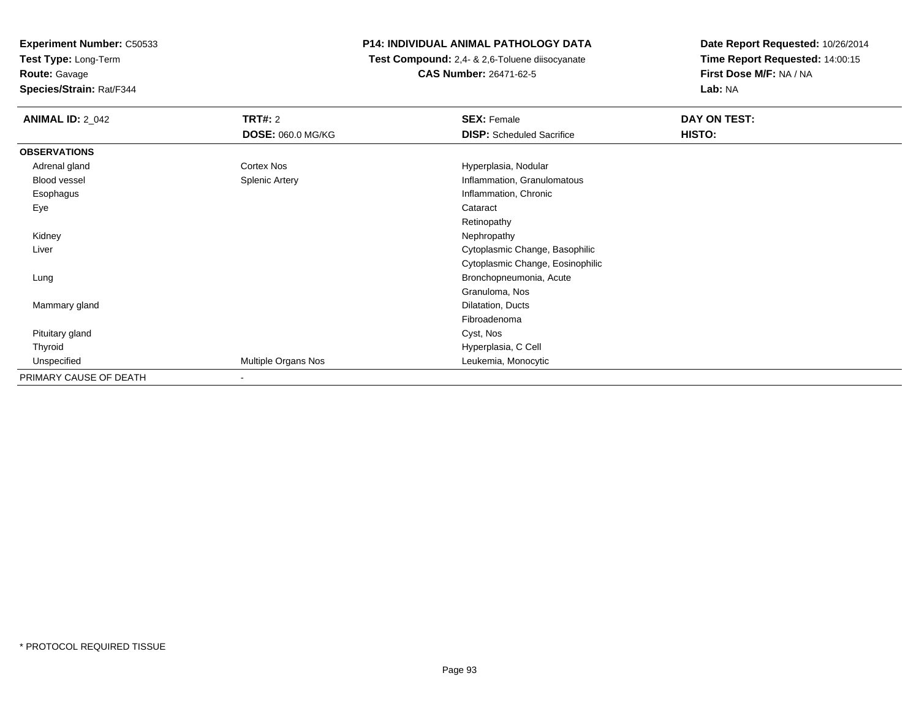**Experiment Number:** C50533
**Test Type:** Long-Term
**Route:** Gavage
**Species/Strain:** Rat/F344

**P14: INDIVIDUAL ANIMAL PATHOLOGY DATA**
**Test Compound:** 2,4- & 2,6-Toluene diisocyanate
**CAS Number:** 26471-62-5

**Date Report Requested:** 10/26/2014
**Time Report Requested:** 14:00:15
**First Dose M/F:** NA / NA
**Lab:** NA

| **ANIMAL ID:** 2_042 | **TRT#:** 2 | **SEX:** Female | **DAY ON TEST:** |
|---|---|---|---|
| | **DOSE:** 060.0 MG/KG | **DISP:** Scheduled Sacrifice | **HISTO:** |
| **OBSERVATIONS** | | | |
| Adrenal gland | Cortex Nos | Hyperplasia, Nodular | |
| Blood vessel | Splenic Artery | Inflammation, Granulomatous | |
| Esophagus | | Inflammation, Chronic | |
| Eye | | Cataract | |
| | | Retinopathy | |
| Kidney | | Nephropathy | |
| Liver | | Cytoplasmic Change, Basophilic | |
| | | Cytoplasmic Change, Eosinophilic | |
| Lung | | Bronchopneumonia, Acute | |
| | | Granuloma, Nos | |
| Mammary gland | | Dilatation, Ducts | |
| | | Fibroadenoma | |
| Pituitary gland | | Cyst, Nos | |
| Thyroid | | Hyperplasia, C Cell | |
| Unspecified | Multiple Organs Nos | Leukemia, Monocytic | |
| PRIMARY CAUSE OF DEATH | - | | |

* PROTOCOL REQUIRED TISSUE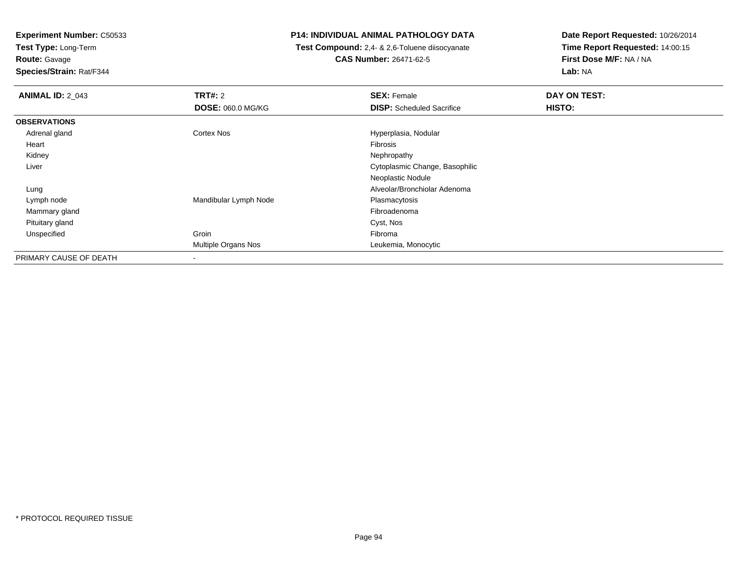**Experiment Number:** C50533
**Test Type:** Long-Term
**Route:** Gavage
**Species/Strain:** Rat/F344

**P14: INDIVIDUAL ANIMAL PATHOLOGY DATA**
**Test Compound:** 2,4- & 2,6-Toluene diisocyanate
**CAS Number:** 26471-62-5

**Date Report Requested:** 10/26/2014
**Time Report Requested:** 14:00:15
**First Dose M/F:** NA / NA
**Lab:** NA

| **ANIMAL ID:** 2_043 | **TRT#:** 2 | **SEX:** Female | **DAY ON TEST:** |
|---|---|---|---|
| | **DOSE:** 060.0 MG/KG | **DISP:** Scheduled Sacrifice | **HISTO:** |
| **OBSERVATIONS** | | | |
| Adrenal gland | Cortex Nos | Hyperplasia, Nodular | |
| Heart | | Fibrosis | |
| Kidney | | Nephropathy | |
| Liver | | Cytoplasmic Change, Basophilic | |
| | | Neoplastic Nodule | |
| Lung | | Alveolar/Bronchiolar Adenoma | |
| Lymph node | Mandibular Lymph Node | Plasmacytosis | |
| Mammary gland | | Fibroadenoma | |
| Pituitary gland | | Cyst, Nos | |
| Unspecified | Groin | Fibroma | |
| | Multiple Organs Nos | Leukemia, Monocytic | |
| PRIMARY CAUSE OF DEATH | - | | |

* PROTOCOL REQUIRED TISSUE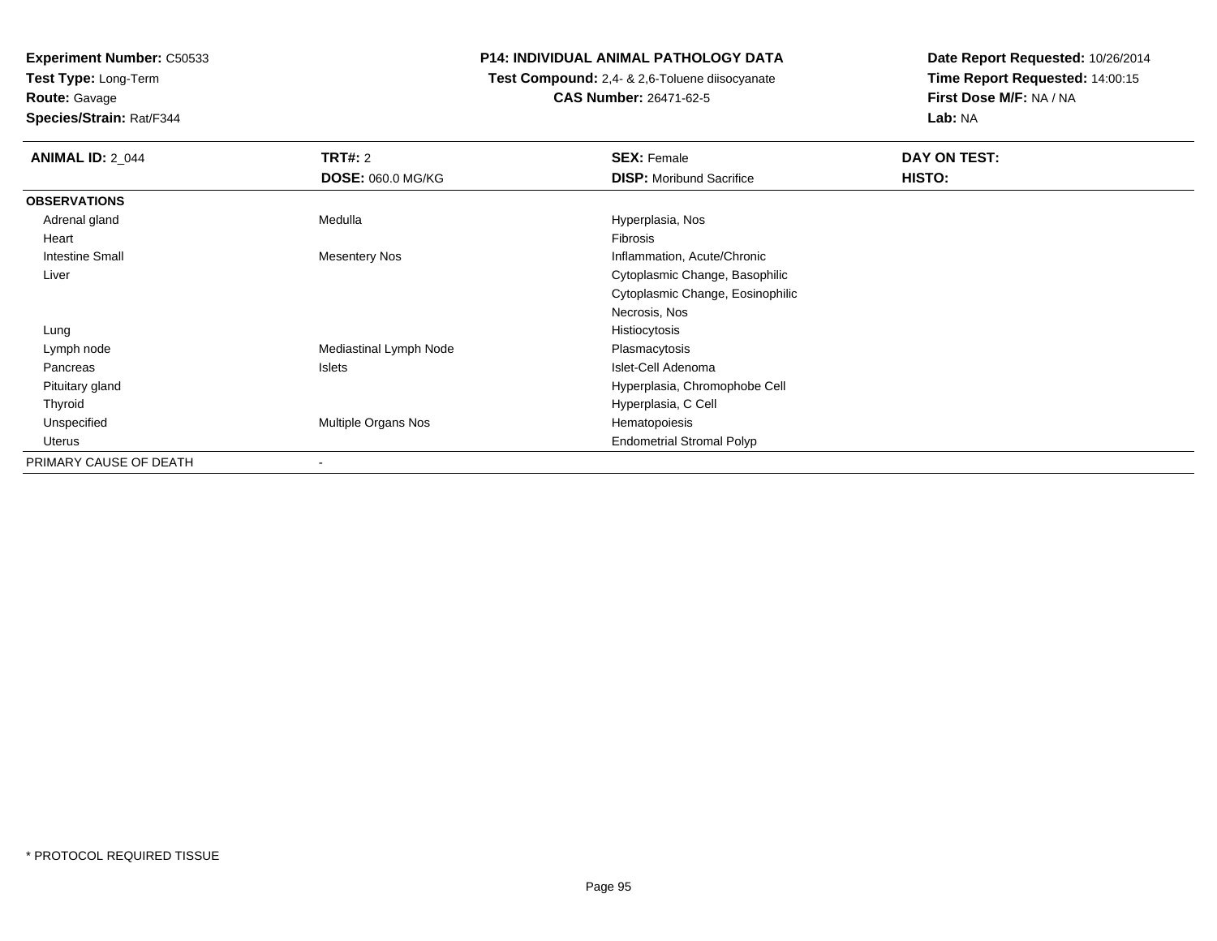**Experiment Number:** C50533
**Test Type:** Long-Term
**Route:** Gavage
**Species/Strain:** Rat/F344

**P14: INDIVIDUAL ANIMAL PATHOLOGY DATA**
**Test Compound:** 2,4- & 2,6-Toluene diisocyanate
**CAS Number:** 26471-62-5

**Date Report Requested:** 10/26/2014
**Time Report Requested:** 14:00:15
**First Dose M/F:** NA / NA
**Lab:** NA

| **ANIMAL ID:** 2_044 | **TRT#:** 2 | **SEX:** Female | **DAY ON TEST:** |
|---|---|---|---|
| | **DOSE:** 060.0 MG/KG | **DISP:** Moribund Sacrifice | **HISTO:** |
| **OBSERVATIONS** | | | |
| Adrenal gland | Medulla | Hyperplasia, Nos | |
| Heart | | Fibrosis | |
| Intestine Small | Mesentery Nos | Inflammation, Acute/Chronic | |
| Liver | | Cytoplasmic Change, Basophilic | |
| | | Cytoplasmic Change, Eosinophilic | |
| | | Necrosis, Nos | |
| Lung | | Histiocytosis | |
| Lymph node | Mediastinal Lymph Node | Plasmacytosis | |
| Pancreas | Islets | Islet-Cell Adenoma | |
| Pituitary gland | | Hyperplasia, Chromophobe Cell | |
| Thyroid | | Hyperplasia, C Cell | |
| Unspecified | Multiple Organs Nos | Hematopoiesis | |
| Uterus | | Endometrial Stromal Polyp | |
| PRIMARY CAUSE OF DEATH | - | | |

\* PROTOCOL REQUIRED TISSUE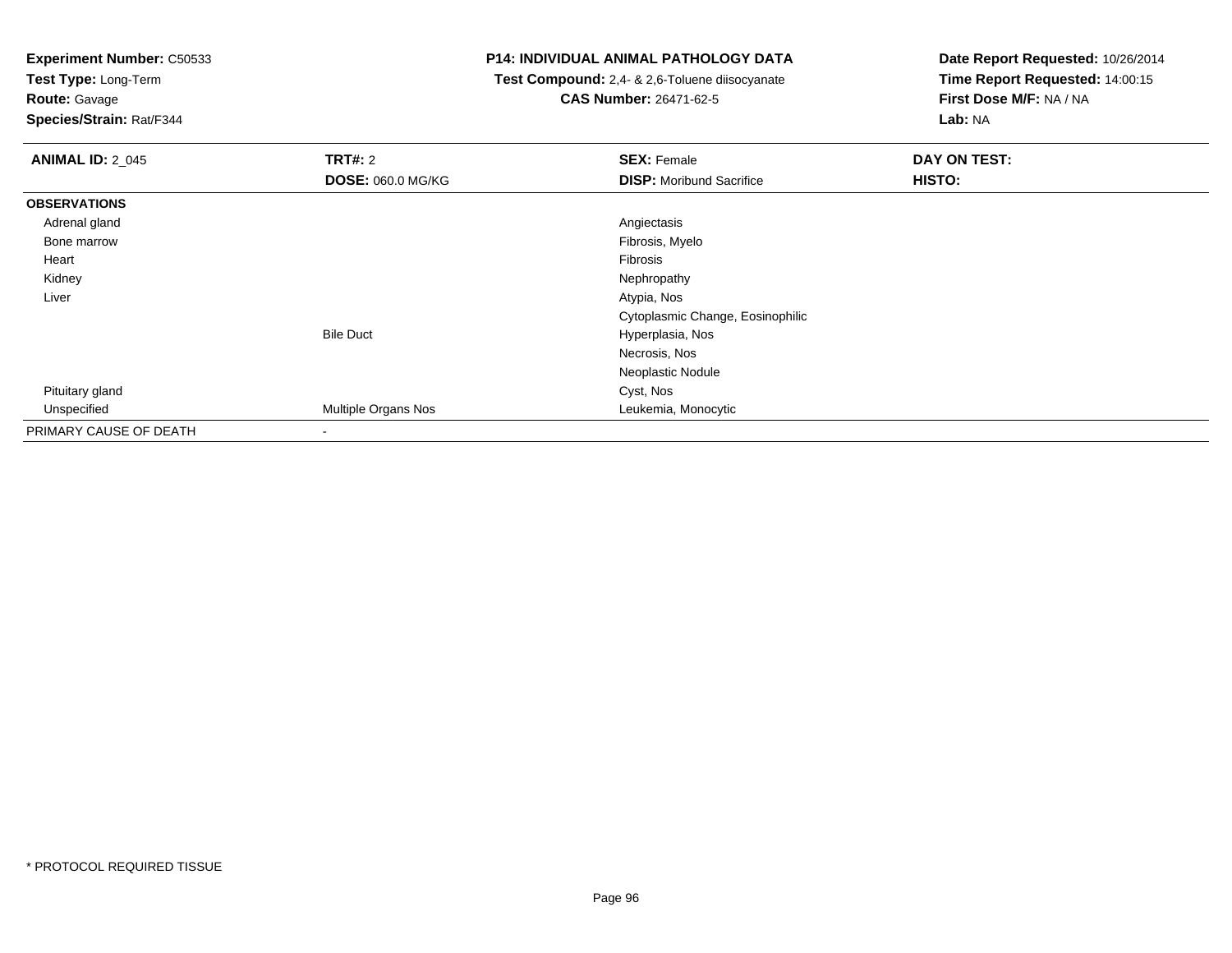**Experiment Number:** C50533
**Test Type:** Long-Term
**Route:** Gavage
**Species/Strain:** Rat/F344

**P14: INDIVIDUAL ANIMAL PATHOLOGY DATA**
**Test Compound:** 2,4- & 2,6-Toluene diisocyanate
**CAS Number:** 26471-62-5

**Date Report Requested:** 10/26/2014
**Time Report Requested:** 14:00:15
**First Dose M/F:** NA / NA
**Lab:** NA

| **ANIMAL ID:** 2_045 | **TRT#:** 2 | **SEX:** Female | **DAY ON TEST:** |
|---|---|---|---|
| | **DOSE:** 060.0 MG/KG | **DISP:** Moribund Sacrifice | **HISTO:** |
| **OBSERVATIONS** | | | |
| Adrenal gland | | Angiectasis | |
| Bone marrow | | Fibrosis, Myelo | |
| Heart | | Fibrosis | |
| Kidney | | Nephropathy | |
| Liver | | Atypia, Nos | |
| | | Cytoplasmic Change, Eosinophilic | |
| | Bile Duct | Hyperplasia, Nos | |
| | | Necrosis, Nos | |
| | | Neoplastic Nodule | |
| Pituitary gland | | Cyst, Nos | |
| Unspecified | Multiple Organs Nos | Leukemia, Monocytic | |
| PRIMARY CAUSE OF DEATH | - | | |

\* PROTOCOL REQUIRED TISSUE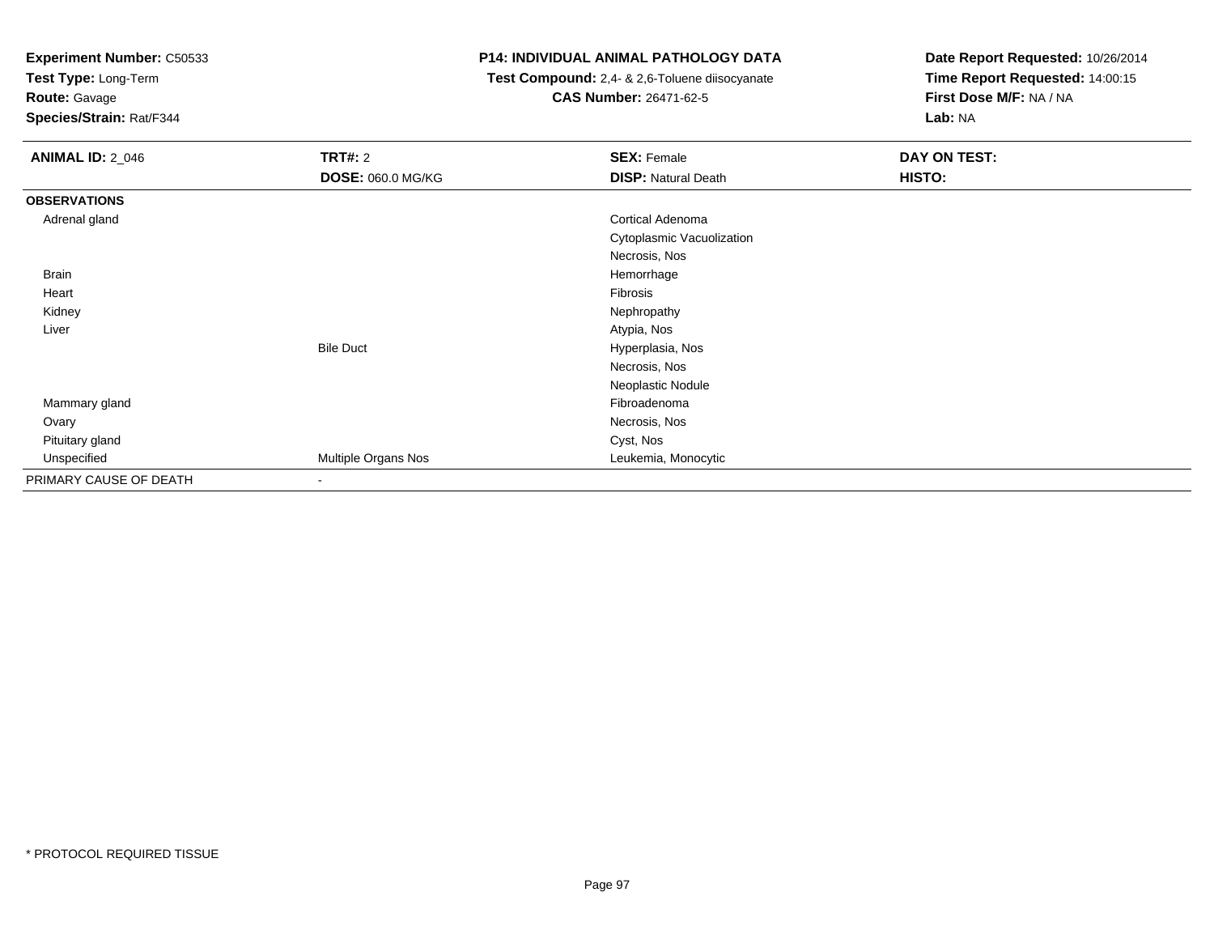**Experiment Number:** C50533
**Test Type:** Long-Term
**Route:** Gavage
**Species/Strain:** Rat/F344

**P14: INDIVIDUAL ANIMAL PATHOLOGY DATA**
**Test Compound:** 2,4- & 2,6-Toluene diisocyanate
**CAS Number:** 26471-62-5

**Date Report Requested:** 10/26/2014
**Time Report Requested:** 14:00:15
**First Dose M/F:** NA / NA
**Lab:** NA

| **ANIMAL ID:** 2_046 | **TRT#:** 2 | **SEX:** Female | **DAY ON TEST:** |
|---|---|---|---|
| | **DOSE:** 060.0 MG/KG | **DISP:** Natural Death | **HISTO:** |
| **OBSERVATIONS** | | | |
| Adrenal gland | | Cortical Adenoma | |
| | | Cytoplasmic Vacuolization | |
| | | Necrosis, Nos | |
| Brain | | Hemorrhage | |
| Heart | | Fibrosis | |
| Kidney | | Nephropathy | |
| Liver | | Atypia, Nos | |
| | Bile Duct | Hyperplasia, Nos | |
| | | Necrosis, Nos | |
| | | Neoplastic Nodule | |
| Mammary gland | | Fibroadenoma | |
| Ovary | | Necrosis, Nos | |
| Pituitary gland | | Cyst, Nos | |
| Unspecified | Multiple Organs Nos | Leukemia, Monocytic | |
| PRIMARY CAUSE OF DEATH | - | | |

* PROTOCOL REQUIRED TISSUE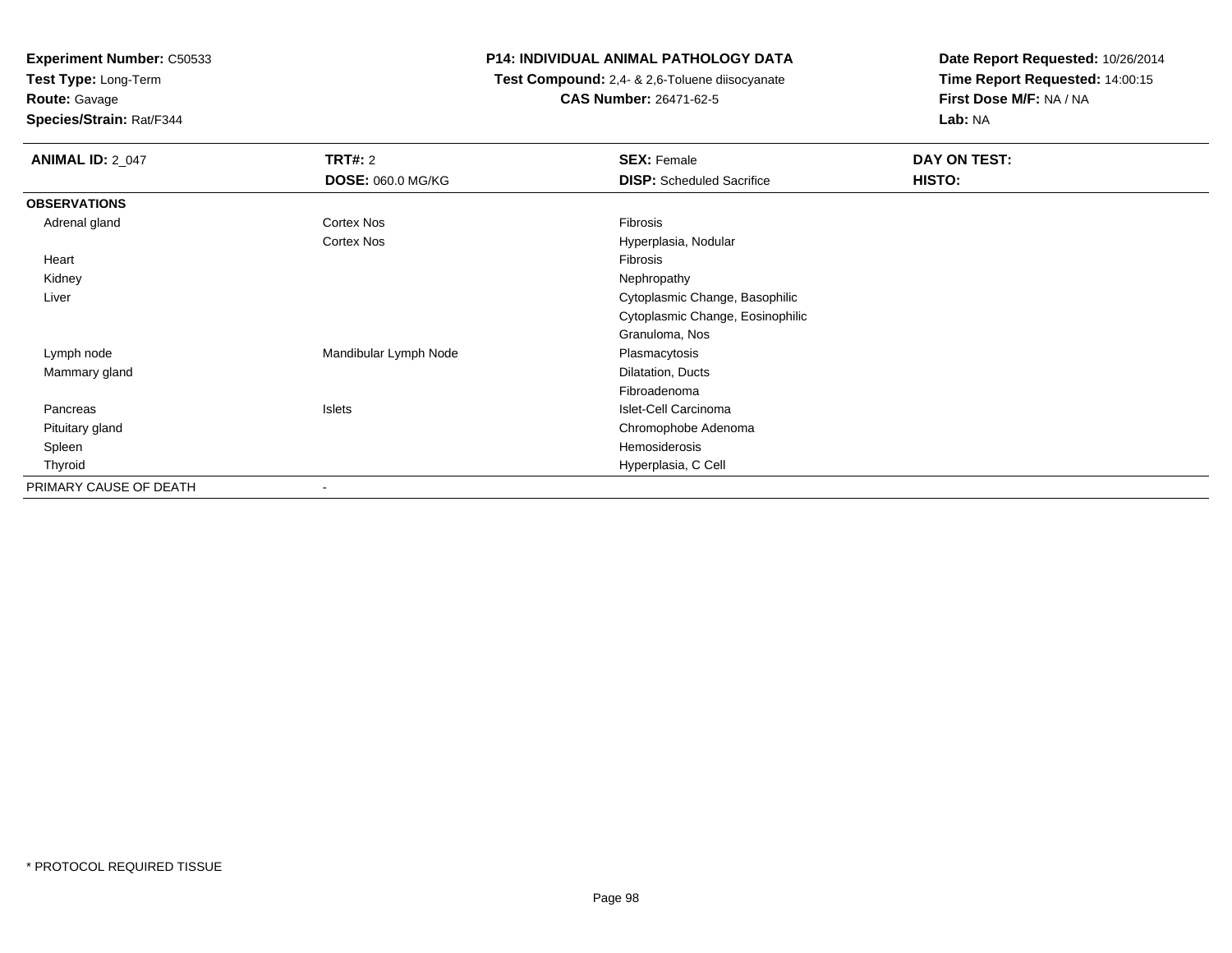**Experiment Number:** C50533
**Test Type:** Long-Term
**Route:** Gavage
**Species/Strain:** Rat/F344

**P14: INDIVIDUAL ANIMAL PATHOLOGY DATA**
**Test Compound:** 2,4- & 2,6-Toluene diisocyanate
**CAS Number:** 26471-62-5

**Date Report Requested:** 10/26/2014
**Time Report Requested:** 14:00:15
**First Dose M/F:** NA / NA
**Lab:** NA

| **ANIMAL ID:** 2_047 | **TRT#:** 2 | **SEX:** Female | **DAY ON TEST:** |
|---|---|---|---|
| | **DOSE:** 060.0 MG/KG | **DISP:** Scheduled Sacrifice | **HISTO:** |
| **OBSERVATIONS** | | | |
| Adrenal gland | Cortex Nos | Fibrosis | |
| | Cortex Nos | Hyperplasia, Nodular | |
| Heart | | Fibrosis | |
| Kidney | | Nephropathy | |
| Liver | | Cytoplasmic Change, Basophilic | |
| | | Cytoplasmic Change, Eosinophilic | |
| | | Granuloma, Nos | |
| Lymph node | Mandibular Lymph Node | Plasmacytosis | |
| Mammary gland | | Dilatation, Ducts | |
| | | Fibroadenoma | |
| Pancreas | Islets | Islet-Cell Carcinoma | |
| Pituitary gland | | Chromophobe Adenoma | |
| Spleen | | Hemosiderosis | |
| Thyroid | | Hyperplasia, C Cell | |
| PRIMARY CAUSE OF DEATH | - | | |

* PROTOCOL REQUIRED TISSUE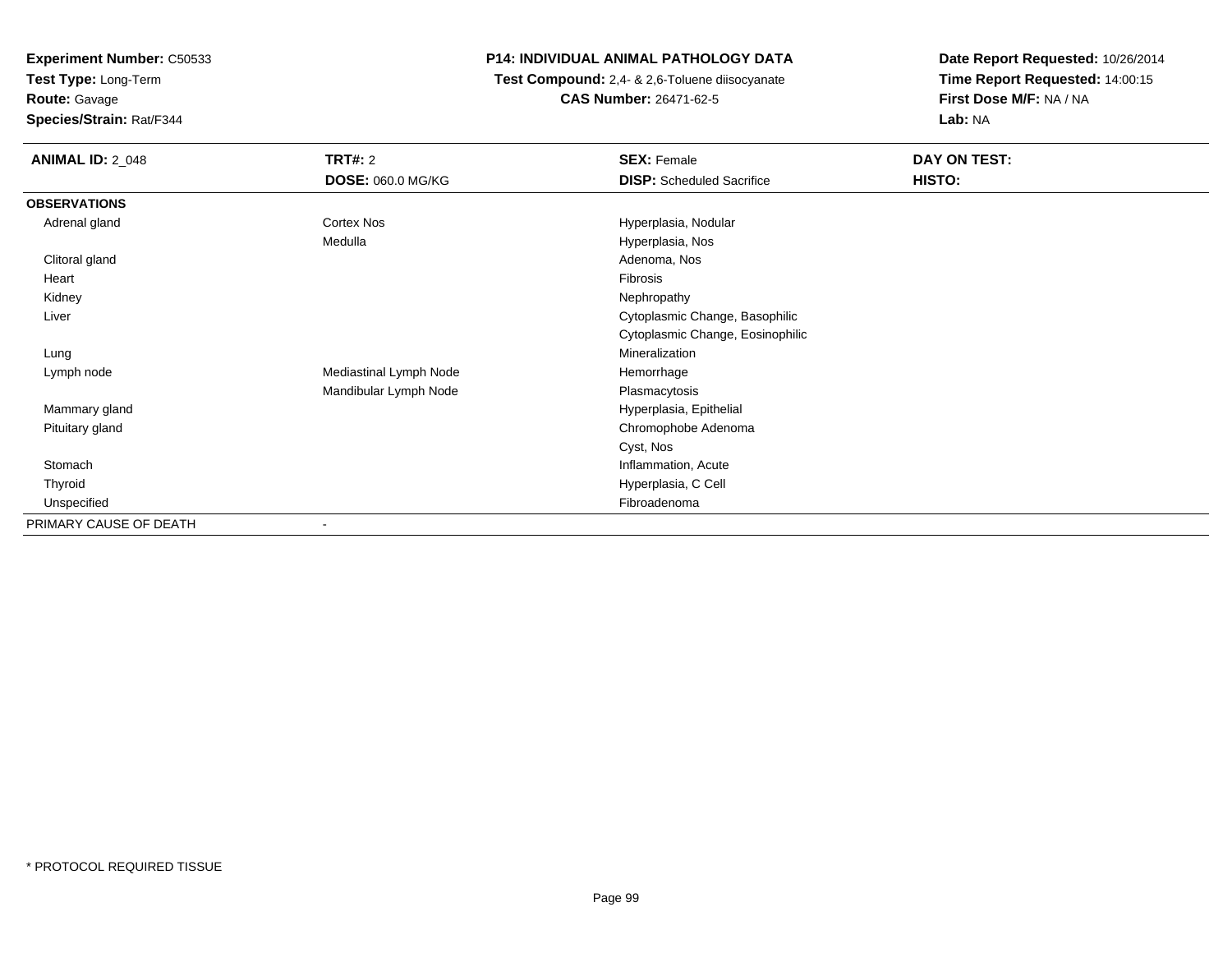**Experiment Number:** C50533
**Test Type:** Long-Term
**Route:** Gavage
**Species/Strain:** Rat/F344

**P14: INDIVIDUAL ANIMAL PATHOLOGY DATA**
**Test Compound:** 2,4- & 2,6-Toluene diisocyanate
**CAS Number:** 26471-62-5

**Date Report Requested:** 10/26/2014
**Time Report Requested:** 14:00:15
**First Dose M/F:** NA / NA
**Lab:** NA

| **ANIMAL ID:** 2_048 | **TRT#:** 2 | **SEX:** Female | **DAY ON TEST:** |
|---|---|---|---|
| | **DOSE:** 060.0 MG/KG | **DISP:** Scheduled Sacrifice | **HISTO:** |
| **OBSERVATIONS** | | | |
| Adrenal gland | Cortex Nos | Hyperplasia, Nodular | |
| | Medulla | Hyperplasia, Nos | |
| Clitoral gland | | Adenoma, Nos | |
| Heart | | Fibrosis | |
| Kidney | | Nephropathy | |
| Liver | | Cytoplasmic Change, Basophilic | |
| | | Cytoplasmic Change, Eosinophilic | |
| Lung | | Mineralization | |
| Lymph node | Mediastinal Lymph Node | Hemorrhage | |
| | Mandibular Lymph Node | Plasmacytosis | |
| Mammary gland | | Hyperplasia, Epithelial | |
| Pituitary gland | | Chromophobe Adenoma | |
| | | Cyst, Nos | |
| Stomach | | Inflammation, Acute | |
| Thyroid | | Hyperplasia, C Cell | |
| Unspecified | | Fibroadenoma | |
| PRIMARY CAUSE OF DEATH | - | | |

* PROTOCOL REQUIRED TISSUE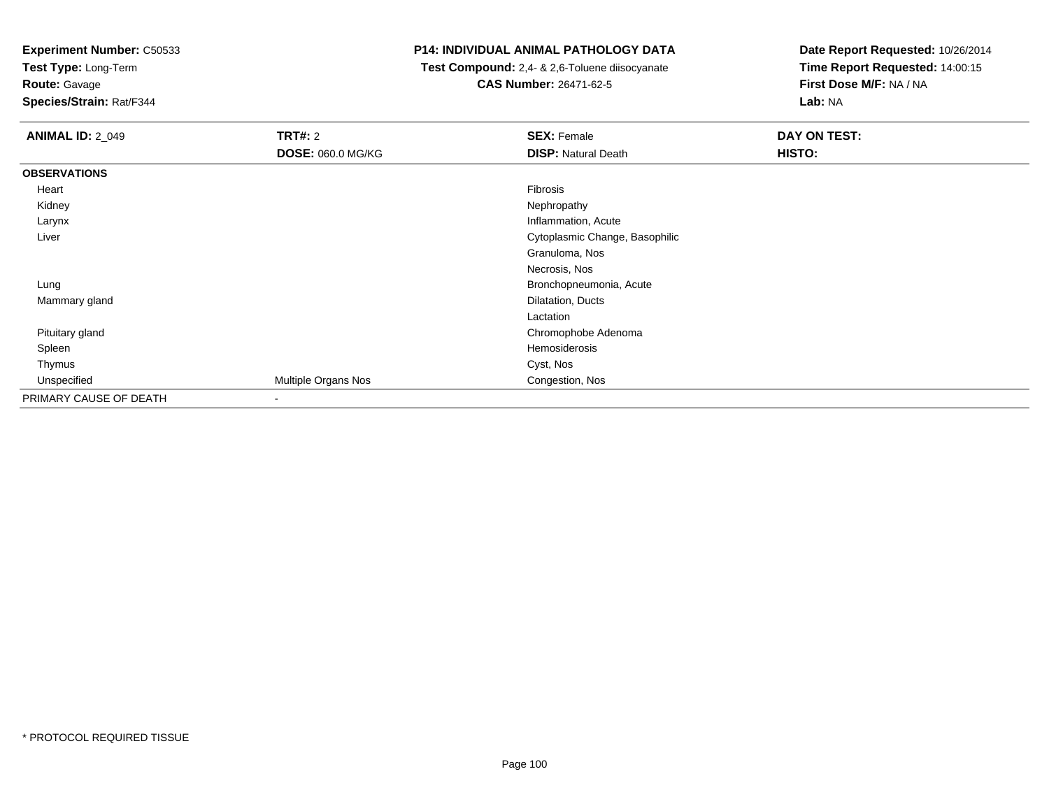**Experiment Number:** C50533
**Test Type:** Long-Term
**Route:** Gavage
**Species/Strain:** Rat/F344

**P14: INDIVIDUAL ANIMAL PATHOLOGY DATA**
**Test Compound:** 2,4- & 2,6-Toluene diisocyanate
**CAS Number:** 26471-62-5

**Date Report Requested:** 10/26/2014
**Time Report Requested:** 14:00:15
**First Dose M/F:** NA / NA
**Lab:** NA

| **ANIMAL ID:** 2_049 | **TRT#:** 2 | **SEX:** Female | **DAY ON TEST:** |
|---|---|---|---|
| | **DOSE:** 060.0 MG/KG | **DISP:** Natural Death | **HISTO:** |
| **OBSERVATIONS** | | | |
| Heart | | Fibrosis | |
| Kidney | | Nephropathy | |
| Larynx | | Inflammation, Acute | |
| Liver | | Cytoplasmic Change, Basophilic | |
| | | Granuloma, Nos | |
| | | Necrosis, Nos | |
| Lung | | Bronchopneumonia, Acute | |
| Mammary gland | | Dilatation, Ducts | |
| | | Lactation | |
| Pituitary gland | | Chromophobe Adenoma | |
| Spleen | | Hemosiderosis | |
| Thymus | | Cyst, Nos | |
| Unspecified | Multiple Organs Nos | Congestion, Nos | |
| PRIMARY CAUSE OF DEATH | - | | |

* PROTOCOL REQUIRED TISSUE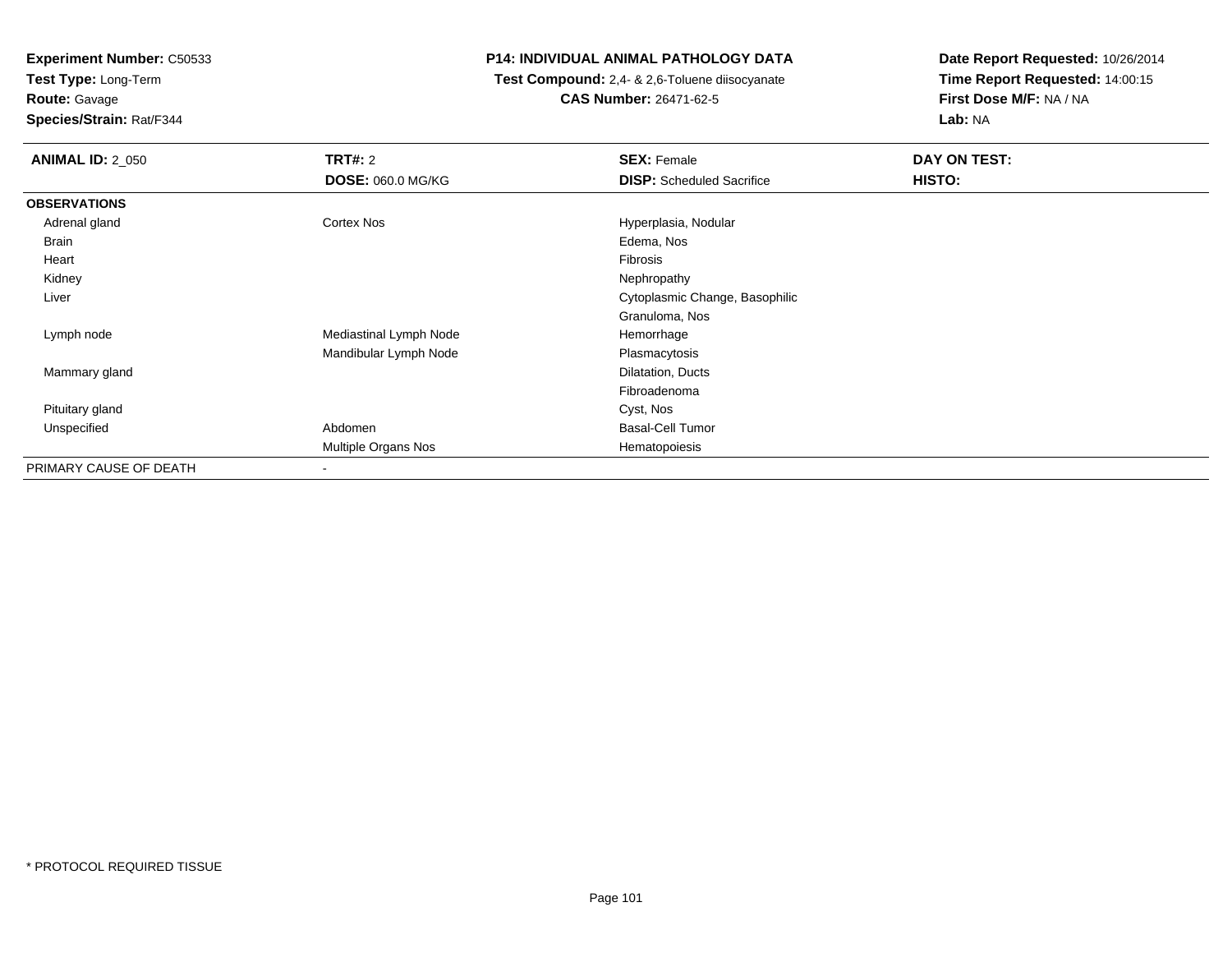**Experiment Number:** C50533
**Test Type:** Long-Term
**Route:** Gavage
**Species/Strain:** Rat/F344

**P14: INDIVIDUAL ANIMAL PATHOLOGY DATA**
**Test Compound:** 2,4- & 2,6-Toluene diisocyanate
**CAS Number:** 26471-62-5

**Date Report Requested:** 10/26/2014
**Time Report Requested:** 14:00:15
**First Dose M/F:** NA / NA
**Lab:** NA

| **ANIMAL ID:** 2_050 | **TRT#:** 2 | **SEX:** Female | **DAY ON TEST:** |
|---|---|---|---|
| | **DOSE:** 060.0 MG/KG | **DISP:** Scheduled Sacrifice | **HISTO:** |
| **OBSERVATIONS** | | | |
| Adrenal gland | Cortex Nos | Hyperplasia, Nodular | |
| Brain | | Edema, Nos | |
| Heart | | Fibrosis | |
| Kidney | | Nephropathy | |
| Liver | | Cytoplasmic Change, Basophilic | |
| | | Granuloma, Nos | |
| Lymph node | Mediastinal Lymph Node | Hemorrhage | |
| | Mandibular Lymph Node | Plasmacytosis | |
| Mammary gland | | Dilatation, Ducts | |
| | | Fibroadenoma | |
| Pituitary gland | | Cyst, Nos | |
| Unspecified | Abdomen | Basal-Cell Tumor | |
| | Multiple Organs Nos | Hematopoiesis | |
| PRIMARY CAUSE OF DEATH | - | | |

* PROTOCOL REQUIRED TISSUE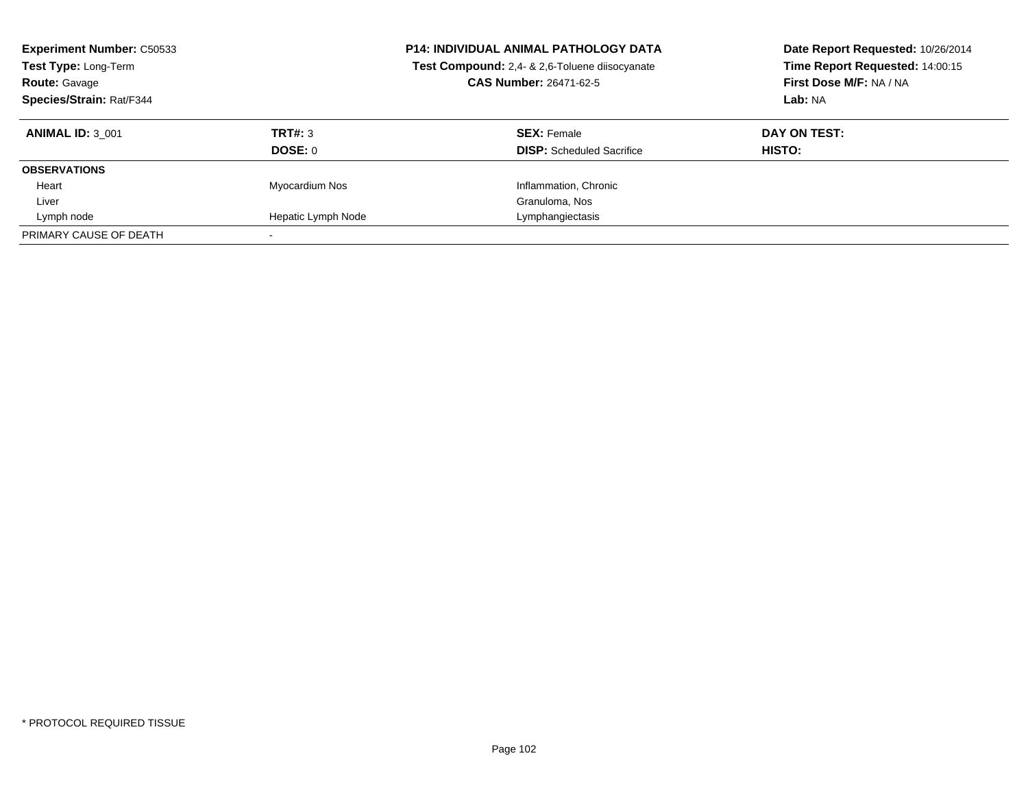**Experiment Number:** C50533
**Test Type:** Long-Term
**Route:** Gavage
**Species/Strain:** Rat/F344

**P14: INDIVIDUAL ANIMAL PATHOLOGY DATA**
**Test Compound:** 2,4- & 2,6-Toluene diisocyanate
**CAS Number:** 26471-62-5

**Date Report Requested:** 10/26/2014
**Time Report Requested:** 14:00:15
**First Dose M/F:** NA / NA
**Lab:** NA

| **ANIMAL ID:** 3_001 | **TRT#:** 3 | **SEX:** Female | **DAY ON TEST:** |
|---|---|---|---|
| | **DOSE:** 0 | **DISP:** Scheduled Sacrifice | **HISTO:** |
| **OBSERVATIONS** | | | |
| Heart | Myocardium Nos | Inflammation, Chronic | |
| Liver | | Granuloma, Nos | |
| Lymph node | Hepatic Lymph Node | Lymphangiectasis | |
| PRIMARY CAUSE OF DEATH | - | | |

* PROTOCOL REQUIRED TISSUE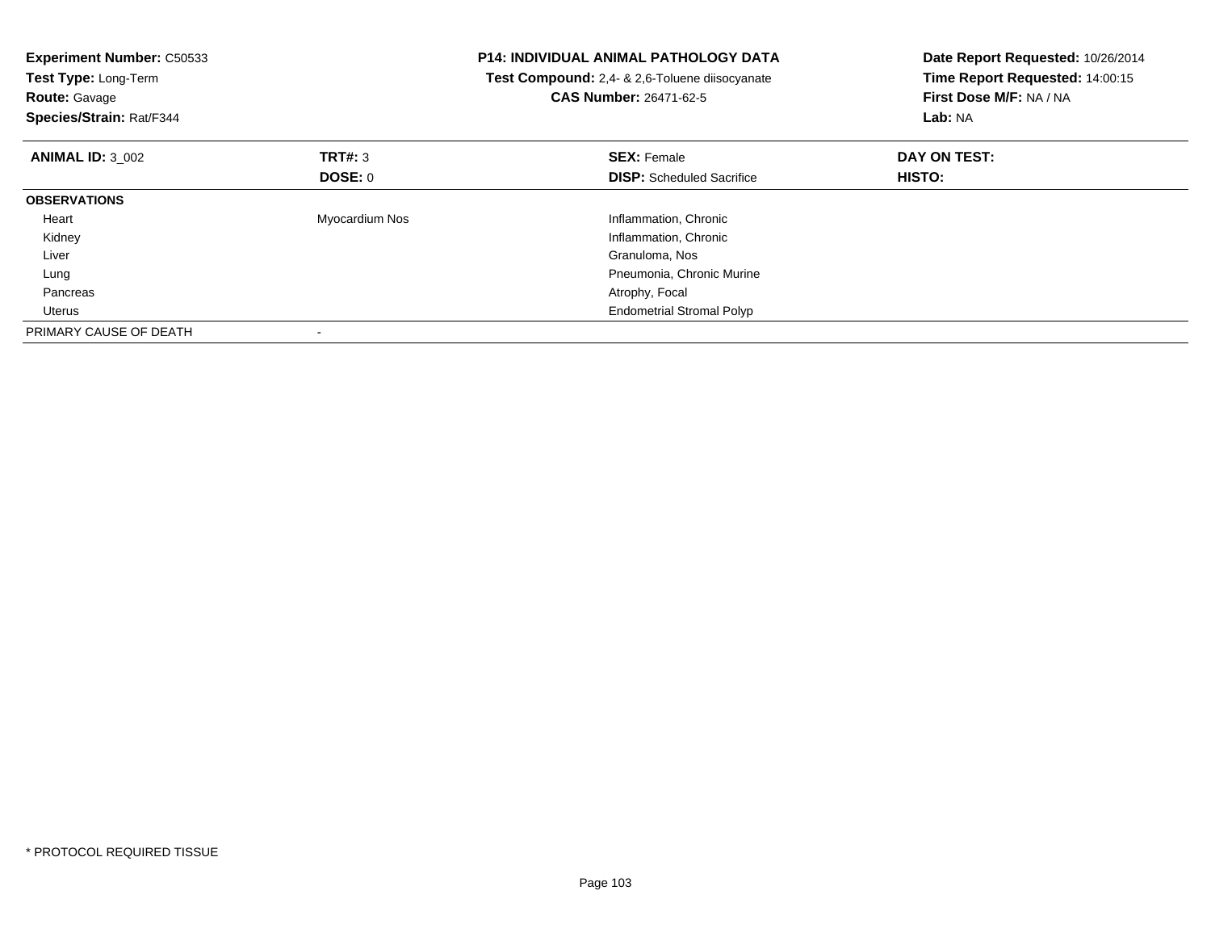**Experiment Number:** C50533
**Test Type:** Long-Term
**Route:** Gavage
**Species/Strain:** Rat/F344

**P14: INDIVIDUAL ANIMAL PATHOLOGY DATA**
**Test Compound:** 2,4- & 2,6-Toluene diisocyanate
**CAS Number:** 26471-62-5

**Date Report Requested:** 10/26/2014
**Time Report Requested:** 14:00:15
**First Dose M/F:** NA / NA
**Lab:** NA

| **ANIMAL ID:** 3_002 | **TRT#:** 3 | **SEX:** Female | **DAY ON TEST:** |
|---|---|---|---|
| | **DOSE:** 0 | **DISP:** Scheduled Sacrifice | **HISTO:** |
| **OBSERVATIONS** | | | |
| Heart | Myocardium Nos | Inflammation, Chronic | |
| Kidney | | Inflammation, Chronic | |
| Liver | | Granuloma, Nos | |
| Lung | | Pneumonia, Chronic Murine | |
| Pancreas | | Atrophy, Focal | |
| Uterus | | Endometrial Stromal Polyp | |
| PRIMARY CAUSE OF DEATH | - | | |

\* PROTOCOL REQUIRED TISSUE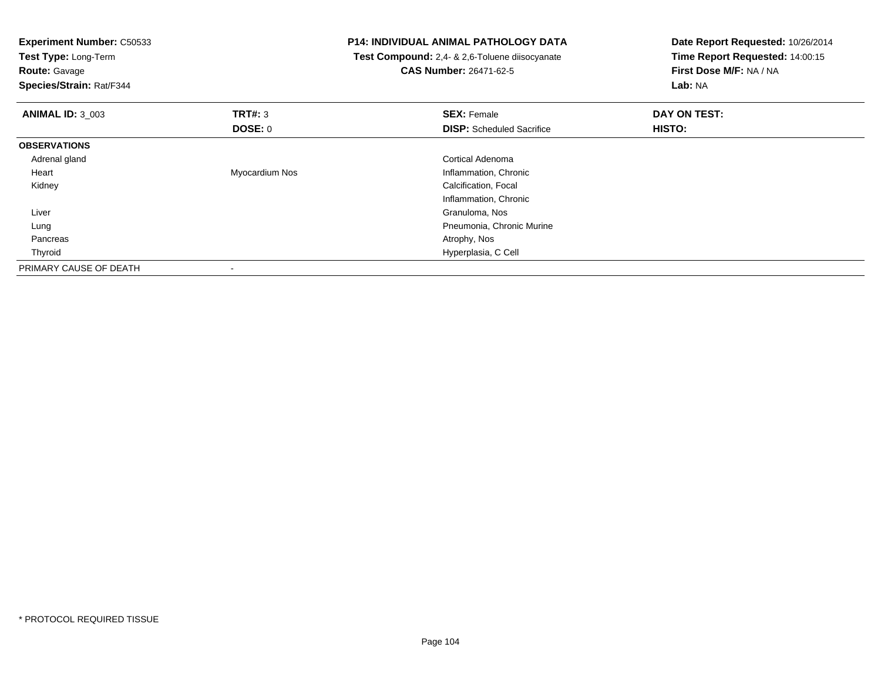**Experiment Number:** C50533
**Test Type:** Long-Term
**Route:** Gavage
**Species/Strain:** Rat/F344

**P14: INDIVIDUAL ANIMAL PATHOLOGY DATA**
**Test Compound:** 2,4- & 2,6-Toluene diisocyanate
**CAS Number:** 26471-62-5

**Date Report Requested:** 10/26/2014
**Time Report Requested:** 14:00:15
**First Dose M/F:** NA / NA
**Lab:** NA

| **ANIMAL ID:** 3_003 | **TRT#:** 3 | **SEX:** Female | **DAY ON TEST:** |
|---|---|---|---|
| | **DOSE:** 0 | **DISP:** Scheduled Sacrifice | **HISTO:** |
| **OBSERVATIONS** | | | |
| Adrenal gland | | Cortical Adenoma | |
| Heart | Myocardium Nos | Inflammation, Chronic | |
| Kidney | | Calcification, Focal | |
| | | Inflammation, Chronic | |
| Liver | | Granuloma, Nos | |
| Lung | | Pneumonia, Chronic Murine | |
| Pancreas | | Atrophy, Nos | |
| Thyroid | | Hyperplasia, C Cell | |
| PRIMARY CAUSE OF DEATH | - | | |

* PROTOCOL REQUIRED TISSUE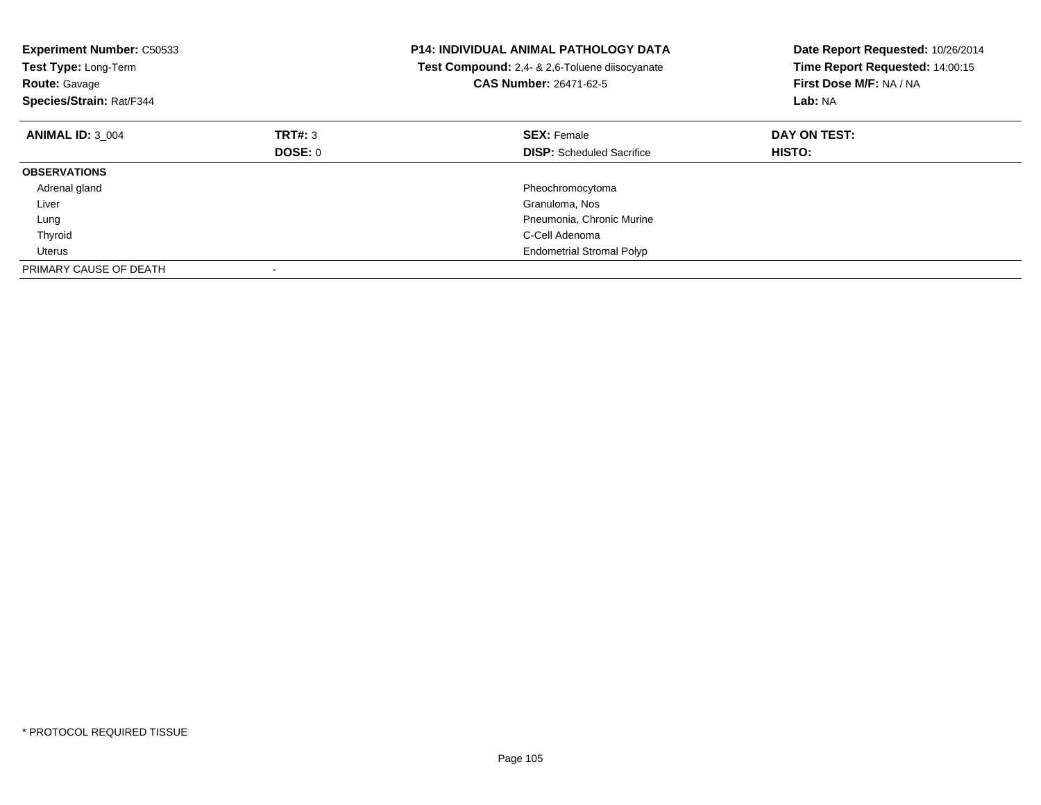**Experiment Number:** C50533
**Test Type:** Long-Term
**Route:** Gavage
**Species/Strain:** Rat/F344

**P14: INDIVIDUAL ANIMAL PATHOLOGY DATA**
**Test Compound:** 2,4- & 2,6-Toluene diisocyanate
**CAS Number:** 26471-62-5

**Date Report Requested:** 10/26/2014
**Time Report Requested:** 14:00:15
**First Dose M/F:** NA / NA
**Lab:** NA

| **ANIMAL ID:** 3_004 | **TRT#:** 3 | **SEX:** Female | **DAY ON TEST:** |
|---|---|---|---|
| | **DOSE:** 0 | **DISP:** Scheduled Sacrifice | **HISTO:** |
| **OBSERVATIONS** | | | |
| Adrenal gland | | Pheochromocytoma | |
| Liver | | Granuloma, Nos | |
| Lung | | Pneumonia, Chronic Murine | |
| Thyroid | | C-Cell Adenoma | |
| Uterus | | Endometrial Stromal Polyp | |
| PRIMARY CAUSE OF DEATH | - | | |

* PROTOCOL REQUIRED TISSUE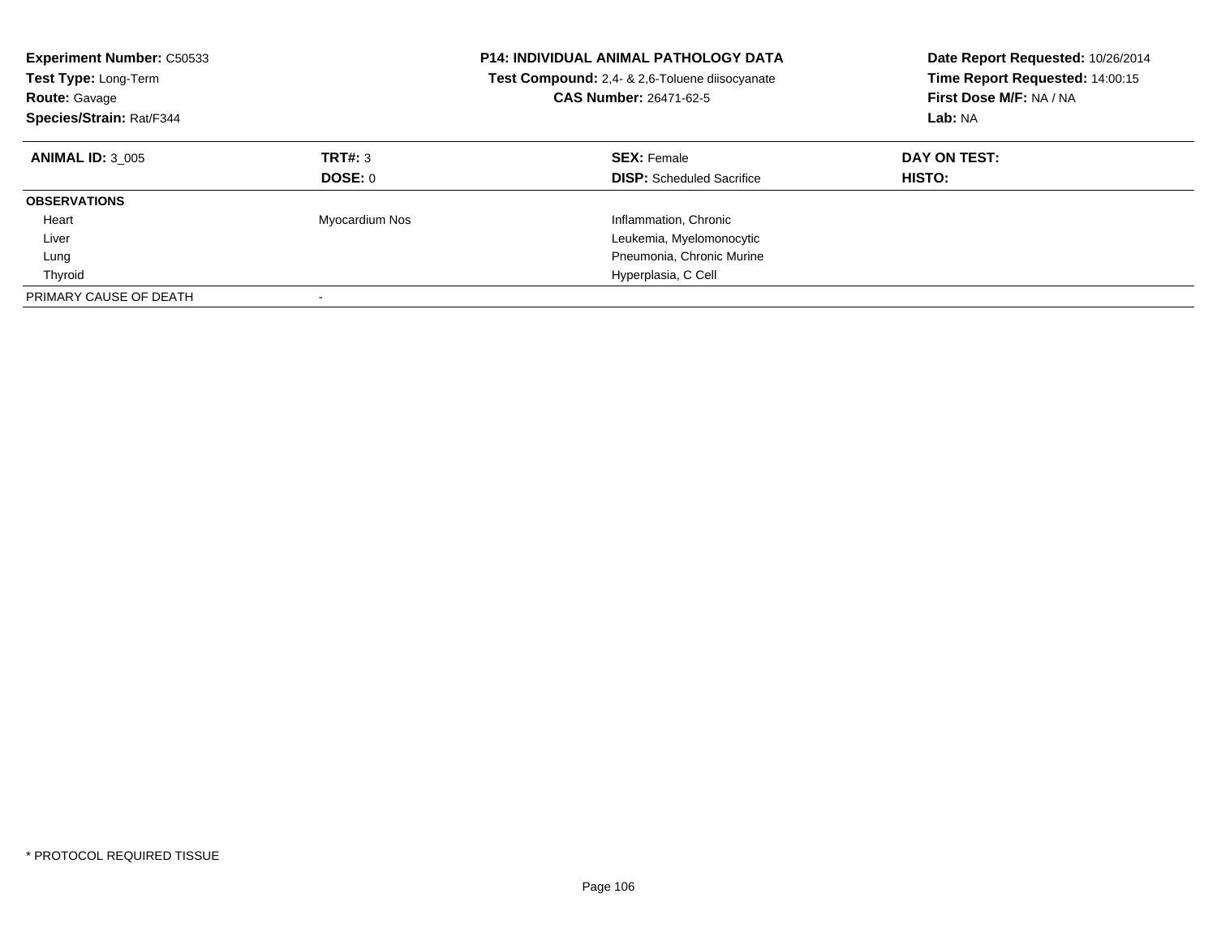**Experiment Number:** C50533
**Test Type:** Long-Term
**Route:** Gavage
**Species/Strain:** Rat/F344

**P14: INDIVIDUAL ANIMAL PATHOLOGY DATA**
**Test Compound:** 2,4- & 2,6-Toluene diisocyanate
**CAS Number:** 26471-62-5

**Date Report Requested:** 10/26/2014
**Time Report Requested:** 14:00:15
**First Dose M/F:** NA / NA
**Lab:** NA

| **ANIMAL ID:** 3_005 | **TRT#:** 3 | **SEX:** Female | **DAY ON TEST:** |
|---|---|---|---|
| | **DOSE:** 0 | **DISP:** Scheduled Sacrifice | **HISTO:** |
| **OBSERVATIONS** | | | |
| Heart | Myocardium Nos | Inflammation, Chronic | |
| Liver | | Leukemia, Myelomonocytic | |
| Lung | | Pneumonia, Chronic Murine | |
| Thyroid | | Hyperplasia, C Cell | |
| PRIMARY CAUSE OF DEATH | - | | |

* PROTOCOL REQUIRED TISSUE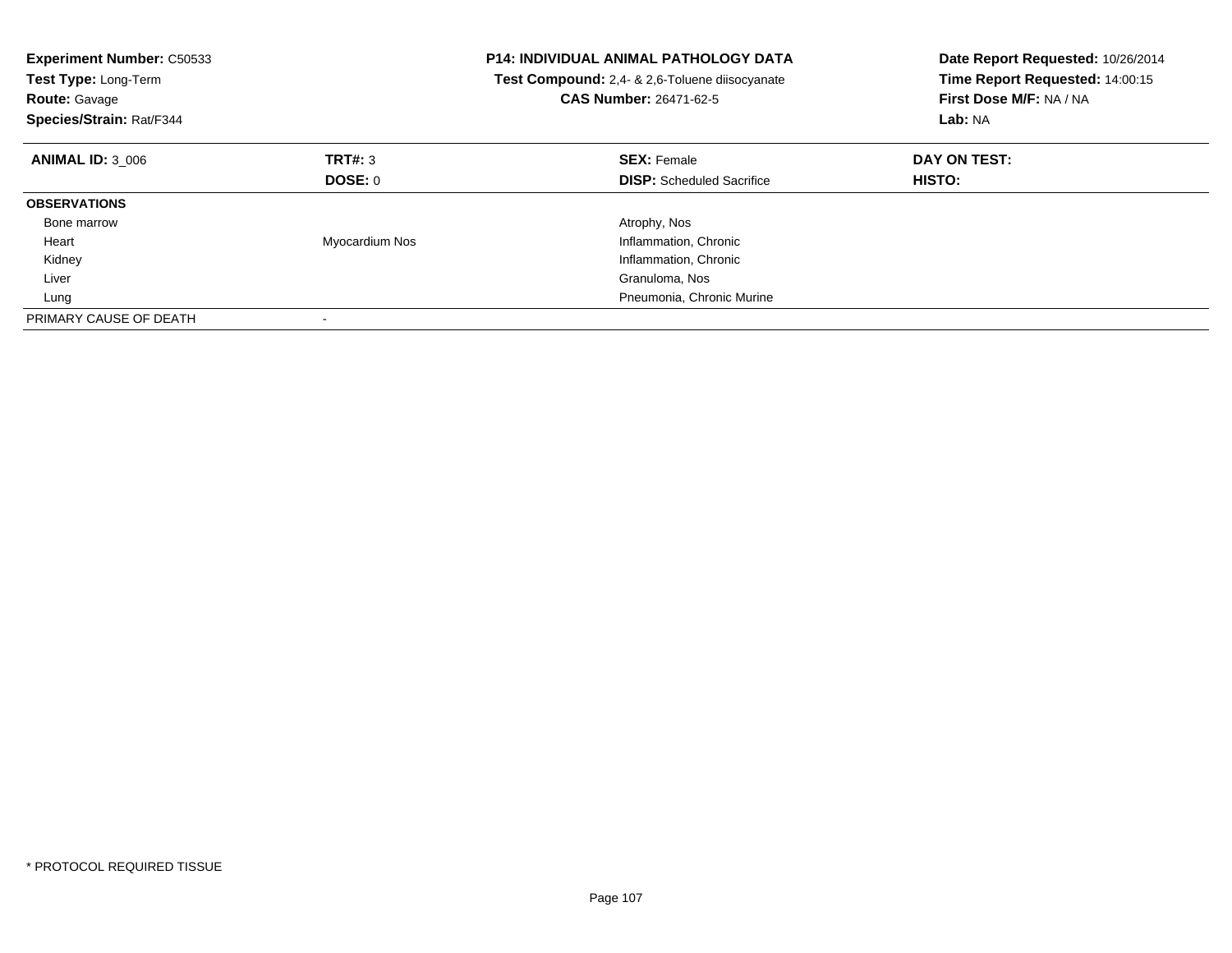**Experiment Number:** C50533
**Test Type:** Long-Term
**Route:** Gavage
**Species/Strain:** Rat/F344

**P14: INDIVIDUAL ANIMAL PATHOLOGY DATA**
**Test Compound:** 2,4- & 2,6-Toluene diisocyanate
**CAS Number:** 26471-62-5

**Date Report Requested:** 10/26/2014
**Time Report Requested:** 14:00:15
**First Dose M/F:** NA / NA
**Lab:** NA

| **ANIMAL ID:** 3_006 | **TRT#:** 3 | **SEX:** Female | **DAY ON TEST:** |
|---|---|---|---|
| | **DOSE:** 0 | **DISP:** Scheduled Sacrifice | **HISTO:** |
| **OBSERVATIONS** | | | |
| Bone marrow | | Atrophy, Nos | |
| Heart | Myocardium Nos | Inflammation, Chronic | |
| Kidney | | Inflammation, Chronic | |
| Liver | | Granuloma, Nos | |
| Lung | | Pneumonia, Chronic Murine | |
| PRIMARY CAUSE OF DEATH | - | | |

\* PROTOCOL REQUIRED TISSUE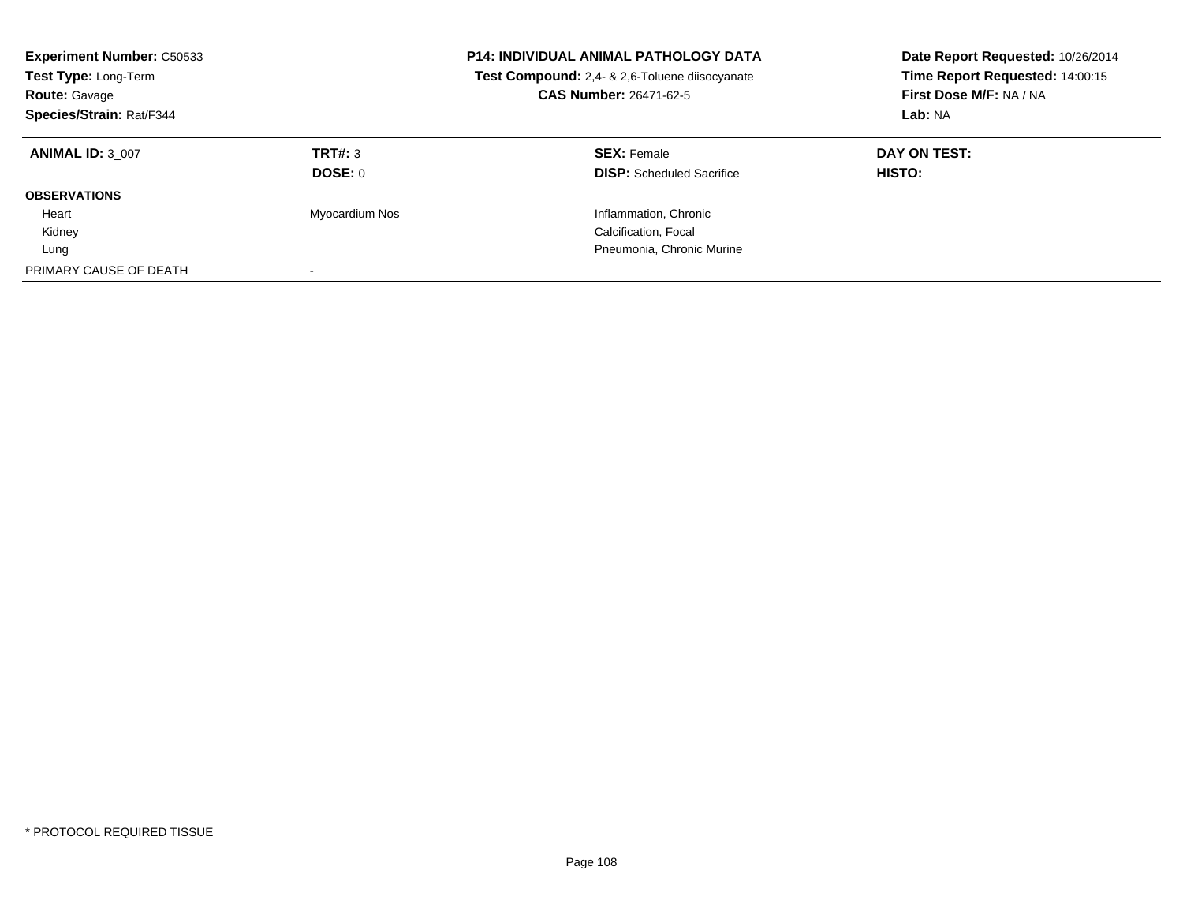**Experiment Number:** C50533
**Test Type:** Long-Term
**Route:** Gavage
**Species/Strain:** Rat/F344

**P14: INDIVIDUAL ANIMAL PATHOLOGY DATA**
**Test Compound:** 2,4- & 2,6-Toluene diisocyanate
**CAS Number:** 26471-62-5

**Date Report Requested:** 10/26/2014
**Time Report Requested:** 14:00:15
**First Dose M/F:** NA / NA
**Lab:** NA

| **ANIMAL ID:** 3_007 | **TRT#:** 3 | **SEX:** Female | **DAY ON TEST:** |
|---|---|---|---|
| | **DOSE:** 0 | **DISP:** Scheduled Sacrifice | **HISTO:** |
| **OBSERVATIONS** | | | |
| Heart | Myocardium Nos | Inflammation, Chronic | |
| Kidney | | Calcification, Focal | |
| Lung | | Pneumonia, Chronic Murine | |
| PRIMARY CAUSE OF DEATH | - | | |

\* PROTOCOL REQUIRED TISSUE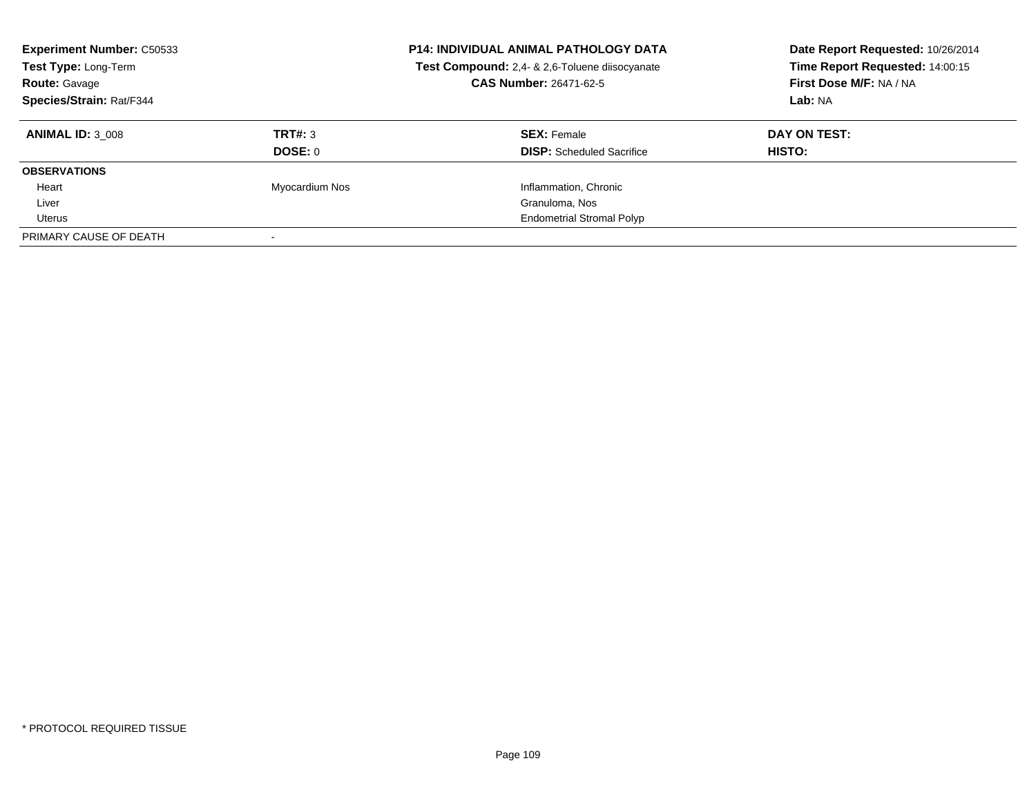**Experiment Number:** C50533
**Test Type:** Long-Term
**Route:** Gavage
**Species/Strain:** Rat/F344

**P14: INDIVIDUAL ANIMAL PATHOLOGY DATA**
**Test Compound:** 2,4- & 2,6-Toluene diisocyanate
**CAS Number:** 26471-62-5

**Date Report Requested:** 10/26/2014
**Time Report Requested:** 14:00:15
**First Dose M/F:** NA / NA
**Lab:** NA

| **ANIMAL ID:** 3_008 | **TRT#:** 3 | **SEX:** Female | **DAY ON TEST:** |
|---|---|---|---|
| | **DOSE:** 0 | **DISP:** Scheduled Sacrifice | **HISTO:** |
| **OBSERVATIONS** | | | |
| Heart | Myocardium Nos | Inflammation, Chronic | |
| Liver | | Granuloma, Nos | |
| Uterus | | Endometrial Stromal Polyp | |
| PRIMARY CAUSE OF DEATH | - | | |

* PROTOCOL REQUIRED TISSUE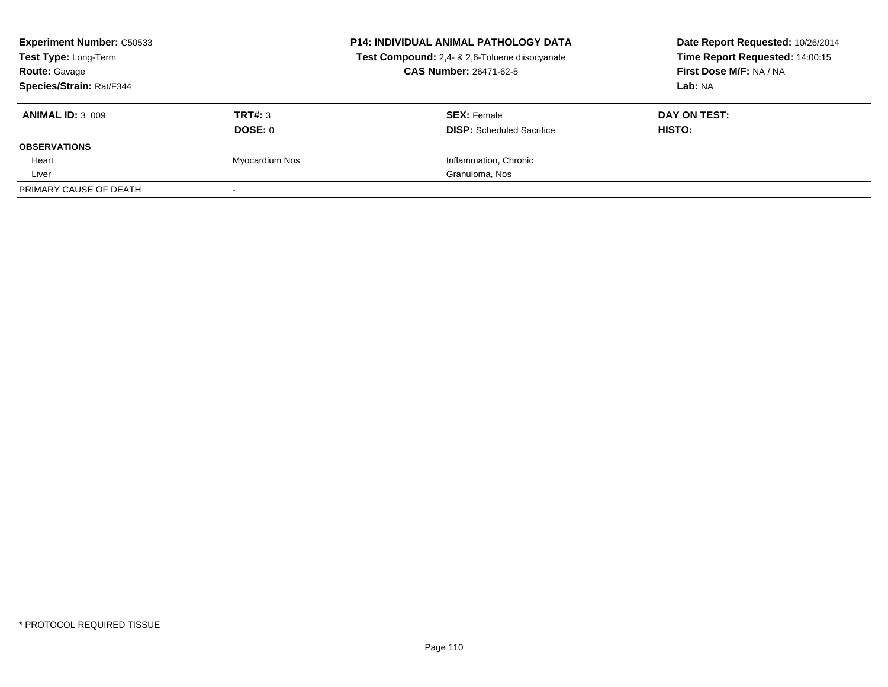**Experiment Number:** C50533
**Test Type:** Long-Term
**Route:** Gavage
**Species/Strain:** Rat/F344

**P14: INDIVIDUAL ANIMAL PATHOLOGY DATA**
**Test Compound:** 2,4- & 2,6-Toluene diisocyanate
**CAS Number:** 26471-62-5

**Date Report Requested:** 10/26/2014
**Time Report Requested:** 14:00:15
**First Dose M/F:** NA / NA
**Lab:** NA

| **ANIMAL ID:** 3_009 | **TRT#:** 3 | **SEX:** Female | **DAY ON TEST:** |
|---|---|---|---|
| | **DOSE:** 0 | **DISP:** Scheduled Sacrifice | **HISTO:** |
| **OBSERVATIONS** | | | |
| Heart | Myocardium Nos | Inflammation, Chronic | |
| Liver | | Granuloma, Nos | |
| PRIMARY CAUSE OF DEATH | - | | |

* PROTOCOL REQUIRED TISSUE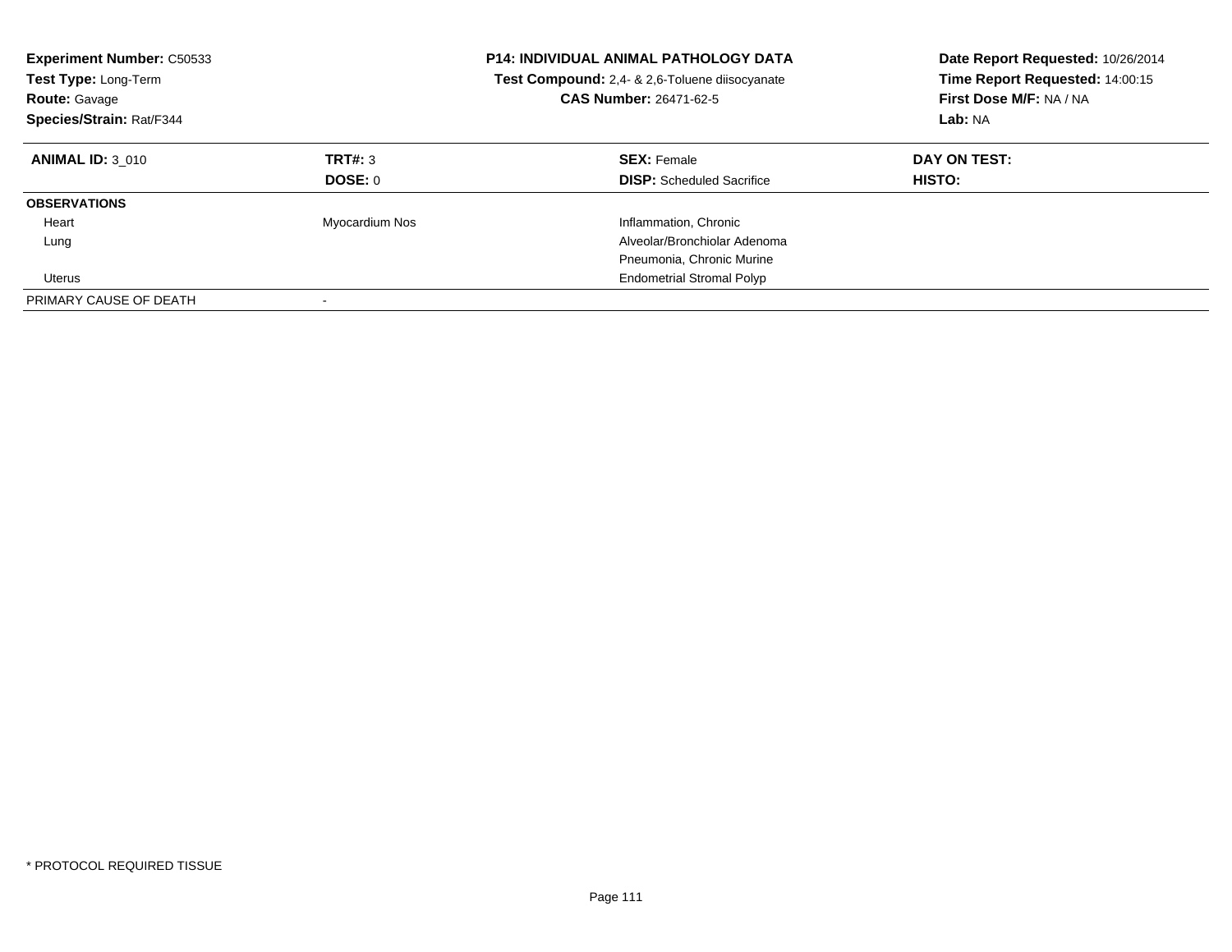**Experiment Number:** C50533
**Test Type:** Long-Term
**Route:** Gavage
**Species/Strain:** Rat/F344

**P14: INDIVIDUAL ANIMAL PATHOLOGY DATA**
**Test Compound:** 2,4- & 2,6-Toluene diisocyanate
**CAS Number:** 26471-62-5

**Date Report Requested:** 10/26/2014
**Time Report Requested:** 14:00:15
**First Dose M/F:** NA / NA
**Lab:** NA

| **ANIMAL ID:** 3_010 | **TRT#:** 3 | **SEX:** Female | **DAY ON TEST:** |
|---|---|---|---|
| | **DOSE:** 0 | **DISP:** Scheduled Sacrifice | **HISTO:** |
| **OBSERVATIONS** | | | |
| Heart | Myocardium Nos | Inflammation, Chronic | |
| Lung | | Alveolar/Bronchiolar Adenoma | |
| | | Pneumonia, Chronic Murine | |
| Uterus | | Endometrial Stromal Polyp | |
| PRIMARY CAUSE OF DEATH | - | | |

* PROTOCOL REQUIRED TISSUE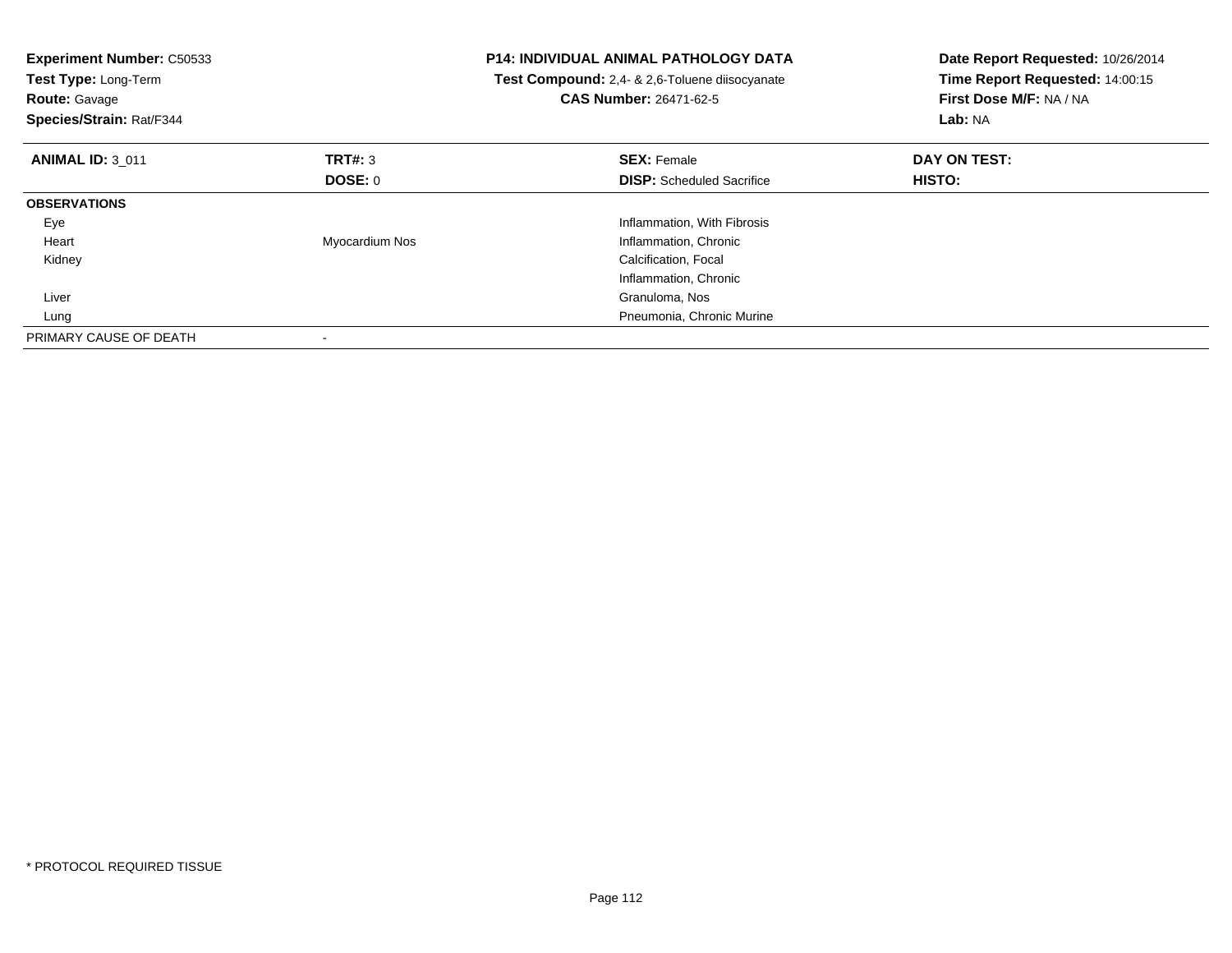**Experiment Number:** C50533
**Test Type:** Long-Term
**Route:** Gavage
**Species/Strain:** Rat/F344

**P14: INDIVIDUAL ANIMAL PATHOLOGY DATA**
**Test Compound:** 2,4- & 2,6-Toluene diisocyanate
**CAS Number:** 26471-62-5

**Date Report Requested:** 10/26/2014
**Time Report Requested:** 14:00:15
**First Dose M/F:** NA / NA
**Lab:** NA

| **ANIMAL ID:** 3_011 | **TRT#:** 3 | **SEX:** Female | **DAY ON TEST:** |
|---|---|---|---|
| | **DOSE:** 0 | **DISP:** Scheduled Sacrifice | **HISTO:** |
| **OBSERVATIONS** | | | |
| Eye | | Inflammation, With Fibrosis | |
| Heart | Myocardium Nos | Inflammation, Chronic | |
| Kidney | | Calcification, Focal | |
| | | Inflammation, Chronic | |
| Liver | | Granuloma, Nos | |
| Lung | | Pneumonia, Chronic Murine | |
| PRIMARY CAUSE OF DEATH | - | | |

* PROTOCOL REQUIRED TISSUE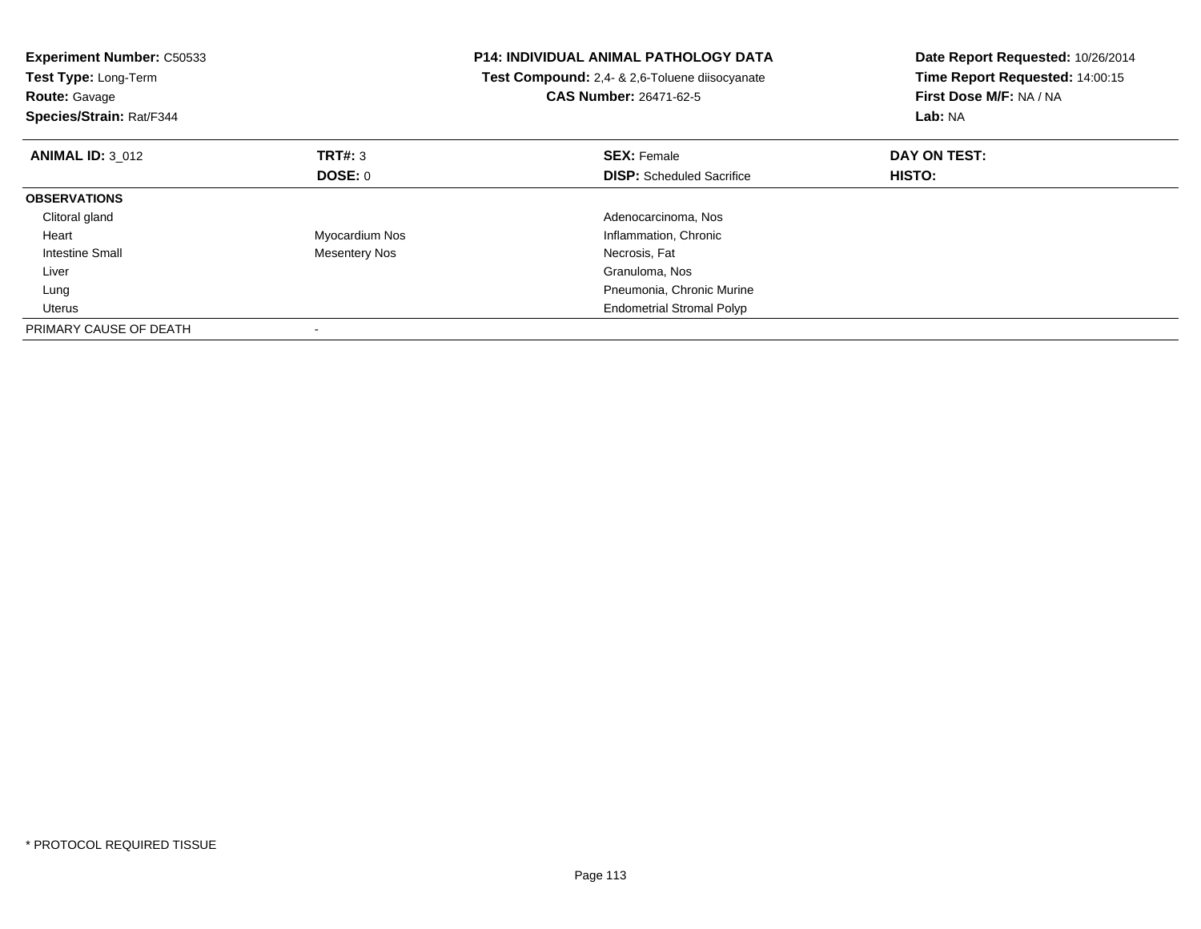**Experiment Number:** C50533
**Test Type:** Long-Term
**Route:** Gavage
**Species/Strain:** Rat/F344

**P14: INDIVIDUAL ANIMAL PATHOLOGY DATA**
**Test Compound:** 2,4- & 2,6-Toluene diisocyanate
**CAS Number:** 26471-62-5

**Date Report Requested:** 10/26/2014
**Time Report Requested:** 14:00:15
**First Dose M/F:** NA / NA
**Lab:** NA

| **ANIMAL ID:** 3_012 | **TRT#:** 3 | **SEX:** Female | **DAY ON TEST:** |
|---|---|---|---|
| | **DOSE:** 0 | **DISP:** Scheduled Sacrifice | **HISTO:** |
| **OBSERVATIONS** | | | |
| Clitoral gland | | Adenocarcinoma, Nos | |
| Heart | Myocardium Nos | Inflammation, Chronic | |
| Intestine Small | Mesentery Nos | Necrosis, Fat | |
| Liver | | Granuloma, Nos | |
| Lung | | Pneumonia, Chronic Murine | |
| Uterus | | Endometrial Stromal Polyp | |
| PRIMARY CAUSE OF DEATH | - | | |

* PROTOCOL REQUIRED TISSUE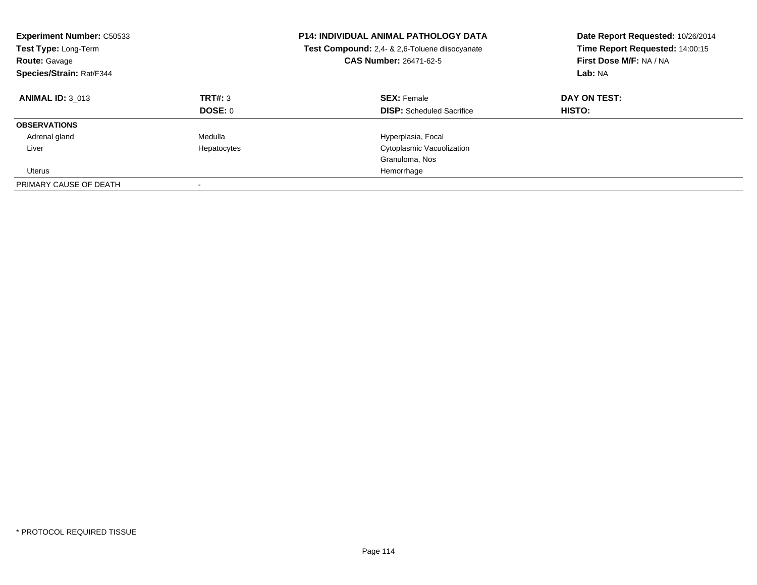**Experiment Number:** C50533
**Test Type:** Long-Term
**Route:** Gavage
**Species/Strain:** Rat/F344

**P14: INDIVIDUAL ANIMAL PATHOLOGY DATA**
**Test Compound:** 2,4- & 2,6-Toluene diisocyanate
**CAS Number:** 26471-62-5

**Date Report Requested:** 10/26/2014
**Time Report Requested:** 14:00:15
**First Dose M/F:** NA / NA
**Lab:** NA

| **ANIMAL ID:** 3_013 | **TRT#:** 3 | **SEX:** Female | **DAY ON TEST:** |
|---|---|---|---|
| | **DOSE:** 0 | **DISP:** Scheduled Sacrifice | **HISTO:** |
| **OBSERVATIONS** | | | |
| Adrenal gland | Medulla | Hyperplasia, Focal | |
| Liver | Hepatocytes | Cytoplasmic Vacuolization | |
| | | Granuloma, Nos | |
| Uterus | | Hemorrhage | |
| PRIMARY CAUSE OF DEATH | - | | |

* PROTOCOL REQUIRED TISSUE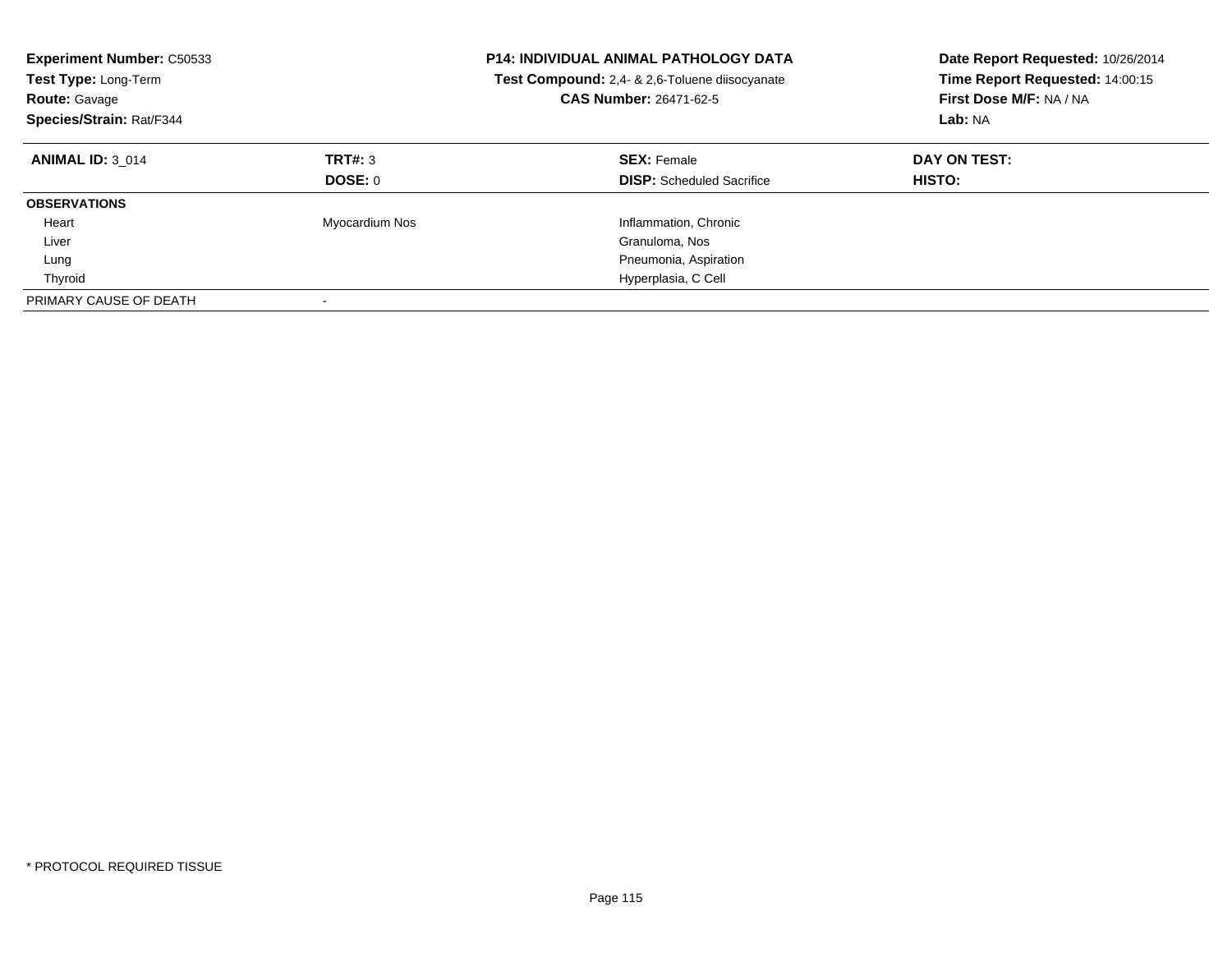**Experiment Number:** C50533
**Test Type:** Long-Term
**Route:** Gavage
**Species/Strain:** Rat/F344

**P14: INDIVIDUAL ANIMAL PATHOLOGY DATA**
**Test Compound:** 2,4- & 2,6-Toluene diisocyanate
**CAS Number:** 26471-62-5

**Date Report Requested:** 10/26/2014
**Time Report Requested:** 14:00:15
**First Dose M/F:** NA / NA
**Lab:** NA

| **ANIMAL ID:** 3_014 | **TRT#:** 3 | **SEX:** Female | **DAY ON TEST:** |
|---|---|---|---|
| | **DOSE:** 0 | **DISP:** Scheduled Sacrifice | **HISTO:** |
| **OBSERVATIONS** | | | |
| Heart | Myocardium Nos | Inflammation, Chronic | |
| Liver | | Granuloma, Nos | |
| Lung | | Pneumonia, Aspiration | |
| Thyroid | | Hyperplasia, C Cell | |
| PRIMARY CAUSE OF DEATH | - | | |

* PROTOCOL REQUIRED TISSUE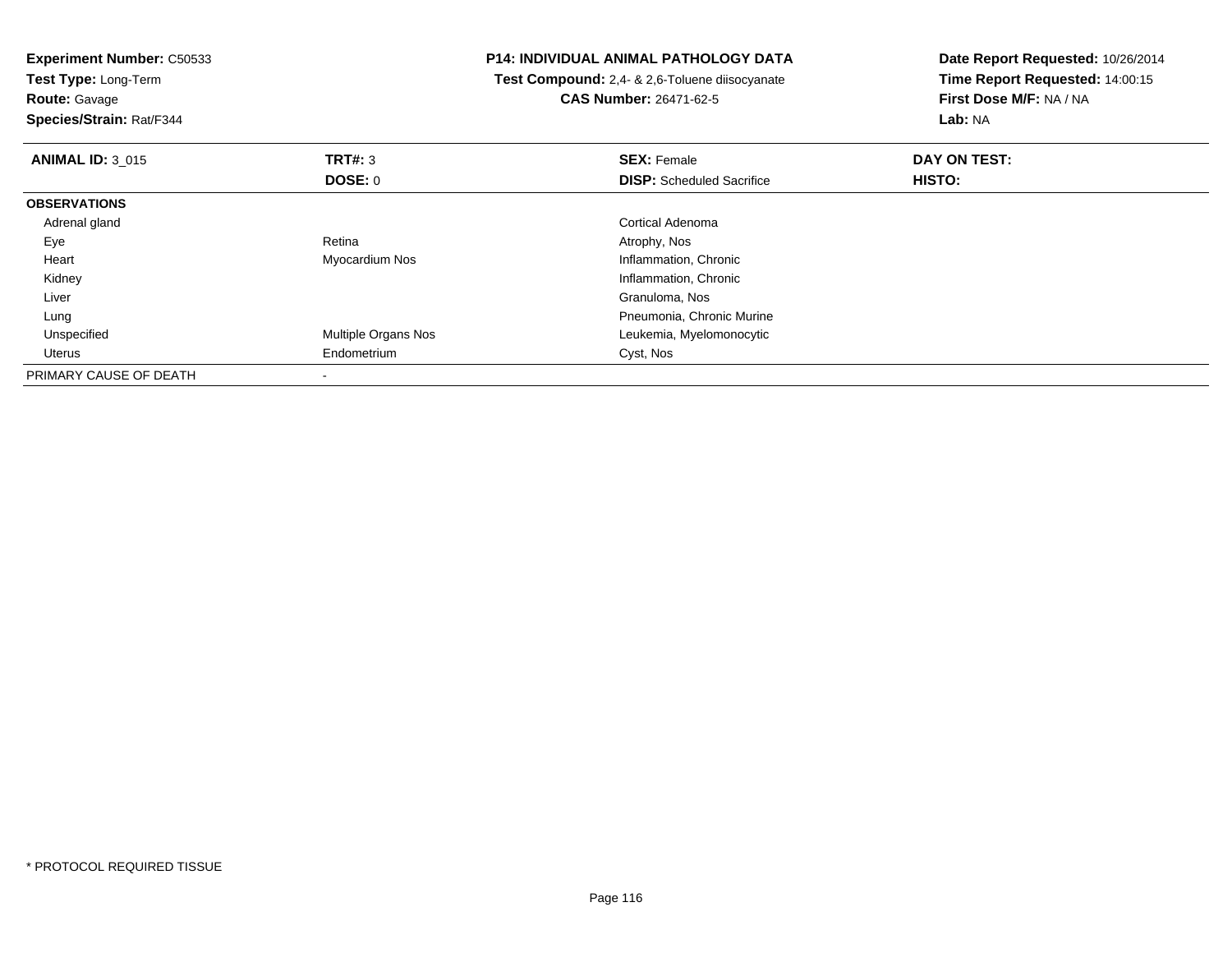**Experiment Number:** C50533
**Test Type:** Long-Term
**Route:** Gavage
**Species/Strain:** Rat/F344

**P14: INDIVIDUAL ANIMAL PATHOLOGY DATA**
**Test Compound:** 2,4- & 2,6-Toluene diisocyanate
**CAS Number:** 26471-62-5

**Date Report Requested:** 10/26/2014
**Time Report Requested:** 14:00:15
**First Dose M/F:** NA / NA
**Lab:** NA

| **ANIMAL ID:** 3_015 | **TRT#:** 3 | **SEX:** Female | **DAY ON TEST:** |
|---|---|---|---|
| | **DOSE:** 0 | **DISP:** Scheduled Sacrifice | **HISTO:** |
| **OBSERVATIONS** | | | |
| Adrenal gland | | Cortical Adenoma | |
| Eye | Retina | Atrophy, Nos | |
| Heart | Myocardium Nos | Inflammation, Chronic | |
| Kidney | | Inflammation, Chronic | |
| Liver | | Granuloma, Nos | |
| Lung | | Pneumonia, Chronic Murine | |
| Unspecified | Multiple Organs Nos | Leukemia, Myelomonocytic | |
| Uterus | Endometrium | Cyst, Nos | |
| PRIMARY CAUSE OF DEATH | - | | |

* PROTOCOL REQUIRED TISSUE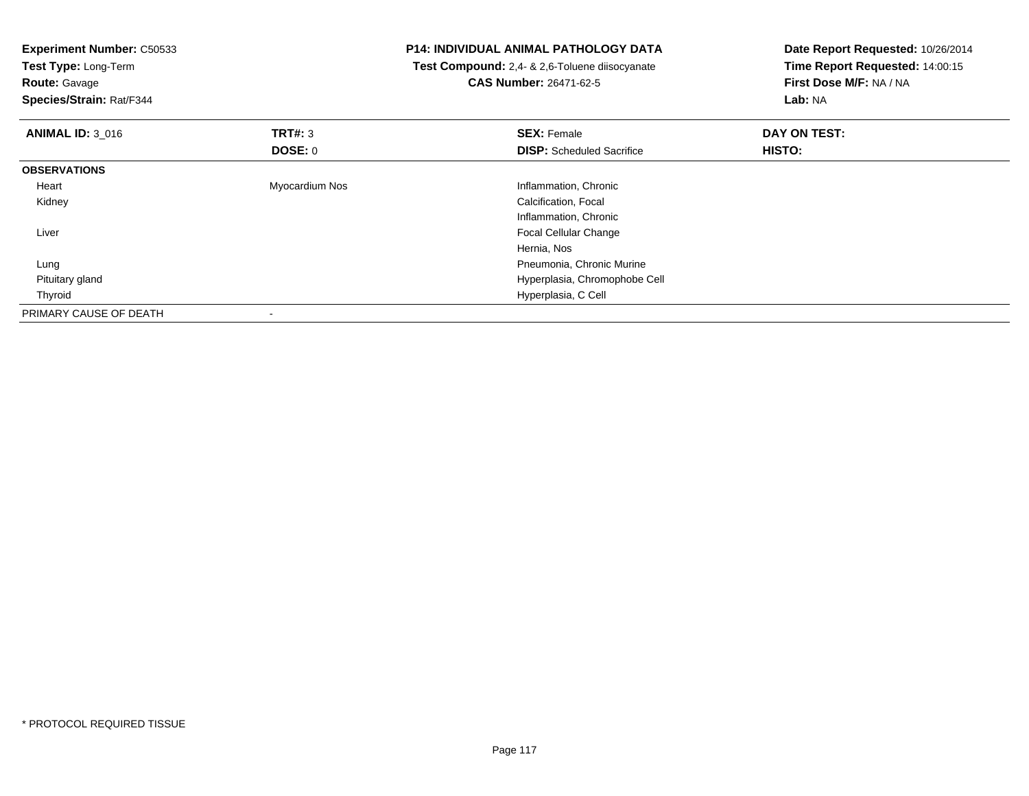**Experiment Number:** C50533
**Test Type:** Long-Term
**Route:** Gavage
**Species/Strain:** Rat/F344

**P14: INDIVIDUAL ANIMAL PATHOLOGY DATA**
**Test Compound:** 2,4- & 2,6-Toluene diisocyanate
**CAS Number:** 26471-62-5

**Date Report Requested:** 10/26/2014
**Time Report Requested:** 14:00:15
**First Dose M/F:** NA / NA
**Lab:** NA

| **ANIMAL ID:** 3_016 | **TRT#:** 3 | **SEX:** Female | **DAY ON TEST:** |
|---|---|---|---|
| | **DOSE:** 0 | **DISP:** Scheduled Sacrifice | **HISTO:** |
| **OBSERVATIONS** | | | |
| Heart | Myocardium Nos | Inflammation, Chronic | |
| Kidney | | Calcification, Focal | |
| | | Inflammation, Chronic | |
| Liver | | Focal Cellular Change | |
| | | Hernia, Nos | |
| Lung | | Pneumonia, Chronic Murine | |
| Pituitary gland | | Hyperplasia, Chromophobe Cell | |
| Thyroid | | Hyperplasia, C Cell | |
| PRIMARY CAUSE OF DEATH | - | | |

* PROTOCOL REQUIRED TISSUE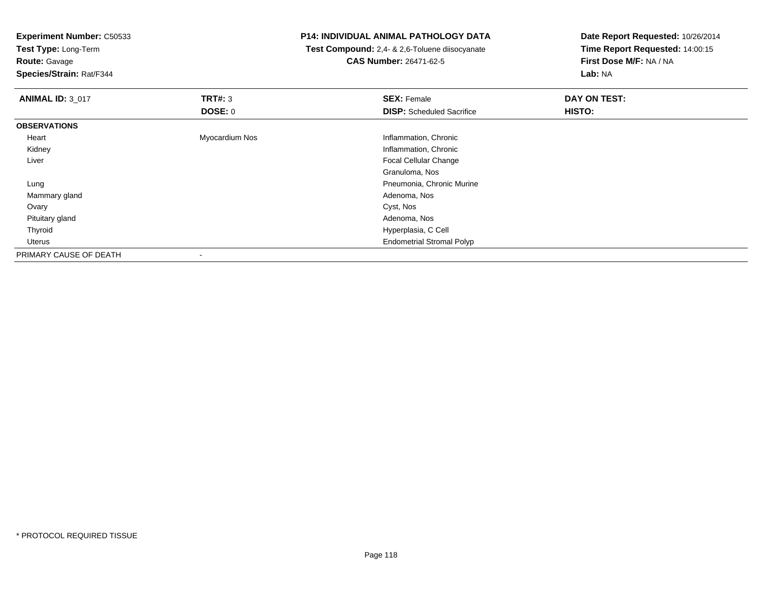**Experiment Number:** C50533
**Test Type:** Long-Term
**Route:** Gavage
**Species/Strain:** Rat/F344

**P14: INDIVIDUAL ANIMAL PATHOLOGY DATA**
**Test Compound:** 2,4- & 2,6-Toluene diisocyanate
**CAS Number:** 26471-62-5

**Date Report Requested:** 10/26/2014
**Time Report Requested:** 14:00:15
**First Dose M/F:** NA / NA
**Lab:** NA

| **ANIMAL ID:** 3_017 | **TRT#:** 3 | **SEX:** Female | **DAY ON TEST:** |
|---|---|---|---|
| | **DOSE:** 0 | **DISP:** Scheduled Sacrifice | **HISTO:** |
| **OBSERVATIONS** | | | |
| Heart | Myocardium Nos | Inflammation, Chronic | |
| Kidney | | Inflammation, Chronic | |
| Liver | | Focal Cellular Change | |
| | | Granuloma, Nos | |
| Lung | | Pneumonia, Chronic Murine | |
| Mammary gland | | Adenoma, Nos | |
| Ovary | | Cyst, Nos | |
| Pituitary gland | | Adenoma, Nos | |
| Thyroid | | Hyperplasia, C Cell | |
| Uterus | | Endometrial Stromal Polyp | |
| PRIMARY CAUSE OF DEATH | - | | |

* PROTOCOL REQUIRED TISSUE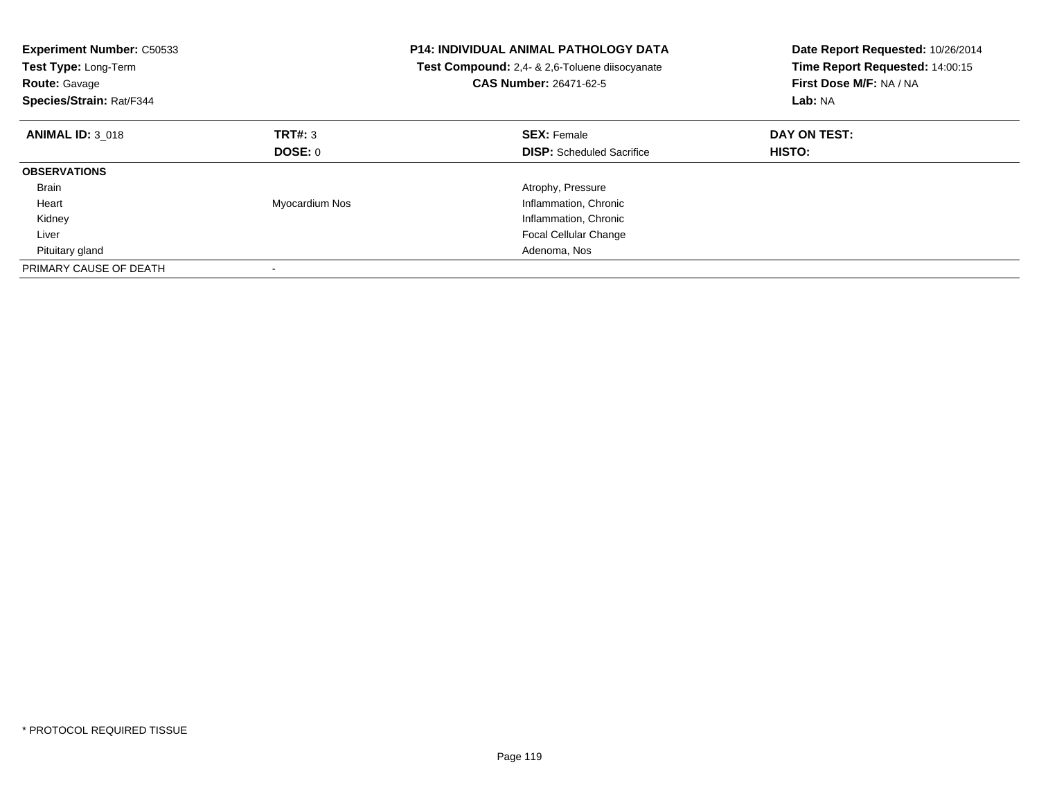**Experiment Number:** C50533
**Test Type:** Long-Term
**Route:** Gavage
**Species/Strain:** Rat/F344

**P14: INDIVIDUAL ANIMAL PATHOLOGY DATA**
**Test Compound:** 2,4- & 2,6-Toluene diisocyanate
**CAS Number:** 26471-62-5

**Date Report Requested:** 10/26/2014
**Time Report Requested:** 14:00:15
**First Dose M/F:** NA / NA
**Lab:** NA

| **ANIMAL ID:** 3_018 | **TRT#:** 3 | **SEX:** Female | **DAY ON TEST:** |
|---|---|---|---|
| | **DOSE:** 0 | **DISP:** Scheduled Sacrifice | **HISTO:** |
| **OBSERVATIONS** | | | |
| Brain | | Atrophy, Pressure | |
| Heart | Myocardium Nos | Inflammation, Chronic | |
| Kidney | | Inflammation, Chronic | |
| Liver | | Focal Cellular Change | |
| Pituitary gland | | Adenoma, Nos | |
| PRIMARY CAUSE OF DEATH | - | | |

\* PROTOCOL REQUIRED TISSUE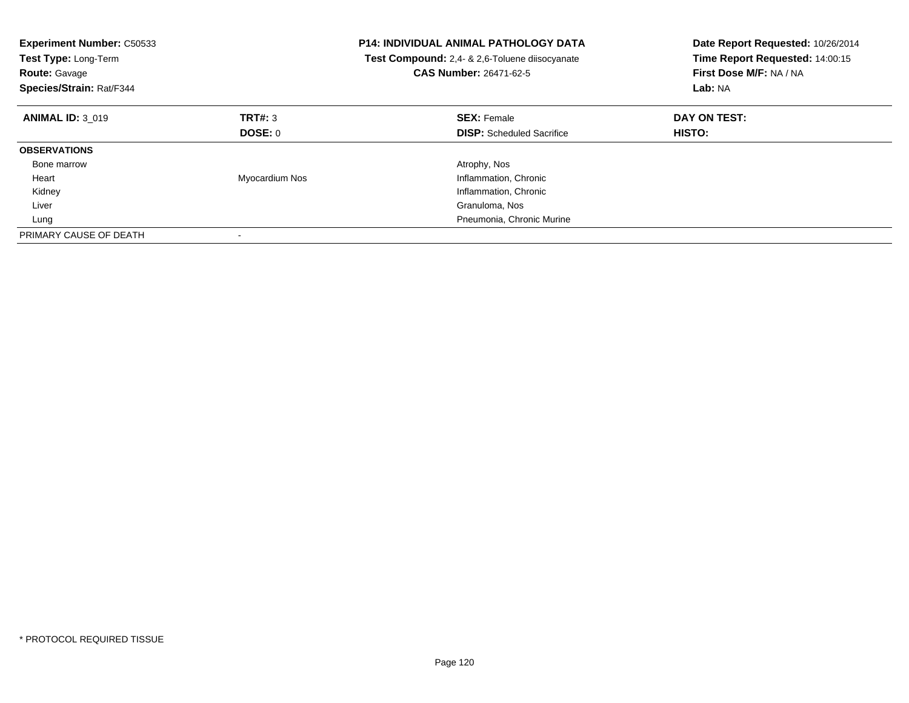**Experiment Number:** C50533
**Test Type:** Long-Term
**Route:** Gavage
**Species/Strain:** Rat/F344

**P14: INDIVIDUAL ANIMAL PATHOLOGY DATA**
**Test Compound:** 2,4- & 2,6-Toluene diisocyanate
**CAS Number:** 26471-62-5

**Date Report Requested:** 10/26/2014
**Time Report Requested:** 14:00:15
**First Dose M/F:** NA / NA
**Lab:** NA

| **ANIMAL ID:** 3_019 | **TRT#:** 3 | **SEX:** Female | **DAY ON TEST:** |
|---|---|---|---|
| | **DOSE:** 0 | **DISP:** Scheduled Sacrifice | **HISTO:** |
| **OBSERVATIONS** | | | |
| Bone marrow | | Atrophy, Nos | |
| Heart | Myocardium Nos | Inflammation, Chronic | |
| Kidney | | Inflammation, Chronic | |
| Liver | | Granuloma, Nos | |
| Lung | | Pneumonia, Chronic Murine | |
| PRIMARY CAUSE OF DEATH | - | | |

* PROTOCOL REQUIRED TISSUE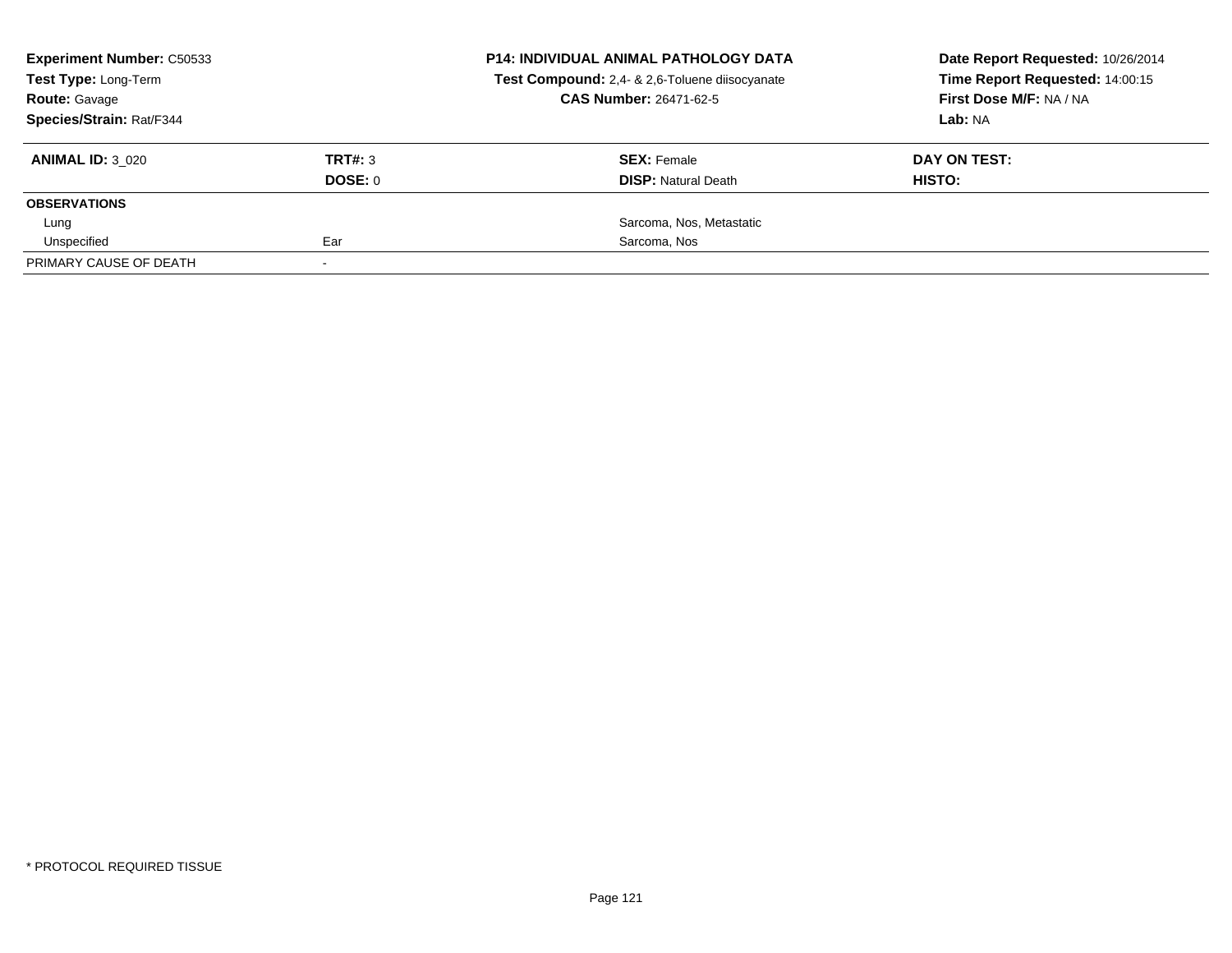**Experiment Number:** C50533
**Test Type:** Long-Term
**Route:** Gavage
**Species/Strain:** Rat/F344

**P14: INDIVIDUAL ANIMAL PATHOLOGY DATA**
**Test Compound:** 2,4- & 2,6-Toluene diisocyanate
**CAS Number:** 26471-62-5

**Date Report Requested:** 10/26/2014
**Time Report Requested:** 14:00:15
**First Dose M/F:** NA / NA
**Lab:** NA

| **ANIMAL ID:** 3_020 | **TRT#:** 3 | **SEX:** Female | **DAY ON TEST:** |
|---|---|---|---|
| | **DOSE:** 0 | **DISP:** Natural Death | **HISTO:** |
| **OBSERVATIONS** | | | |
| Lung | | Sarcoma, Nos, Metastatic | |
| Unspecified | Ear | Sarcoma, Nos | |
| PRIMARY CAUSE OF DEATH | - | | |

* PROTOCOL REQUIRED TISSUE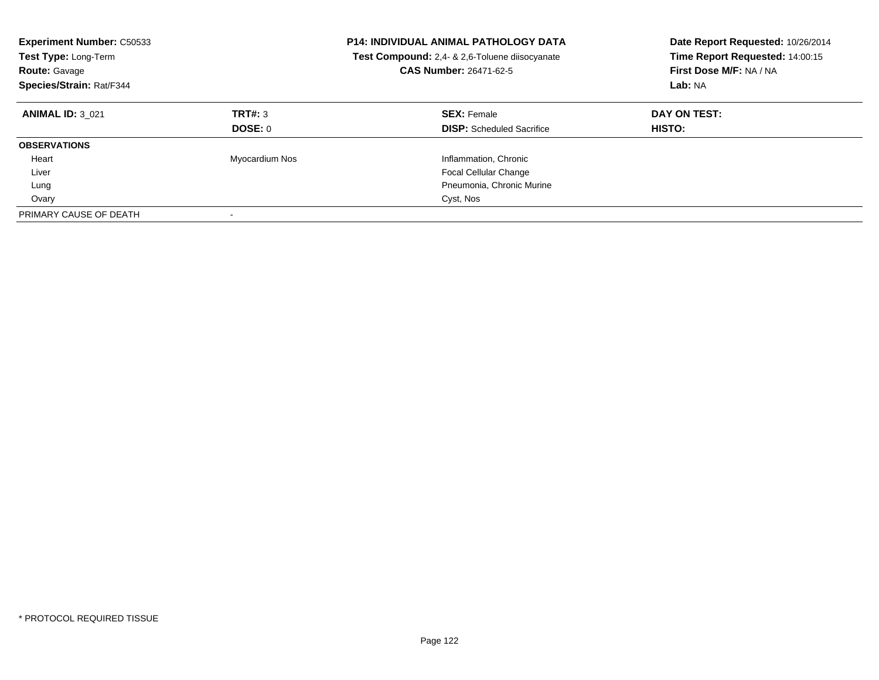| **Experiment Number:** C50533 | **P14: INDIVIDUAL ANIMAL PATHOLOGY DATA** | **Date Report Requested:** 10/26/2014 |
|---|---|---|
| **Test Type:** Long-Term | **Test Compound:** 2,4- & 2,6-Toluene diisocyanate | **Time Report Requested:** 14:00:15 |
| **Route:** Gavage | **CAS Number:** 26471-62-5 | **First Dose M/F:** NA / NA |
| **Species/Strain:** Rat/F344 | | **Lab:** NA |

| **ANIMAL ID:** 3_021 | **TRT#:** 3 | **SEX:** Female | **DAY ON TEST:** |
|---|---|---|---|
| | **DOSE:** 0 | **DISP:** Scheduled Sacrifice | **HISTO:** |
| **OBSERVATIONS** | | | |
| Heart | Myocardium Nos | Inflammation, Chronic | |
| Liver | | Focal Cellular Change | |
| Lung | | Pneumonia, Chronic Murine | |
| Ovary | | Cyst, Nos | |
| PRIMARY CAUSE OF DEATH | - | | |

* PROTOCOL REQUIRED TISSUE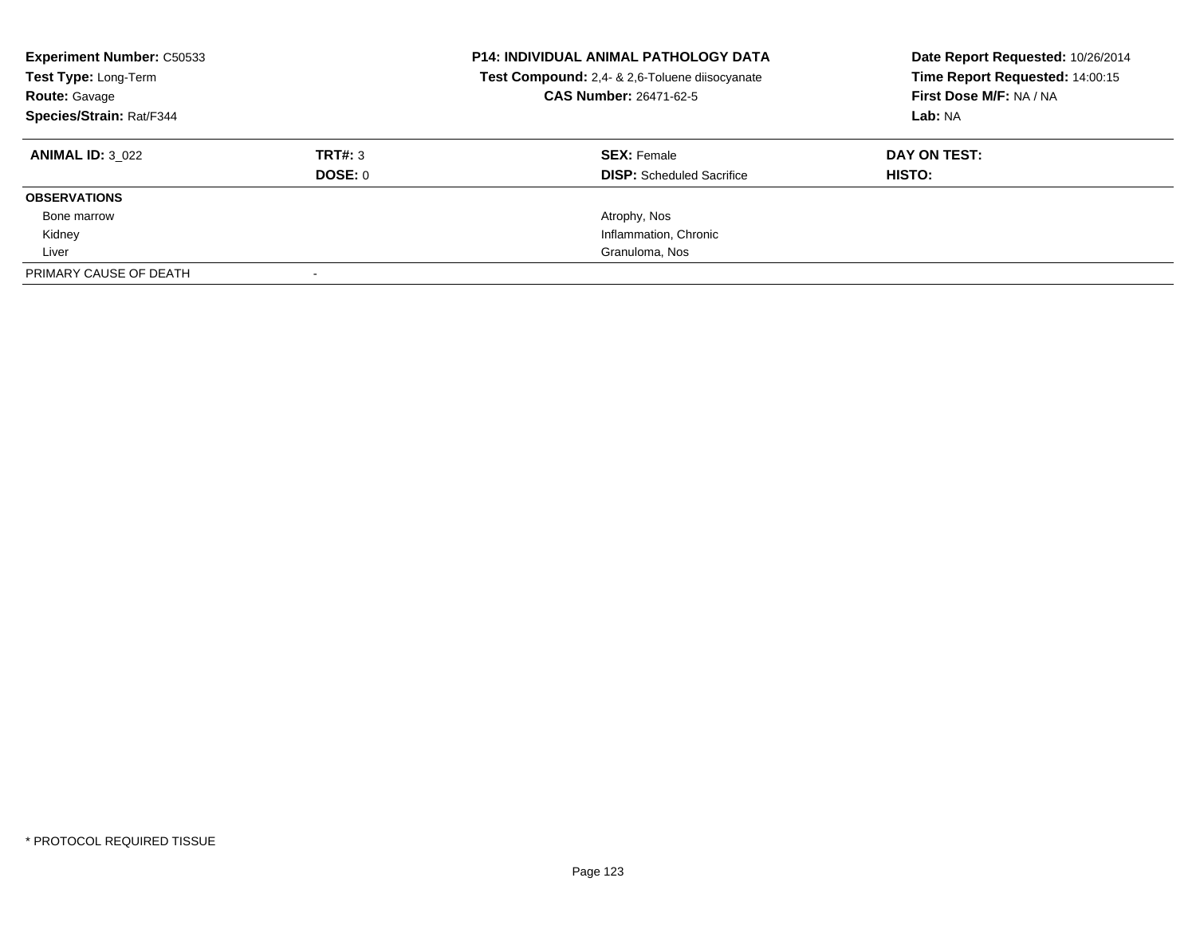**Experiment Number:** C50533
**Test Type:** Long-Term
**Route:** Gavage
**Species/Strain:** Rat/F344

**P14: INDIVIDUAL ANIMAL PATHOLOGY DATA**
**Test Compound:** 2,4- & 2,6-Toluene diisocyanate
**CAS Number:** 26471-62-5

**Date Report Requested:** 10/26/2014
**Time Report Requested:** 14:00:15
**First Dose M/F:** NA / NA
**Lab:** NA

| **ANIMAL ID:** 3_022 | **TRT#:** 3 | **SEX:** Female | **DAY ON TEST:** |
|---|---|---|---|
| | **DOSE:** 0 | **DISP:** Scheduled Sacrifice | **HISTO:** |
| **OBSERVATIONS** | | | |
| Bone marrow | | Atrophy, Nos | |
| Kidney | | Inflammation, Chronic | |
| Liver | | Granuloma, Nos | |
| PRIMARY CAUSE OF DEATH | - | | |

* PROTOCOL REQUIRED TISSUE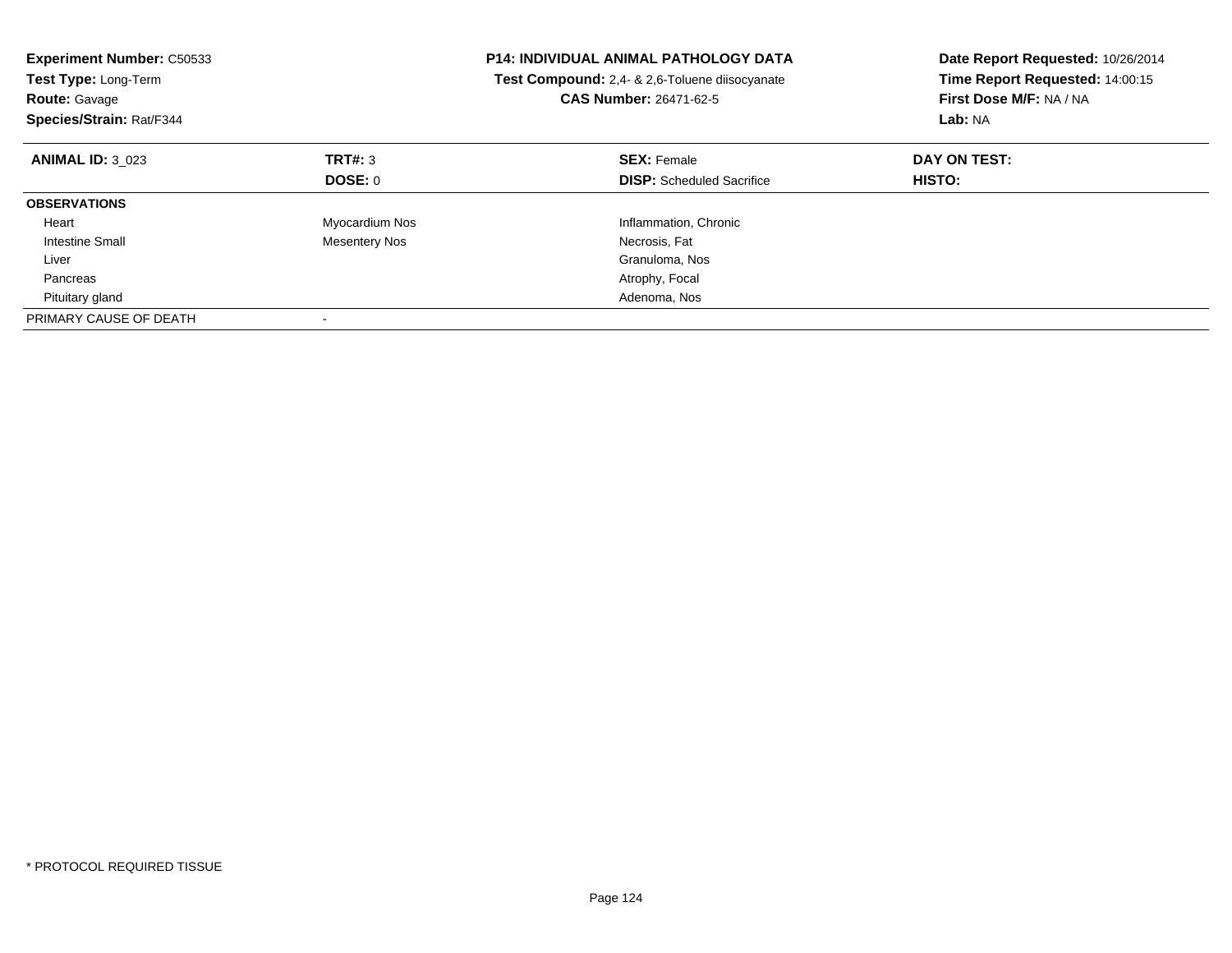**Experiment Number:** C50533
**Test Type:** Long-Term
**Route:** Gavage
**Species/Strain:** Rat/F344

**P14: INDIVIDUAL ANIMAL PATHOLOGY DATA**
**Test Compound:** 2,4- & 2,6-Toluene diisocyanate
**CAS Number:** 26471-62-5

**Date Report Requested:** 10/26/2014
**Time Report Requested:** 14:00:15
**First Dose M/F:** NA / NA
**Lab:** NA

| **ANIMAL ID:** 3_023 | **TRT#:** 3 | **SEX:** Female | **DAY ON TEST:** |
|---|---|---|---|
| | **DOSE:** 0 | **DISP:** Scheduled Sacrifice | **HISTO:** |
| **OBSERVATIONS** | | | |
| Heart | Myocardium Nos | Inflammation, Chronic | |
| Intestine Small | Mesentery Nos | Necrosis, Fat | |
| Liver | | Granuloma, Nos | |
| Pancreas | | Atrophy, Focal | |
| Pituitary gland | | Adenoma, Nos | |
| PRIMARY CAUSE OF DEATH | - | | |

* PROTOCOL REQUIRED TISSUE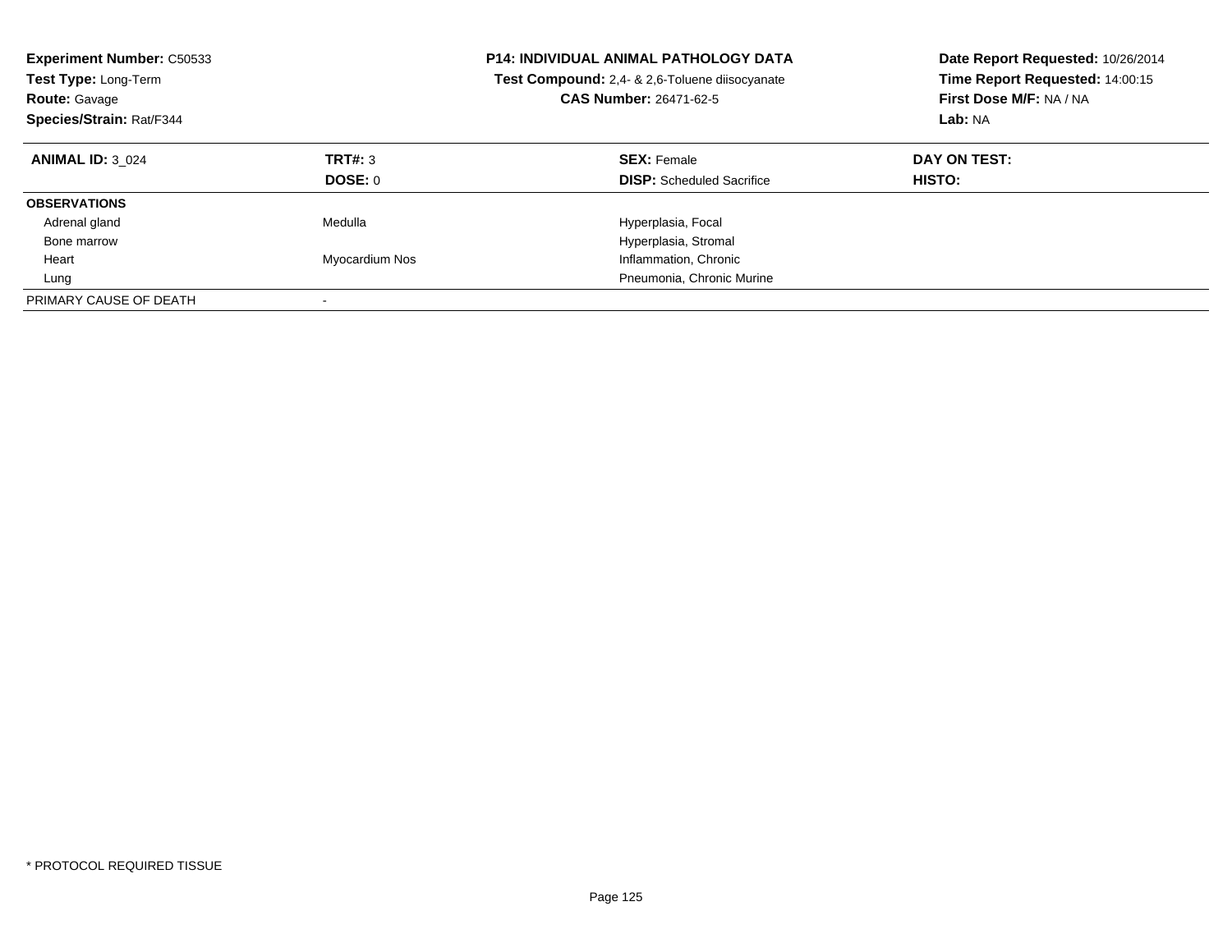**Experiment Number:** C50533
**Test Type:** Long-Term
**Route:** Gavage
**Species/Strain:** Rat/F344

**P14: INDIVIDUAL ANIMAL PATHOLOGY DATA**
**Test Compound:** 2,4- & 2,6-Toluene diisocyanate
**CAS Number:** 26471-62-5

**Date Report Requested:** 10/26/2014
**Time Report Requested:** 14:00:15
**First Dose M/F:** NA / NA
**Lab:** NA

| **ANIMAL ID:** 3_024 | **TRT#:** 3 | **SEX:** Female | **DAY ON TEST:** |
|---|---|---|---|
| | **DOSE:** 0 | **DISP:** Scheduled Sacrifice | **HISTO:** |
| **OBSERVATIONS** | | | |
| Adrenal gland | Medulla | Hyperplasia, Focal | |
| Bone marrow | | Hyperplasia, Stromal | |
| Heart | Myocardium Nos | Inflammation, Chronic | |
| Lung | | Pneumonia, Chronic Murine | |
| PRIMARY CAUSE OF DEATH | - | | |

\* PROTOCOL REQUIRED TISSUE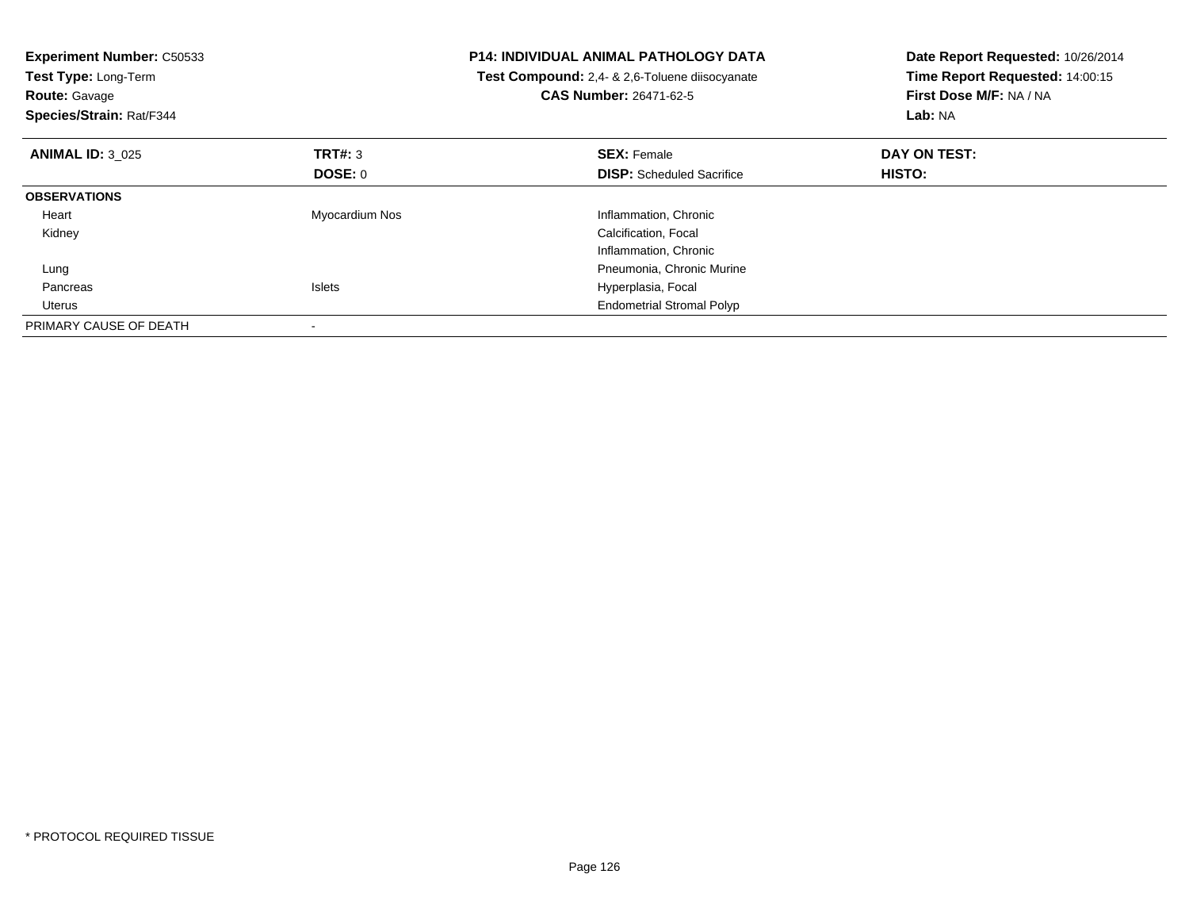**Experiment Number:** C50533
**Test Type:** Long-Term
**Route:** Gavage
**Species/Strain:** Rat/F344

**P14: INDIVIDUAL ANIMAL PATHOLOGY DATA**
**Test Compound:** 2,4- & 2,6-Toluene diisocyanate
**CAS Number:** 26471-62-5

**Date Report Requested:** 10/26/2014
**Time Report Requested:** 14:00:15
**First Dose M/F:** NA / NA
**Lab:** NA

| **ANIMAL ID:** 3_025 | **TRT#:** 3 | **SEX:** Female | **DAY ON TEST:** |
|---|---|---|---|
| | **DOSE:** 0 | **DISP:** Scheduled Sacrifice | **HISTO:** |
| **OBSERVATIONS** | | | |
| Heart | Myocardium Nos | Inflammation, Chronic | |
| Kidney | | Calcification, Focal | |
| | | Inflammation, Chronic | |
| Lung | | Pneumonia, Chronic Murine | |
| Pancreas | Islets | Hyperplasia, Focal | |
| Uterus | | Endometrial Stromal Polyp | |
| PRIMARY CAUSE OF DEATH | - | | |

* PROTOCOL REQUIRED TISSUE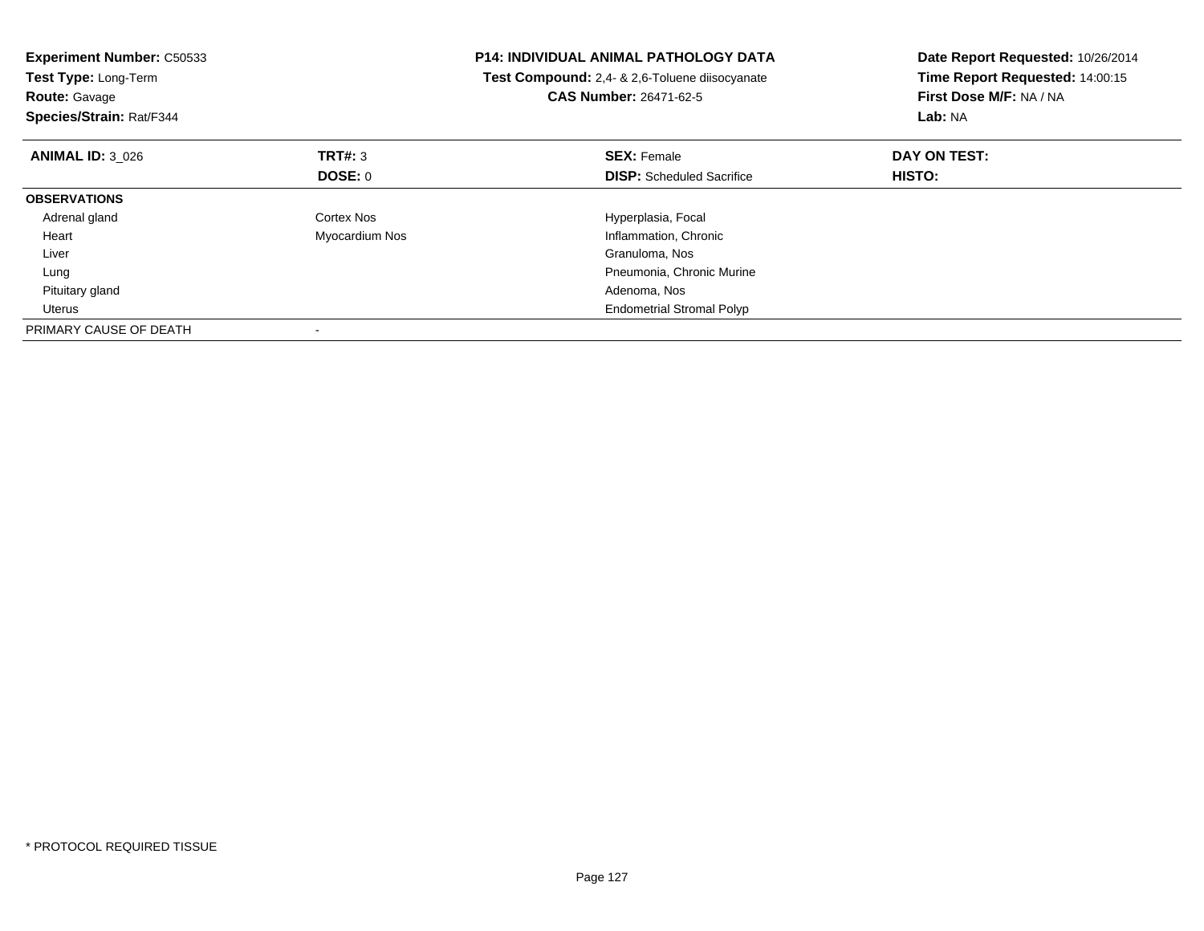**Experiment Number:** C50533
**Test Type:** Long-Term
**Route:** Gavage
**Species/Strain:** Rat/F344

**P14: INDIVIDUAL ANIMAL PATHOLOGY DATA**
**Test Compound:** 2,4- & 2,6-Toluene diisocyanate
**CAS Number:** 26471-62-5

**Date Report Requested:** 10/26/2014
**Time Report Requested:** 14:00:15
**First Dose M/F:** NA / NA
**Lab:** NA

| **ANIMAL ID:** 3_026 | **TRT#:** 3 | **SEX:** Female | **DAY ON TEST:** |
|---|---|---|---|
| | **DOSE:** 0 | **DISP:** Scheduled Sacrifice | **HISTO:** |
| **OBSERVATIONS** | | | |
| Adrenal gland | Cortex Nos | Hyperplasia, Focal | |
| Heart | Myocardium Nos | Inflammation, Chronic | |
| Liver | | Granuloma, Nos | |
| Lung | | Pneumonia, Chronic Murine | |
| Pituitary gland | | Adenoma, Nos | |
| Uterus | | Endometrial Stromal Polyp | |
| PRIMARY CAUSE OF DEATH | - | | |

* PROTOCOL REQUIRED TISSUE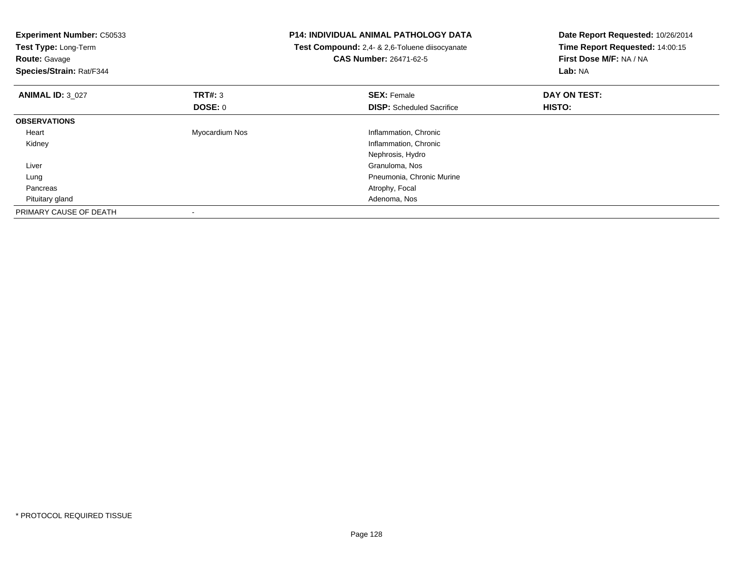**Experiment Number:** C50533
**Test Type:** Long-Term
**Route:** Gavage
**Species/Strain:** Rat/F344

**P14: INDIVIDUAL ANIMAL PATHOLOGY DATA**
**Test Compound:** 2,4- & 2,6-Toluene diisocyanate
**CAS Number:** 26471-62-5

**Date Report Requested:** 10/26/2014
**Time Report Requested:** 14:00:15
**First Dose M/F:** NA / NA
**Lab:** NA

| **ANIMAL ID:** 3_027 | **TRT#:** 3 | **SEX:** Female | **DAY ON TEST:** |
|---|---|---|---|
| | **DOSE:** 0 | **DISP:** Scheduled Sacrifice | **HISTO:** |
| **OBSERVATIONS** | | | |
| Heart | Myocardium Nos | Inflammation, Chronic | |
| Kidney | | Inflammation, Chronic | |
| | | Nephrosis, Hydro | |
| Liver | | Granuloma, Nos | |
| Lung | | Pneumonia, Chronic Murine | |
| Pancreas | | Atrophy, Focal | |
| Pituitary gland | | Adenoma, Nos | |
| PRIMARY CAUSE OF DEATH | - | | |

* PROTOCOL REQUIRED TISSUE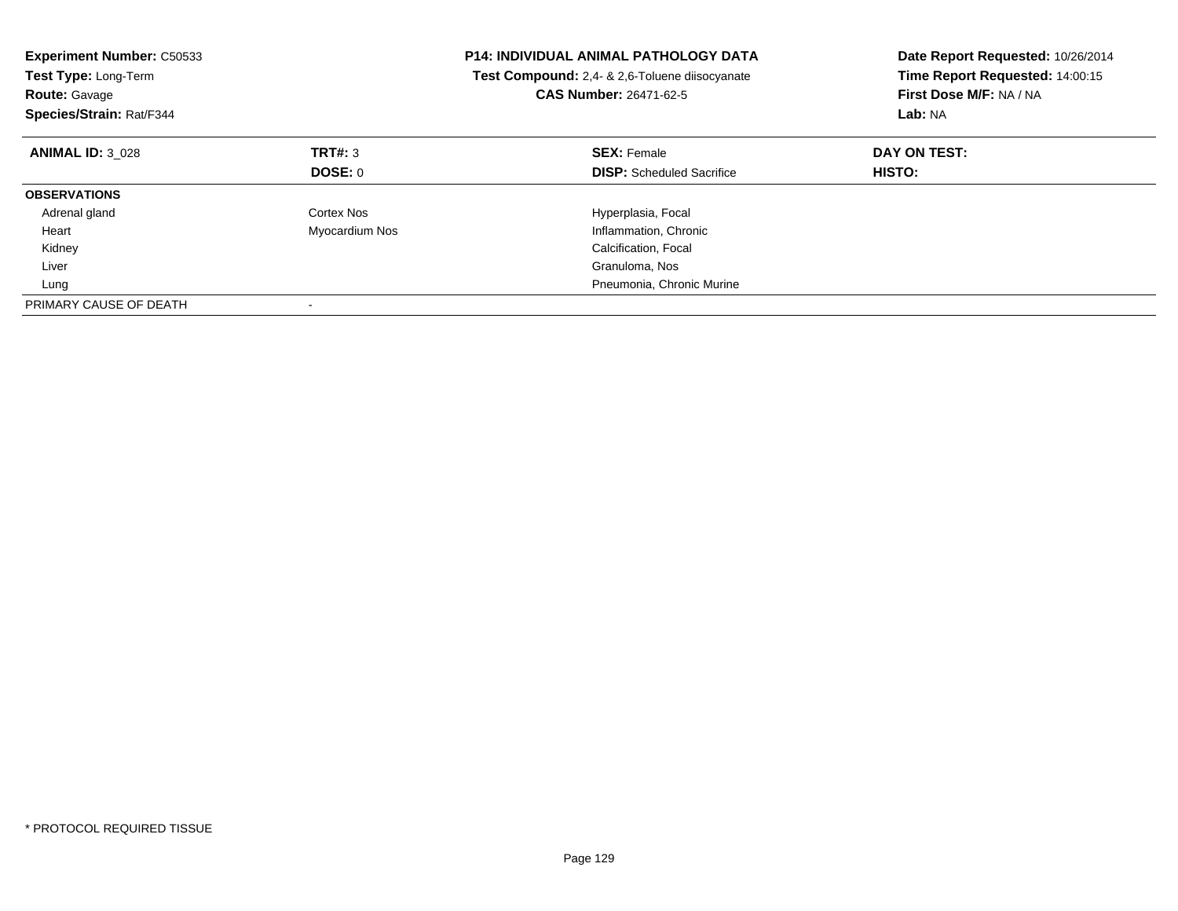**Experiment Number:** C50533
**Test Type:** Long-Term
**Route:** Gavage
**Species/Strain:** Rat/F344

**P14: INDIVIDUAL ANIMAL PATHOLOGY DATA**
**Test Compound:** 2,4- & 2,6-Toluene diisocyanate
**CAS Number:** 26471-62-5

**Date Report Requested:** 10/26/2014
**Time Report Requested:** 14:00:15
**First Dose M/F:** NA / NA
**Lab:** NA

| **ANIMAL ID:** 3_028 | **TRT#:** 3 | **SEX:** Female | **DAY ON TEST:** |
|---|---|---|---|
| | **DOSE:** 0 | **DISP:** Scheduled Sacrifice | **HISTO:** |
| **OBSERVATIONS** | | | |
| Adrenal gland | Cortex Nos | Hyperplasia, Focal | |
| Heart | Myocardium Nos | Inflammation, Chronic | |
| Kidney | | Calcification, Focal | |
| Liver | | Granuloma, Nos | |
| Lung | | Pneumonia, Chronic Murine | |
| PRIMARY CAUSE OF DEATH | - | | |

* PROTOCOL REQUIRED TISSUE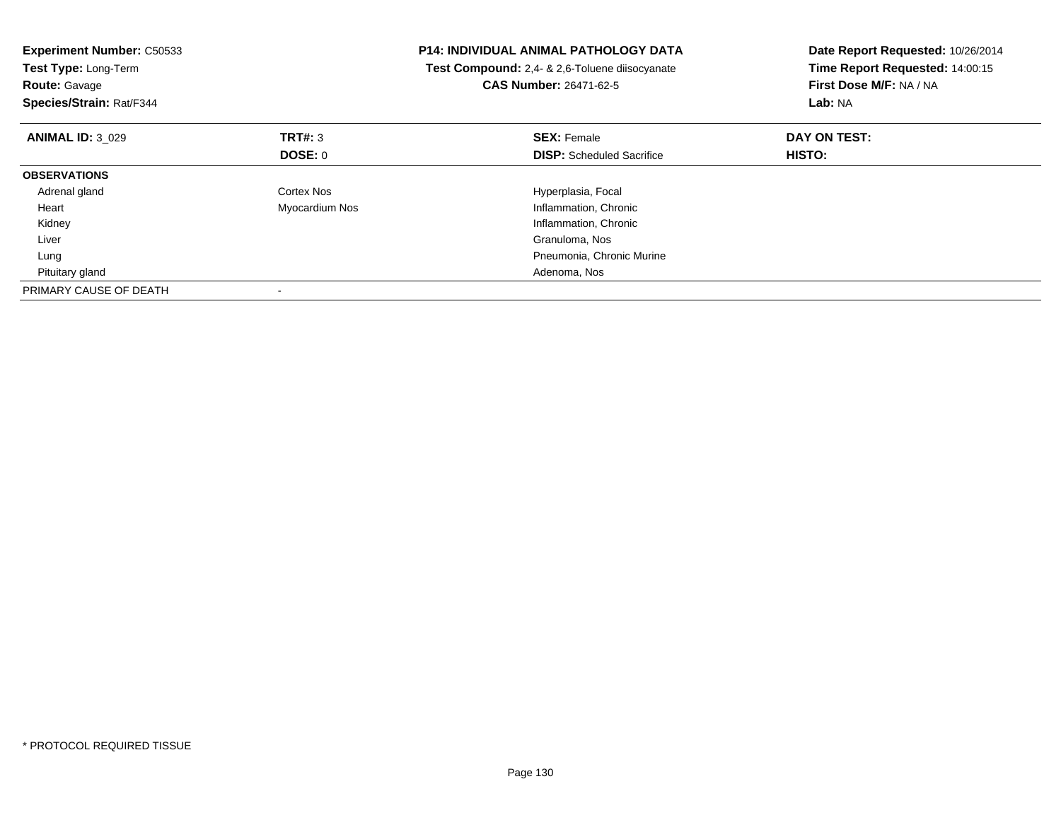**Experiment Number:** C50533
**Test Type:** Long-Term
**Route:** Gavage
**Species/Strain:** Rat/F344

**P14: INDIVIDUAL ANIMAL PATHOLOGY DATA**
**Test Compound:** 2,4- & 2,6-Toluene diisocyanate
**CAS Number:** 26471-62-5

**Date Report Requested:** 10/26/2014
**Time Report Requested:** 14:00:15
**First Dose M/F:** NA / NA
**Lab:** NA

| **ANIMAL ID:** 3_029 | **TRT#:** 3 | **SEX:** Female | **DAY ON TEST:** |
|---|---|---|---|
| | **DOSE:** 0 | **DISP:** Scheduled Sacrifice | **HISTO:** |
| **OBSERVATIONS** | | | |
| Adrenal gland | Cortex Nos | Hyperplasia, Focal | |
| Heart | Myocardium Nos | Inflammation, Chronic | |
| Kidney | | Inflammation, Chronic | |
| Liver | | Granuloma, Nos | |
| Lung | | Pneumonia, Chronic Murine | |
| Pituitary gland | | Adenoma, Nos | |
| PRIMARY CAUSE OF DEATH | - | | |

\* PROTOCOL REQUIRED TISSUE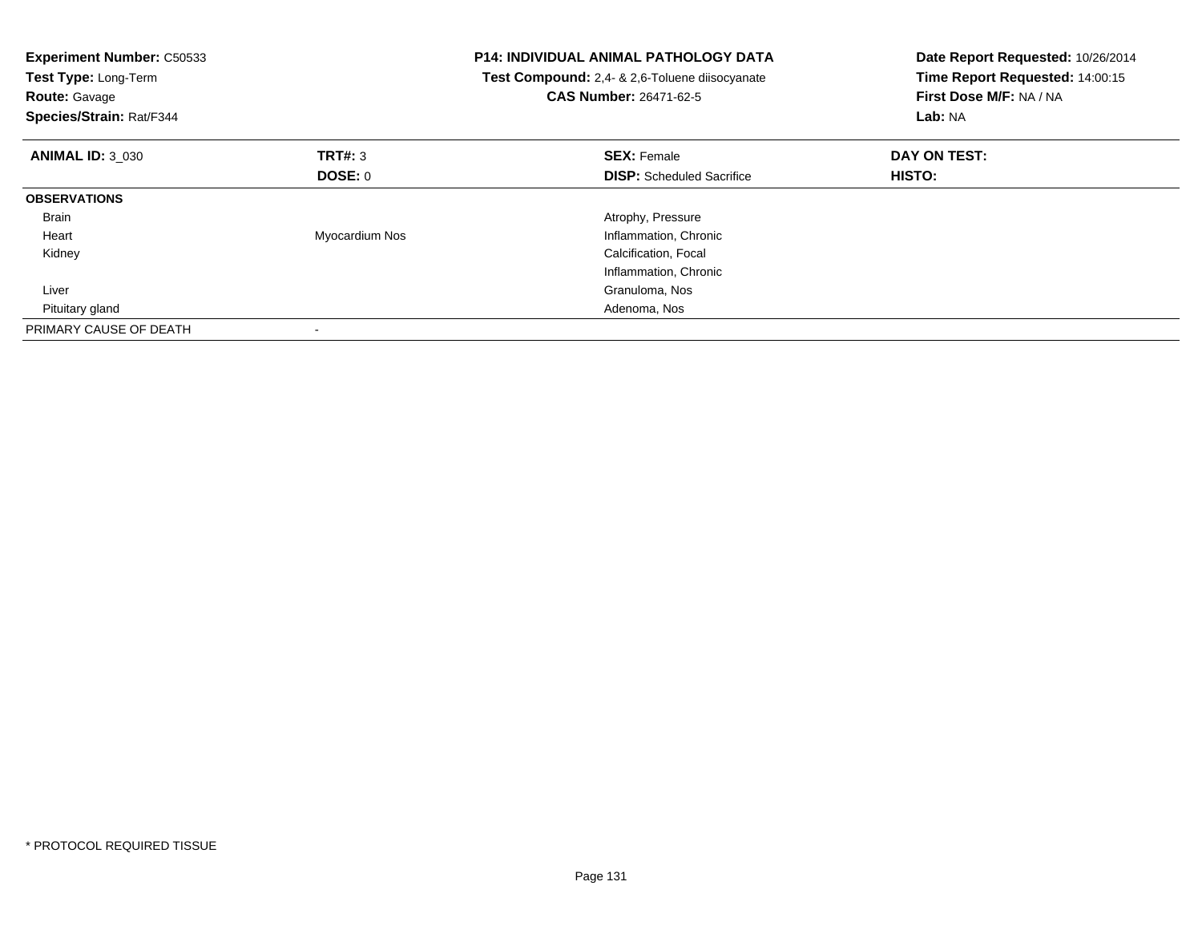**Experiment Number:** C50533
**Test Type:** Long-Term
**Route:** Gavage
**Species/Strain:** Rat/F344

**P14: INDIVIDUAL ANIMAL PATHOLOGY DATA**
**Test Compound:** 2,4- & 2,6-Toluene diisocyanate
**CAS Number:** 26471-62-5

**Date Report Requested:** 10/26/2014
**Time Report Requested:** 14:00:15
**First Dose M/F:** NA / NA
**Lab:** NA

| **ANIMAL ID:** 3_030 | **TRT#:** 3 | **SEX:** Female | **DAY ON TEST:** |
|---|---|---|---|
| | **DOSE:** 0 | **DISP:** Scheduled Sacrifice | **HISTO:** |
| **OBSERVATIONS** | | | |
| Brain | | Atrophy, Pressure | |
| Heart | Myocardium Nos | Inflammation, Chronic | |
| Kidney | | Calcification, Focal | |
| | | Inflammation, Chronic | |
| Liver | | Granuloma, Nos | |
| Pituitary gland | | Adenoma, Nos | |
| PRIMARY CAUSE OF DEATH | - | | |

\* PROTOCOL REQUIRED TISSUE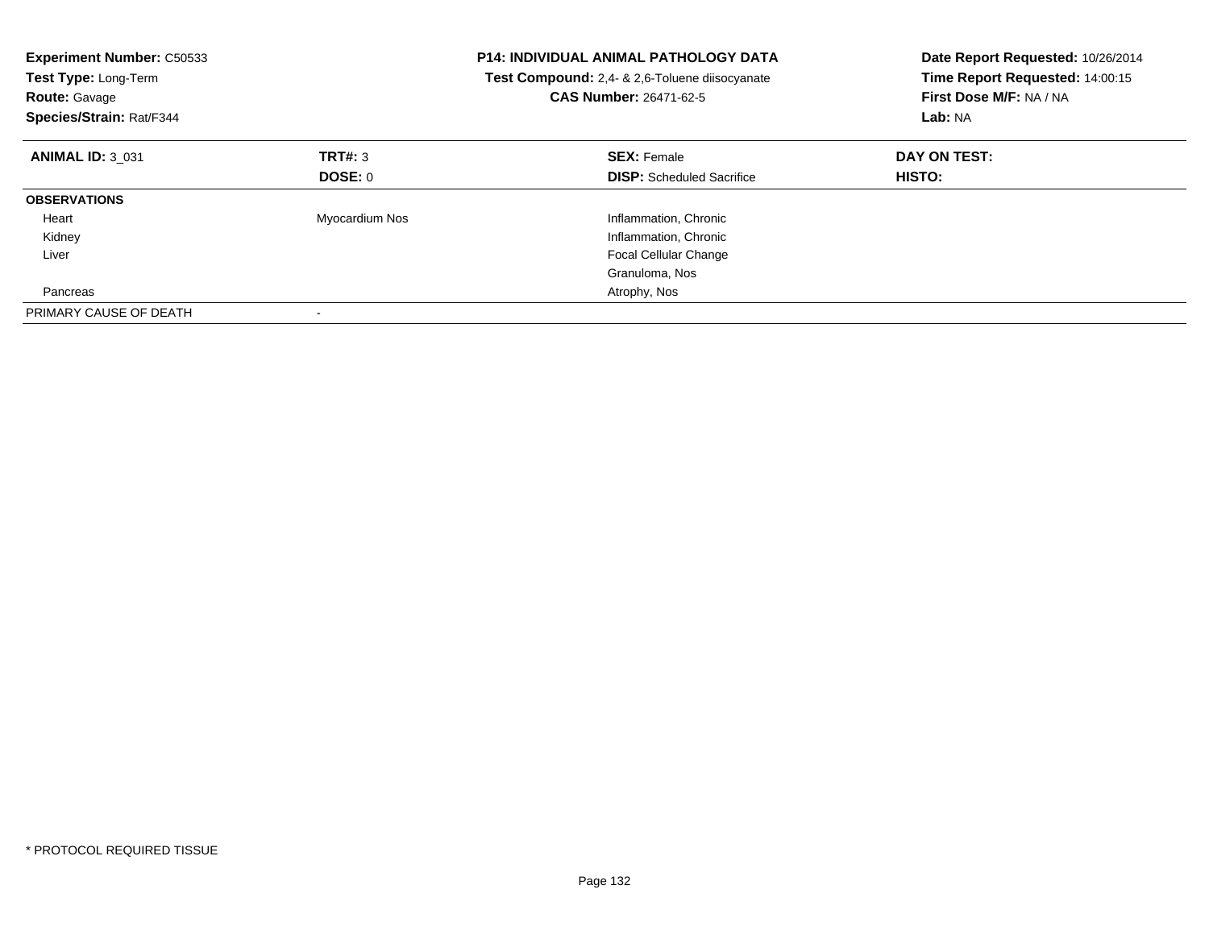**Experiment Number:** C50533
**Test Type:** Long-Term
**Route:** Gavage
**Species/Strain:** Rat/F344

**P14: INDIVIDUAL ANIMAL PATHOLOGY DATA**
**Test Compound:** 2,4- & 2,6-Toluene diisocyanate
**CAS Number:** 26471-62-5

**Date Report Requested:** 10/26/2014
**Time Report Requested:** 14:00:15
**First Dose M/F:** NA / NA
**Lab:** NA

| **ANIMAL ID:** 3_031 | **TRT#:** 3 | **SEX:** Female | **DAY ON TEST:** |
|---|---|---|---|
| | **DOSE:** 0 | **DISP:** Scheduled Sacrifice | **HISTO:** |
| **OBSERVATIONS** | | | |
| Heart | Myocardium Nos | Inflammation, Chronic | |
| Kidney | | Inflammation, Chronic | |
| Liver | | Focal Cellular Change | |
| | | Granuloma, Nos | |
| Pancreas | | Atrophy, Nos | |
| PRIMARY CAUSE OF DEATH | - | | |

* PROTOCOL REQUIRED TISSUE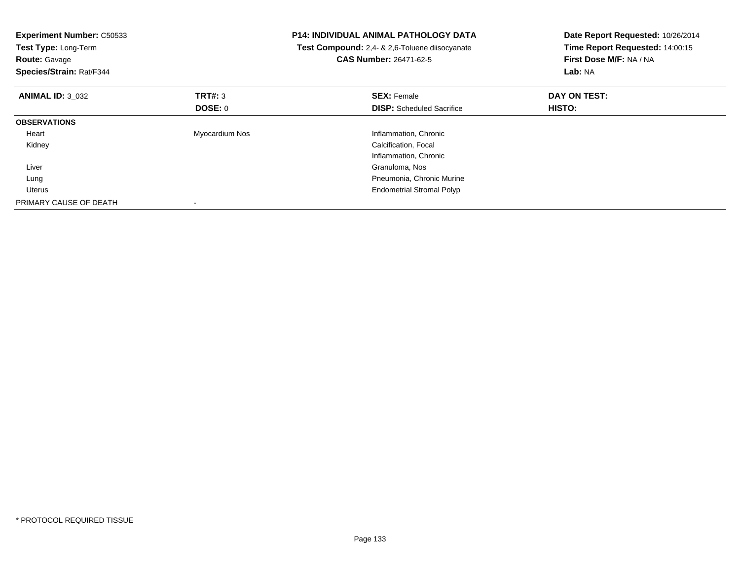**Experiment Number:** C50533
**Test Type:** Long-Term
**Route:** Gavage
**Species/Strain:** Rat/F344

**P14: INDIVIDUAL ANIMAL PATHOLOGY DATA**
**Test Compound:** 2,4- & 2,6-Toluene diisocyanate
**CAS Number:** 26471-62-5

**Date Report Requested:** 10/26/2014
**Time Report Requested:** 14:00:15
**First Dose M/F:** NA / NA
**Lab:** NA

| **ANIMAL ID:** 3_032 | **TRT#:** 3 | **SEX:** Female | **DAY ON TEST:** |
|---|---|---|---|
| | **DOSE:** 0 | **DISP:** Scheduled Sacrifice | **HISTO:** |
| **OBSERVATIONS** | | | |
| Heart | Myocardium Nos | Inflammation, Chronic | |
| Kidney | | Calcification, Focal | |
| | | Inflammation, Chronic | |
| Liver | | Granuloma, Nos | |
| Lung | | Pneumonia, Chronic Murine | |
| Uterus | | Endometrial Stromal Polyp | |
| PRIMARY CAUSE OF DEATH | - | | |

* PROTOCOL REQUIRED TISSUE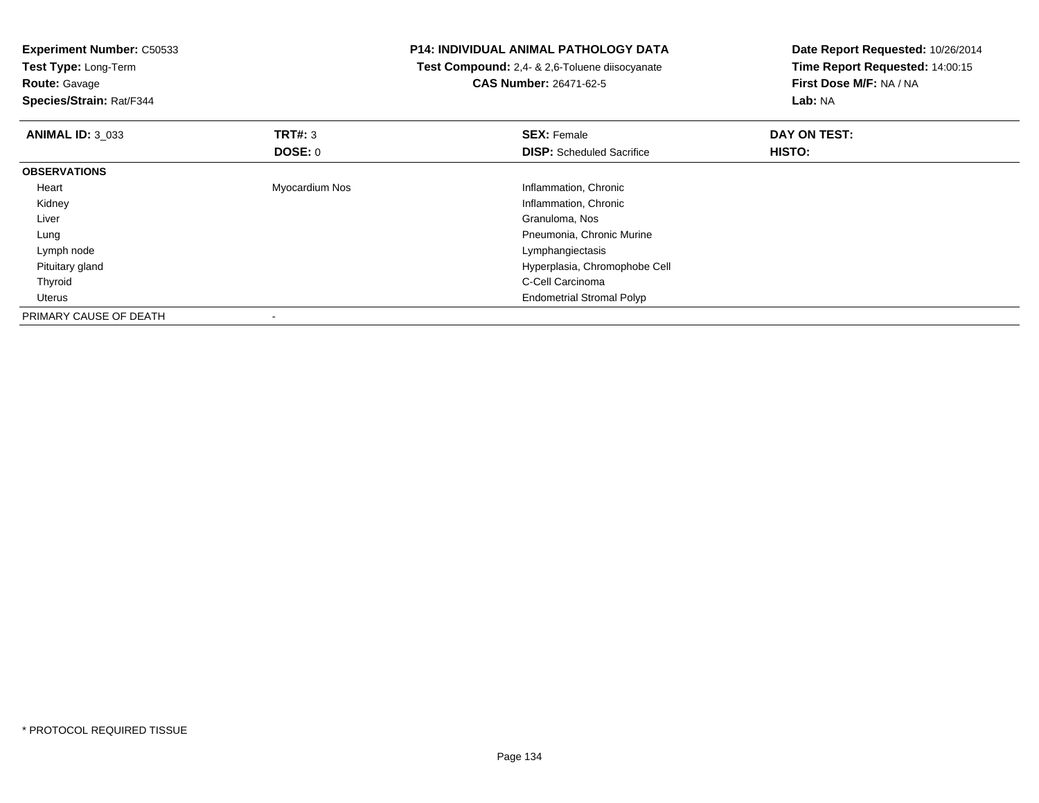**Experiment Number:** C50533
**Test Type:** Long-Term
**Route:** Gavage
**Species/Strain:** Rat/F344

**P14: INDIVIDUAL ANIMAL PATHOLOGY DATA**
**Test Compound:** 2,4- & 2,6-Toluene diisocyanate
**CAS Number:** 26471-62-5

**Date Report Requested:** 10/26/2014
**Time Report Requested:** 14:00:15
**First Dose M/F:** NA / NA
**Lab:** NA

| **ANIMAL ID:** 3_033 | **TRT#:** 3 | **SEX:** Female | **DAY ON TEST:** |
|---|---|---|---|
| | **DOSE:** 0 | **DISP:** Scheduled Sacrifice | **HISTO:** |
| **OBSERVATIONS** | | | |
| Heart | Myocardium Nos | Inflammation, Chronic | |
| Kidney | | Inflammation, Chronic | |
| Liver | | Granuloma, Nos | |
| Lung | | Pneumonia, Chronic Murine | |
| Lymph node | | Lymphangiectasis | |
| Pituitary gland | | Hyperplasia, Chromophobe Cell | |
| Thyroid | | C-Cell Carcinoma | |
| Uterus | | Endometrial Stromal Polyp | |
| PRIMARY CAUSE OF DEATH | - | | |

* PROTOCOL REQUIRED TISSUE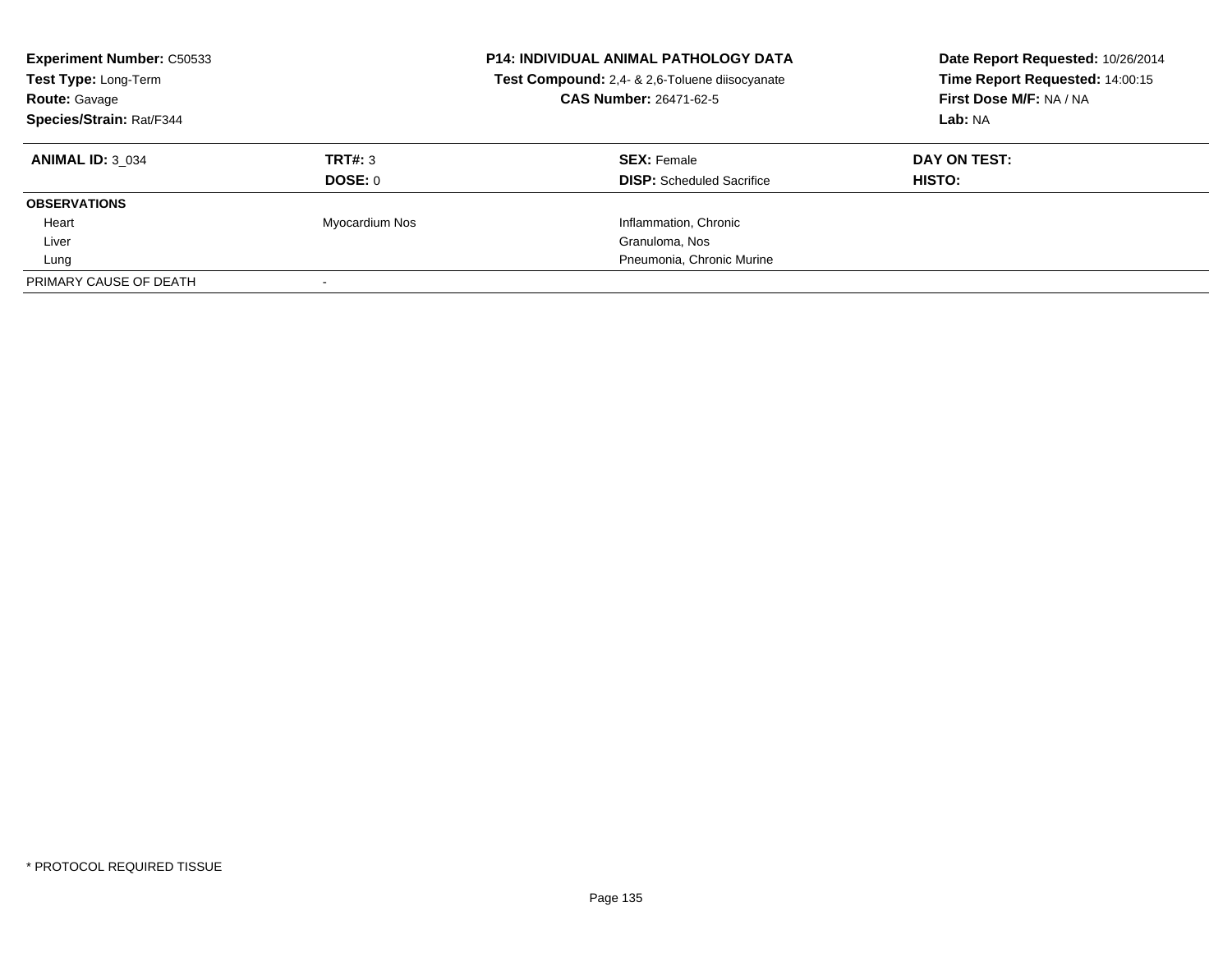**Experiment Number:** C50533
**Test Type:** Long-Term
**Route:** Gavage
**Species/Strain:** Rat/F344

**P14: INDIVIDUAL ANIMAL PATHOLOGY DATA**
**Test Compound:** 2,4- & 2,6-Toluene diisocyanate
**CAS Number:** 26471-62-5

**Date Report Requested:** 10/26/2014
**Time Report Requested:** 14:00:15
**First Dose M/F:** NA / NA
**Lab:** NA

| **ANIMAL ID:** 3_034 | **TRT#:** 3 | **SEX:** Female | **DAY ON TEST:** |
|---|---|---|---|
| | **DOSE:** 0 | **DISP:** Scheduled Sacrifice | **HISTO:** |
| **OBSERVATIONS** | | | |
| Heart | Myocardium Nos | Inflammation, Chronic | |
| Liver | | Granuloma, Nos | |
| Lung | | Pneumonia, Chronic Murine | |
| PRIMARY CAUSE OF DEATH | - | | |

* PROTOCOL REQUIRED TISSUE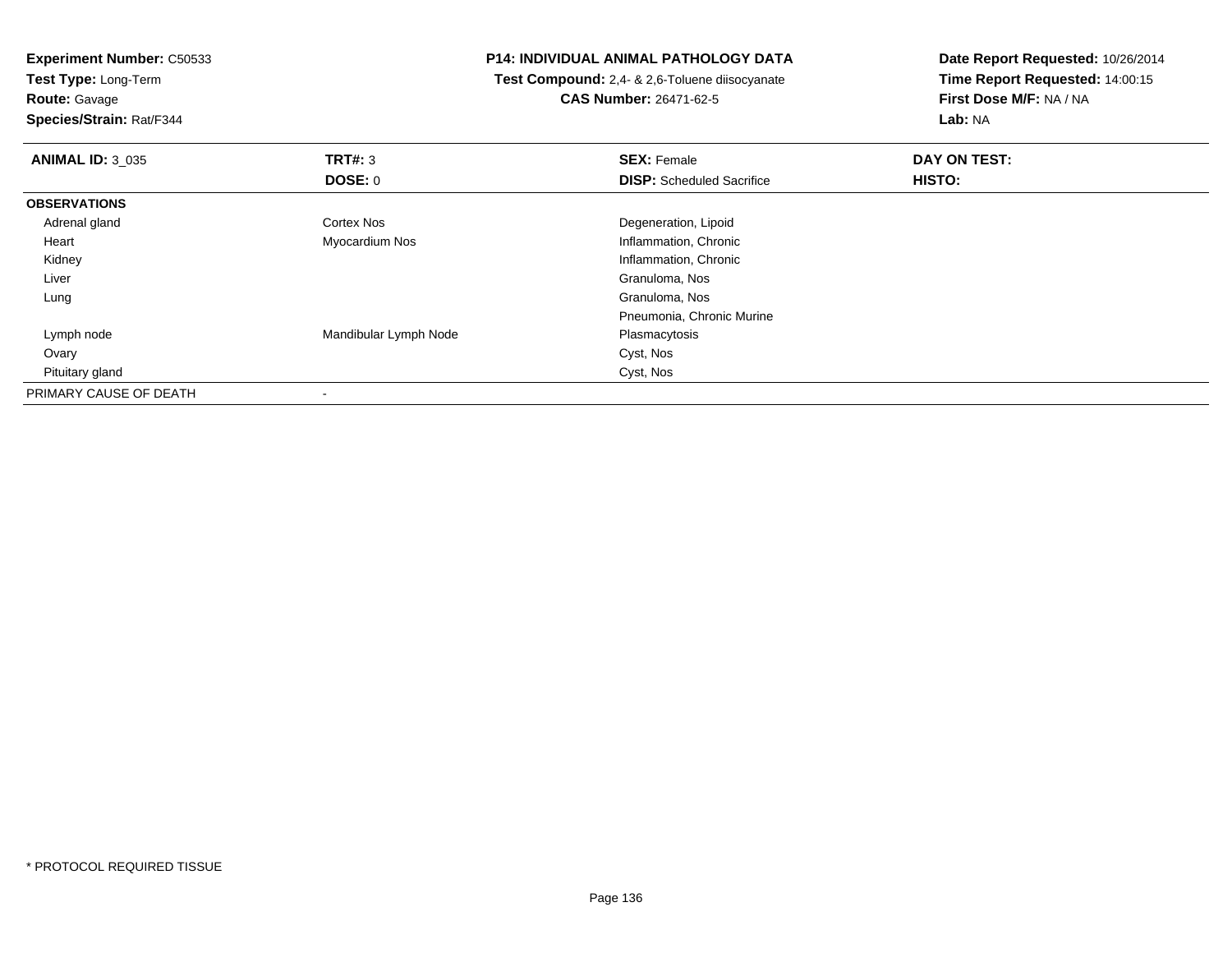**Experiment Number:** C50533
**Test Type:** Long-Term
**Route:** Gavage
**Species/Strain:** Rat/F344

**P14: INDIVIDUAL ANIMAL PATHOLOGY DATA**
**Test Compound:** 2,4- & 2,6-Toluene diisocyanate
**CAS Number:** 26471-62-5

**Date Report Requested:** 10/26/2014
**Time Report Requested:** 14:00:15
**First Dose M/F:** NA / NA
**Lab:** NA

| **ANIMAL ID:** 3_035 | **TRT#:** 3 | **SEX:** Female | **DAY ON TEST:** |
|---|---|---|---|
| | **DOSE:** 0 | **DISP:** Scheduled Sacrifice | **HISTO:** |
| **OBSERVATIONS** | | | |
| Adrenal gland | Cortex Nos | Degeneration, Lipoid | |
| Heart | Myocardium Nos | Inflammation, Chronic | |
| Kidney | | Inflammation, Chronic | |
| Liver | | Granuloma, Nos | |
| Lung | | Granuloma, Nos | |
| | | Pneumonia, Chronic Murine | |
| Lymph node | Mandibular Lymph Node | Plasmacytosis | |
| Ovary | | Cyst, Nos | |
| Pituitary gland | | Cyst, Nos | |
| PRIMARY CAUSE OF DEATH | - | | |

* PROTOCOL REQUIRED TISSUE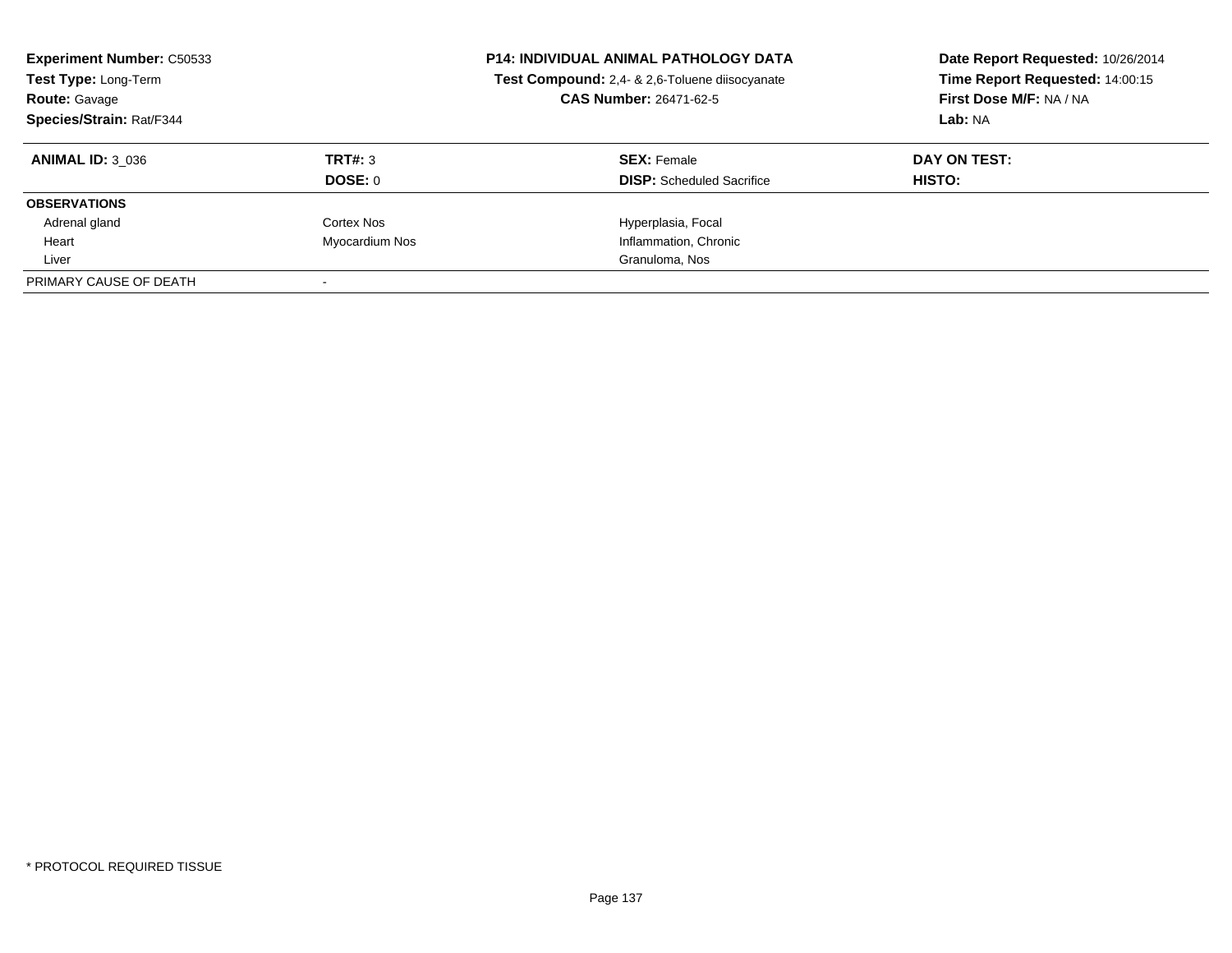**Experiment Number:** C50533
**Test Type:** Long-Term
**Route:** Gavage
**Species/Strain:** Rat/F344

**P14: INDIVIDUAL ANIMAL PATHOLOGY DATA**
**Test Compound:** 2,4- & 2,6-Toluene diisocyanate
**CAS Number:** 26471-62-5

**Date Report Requested:** 10/26/2014
**Time Report Requested:** 14:00:15
**First Dose M/F:** NA / NA
**Lab:** NA

| **ANIMAL ID:** 3_036 | **TRT#:** 3 | **SEX:** Female | **DAY ON TEST:** |
|---|---|---|---|
| | **DOSE:** 0 | **DISP:** Scheduled Sacrifice | **HISTO:** |
| **OBSERVATIONS** | | | |
| Adrenal gland | Cortex Nos | Hyperplasia, Focal | |
| Heart | Myocardium Nos | Inflammation, Chronic | |
| Liver | | Granuloma, Nos | |
| PRIMARY CAUSE OF DEATH | - | | |

* PROTOCOL REQUIRED TISSUE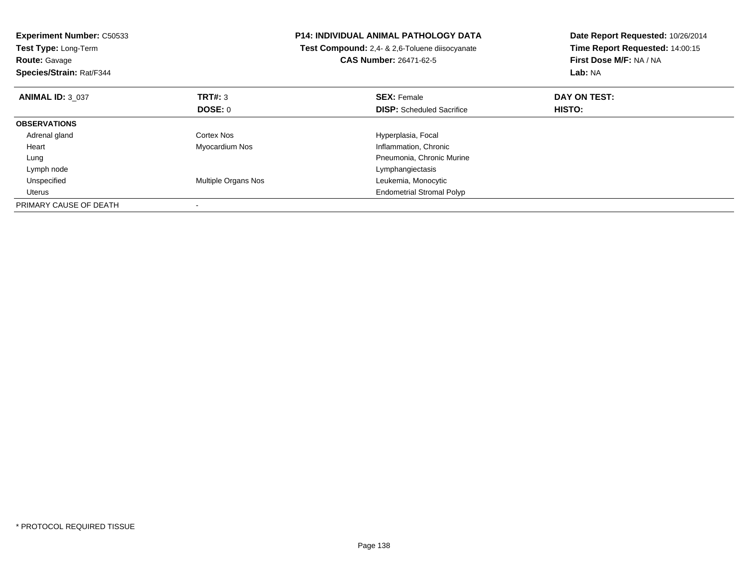**Experiment Number:** C50533
**Test Type:** Long-Term
**Route:** Gavage
**Species/Strain:** Rat/F344

**P14: INDIVIDUAL ANIMAL PATHOLOGY DATA**
**Test Compound:** 2,4- & 2,6-Toluene diisocyanate
**CAS Number:** 26471-62-5

**Date Report Requested:** 10/26/2014
**Time Report Requested:** 14:00:15
**First Dose M/F:** NA / NA
**Lab:** NA

| **ANIMAL ID:** 3_037 | **TRT#:** 3 | **SEX:** Female | **DAY ON TEST:** |
|---|---|---|---|
| | **DOSE:** 0 | **DISP:** Scheduled Sacrifice | **HISTO:** |
| **OBSERVATIONS** | | | |
| Adrenal gland | Cortex Nos | Hyperplasia, Focal | |
| Heart | Myocardium Nos | Inflammation, Chronic | |
| Lung | | Pneumonia, Chronic Murine | |
| Lymph node | | Lymphangiectasis | |
| Unspecified | Multiple Organs Nos | Leukemia, Monocytic | |
| Uterus | | Endometrial Stromal Polyp | |
| PRIMARY CAUSE OF DEATH | - | | |

* PROTOCOL REQUIRED TISSUE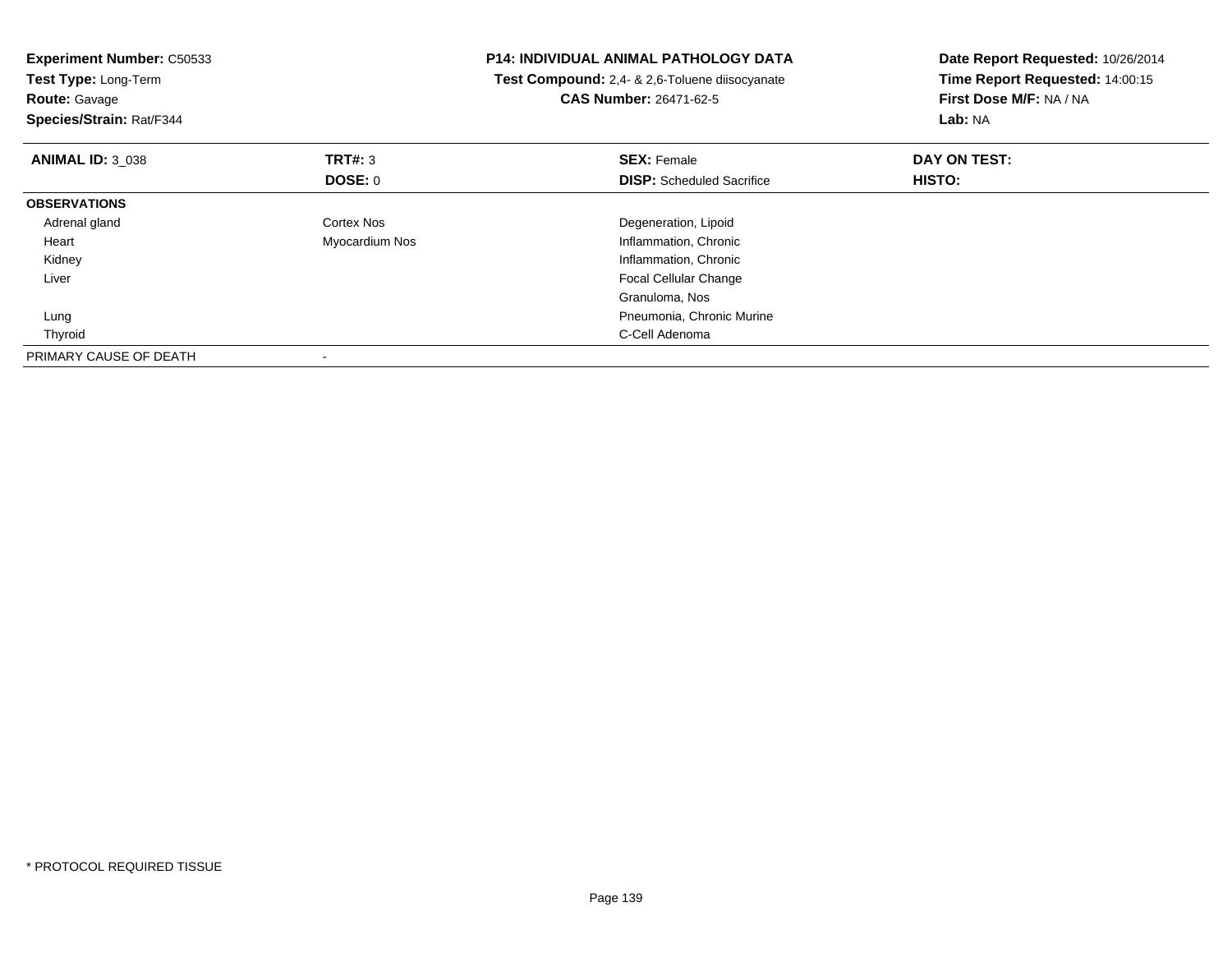**Experiment Number:** C50533
**Test Type:** Long-Term
**Route:** Gavage
**Species/Strain:** Rat/F344

**P14: INDIVIDUAL ANIMAL PATHOLOGY DATA**
**Test Compound:** 2,4- & 2,6-Toluene diisocyanate
**CAS Number:** 26471-62-5

**Date Report Requested:** 10/26/2014
**Time Report Requested:** 14:00:15
**First Dose M/F:** NA / NA
**Lab:** NA

| **ANIMAL ID:** 3_038 | **TRT#:** 3 | **SEX:** Female | **DAY ON TEST:** |
|---|---|---|---|
| | **DOSE:** 0 | **DISP:** Scheduled Sacrifice | **HISTO:** |
| **OBSERVATIONS** | | | |
| Adrenal gland | Cortex Nos | Degeneration, Lipoid | |
| Heart | Myocardium Nos | Inflammation, Chronic | |
| Kidney | | Inflammation, Chronic | |
| Liver | | Focal Cellular Change | |
| | | Granuloma, Nos | |
| Lung | | Pneumonia, Chronic Murine | |
| Thyroid | | C-Cell Adenoma | |
| PRIMARY CAUSE OF DEATH | - | | |

* PROTOCOL REQUIRED TISSUE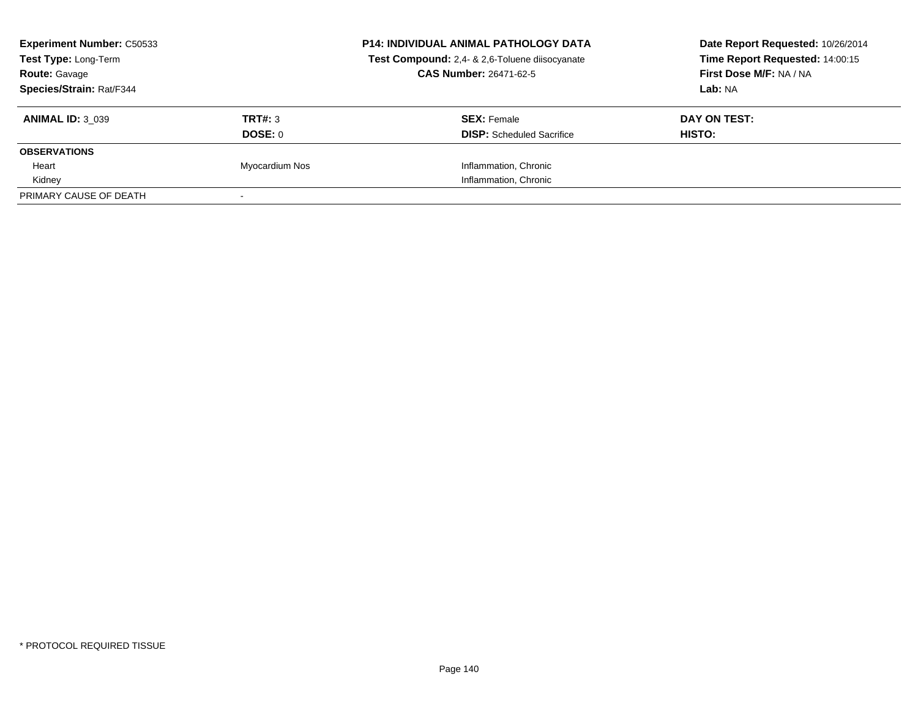| **Experiment Number:** C50533 | **P14: INDIVIDUAL ANIMAL PATHOLOGY DATA** | **Date Report Requested:** 10/26/2014 |
|---|---|---|
| **Test Type:** Long-Term | **Test Compound:** 2,4- & 2,6-Toluene diisocyanate | **Time Report Requested:** 14:00:15 |
| **Route:** Gavage | **CAS Number:** 26471-62-5 | **First Dose M/F:** NA / NA |
| **Species/Strain:** Rat/F344 | | **Lab:** NA |

| **ANIMAL ID:** 3_039 | **TRT#:** 3 | **SEX:** Female | **DAY ON TEST:** |
|---|---|---|---|
| | **DOSE:** 0 | **DISP:** Scheduled Sacrifice | **HISTO:** |
| **OBSERVATIONS** | | | |
| Heart | Myocardium Nos | Inflammation, Chronic | |
| Kidney | | Inflammation, Chronic | |
| PRIMARY CAUSE OF DEATH | - | | |

\* PROTOCOL REQUIRED TISSUE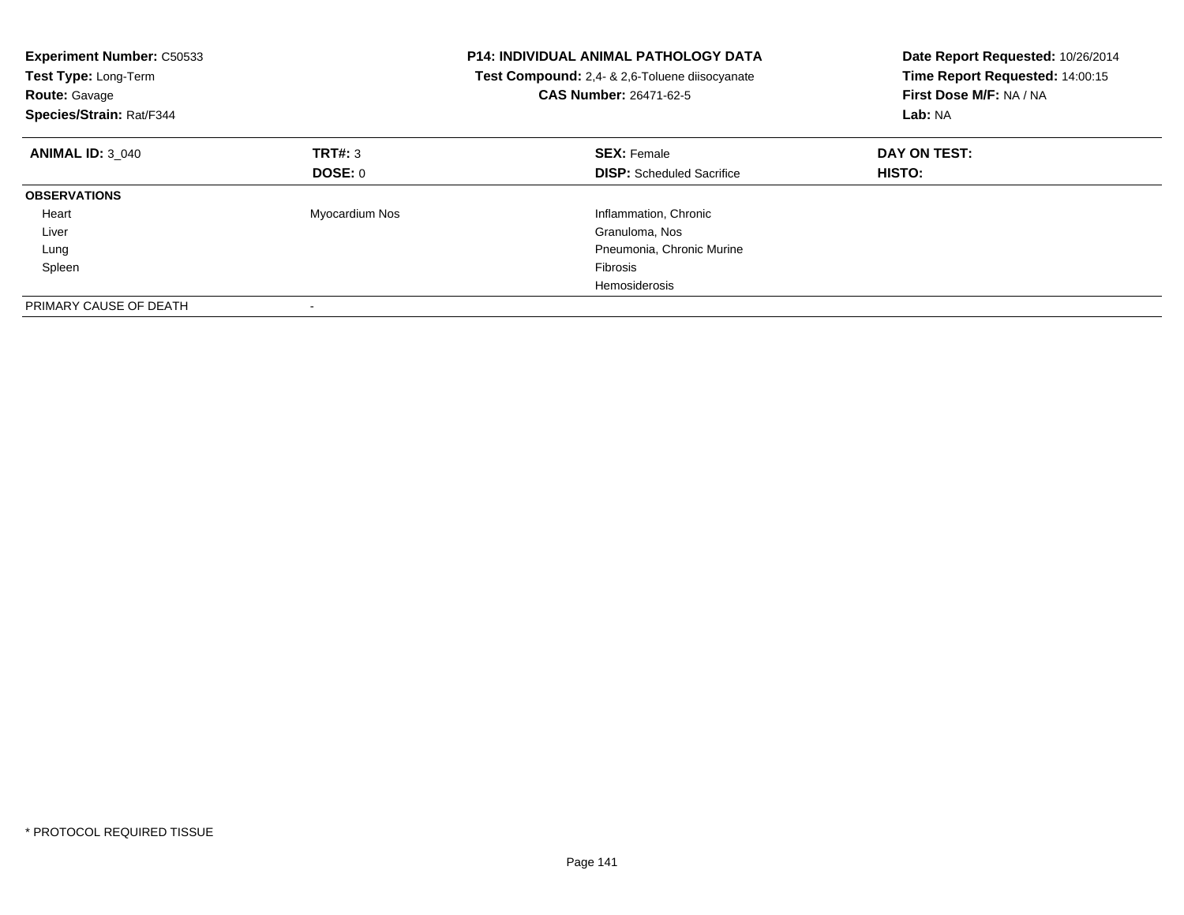**Experiment Number:** C50533
**Test Type:** Long-Term
**Route:** Gavage
**Species/Strain:** Rat/F344

**P14: INDIVIDUAL ANIMAL PATHOLOGY DATA**
**Test Compound:** 2,4- & 2,6-Toluene diisocyanate
**CAS Number:** 26471-62-5

**Date Report Requested:** 10/26/2014
**Time Report Requested:** 14:00:15
**First Dose M/F:** NA / NA
**Lab:** NA

| **ANIMAL ID:** 3_040 | **TRT#:** 3 | **SEX:** Female | **DAY ON TEST:** |
|---|---|---|---|
| | **DOSE:** 0 | **DISP:** Scheduled Sacrifice | **HISTO:** |
| **OBSERVATIONS** | | | |
| Heart | Myocardium Nos | Inflammation, Chronic | |
| Liver | | Granuloma, Nos | |
| Lung | | Pneumonia, Chronic Murine | |
| Spleen | | Fibrosis | |
| | | Hemosiderosis | |
| PRIMARY CAUSE OF DEATH | - | | |

* PROTOCOL REQUIRED TISSUE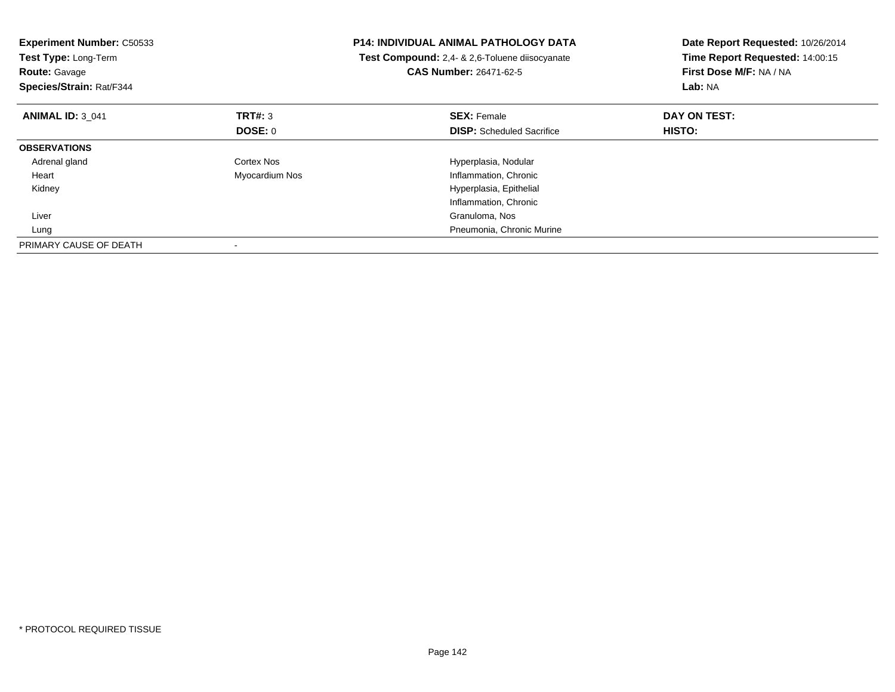**Experiment Number:** C50533
**Test Type:** Long-Term
**Route:** Gavage
**Species/Strain:** Rat/F344

**P14: INDIVIDUAL ANIMAL PATHOLOGY DATA**
**Test Compound:** 2,4- & 2,6-Toluene diisocyanate
**CAS Number:** 26471-62-5

**Date Report Requested:** 10/26/2014
**Time Report Requested:** 14:00:15
**First Dose M/F:** NA / NA
**Lab:** NA

| **ANIMAL ID:** 3_041 | **TRT#:** 3 | **SEX:** Female | **DAY ON TEST:** |
|---|---|---|---|
| | **DOSE:** 0 | **DISP:** Scheduled Sacrifice | **HISTO:** |
| **OBSERVATIONS** | | | |
| Adrenal gland | Cortex Nos | Hyperplasia, Nodular | |
| Heart | Myocardium Nos | Inflammation, Chronic | |
| Kidney | | Hyperplasia, Epithelial | |
| | | Inflammation, Chronic | |
| Liver | | Granuloma, Nos | |
| Lung | | Pneumonia, Chronic Murine | |
| PRIMARY CAUSE OF DEATH | - | | |

\* PROTOCOL REQUIRED TISSUE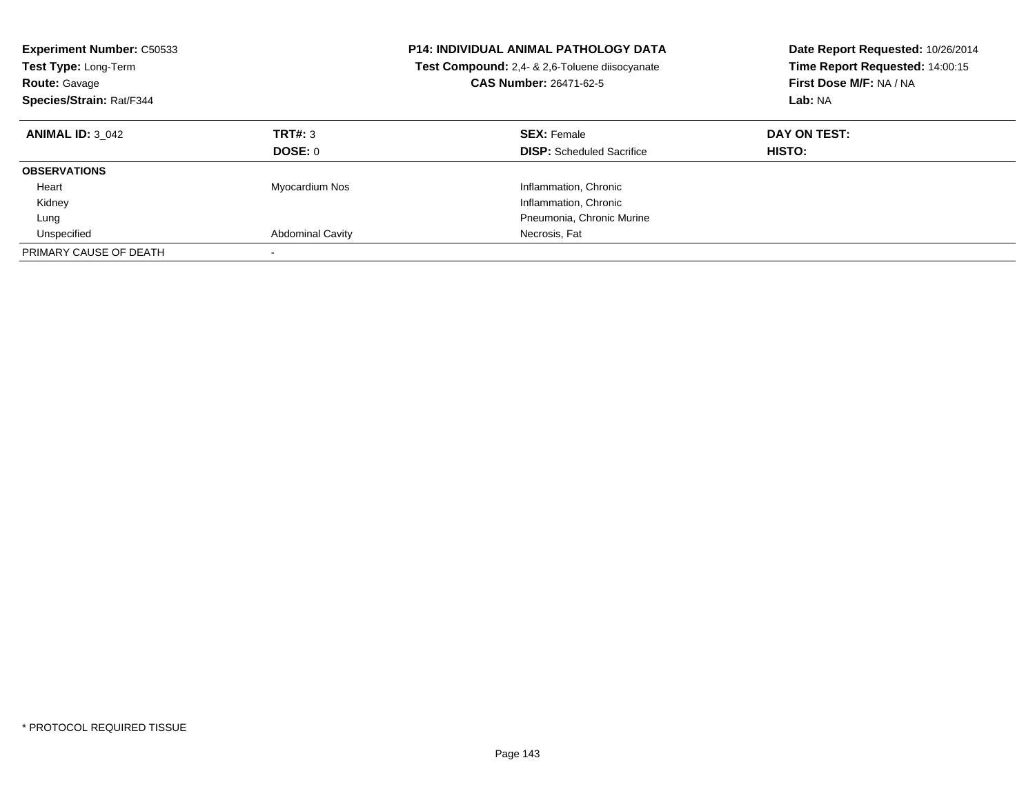**Experiment Number:** C50533
**Test Type:** Long-Term
**Route:** Gavage
**Species/Strain:** Rat/F344

**P14: INDIVIDUAL ANIMAL PATHOLOGY DATA**
**Test Compound:** 2,4- & 2,6-Toluene diisocyanate
**CAS Number:** 26471-62-5

**Date Report Requested:** 10/26/2014
**Time Report Requested:** 14:00:15
**First Dose M/F:** NA / NA
**Lab:** NA

| **ANIMAL ID:** 3_042 | **TRT#:** 3 | **SEX:** Female | **DAY ON TEST:** |
|---|---|---|---|
| | **DOSE:** 0 | **DISP:** Scheduled Sacrifice | **HISTO:** |
| **OBSERVATIONS** | | | |
| Heart | Myocardium Nos | Inflammation, Chronic | |
| Kidney | | Inflammation, Chronic | |
| Lung | | Pneumonia, Chronic Murine | |
| Unspecified | Abdominal Cavity | Necrosis, Fat | |
| PRIMARY CAUSE OF DEATH | - | | |

* PROTOCOL REQUIRED TISSUE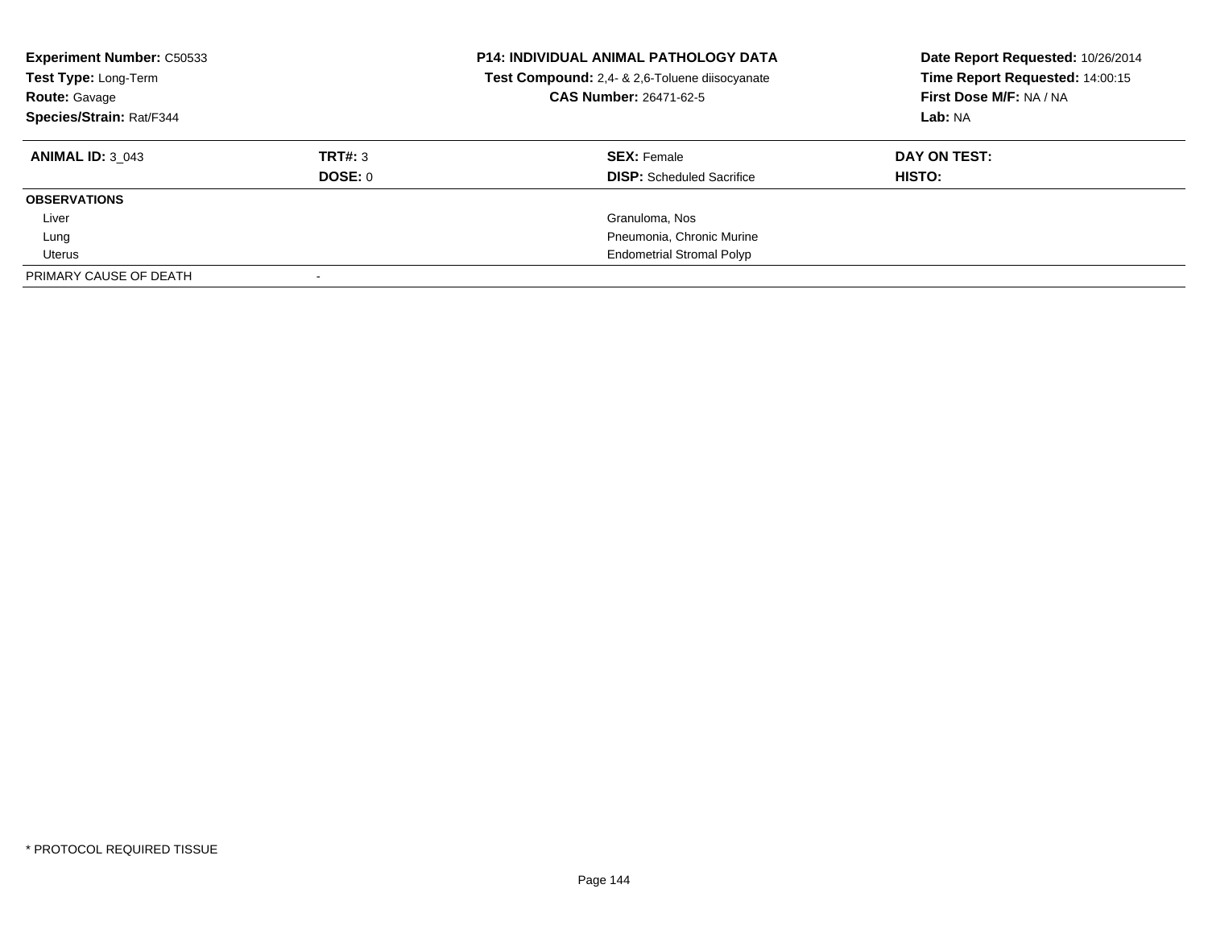**Experiment Number:** C50533
**Test Type:** Long-Term
**Route:** Gavage
**Species/Strain:** Rat/F344

**P14: INDIVIDUAL ANIMAL PATHOLOGY DATA**
**Test Compound:** 2,4- & 2,6-Toluene diisocyanate
**CAS Number:** 26471-62-5

**Date Report Requested:** 10/26/2014
**Time Report Requested:** 14:00:15
**First Dose M/F:** NA / NA
**Lab:** NA

| **ANIMAL ID:** 3_043 | **TRT#:** 3 | **SEX:** Female | **DAY ON TEST:** |
|---|---|---|---|
| | **DOSE:** 0 | **DISP:** Scheduled Sacrifice | **HISTO:** |
| **OBSERVATIONS** | | | |
| Liver | | Granuloma, Nos | |
| Lung | | Pneumonia, Chronic Murine | |
| Uterus | | Endometrial Stromal Polyp | |
| PRIMARY CAUSE OF DEATH | - | | |

* PROTOCOL REQUIRED TISSUE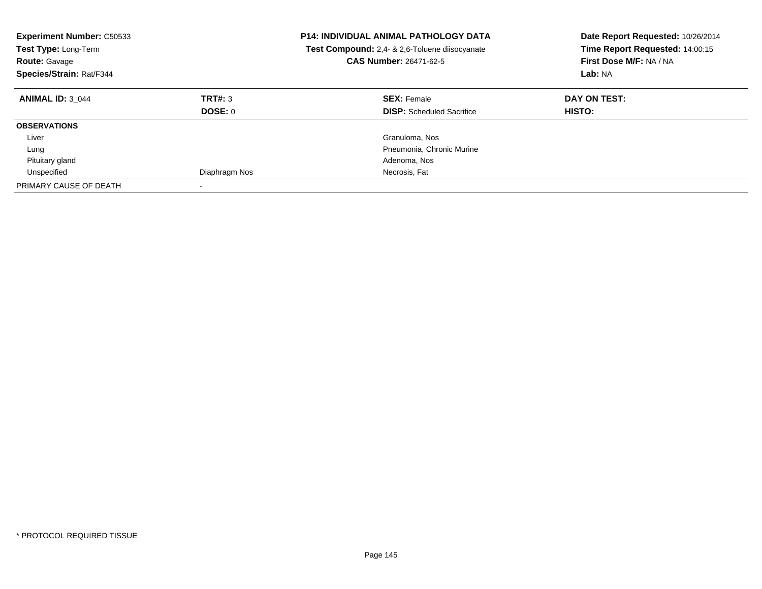**Experiment Number:** C50533
**Test Type:** Long-Term
**Route:** Gavage
**Species/Strain:** Rat/F344

**P14: INDIVIDUAL ANIMAL PATHOLOGY DATA**
**Test Compound:** 2,4- & 2,6-Toluene diisocyanate
**CAS Number:** 26471-62-5

**Date Report Requested:** 10/26/2014
**Time Report Requested:** 14:00:15
**First Dose M/F:** NA / NA
**Lab:** NA

| **ANIMAL ID:** 3_044 | **TRT#:** 3 | **SEX:** Female | **DAY ON TEST:** |
|---|---|---|---|
| | **DOSE:** 0 | **DISP:** Scheduled Sacrifice | **HISTO:** |
| **OBSERVATIONS** | | | |
| Liver | | Granuloma, Nos | |
| Lung | | Pneumonia, Chronic Murine | |
| Pituitary gland | | Adenoma, Nos | |
| Unspecified | Diaphragm Nos | Necrosis, Fat | |
| PRIMARY CAUSE OF DEATH | - | | |

* PROTOCOL REQUIRED TISSUE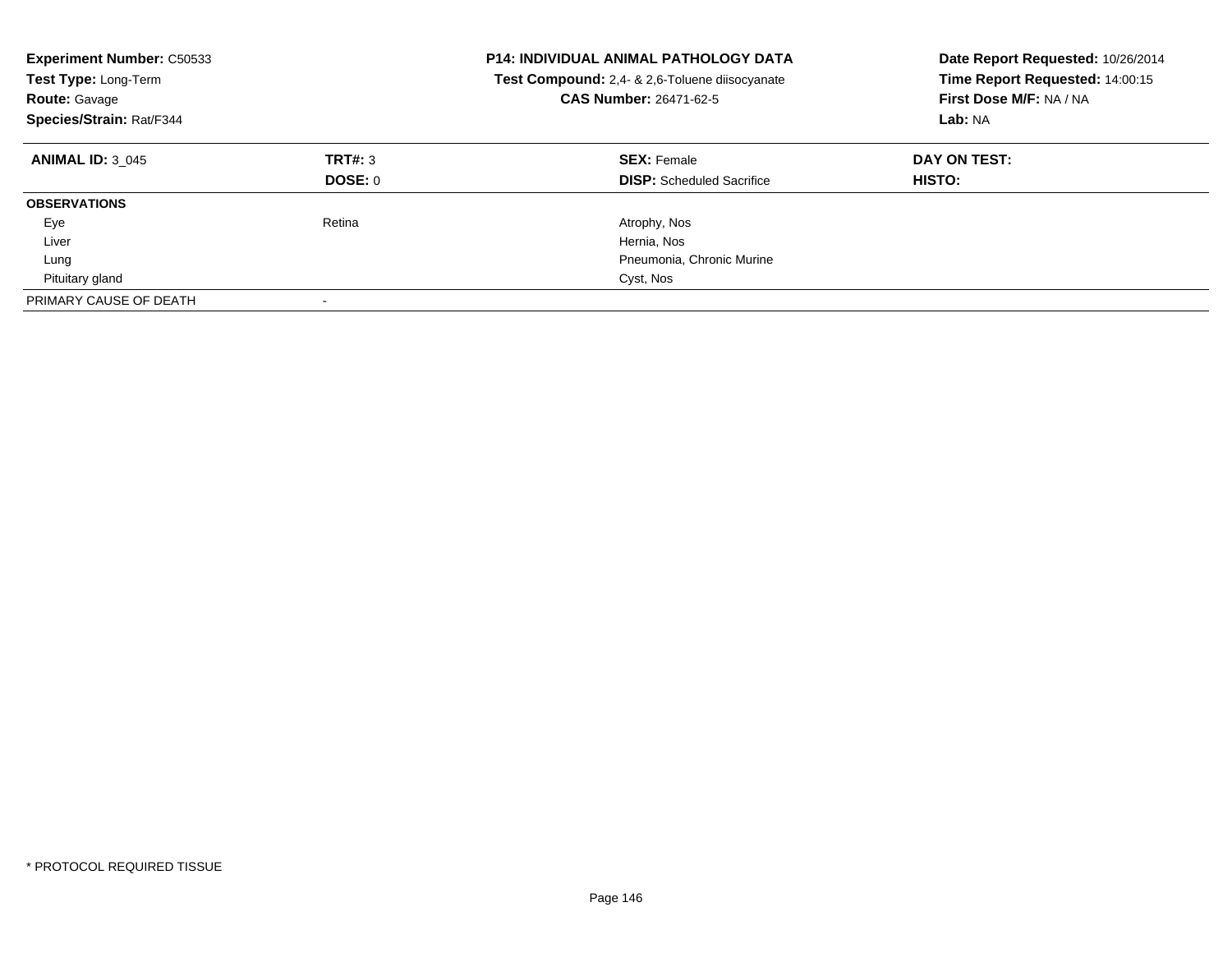**Experiment Number:** C50533
**Test Type:** Long-Term
**Route:** Gavage
**Species/Strain:** Rat/F344

**P14: INDIVIDUAL ANIMAL PATHOLOGY DATA**
**Test Compound:** 2,4- & 2,6-Toluene diisocyanate
**CAS Number:** 26471-62-5

**Date Report Requested:** 10/26/2014
**Time Report Requested:** 14:00:15
**First Dose M/F:** NA / NA
**Lab:** NA

| **ANIMAL ID:** 3_045 | **TRT#:** 3 | **SEX:** Female | **DAY ON TEST:** |
|---|---|---|---|
| | **DOSE:** 0 | **DISP:** Scheduled Sacrifice | **HISTO:** |
| **OBSERVATIONS** | | | |
| Eye | Retina | Atrophy, Nos | |
| Liver | | Hernia, Nos | |
| Lung | | Pneumonia, Chronic Murine | |
| Pituitary gland | | Cyst, Nos | |
| PRIMARY CAUSE OF DEATH | - | | |

* PROTOCOL REQUIRED TISSUE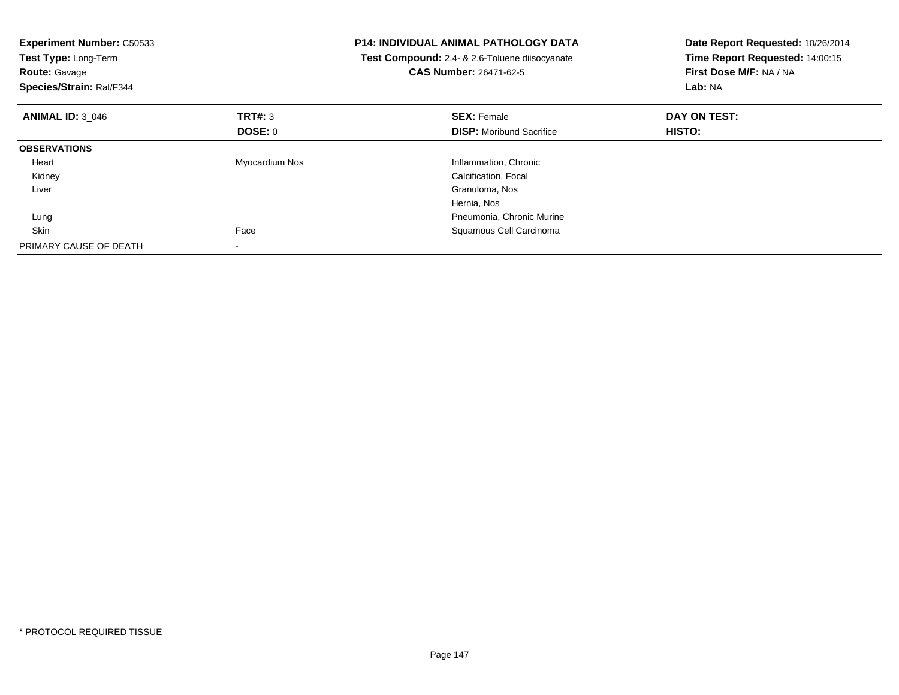**Experiment Number:** C50533
**Test Type:** Long-Term
**Route:** Gavage
**Species/Strain:** Rat/F344

**P14: INDIVIDUAL ANIMAL PATHOLOGY DATA**
**Test Compound:** 2,4- & 2,6-Toluene diisocyanate
**CAS Number:** 26471-62-5

**Date Report Requested:** 10/26/2014
**Time Report Requested:** 14:00:15
**First Dose M/F:** NA / NA
**Lab:** NA

| **ANIMAL ID:** 3_046 | **TRT#:** 3 | **SEX:** Female | **DAY ON TEST:** |
|---|---|---|---|
| | **DOSE:** 0 | **DISP:** Moribund Sacrifice | **HISTO:** |
| **OBSERVATIONS** | | | |
| Heart | Myocardium Nos | Inflammation, Chronic | |
| Kidney | | Calcification, Focal | |
| Liver | | Granuloma, Nos | |
| | | Hernia, Nos | |
| Lung | | Pneumonia, Chronic Murine | |
| Skin | Face | Squamous Cell Carcinoma | |
| PRIMARY CAUSE OF DEATH | - | | |

\* PROTOCOL REQUIRED TISSUE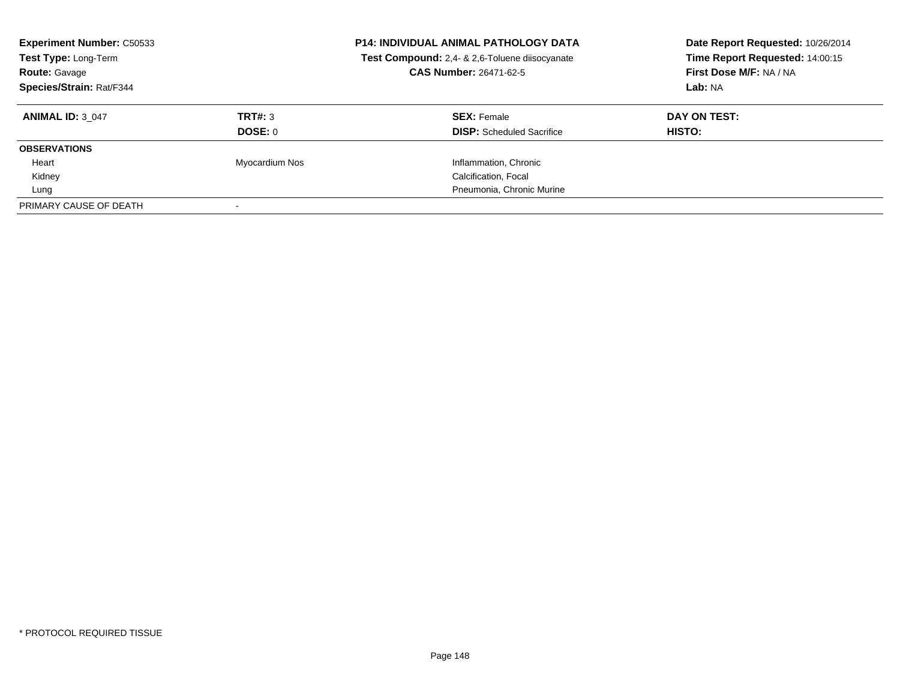**Experiment Number:** C50533
**Test Type:** Long-Term
**Route:** Gavage
**Species/Strain:** Rat/F344

**P14: INDIVIDUAL ANIMAL PATHOLOGY DATA**
**Test Compound:** 2,4- & 2,6-Toluene diisocyanate
**CAS Number:** 26471-62-5

**Date Report Requested:** 10/26/2014
**Time Report Requested:** 14:00:15
**First Dose M/F:** NA / NA
**Lab:** NA

| **ANIMAL ID:** 3_047 | **TRT#:** 3 | **SEX:** Female | **DAY ON TEST:** |
|---|---|---|---|
| | **DOSE:** 0 | **DISP:** Scheduled Sacrifice | **HISTO:** |
| **OBSERVATIONS** | | | |
| Heart | Myocardium Nos | Inflammation, Chronic | |
| Kidney | | Calcification, Focal | |
| Lung | | Pneumonia, Chronic Murine | |
| PRIMARY CAUSE OF DEATH | - | | |

* PROTOCOL REQUIRED TISSUE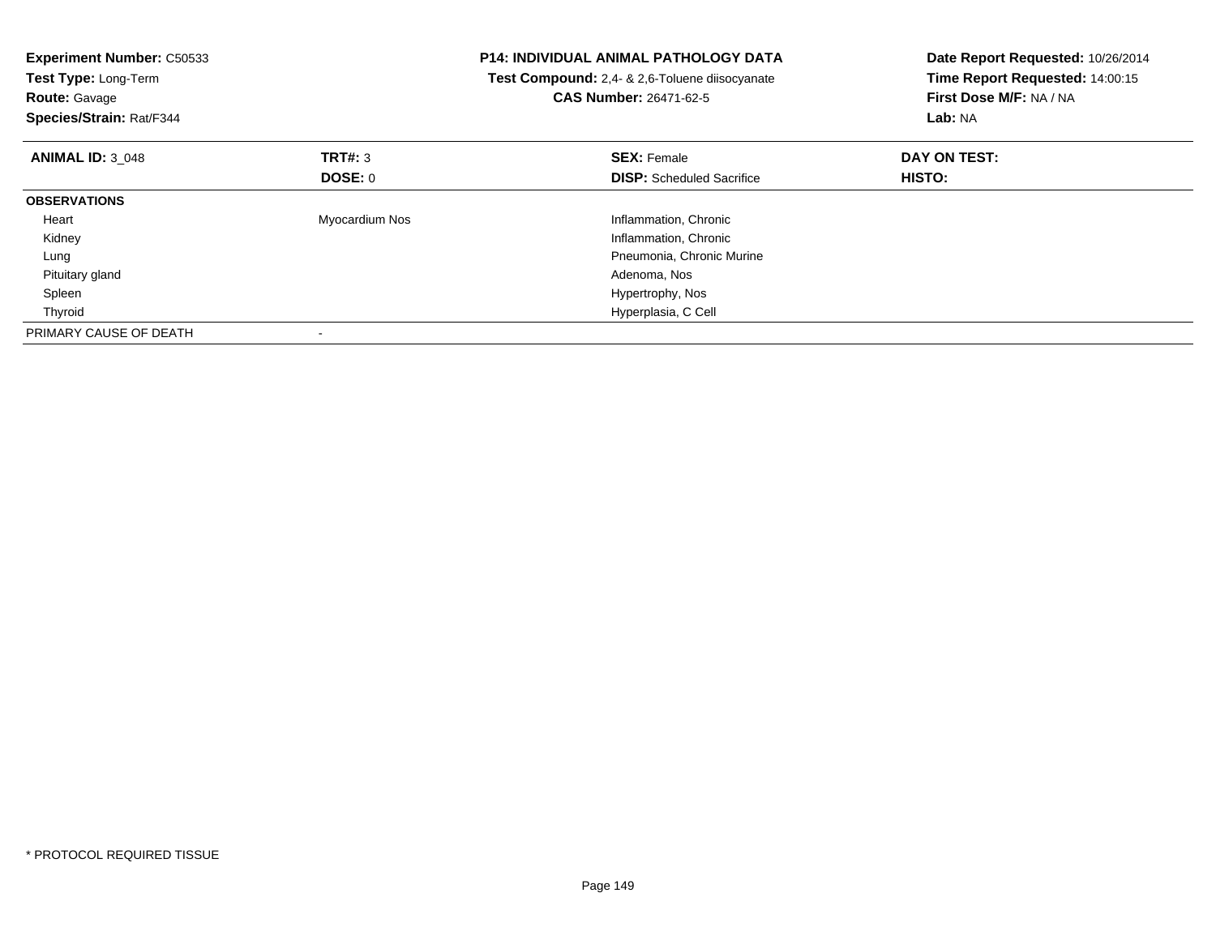**Experiment Number:** C50533
**Test Type:** Long-Term
**Route:** Gavage
**Species/Strain:** Rat/F344

**P14: INDIVIDUAL ANIMAL PATHOLOGY DATA**
**Test Compound:** 2,4- & 2,6-Toluene diisocyanate
**CAS Number:** 26471-62-5

**Date Report Requested:** 10/26/2014
**Time Report Requested:** 14:00:15
**First Dose M/F:** NA / NA
**Lab:** NA

| **ANIMAL ID:** 3_048 | **TRT#:** 3 | **SEX:** Female | **DAY ON TEST:** |
|---|---|---|---|
| | **DOSE:** 0 | **DISP:** Scheduled Sacrifice | **HISTO:** |
| **OBSERVATIONS** | | | |
| Heart | Myocardium Nos | Inflammation, Chronic | |
| Kidney | | Inflammation, Chronic | |
| Lung | | Pneumonia, Chronic Murine | |
| Pituitary gland | | Adenoma, Nos | |
| Spleen | | Hypertrophy, Nos | |
| Thyroid | | Hyperplasia, C Cell | |
| PRIMARY CAUSE OF DEATH | - | | |

* PROTOCOL REQUIRED TISSUE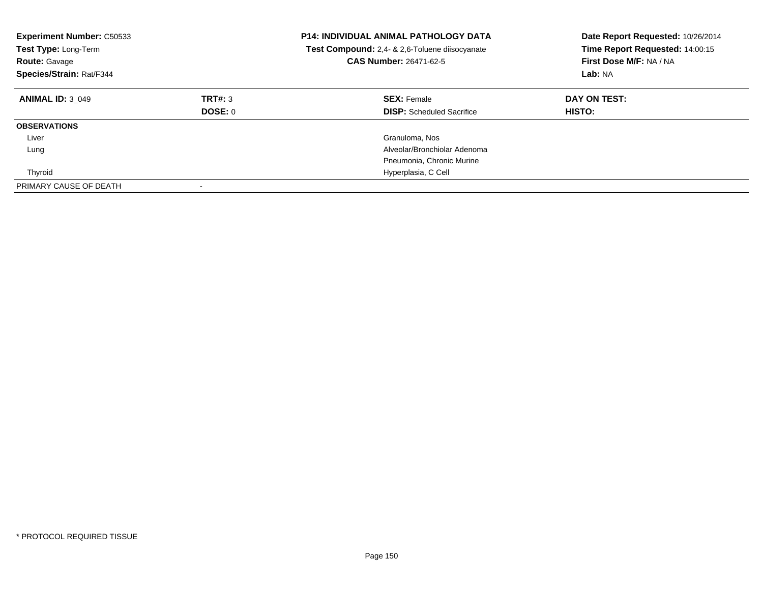**Experiment Number:** C50533
**Test Type:** Long-Term
**Route:** Gavage
**Species/Strain:** Rat/F344

**P14: INDIVIDUAL ANIMAL PATHOLOGY DATA**
**Test Compound:** 2,4- & 2,6-Toluene diisocyanate
**CAS Number:** 26471-62-5

**Date Report Requested:** 10/26/2014
**Time Report Requested:** 14:00:15
**First Dose M/F:** NA / NA
**Lab:** NA

| **ANIMAL ID:** 3_049 | **TRT#:** 3 | **SEX:** Female | **DAY ON TEST:** |
|---|---|---|---|
| | **DOSE:** 0 | **DISP:** Scheduled Sacrifice | **HISTO:** |
| **OBSERVATIONS** | | | |
| Liver | | Granuloma, Nos | |
| Lung | | Alveolar/Bronchiolar Adenoma | |
| | | Pneumonia, Chronic Murine | |
| Thyroid | | Hyperplasia, C Cell | |
| PRIMARY CAUSE OF DEATH | - | | |

\* PROTOCOL REQUIRED TISSUE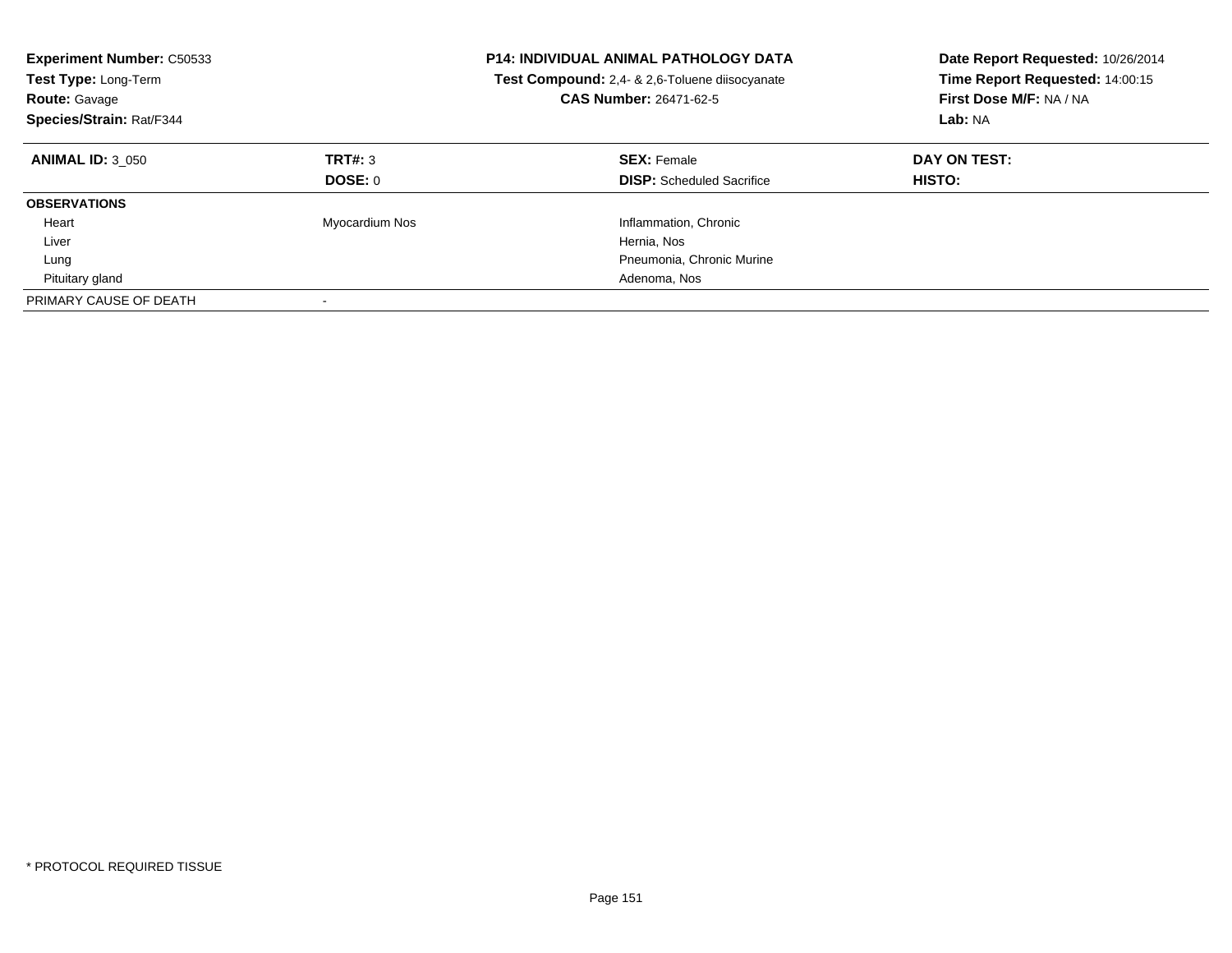**Experiment Number:** C50533
**Test Type:** Long-Term
**Route:** Gavage
**Species/Strain:** Rat/F344

**P14: INDIVIDUAL ANIMAL PATHOLOGY DATA**
**Test Compound:** 2,4- & 2,6-Toluene diisocyanate
**CAS Number:** 26471-62-5

**Date Report Requested:** 10/26/2014
**Time Report Requested:** 14:00:15
**First Dose M/F:** NA / NA
**Lab:** NA

| **ANIMAL ID:** 3_050 | **TRT#:** 3 | **SEX:** Female | **DAY ON TEST:** |
|---|---|---|---|
| | **DOSE:** 0 | **DISP:** Scheduled Sacrifice | **HISTO:** |
| **OBSERVATIONS** | | | |
| Heart | Myocardium Nos | Inflammation, Chronic | |
| Liver | | Hernia, Nos | |
| Lung | | Pneumonia, Chronic Murine | |
| Pituitary gland | | Adenoma, Nos | |
| PRIMARY CAUSE OF DEATH | - | | |

* PROTOCOL REQUIRED TISSUE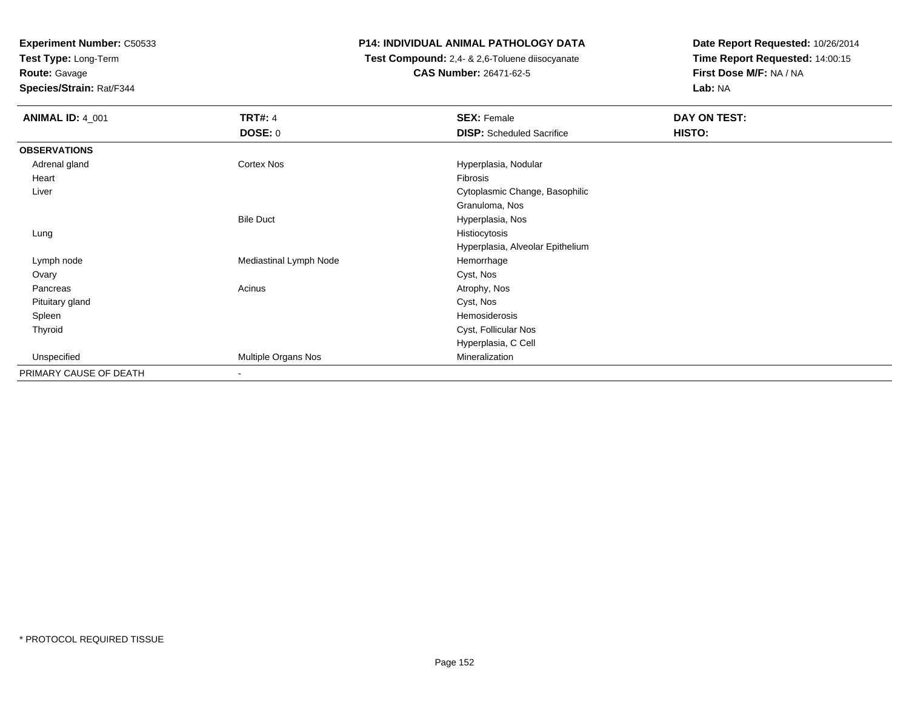**Experiment Number:** C50533
**Test Type:** Long-Term
**Route:** Gavage
**Species/Strain:** Rat/F344

**P14: INDIVIDUAL ANIMAL PATHOLOGY DATA**
**Test Compound:** 2,4- & 2,6-Toluene diisocyanate
**CAS Number:** 26471-62-5

**Date Report Requested:** 10/26/2014
**Time Report Requested:** 14:00:15
**First Dose M/F:** NA / NA
**Lab:** NA

| **ANIMAL ID:** 4_001 | **TRT#:** 4 | **SEX:** Female | **DAY ON TEST:** |
|---|---|---|---|
| | **DOSE:** 0 | **DISP:** Scheduled Sacrifice | **HISTO:** |
| **OBSERVATIONS** | | | |
| Adrenal gland | Cortex Nos | Hyperplasia, Nodular | |
| Heart | | Fibrosis | |
| Liver | | Cytoplasmic Change, Basophilic | |
| | | Granuloma, Nos | |
| | Bile Duct | Hyperplasia, Nos | |
| Lung | | Histiocytosis | |
| | | Hyperplasia, Alveolar Epithelium | |
| Lymph node | Mediastinal Lymph Node | Hemorrhage | |
| Ovary | | Cyst, Nos | |
| Pancreas | Acinus | Atrophy, Nos | |
| Pituitary gland | | Cyst, Nos | |
| Spleen | | Hemosiderosis | |
| Thyroid | | Cyst, Follicular Nos | |
| | | Hyperplasia, C Cell | |
| Unspecified | Multiple Organs Nos | Mineralization | |
| PRIMARY CAUSE OF DEATH | - | | |

* PROTOCOL REQUIRED TISSUE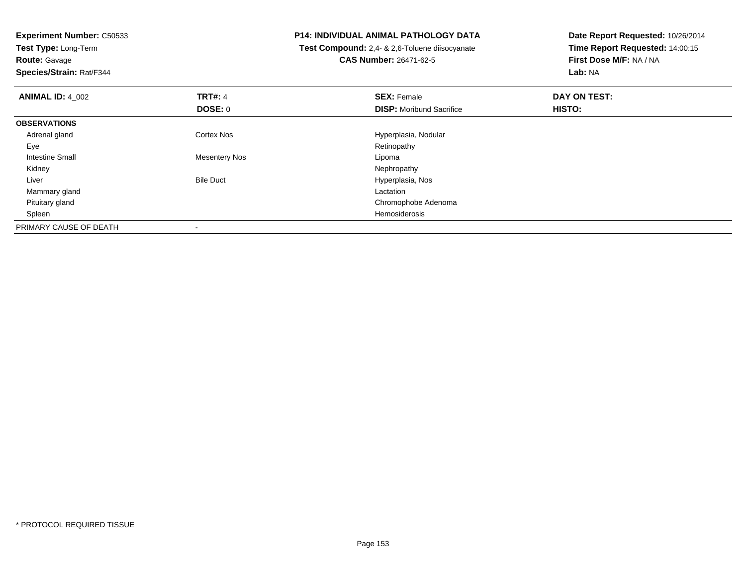**Experiment Number:** C50533
**Test Type:** Long-Term
**Route:** Gavage
**Species/Strain:** Rat/F344

**P14: INDIVIDUAL ANIMAL PATHOLOGY DATA**
**Test Compound:** 2,4- & 2,6-Toluene diisocyanate
**CAS Number:** 26471-62-5

**Date Report Requested:** 10/26/2014
**Time Report Requested:** 14:00:15
**First Dose M/F:** NA / NA
**Lab:** NA

| **ANIMAL ID:** 4_002 | **TRT#:** 4 | **SEX:** Female | **DAY ON TEST:** |
|---|---|---|---|
| | **DOSE:** 0 | **DISP:** Moribund Sacrifice | **HISTO:** |
| **OBSERVATIONS** | | | |
| Adrenal gland | Cortex Nos | Hyperplasia, Nodular | |
| Eye | | Retinopathy | |
| Intestine Small | Mesentery Nos | Lipoma | |
| Kidney | | Nephropathy | |
| Liver | Bile Duct | Hyperplasia, Nos | |
| Mammary gland | | Lactation | |
| Pituitary gland | | Chromophobe Adenoma | |
| Spleen | | Hemosiderosis | |
| PRIMARY CAUSE OF DEATH | - | | |

* PROTOCOL REQUIRED TISSUE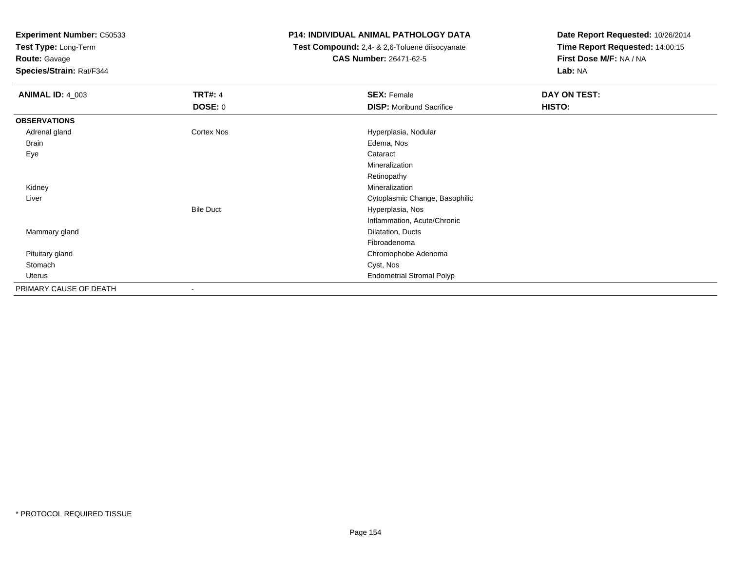**Experiment Number:** C50533
**Test Type:** Long-Term
**Route:** Gavage
**Species/Strain:** Rat/F344

**P14: INDIVIDUAL ANIMAL PATHOLOGY DATA**
**Test Compound:** 2,4- & 2,6-Toluene diisocyanate
**CAS Number:** 26471-62-5

**Date Report Requested:** 10/26/2014
**Time Report Requested:** 14:00:15
**First Dose M/F:** NA / NA
**Lab:** NA

| **ANIMAL ID:** 4_003 | **TRT#:** 4 | **SEX:** Female | **DAY ON TEST:** |
|---|---|---|---|
| | **DOSE:** 0 | **DISP:** Moribund Sacrifice | **HISTO:** |
| **OBSERVATIONS** | | | |
| Adrenal gland | Cortex Nos | Hyperplasia, Nodular | |
| Brain | | Edema, Nos | |
| Eye | | Cataract | |
| | | Mineralization | |
| | | Retinopathy | |
| Kidney | | Mineralization | |
| Liver | | Cytoplasmic Change, Basophilic | |
| | Bile Duct | Hyperplasia, Nos | |
| | | Inflammation, Acute/Chronic | |
| Mammary gland | | Dilatation, Ducts | |
| | | Fibroadenoma | |
| Pituitary gland | | Chromophobe Adenoma | |
| Stomach | | Cyst, Nos | |
| Uterus | | Endometrial Stromal Polyp | |
| PRIMARY CAUSE OF DEATH | - | | |

* PROTOCOL REQUIRED TISSUE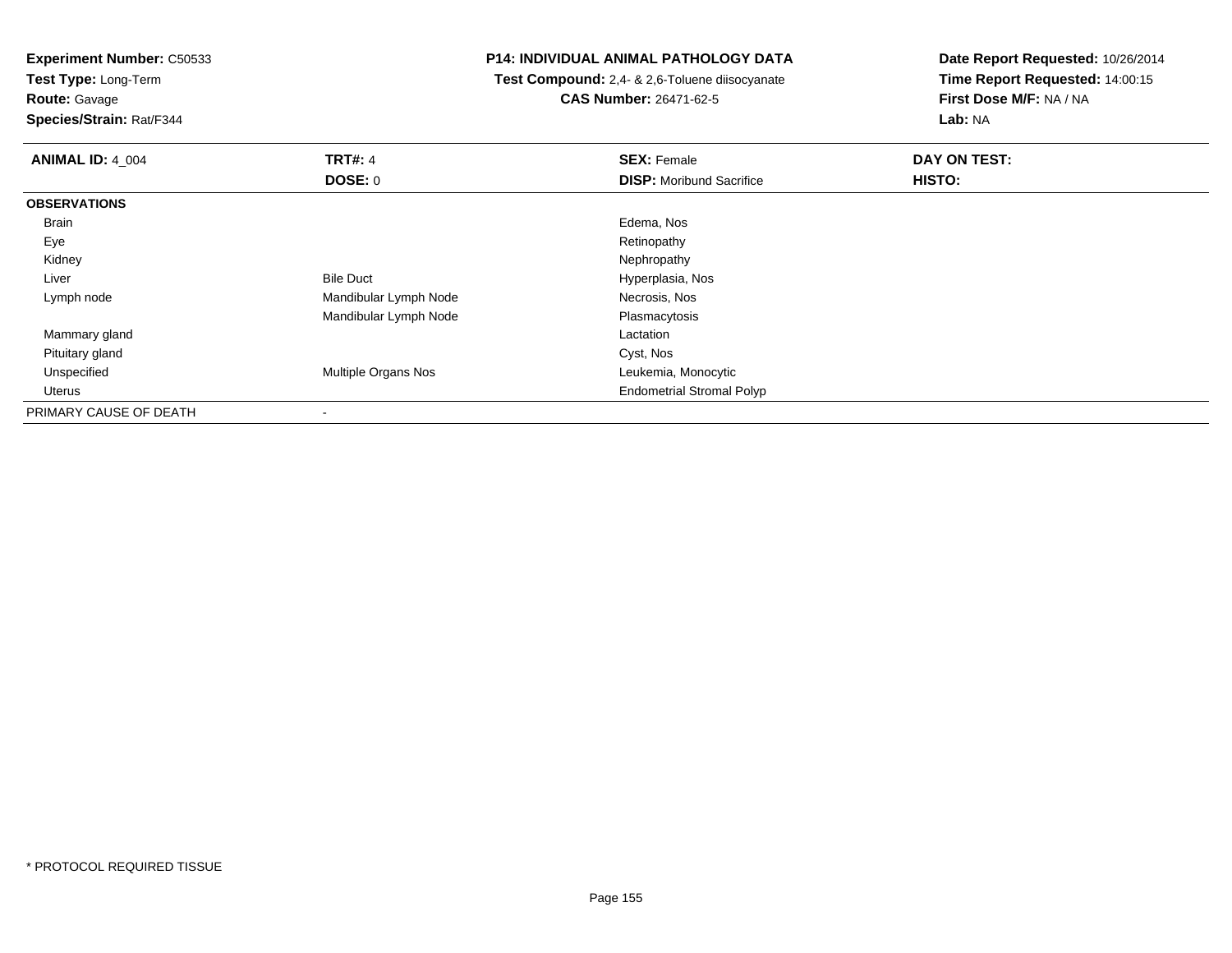**Experiment Number:** C50533
**Test Type:** Long-Term
**Route:** Gavage
**Species/Strain:** Rat/F344

**P14: INDIVIDUAL ANIMAL PATHOLOGY DATA**
**Test Compound:** 2,4- & 2,6-Toluene diisocyanate
**CAS Number:** 26471-62-5

**Date Report Requested:** 10/26/2014
**Time Report Requested:** 14:00:15
**First Dose M/F:** NA / NA
**Lab:** NA

| **ANIMAL ID:** 4_004 | **TRT#:** 4 | **SEX:** Female | **DAY ON TEST:** |
|---|---|---|---|
| | **DOSE:** 0 | **DISP:** Moribund Sacrifice | **HISTO:** |
| **OBSERVATIONS** | | | |
| Brain | | Edema, Nos | |
| Eye | | Retinopathy | |
| Kidney | | Nephropathy | |
| Liver | Bile Duct | Hyperplasia, Nos | |
| Lymph node | Mandibular Lymph Node | Necrosis, Nos | |
| | Mandibular Lymph Node | Plasmacytosis | |
| Mammary gland | | Lactation | |
| Pituitary gland | | Cyst, Nos | |
| Unspecified | Multiple Organs Nos | Leukemia, Monocytic | |
| Uterus | | Endometrial Stromal Polyp | |
| PRIMARY CAUSE OF DEATH | - | | |

* PROTOCOL REQUIRED TISSUE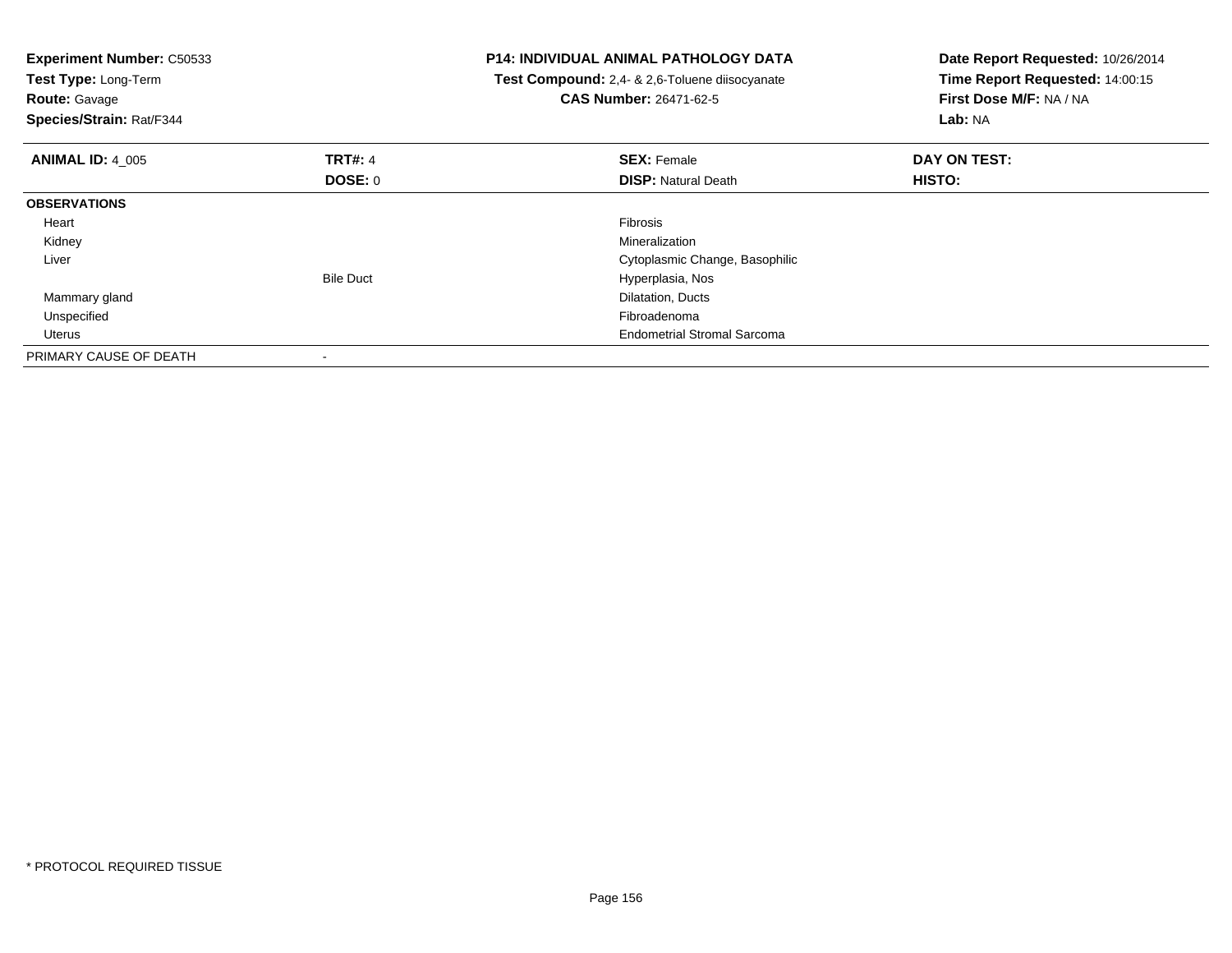**Experiment Number:** C50533
**Test Type:** Long-Term
**Route:** Gavage
**Species/Strain:** Rat/F344

**P14: INDIVIDUAL ANIMAL PATHOLOGY DATA**
**Test Compound:** 2,4- & 2,6-Toluene diisocyanate
**CAS Number:** 26471-62-5

**Date Report Requested:** 10/26/2014
**Time Report Requested:** 14:00:15
**First Dose M/F:** NA / NA
**Lab:** NA

| **ANIMAL ID:** 4_005 | **TRT#:** 4 | **SEX:** Female | **DAY ON TEST:** |
|---|---|---|---|
| | **DOSE:** 0 | **DISP:** Natural Death | **HISTO:** |
| **OBSERVATIONS** | | | |
| Heart | | Fibrosis | |
| Kidney | | Mineralization | |
| Liver | | Cytoplasmic Change, Basophilic | |
| | Bile Duct | Hyperplasia, Nos | |
| Mammary gland | | Dilatation, Ducts | |
| Unspecified | | Fibroadenoma | |
| Uterus | | Endometrial Stromal Sarcoma | |
| PRIMARY CAUSE OF DEATH | - | | |

* PROTOCOL REQUIRED TISSUE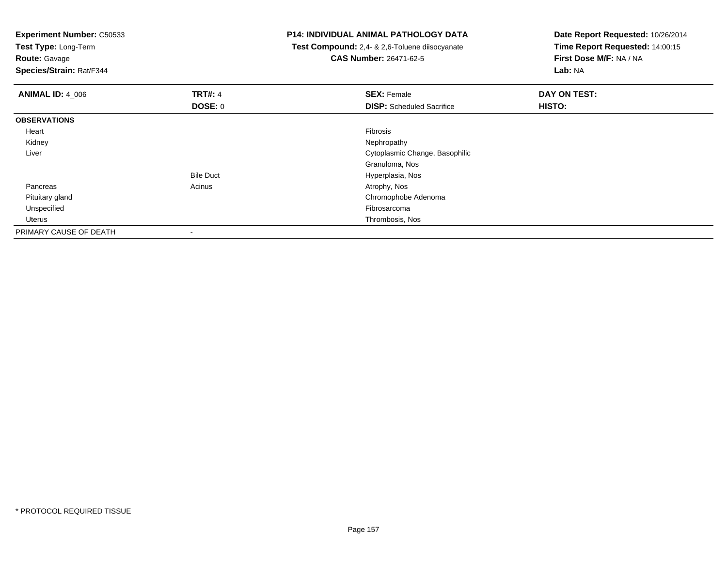**Experiment Number:** C50533
**Test Type:** Long-Term
**Route:** Gavage
**Species/Strain:** Rat/F344

**P14: INDIVIDUAL ANIMAL PATHOLOGY DATA**
**Test Compound:** 2,4- & 2,6-Toluene diisocyanate
**CAS Number:** 26471-62-5

**Date Report Requested:** 10/26/2014
**Time Report Requested:** 14:00:15
**First Dose M/F:** NA / NA
**Lab:** NA

| **ANIMAL ID:** 4_006 | **TRT#:** 4 | **SEX:** Female | **DAY ON TEST:** |
|---|---|---|---|
| | **DOSE:** 0 | **DISP:** Scheduled Sacrifice | **HISTO:** |
| **OBSERVATIONS** | | | |
| Heart | | Fibrosis | |
| Kidney | | Nephropathy | |
| Liver | | Cytoplasmic Change, Basophilic | |
| | | Granuloma, Nos | |
| | Bile Duct | Hyperplasia, Nos | |
| Pancreas | Acinus | Atrophy, Nos | |
| Pituitary gland | | Chromophobe Adenoma | |
| Unspecified | | Fibrosarcoma | |
| Uterus | | Thrombosis, Nos | |
| PRIMARY CAUSE OF DEATH | - | | |

* PROTOCOL REQUIRED TISSUE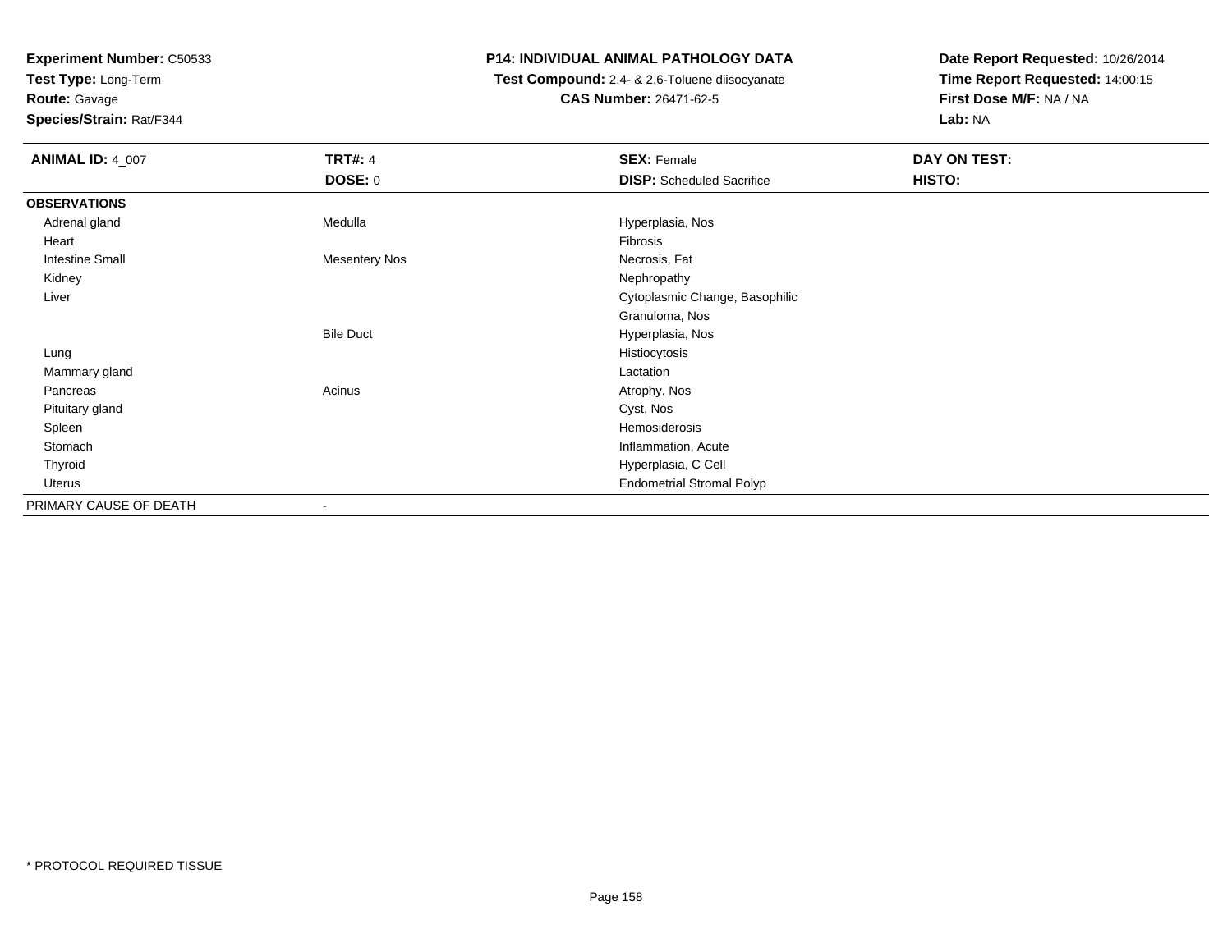**Experiment Number:** C50533
**Test Type:** Long-Term
**Route:** Gavage
**Species/Strain:** Rat/F344

**P14: INDIVIDUAL ANIMAL PATHOLOGY DATA**
**Test Compound:** 2,4- & 2,6-Toluene diisocyanate
**CAS Number:** 26471-62-5

**Date Report Requested:** 10/26/2014
**Time Report Requested:** 14:00:15
**First Dose M/F:** NA / NA
**Lab:** NA

| **ANIMAL ID:** 4_007 | **TRT#:** 4 | **SEX:** Female | **DAY ON TEST:** |
|---|---|---|---|
| | **DOSE:** 0 | **DISP:** Scheduled Sacrifice | **HISTO:** |
| **OBSERVATIONS** | | | |
| Adrenal gland | Medulla | Hyperplasia, Nos | |
| Heart | | Fibrosis | |
| Intestine Small | Mesentery Nos | Necrosis, Fat | |
| Kidney | | Nephropathy | |
| Liver | | Cytoplasmic Change, Basophilic | |
| | | Granuloma, Nos | |
| | Bile Duct | Hyperplasia, Nos | |
| Lung | | Histiocytosis | |
| Mammary gland | | Lactation | |
| Pancreas | Acinus | Atrophy, Nos | |
| Pituitary gland | | Cyst, Nos | |
| Spleen | | Hemosiderosis | |
| Stomach | | Inflammation, Acute | |
| Thyroid | | Hyperplasia, C Cell | |
| Uterus | | Endometrial Stromal Polyp | |
| PRIMARY CAUSE OF DEATH | - | | |

* PROTOCOL REQUIRED TISSUE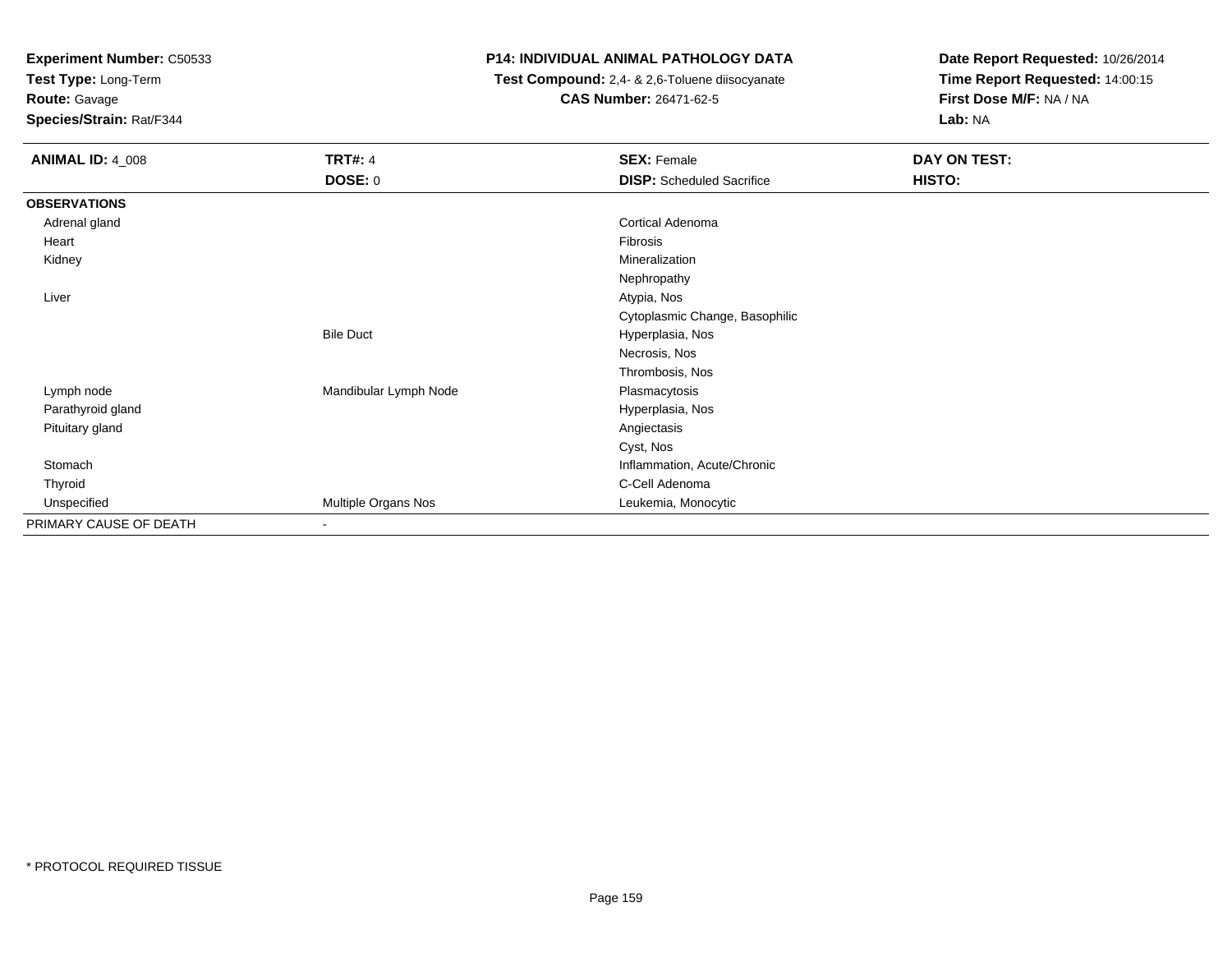**Experiment Number:** C50533
**Test Type:** Long-Term
**Route:** Gavage
**Species/Strain:** Rat/F344

**P14: INDIVIDUAL ANIMAL PATHOLOGY DATA**
**Test Compound:** 2,4- & 2,6-Toluene diisocyanate
**CAS Number:** 26471-62-5

**Date Report Requested:** 10/26/2014
**Time Report Requested:** 14:00:15
**First Dose M/F:** NA / NA
**Lab:** NA

| **ANIMAL ID:** 4_008 | **TRT#:** 4 | **SEX:** Female | **DAY ON TEST:** |
|---|---|---|---|
| | **DOSE:** 0 | **DISP:** Scheduled Sacrifice | **HISTO:** |
| **OBSERVATIONS** | | | |
| Adrenal gland | | Cortical Adenoma | |
| Heart | | Fibrosis | |
| Kidney | | Mineralization | |
| | | Nephropathy | |
| Liver | | Atypia, Nos | |
| | | Cytoplasmic Change, Basophilic | |
| | Bile Duct | Hyperplasia, Nos | |
| | | Necrosis, Nos | |
| | | Thrombosis, Nos | |
| Lymph node | Mandibular Lymph Node | Plasmacytosis | |
| Parathyroid gland | | Hyperplasia, Nos | |
| Pituitary gland | | Angiectasis | |
| | | Cyst, Nos | |
| Stomach | | Inflammation, Acute/Chronic | |
| Thyroid | | C-Cell Adenoma | |
| Unspecified | Multiple Organs Nos | Leukemia, Monocytic | |
| PRIMARY CAUSE OF DEATH | - | | |

* PROTOCOL REQUIRED TISSUE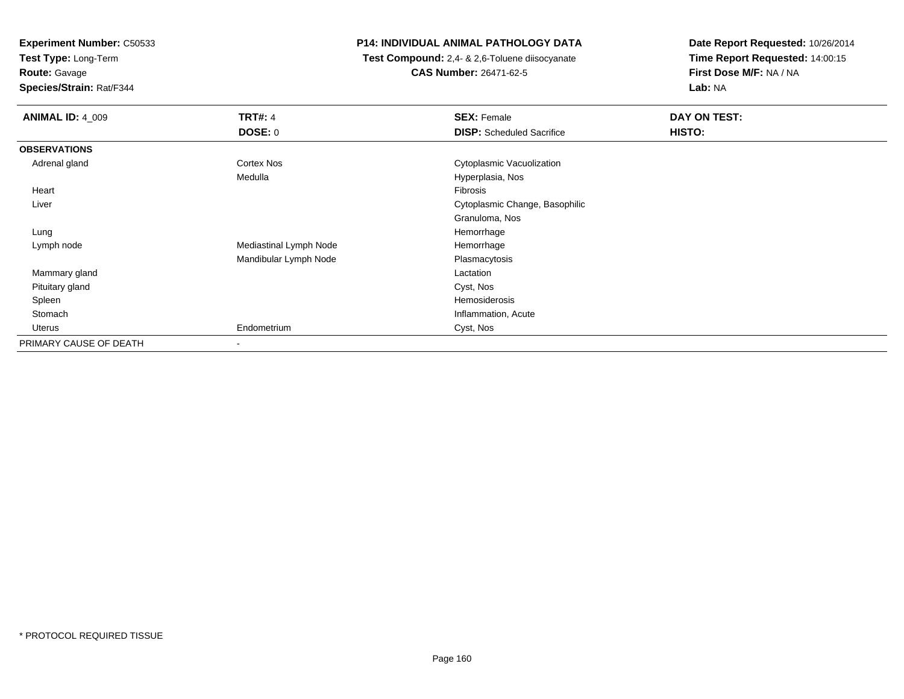**Experiment Number:** C50533
**Test Type:** Long-Term
**Route:** Gavage
**Species/Strain:** Rat/F344

**P14: INDIVIDUAL ANIMAL PATHOLOGY DATA**
**Test Compound:** 2,4- & 2,6-Toluene diisocyanate
**CAS Number:** 26471-62-5

**Date Report Requested:** 10/26/2014
**Time Report Requested:** 14:00:15
**First Dose M/F:** NA / NA
**Lab:** NA

| **ANIMAL ID:** 4_009 | **TRT#:** 4 | **SEX:** Female | **DAY ON TEST:** |
|---|---|---|---|
| | **DOSE:** 0 | **DISP:** Scheduled Sacrifice | **HISTO:** |
| **OBSERVATIONS** | | | |
| Adrenal gland | Cortex Nos | Cytoplasmic Vacuolization | |
| | Medulla | Hyperplasia, Nos | |
| Heart | | Fibrosis | |
| Liver | | Cytoplasmic Change, Basophilic | |
| | | Granuloma, Nos | |
| Lung | | Hemorrhage | |
| Lymph node | Mediastinal Lymph Node | Hemorrhage | |
| | Mandibular Lymph Node | Plasmacytosis | |
| Mammary gland | | Lactation | |
| Pituitary gland | | Cyst, Nos | |
| Spleen | | Hemosiderosis | |
| Stomach | | Inflammation, Acute | |
| Uterus | Endometrium | Cyst, Nos | |
| PRIMARY CAUSE OF DEATH | - | | |

* PROTOCOL REQUIRED TISSUE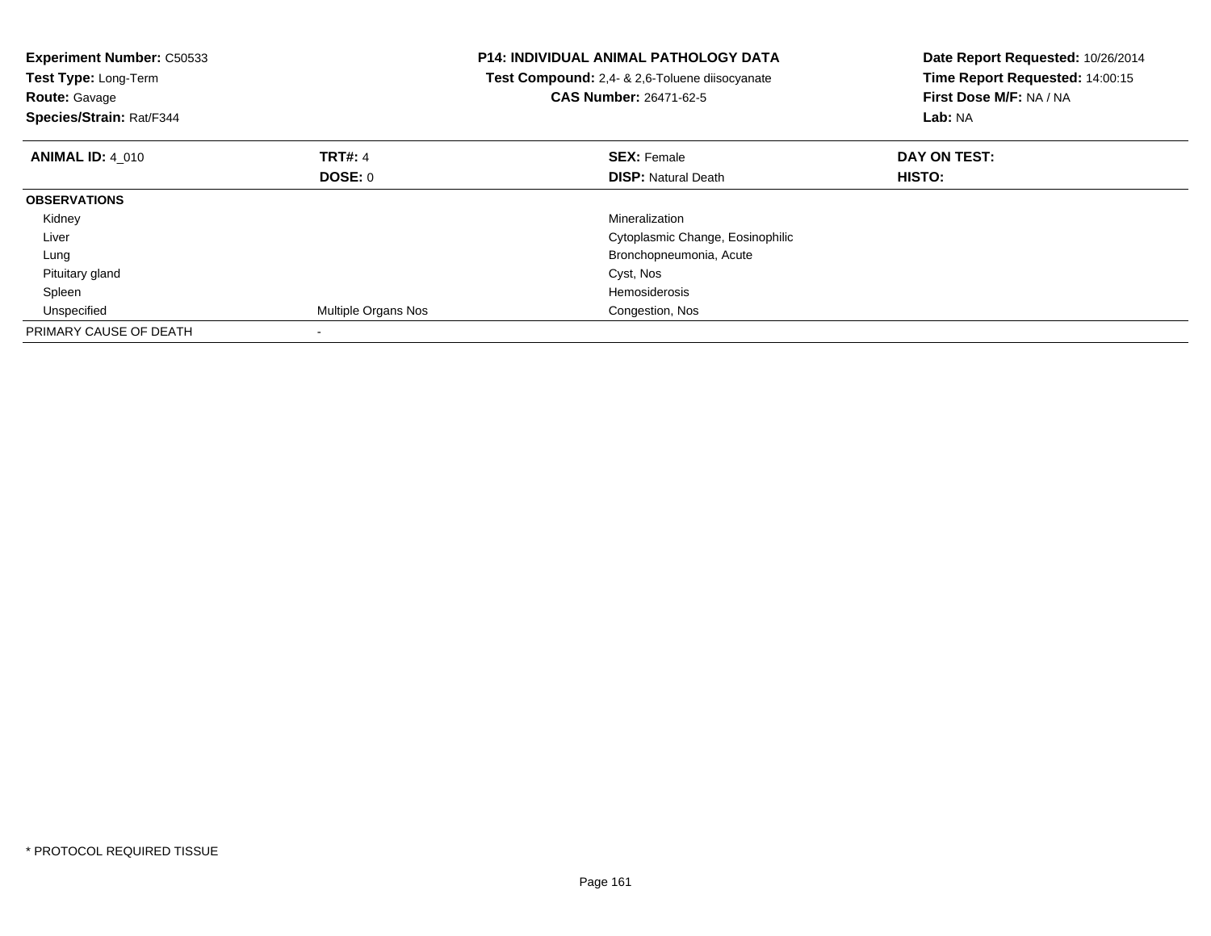**Experiment Number:** C50533
**Test Type:** Long-Term
**Route:** Gavage
**Species/Strain:** Rat/F344

**P14: INDIVIDUAL ANIMAL PATHOLOGY DATA**
**Test Compound:** 2,4- & 2,6-Toluene diisocyanate
**CAS Number:** 26471-62-5

**Date Report Requested:** 10/26/2014
**Time Report Requested:** 14:00:15
**First Dose M/F:** NA / NA
**Lab:** NA

| **ANIMAL ID:** 4_010 | **TRT#:** 4 | **SEX:** Female | **DAY ON TEST:** |
|---|---|---|---|
| | **DOSE:** 0 | **DISP:** Natural Death | **HISTO:** |
| **OBSERVATIONS** | | | |
| Kidney | | Mineralization | |
| Liver | | Cytoplasmic Change, Eosinophilic | |
| Lung | | Bronchopneumonia, Acute | |
| Pituitary gland | | Cyst, Nos | |
| Spleen | | Hemosiderosis | |
| Unspecified | Multiple Organs Nos | Congestion, Nos | |
| PRIMARY CAUSE OF DEATH | - | | |

* PROTOCOL REQUIRED TISSUE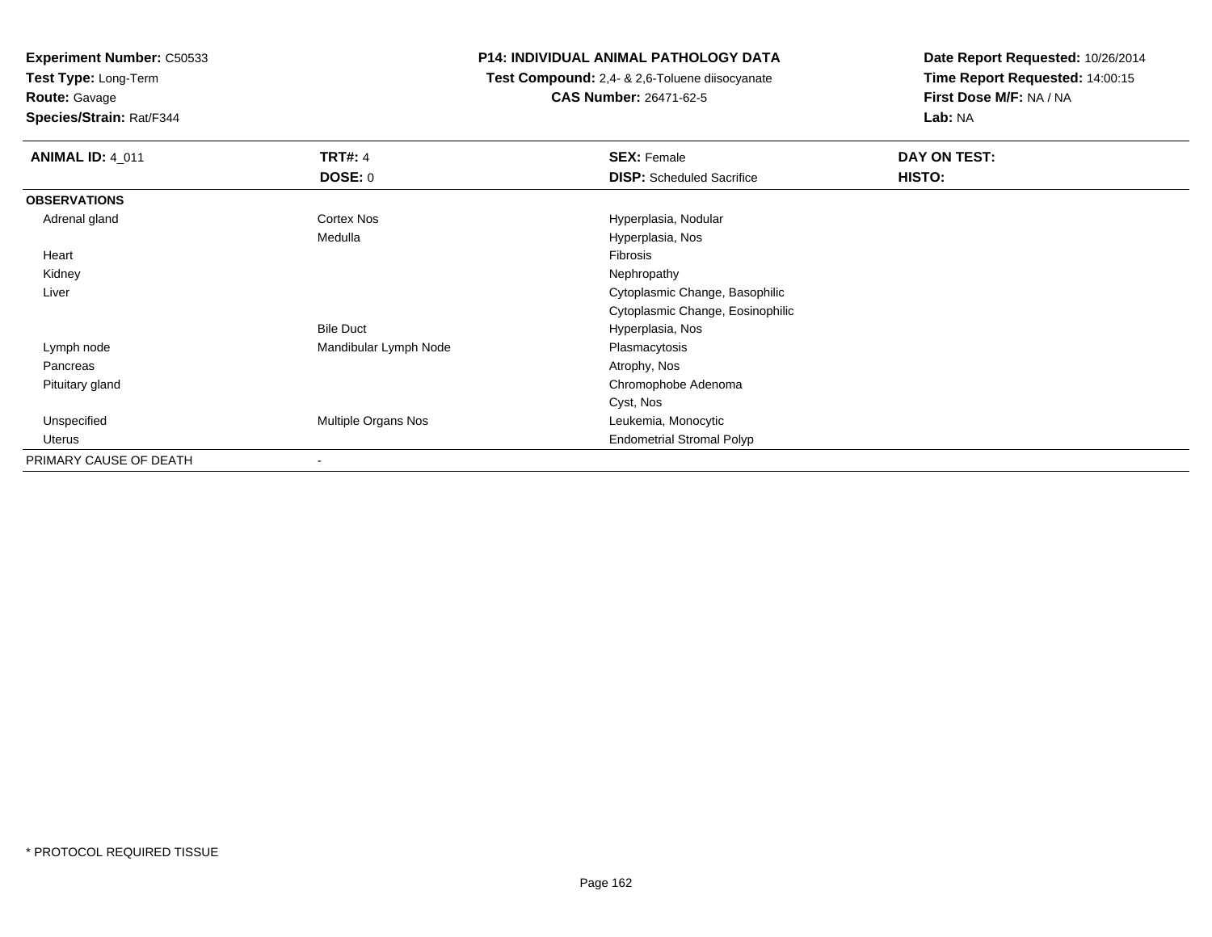**Experiment Number:** C50533
**Test Type:** Long-Term
**Route:** Gavage
**Species/Strain:** Rat/F344

**P14: INDIVIDUAL ANIMAL PATHOLOGY DATA**
**Test Compound:** 2,4- & 2,6-Toluene diisocyanate
**CAS Number:** 26471-62-5

**Date Report Requested:** 10/26/2014
**Time Report Requested:** 14:00:15
**First Dose M/F:** NA / NA
**Lab:** NA

| **ANIMAL ID:** 4_011 | **TRT#:** 4 | **SEX:** Female | **DAY ON TEST:** |
|---|---|---|---|
| | **DOSE:** 0 | **DISP:** Scheduled Sacrifice | **HISTO:** |
| **OBSERVATIONS** | | | |
| Adrenal gland | Cortex Nos | Hyperplasia, Nodular | |
| | Medulla | Hyperplasia, Nos | |
| Heart | | Fibrosis | |
| Kidney | | Nephropathy | |
| Liver | | Cytoplasmic Change, Basophilic | |
| | | Cytoplasmic Change, Eosinophilic | |
| | Bile Duct | Hyperplasia, Nos | |
| Lymph node | Mandibular Lymph Node | Plasmacytosis | |
| Pancreas | | Atrophy, Nos | |
| Pituitary gland | | Chromophobe Adenoma | |
| | | Cyst, Nos | |
| Unspecified | Multiple Organs Nos | Leukemia, Monocytic | |
| Uterus | | Endometrial Stromal Polyp | |
| PRIMARY CAUSE OF DEATH | - | | |

* PROTOCOL REQUIRED TISSUE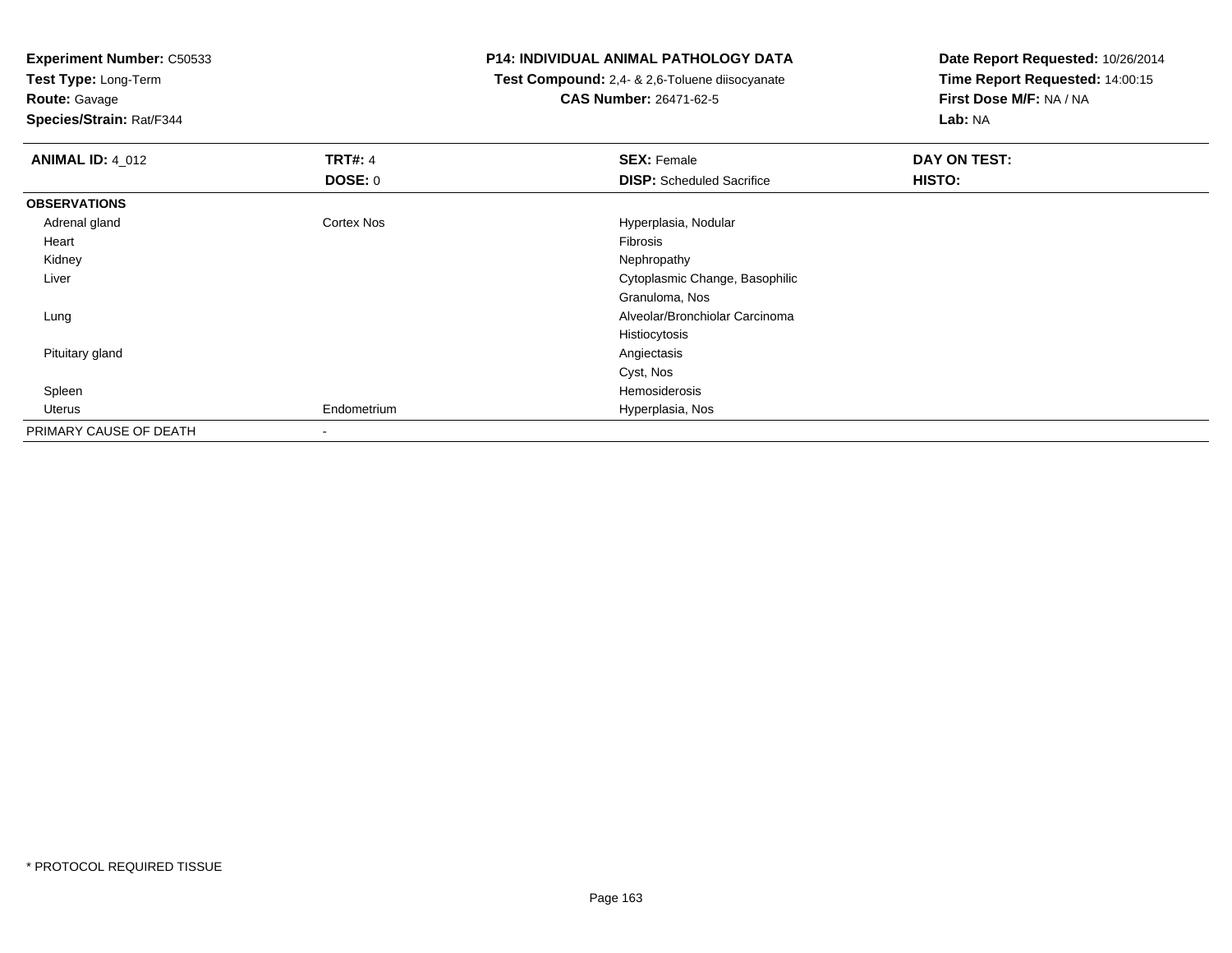**Experiment Number:** C50533
**Test Type:** Long-Term
**Route:** Gavage
**Species/Strain:** Rat/F344

**P14: INDIVIDUAL ANIMAL PATHOLOGY DATA**
**Test Compound:** 2,4- & 2,6-Toluene diisocyanate
**CAS Number:** 26471-62-5

**Date Report Requested:** 10/26/2014
**Time Report Requested:** 14:00:15
**First Dose M/F:** NA / NA
**Lab:** NA

| **ANIMAL ID:** 4_012 | **TRT#:** 4 | **SEX:** Female | **DAY ON TEST:** |
|---|---|---|---|
| | **DOSE:** 0 | **DISP:** Scheduled Sacrifice | **HISTO:** |
| **OBSERVATIONS** | | | |
| Adrenal gland | Cortex Nos | Hyperplasia, Nodular | |
| Heart | | Fibrosis | |
| Kidney | | Nephropathy | |
| Liver | | Cytoplasmic Change, Basophilic | |
| | | Granuloma, Nos | |
| Lung | | Alveolar/Bronchiolar Carcinoma | |
| | | Histiocytosis | |
| Pituitary gland | | Angiectasis | |
| | | Cyst, Nos | |
| Spleen | | Hemosiderosis | |
| Uterus | Endometrium | Hyperplasia, Nos | |
| PRIMARY CAUSE OF DEATH | - | | |

* PROTOCOL REQUIRED TISSUE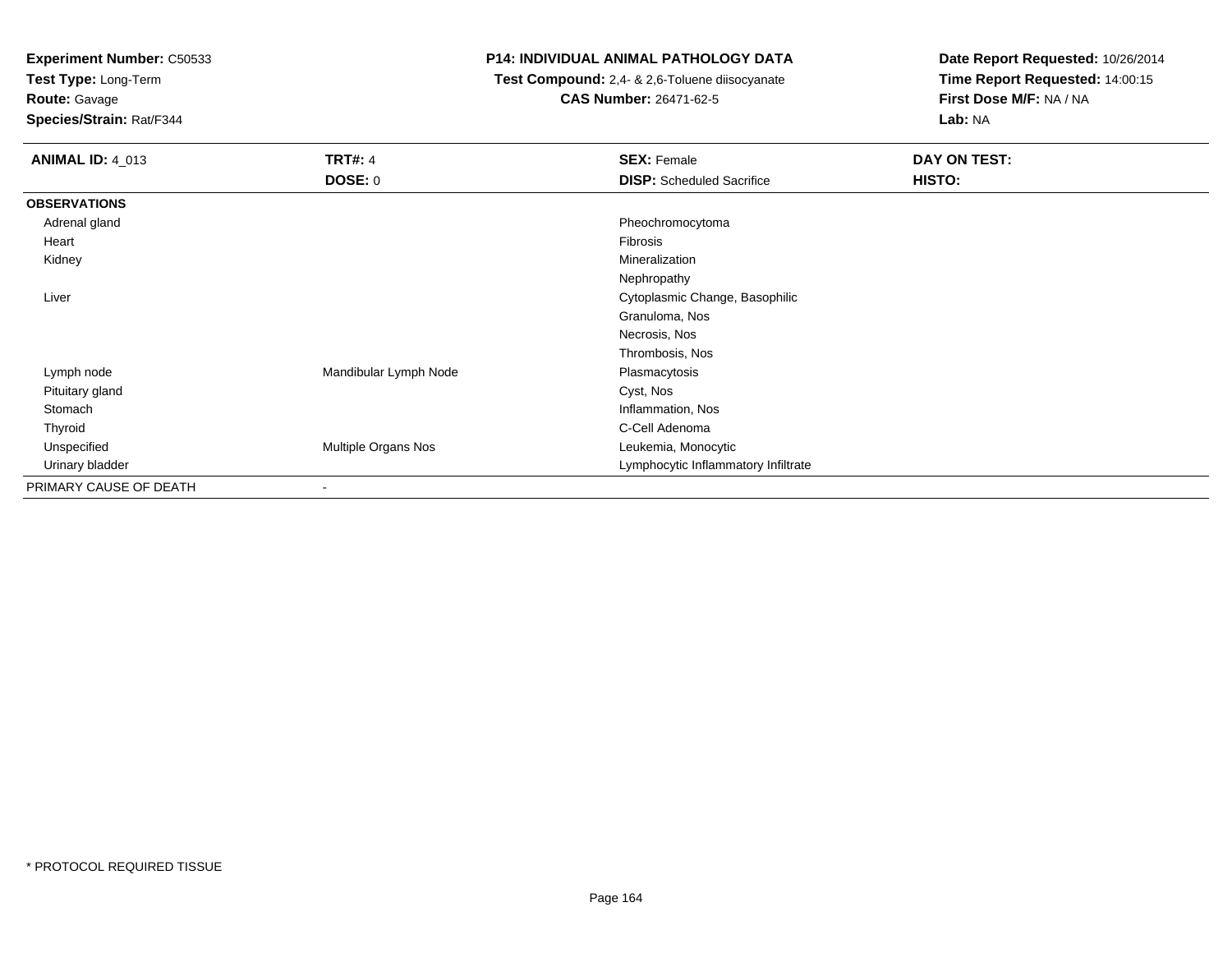**Experiment Number:** C50533
**Test Type:** Long-Term
**Route:** Gavage
**Species/Strain:** Rat/F344

**P14: INDIVIDUAL ANIMAL PATHOLOGY DATA**
**Test Compound:** 2,4- & 2,6-Toluene diisocyanate
**CAS Number:** 26471-62-5

**Date Report Requested:** 10/26/2014
**Time Report Requested:** 14:00:15
**First Dose M/F:** NA / NA
**Lab:** NA

| **ANIMAL ID:** 4_013 | **TRT#:** 4 | **SEX:** Female | **DAY ON TEST:** |
|---|---|---|---|
| | **DOSE:** 0 | **DISP:** Scheduled Sacrifice | **HISTO:** |
| **OBSERVATIONS** | | | |
| Adrenal gland | | Pheochromocytoma | |
| Heart | | Fibrosis | |
| Kidney | | Mineralization | |
| | | Nephropathy | |
| Liver | | Cytoplasmic Change, Basophilic | |
| | | Granuloma, Nos | |
| | | Necrosis, Nos | |
| | | Thrombosis, Nos | |
| Lymph node | Mandibular Lymph Node | Plasmacytosis | |
| Pituitary gland | | Cyst, Nos | |
| Stomach | | Inflammation, Nos | |
| Thyroid | | C-Cell Adenoma | |
| Unspecified | Multiple Organs Nos | Leukemia, Monocytic | |
| Urinary bladder | | Lymphocytic Inflammatory Infiltrate | |
| PRIMARY CAUSE OF DEATH | - | | |

* PROTOCOL REQUIRED TISSUE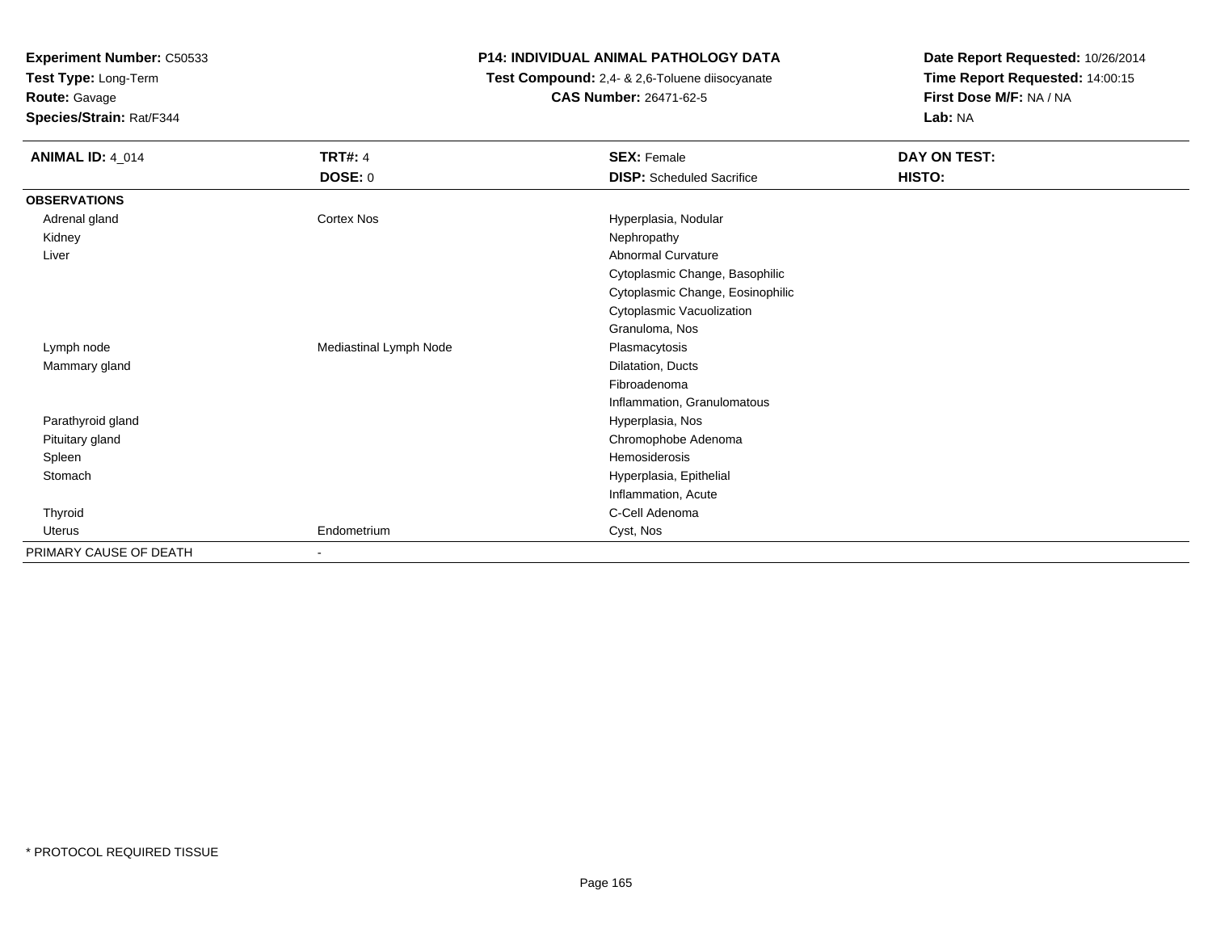**Experiment Number:** C50533
**Test Type:** Long-Term
**Route:** Gavage
**Species/Strain:** Rat/F344

**P14: INDIVIDUAL ANIMAL PATHOLOGY DATA**
**Test Compound:** 2,4- & 2,6-Toluene diisocyanate
**CAS Number:** 26471-62-5

**Date Report Requested:** 10/26/2014
**Time Report Requested:** 14:00:15
**First Dose M/F:** NA / NA
**Lab:** NA

| **ANIMAL ID:** 4_014 | **TRT#:** 4 | **SEX:** Female | **DAY ON TEST:** |
|---|---|---|---|
| | **DOSE:** 0 | **DISP:** Scheduled Sacrifice | **HISTO:** |
| **OBSERVATIONS** | | | |
| Adrenal gland | Cortex Nos | Hyperplasia, Nodular | |
| Kidney | | Nephropathy | |
| Liver | | Abnormal Curvature | |
| | | Cytoplasmic Change, Basophilic | |
| | | Cytoplasmic Change, Eosinophilic | |
| | | Cytoplasmic Vacuolization | |
| | | Granuloma, Nos | |
| Lymph node | Mediastinal Lymph Node | Plasmacytosis | |
| Mammary gland | | Dilatation, Ducts | |
| | | Fibroadenoma | |
| | | Inflammation, Granulomatous | |
| Parathyroid gland | | Hyperplasia, Nos | |
| Pituitary gland | | Chromophobe Adenoma | |
| Spleen | | Hemosiderosis | |
| Stomach | | Hyperplasia, Epithelial | |
| | | Inflammation, Acute | |
| Thyroid | | C-Cell Adenoma | |
| Uterus | Endometrium | Cyst, Nos | |
| PRIMARY CAUSE OF DEATH | - | | |

* PROTOCOL REQUIRED TISSUE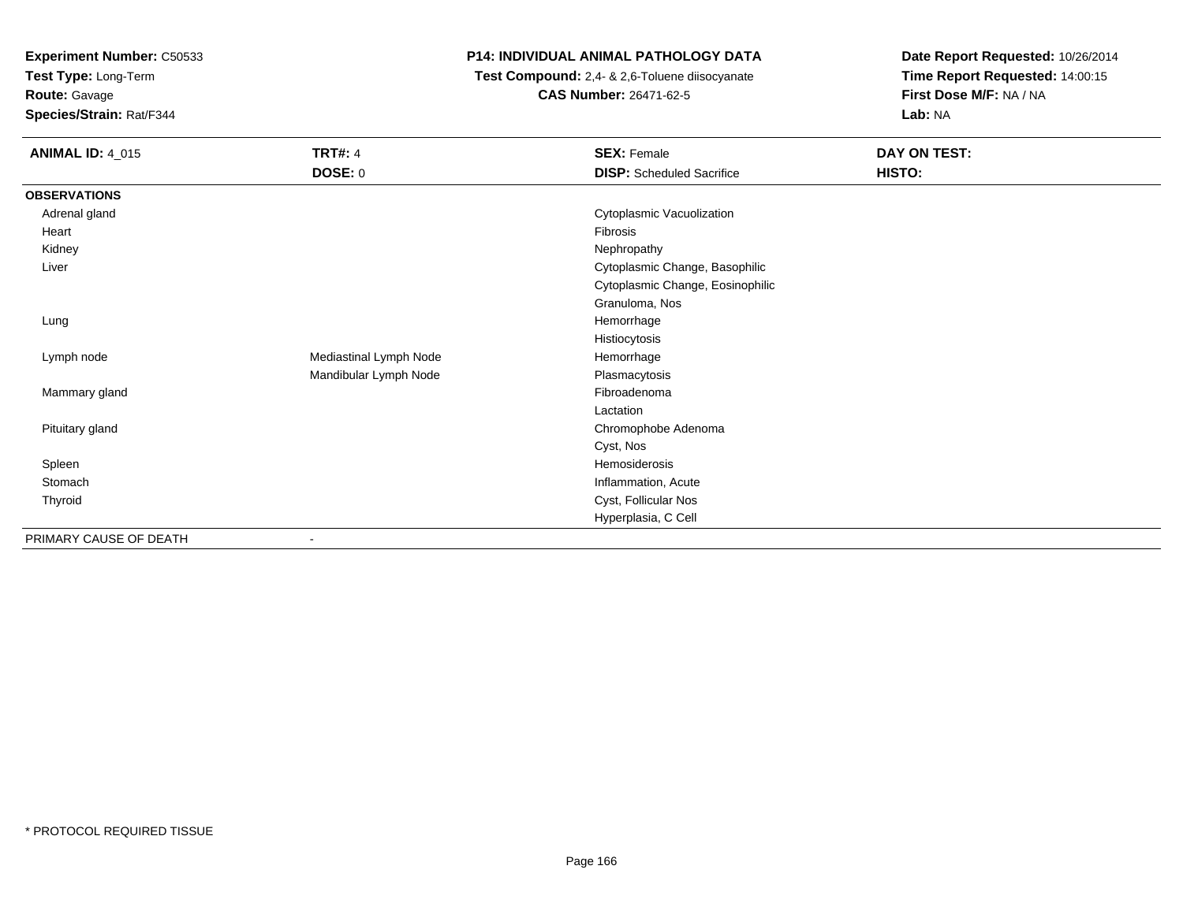**Experiment Number:** C50533
**Test Type:** Long-Term
**Route:** Gavage
**Species/Strain:** Rat/F344

**P14: INDIVIDUAL ANIMAL PATHOLOGY DATA**
**Test Compound:** 2,4- & 2,6-Toluene diisocyanate
**CAS Number:** 26471-62-5

**Date Report Requested:** 10/26/2014
**Time Report Requested:** 14:00:15
**First Dose M/F:** NA / NA
**Lab:** NA

| **ANIMAL ID:** 4_015 | **TRT#:** 4 | **SEX:** Female | **DAY ON TEST:** |
|---|---|---|---|
| | **DOSE:** 0 | **DISP:** Scheduled Sacrifice | **HISTO:** |
| **OBSERVATIONS** | | | |
| Adrenal gland | | Cytoplasmic Vacuolization | |
| Heart | | Fibrosis | |
| Kidney | | Nephropathy | |
| Liver | | Cytoplasmic Change, Basophilic | |
| | | Cytoplasmic Change, Eosinophilic | |
| | | Granuloma, Nos | |
| Lung | | Hemorrhage | |
| | | Histiocytosis | |
| Lymph node | Mediastinal Lymph Node | Hemorrhage | |
| | Mandibular Lymph Node | Plasmacytosis | |
| Mammary gland | | Fibroadenoma | |
| | | Lactation | |
| Pituitary gland | | Chromophobe Adenoma | |
| | | Cyst, Nos | |
| Spleen | | Hemosiderosis | |
| Stomach | | Inflammation, Acute | |
| Thyroid | | Cyst, Follicular Nos | |
| | | Hyperplasia, C Cell | |
| PRIMARY CAUSE OF DEATH | - | | |

* PROTOCOL REQUIRED TISSUE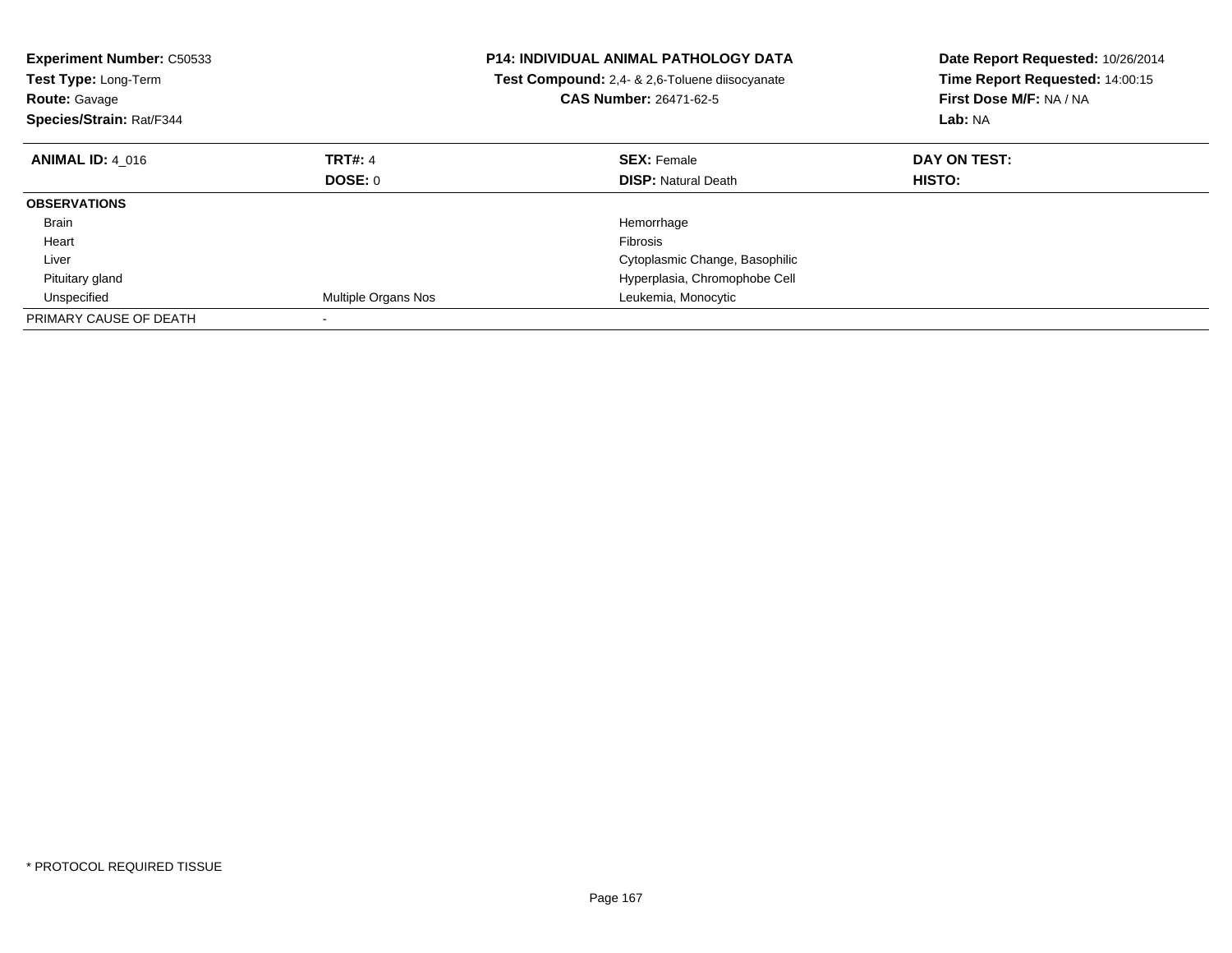**Experiment Number:** C50533
**Test Type:** Long-Term
**Route:** Gavage
**Species/Strain:** Rat/F344

**P14: INDIVIDUAL ANIMAL PATHOLOGY DATA**
**Test Compound:** 2,4- & 2,6-Toluene diisocyanate
**CAS Number:** 26471-62-5

**Date Report Requested:** 10/26/2014
**Time Report Requested:** 14:00:15
**First Dose M/F:** NA / NA
**Lab:** NA

| **ANIMAL ID:** 4_016 | **TRT#:** 4 | **SEX:** Female | **DAY ON TEST:** |
|---|---|---|---|
| | **DOSE:** 0 | **DISP:** Natural Death | **HISTO:** |
| **OBSERVATIONS** | | | |
| Brain | | Hemorrhage | |
| Heart | | Fibrosis | |
| Liver | | Cytoplasmic Change, Basophilic | |
| Pituitary gland | | Hyperplasia, Chromophobe Cell | |
| Unspecified | Multiple Organs Nos | Leukemia, Monocytic | |
| PRIMARY CAUSE OF DEATH | - | | |

\* PROTOCOL REQUIRED TISSUE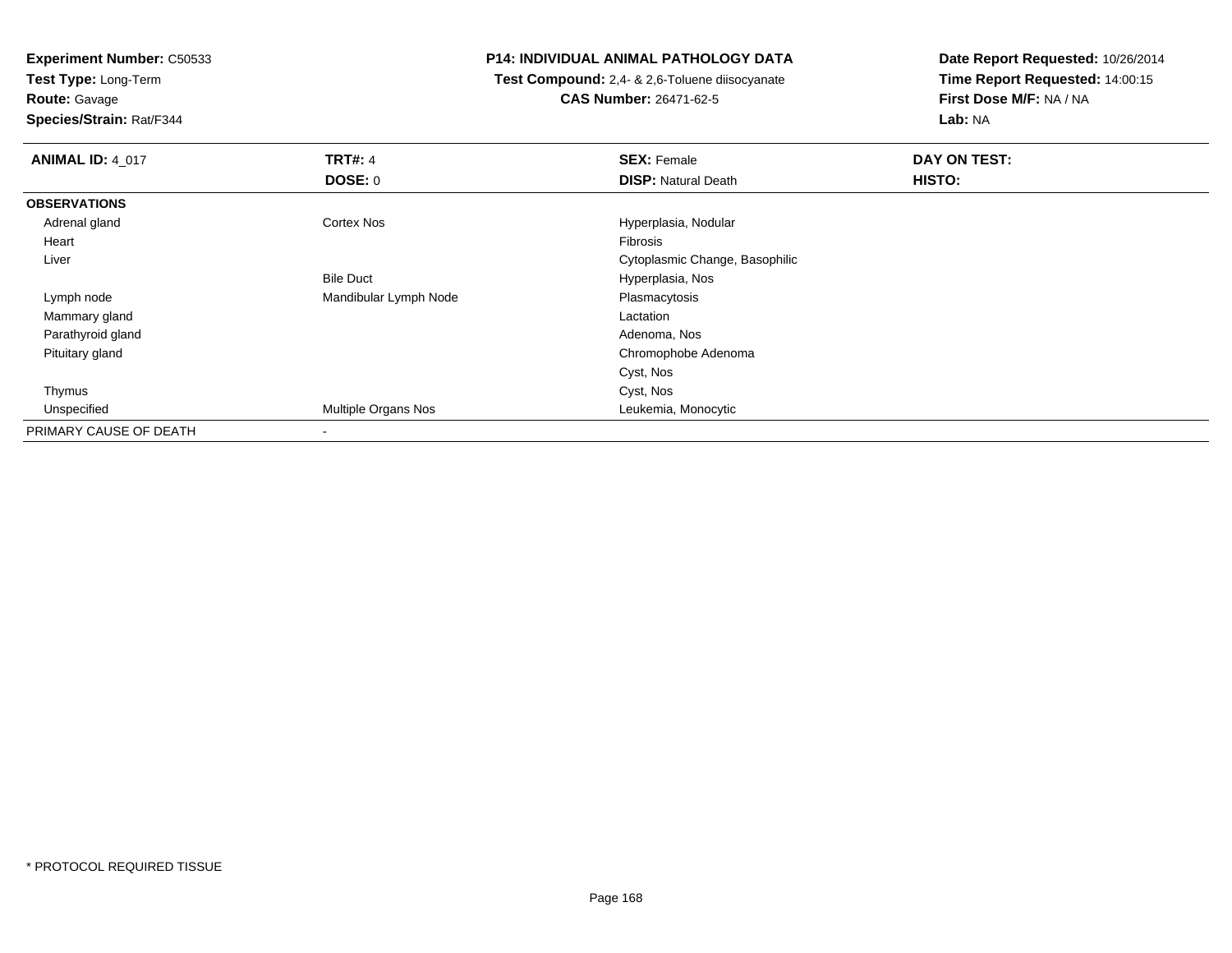**Experiment Number:** C50533
**Test Type:** Long-Term
**Route:** Gavage
**Species/Strain:** Rat/F344

**P14: INDIVIDUAL ANIMAL PATHOLOGY DATA**
**Test Compound:** 2,4- & 2,6-Toluene diisocyanate
**CAS Number:** 26471-62-5

**Date Report Requested:** 10/26/2014
**Time Report Requested:** 14:00:15
**First Dose M/F:** NA / NA
**Lab:** NA

| **ANIMAL ID:** 4_017 | **TRT#:** 4 | **SEX:** Female | **DAY ON TEST:** |
|---|---|---|---|
| | **DOSE:** 0 | **DISP:** Natural Death | **HISTO:** |
| **OBSERVATIONS** | | | |
| Adrenal gland | Cortex Nos | Hyperplasia, Nodular | |
| Heart | | Fibrosis | |
| Liver | | Cytoplasmic Change, Basophilic | |
| | Bile Duct | Hyperplasia, Nos | |
| Lymph node | Mandibular Lymph Node | Plasmacytosis | |
| Mammary gland | | Lactation | |
| Parathyroid gland | | Adenoma, Nos | |
| Pituitary gland | | Chromophobe Adenoma | |
| | | Cyst, Nos | |
| Thymus | | Cyst, Nos | |
| Unspecified | Multiple Organs Nos | Leukemia, Monocytic | |
| PRIMARY CAUSE OF DEATH | - | | |

\* PROTOCOL REQUIRED TISSUE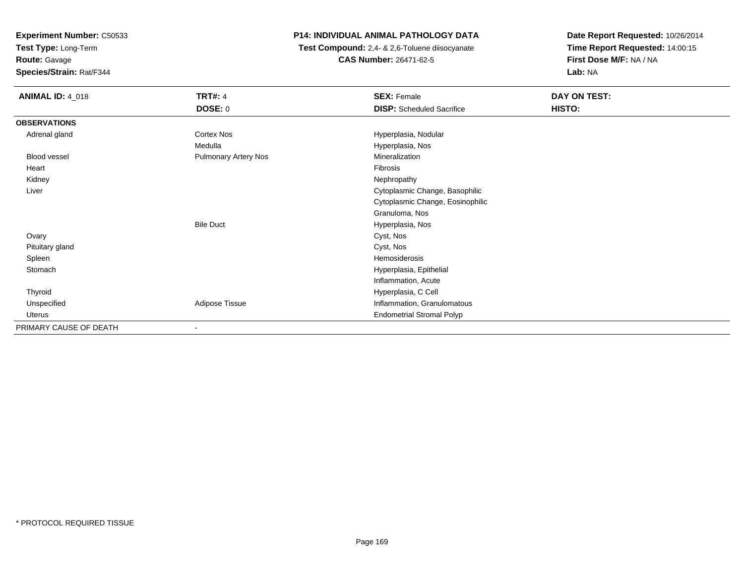**Experiment Number:** C50533
**Test Type:** Long-Term
**Route:** Gavage
**Species/Strain:** Rat/F344

**P14: INDIVIDUAL ANIMAL PATHOLOGY DATA**
**Test Compound:** 2,4- & 2,6-Toluene diisocyanate
**CAS Number:** 26471-62-5

**Date Report Requested:** 10/26/2014
**Time Report Requested:** 14:00:15
**First Dose M/F:** NA / NA
**Lab:** NA

| **ANIMAL ID:** 4_018 | **TRT#:** 4 | **SEX:** Female | **DAY ON TEST:** |
|---|---|---|---|
| | **DOSE:** 0 | **DISP:** Scheduled Sacrifice | **HISTO:** |
| **OBSERVATIONS** | | | |
| Adrenal gland | Cortex Nos | Hyperplasia, Nodular | |
| | Medulla | Hyperplasia, Nos | |
| Blood vessel | Pulmonary Artery Nos | Mineralization | |
| Heart | | Fibrosis | |
| Kidney | | Nephropathy | |
| Liver | | Cytoplasmic Change, Basophilic | |
| | | Cytoplasmic Change, Eosinophilic | |
| | | Granuloma, Nos | |
| | Bile Duct | Hyperplasia, Nos | |
| Ovary | | Cyst, Nos | |
| Pituitary gland | | Cyst, Nos | |
| Spleen | | Hemosiderosis | |
| Stomach | | Hyperplasia, Epithelial | |
| | | Inflammation, Acute | |
| Thyroid | | Hyperplasia, C Cell | |
| Unspecified | Adipose Tissue | Inflammation, Granulomatous | |
| Uterus | | Endometrial Stromal Polyp | |
| PRIMARY CAUSE OF DEATH | - | | |

* PROTOCOL REQUIRED TISSUE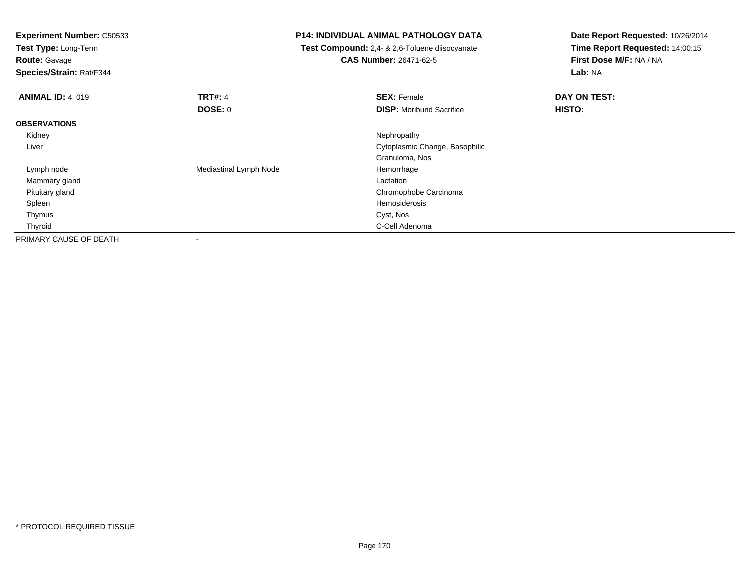**Experiment Number:** C50533
**Test Type:** Long-Term
**Route:** Gavage
**Species/Strain:** Rat/F344

**P14: INDIVIDUAL ANIMAL PATHOLOGY DATA**
**Test Compound:** 2,4- & 2,6-Toluene diisocyanate
**CAS Number:** 26471-62-5

**Date Report Requested:** 10/26/2014
**Time Report Requested:** 14:00:15
**First Dose M/F:** NA / NA
**Lab:** NA

| **ANIMAL ID:** 4_019 | **TRT#:** 4 | **SEX:** Female | **DAY ON TEST:** |
|---|---|---|---|
| | **DOSE:** 0 | **DISP:** Moribund Sacrifice | **HISTO:** |
| **OBSERVATIONS** | | | |
| Kidney | | Nephropathy | |
| Liver | | Cytoplasmic Change, Basophilic | |
| | | Granuloma, Nos | |
| Lymph node | Mediastinal Lymph Node | Hemorrhage | |
| Mammary gland | | Lactation | |
| Pituitary gland | | Chromophobe Carcinoma | |
| Spleen | | Hemosiderosis | |
| Thymus | | Cyst, Nos | |
| Thyroid | | C-Cell Adenoma | |
| PRIMARY CAUSE OF DEATH | - | | |

* PROTOCOL REQUIRED TISSUE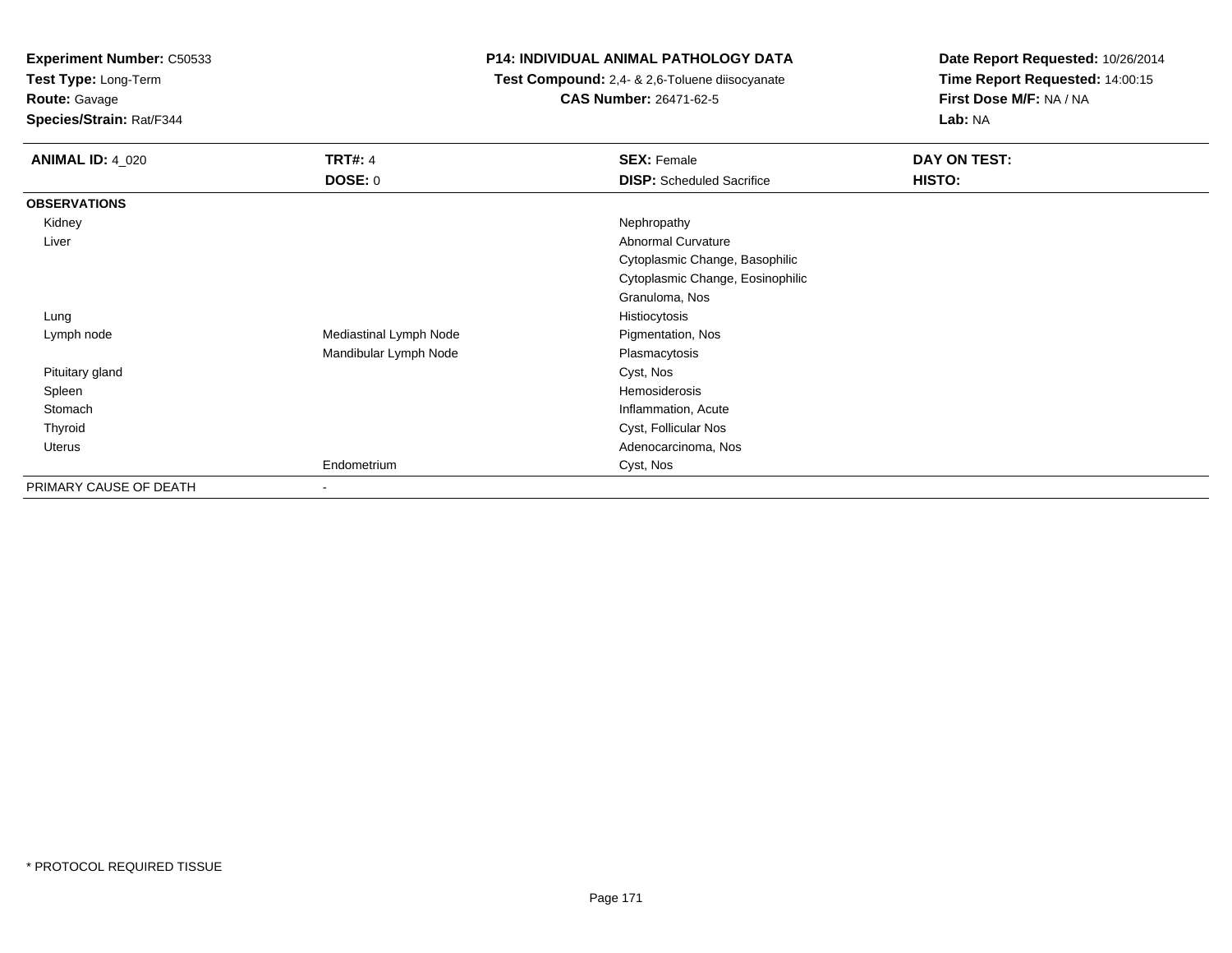**Experiment Number:** C50533
**Test Type:** Long-Term
**Route:** Gavage
**Species/Strain:** Rat/F344

**P14: INDIVIDUAL ANIMAL PATHOLOGY DATA**
**Test Compound:** 2,4- & 2,6-Toluene diisocyanate
**CAS Number:** 26471-62-5

**Date Report Requested:** 10/26/2014
**Time Report Requested:** 14:00:15
**First Dose M/F:** NA / NA
**Lab:** NA

| **ANIMAL ID:** 4_020 | **TRT#:** 4 | **SEX:** Female | **DAY ON TEST:** |
|---|---|---|---|
| | **DOSE:** 0 | **DISP:** Scheduled Sacrifice | **HISTO:** |
| **OBSERVATIONS** | | | |
| Kidney | | Nephropathy | |
| Liver | | Abnormal Curvature | |
| | | Cytoplasmic Change, Basophilic | |
| | | Cytoplasmic Change, Eosinophilic | |
| | | Granuloma, Nos | |
| Lung | | Histiocytosis | |
| Lymph node | Mediastinal Lymph Node | Pigmentation, Nos | |
| | Mandibular Lymph Node | Plasmacytosis | |
| Pituitary gland | | Cyst, Nos | |
| Spleen | | Hemosiderosis | |
| Stomach | | Inflammation, Acute | |
| Thyroid | | Cyst, Follicular Nos | |
| Uterus | | Adenocarcinoma, Nos | |
| | Endometrium | Cyst, Nos | |
| PRIMARY CAUSE OF DEATH | - | | |

* PROTOCOL REQUIRED TISSUE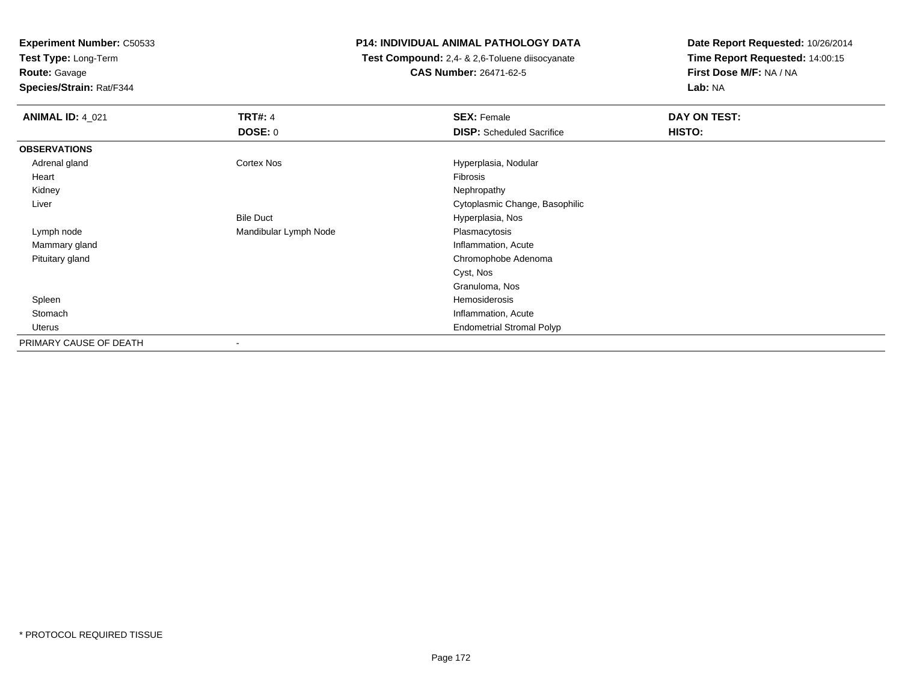**Experiment Number:** C50533
**Test Type:** Long-Term
**Route:** Gavage
**Species/Strain:** Rat/F344

**P14: INDIVIDUAL ANIMAL PATHOLOGY DATA**
**Test Compound:** 2,4- & 2,6-Toluene diisocyanate
**CAS Number:** 26471-62-5

**Date Report Requested:** 10/26/2014
**Time Report Requested:** 14:00:15
**First Dose M/F:** NA / NA
**Lab:** NA

| **ANIMAL ID:** 4_021 | **TRT#:** 4 | **SEX:** Female | **DAY ON TEST:** |
|---|---|---|---|
| | **DOSE:** 0 | **DISP:** Scheduled Sacrifice | **HISTO:** |
| **OBSERVATIONS** | | | |
| Adrenal gland | Cortex Nos | Hyperplasia, Nodular | |
| Heart | | Fibrosis | |
| Kidney | | Nephropathy | |
| Liver | | Cytoplasmic Change, Basophilic | |
| | Bile Duct | Hyperplasia, Nos | |
| Lymph node | Mandibular Lymph Node | Plasmacytosis | |
| Mammary gland | | Inflammation, Acute | |
| Pituitary gland | | Chromophobe Adenoma | |
| | | Cyst, Nos | |
| | | Granuloma, Nos | |
| Spleen | | Hemosiderosis | |
| Stomach | | Inflammation, Acute | |
| Uterus | | Endometrial Stromal Polyp | |
| PRIMARY CAUSE OF DEATH | - | | |

* PROTOCOL REQUIRED TISSUE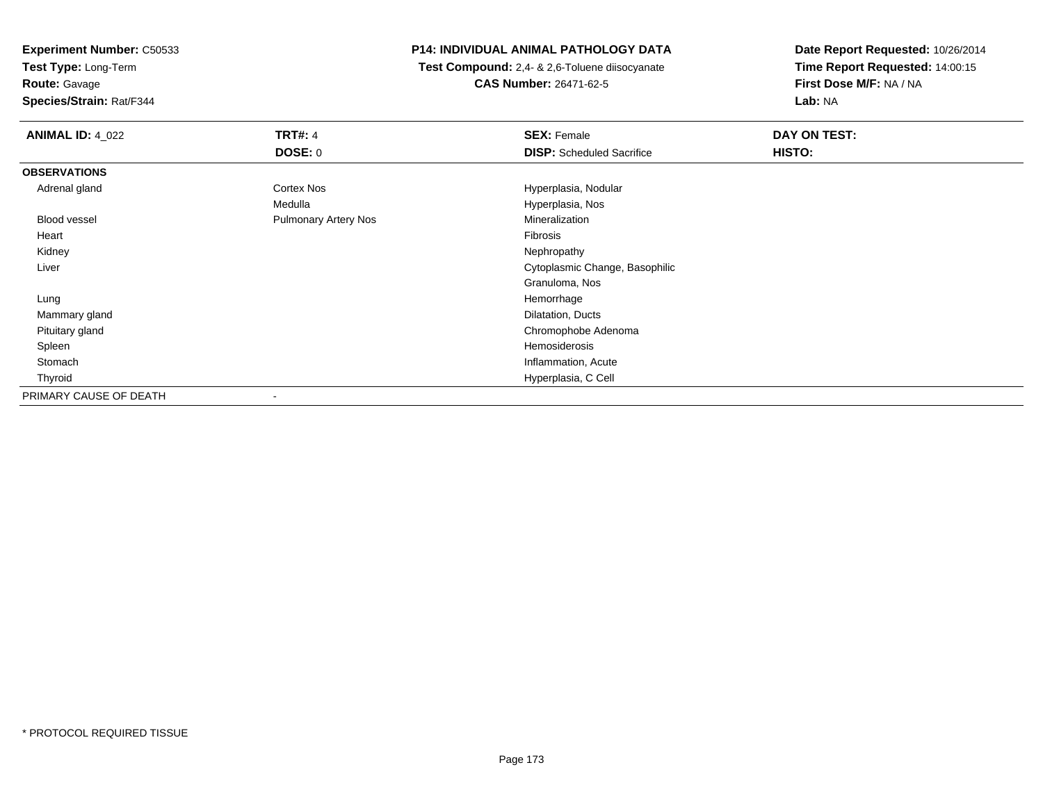**Experiment Number:** C50533
**Test Type:** Long-Term
**Route:** Gavage
**Species/Strain:** Rat/F344

**P14: INDIVIDUAL ANIMAL PATHOLOGY DATA**
**Test Compound:** 2,4- & 2,6-Toluene diisocyanate
**CAS Number:** 26471-62-5

**Date Report Requested:** 10/26/2014
**Time Report Requested:** 14:00:15
**First Dose M/F:** NA / NA
**Lab:** NA

| **ANIMAL ID:** 4_022 | **TRT#:** 4 | **SEX:** Female | **DAY ON TEST:** |
|---|---|---|---|
| | **DOSE:** 0 | **DISP:** Scheduled Sacrifice | **HISTO:** |
| **OBSERVATIONS** | | | |
| Adrenal gland | Cortex Nos | Hyperplasia, Nodular | |
| | Medulla | Hyperplasia, Nos | |
| Blood vessel | Pulmonary Artery Nos | Mineralization | |
| Heart | | Fibrosis | |
| Kidney | | Nephropathy | |
| Liver | | Cytoplasmic Change, Basophilic | |
| | | Granuloma, Nos | |
| Lung | | Hemorrhage | |
| Mammary gland | | Dilatation, Ducts | |
| Pituitary gland | | Chromophobe Adenoma | |
| Spleen | | Hemosiderosis | |
| Stomach | | Inflammation, Acute | |
| Thyroid | | Hyperplasia, C Cell | |
| PRIMARY CAUSE OF DEATH | - | | |

* PROTOCOL REQUIRED TISSUE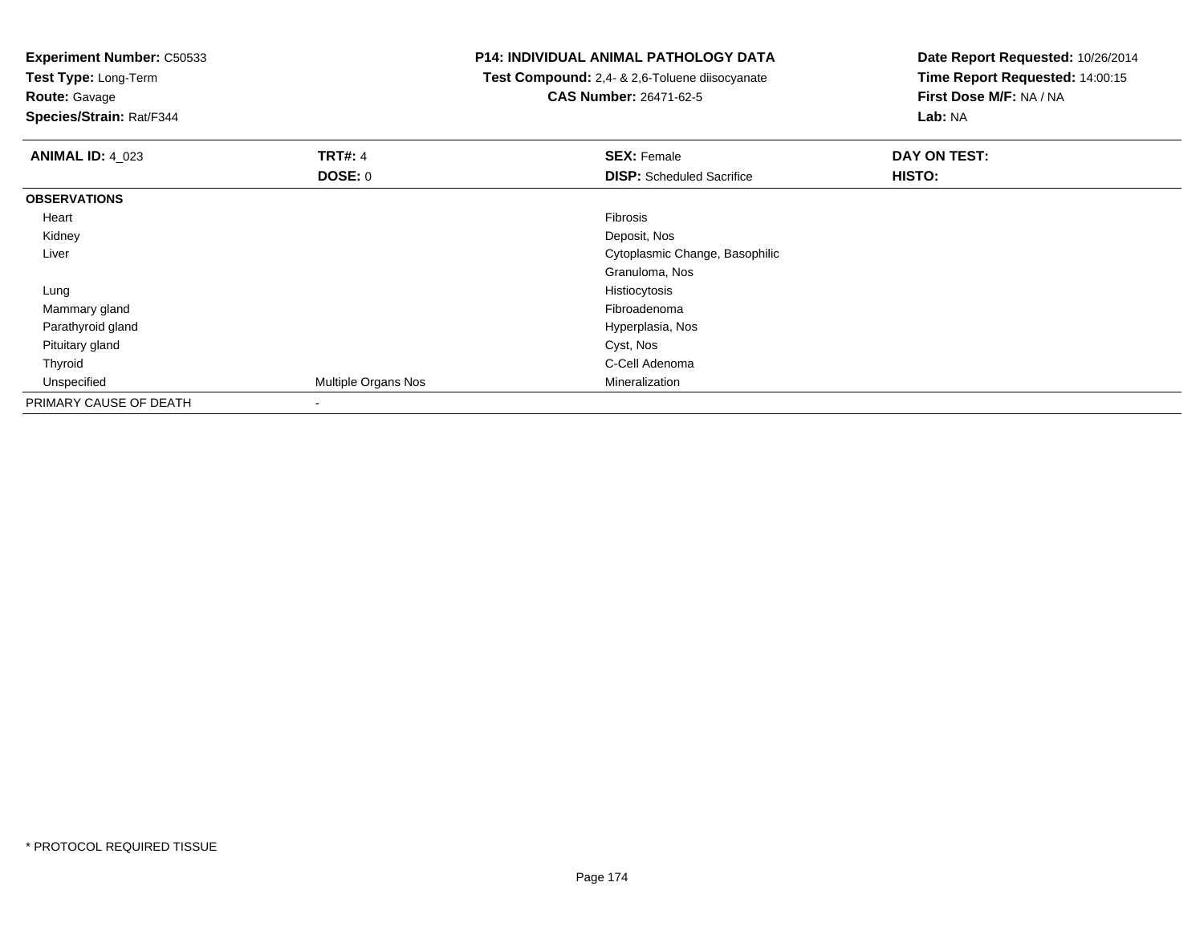**Experiment Number:** C50533
**Test Type:** Long-Term
**Route:** Gavage
**Species/Strain:** Rat/F344

**P14: INDIVIDUAL ANIMAL PATHOLOGY DATA**
**Test Compound:** 2,4- & 2,6-Toluene diisocyanate
**CAS Number:** 26471-62-5

**Date Report Requested:** 10/26/2014
**Time Report Requested:** 14:00:15
**First Dose M/F:** NA / NA
**Lab:** NA

| **ANIMAL ID:** 4_023 | **TRT#:** 4 | **SEX:** Female | **DAY ON TEST:** |
|---|---|---|---|
| | **DOSE:** 0 | **DISP:** Scheduled Sacrifice | **HISTO:** |
| **OBSERVATIONS** | | | |
| Heart | | Fibrosis | |
| Kidney | | Deposit, Nos | |
| Liver | | Cytoplasmic Change, Basophilic | |
| | | Granuloma, Nos | |
| Lung | | Histiocytosis | |
| Mammary gland | | Fibroadenoma | |
| Parathyroid gland | | Hyperplasia, Nos | |
| Pituitary gland | | Cyst, Nos | |
| Thyroid | | C-Cell Adenoma | |
| Unspecified | Multiple Organs Nos | Mineralization | |
| PRIMARY CAUSE OF DEATH | - | | |

* PROTOCOL REQUIRED TISSUE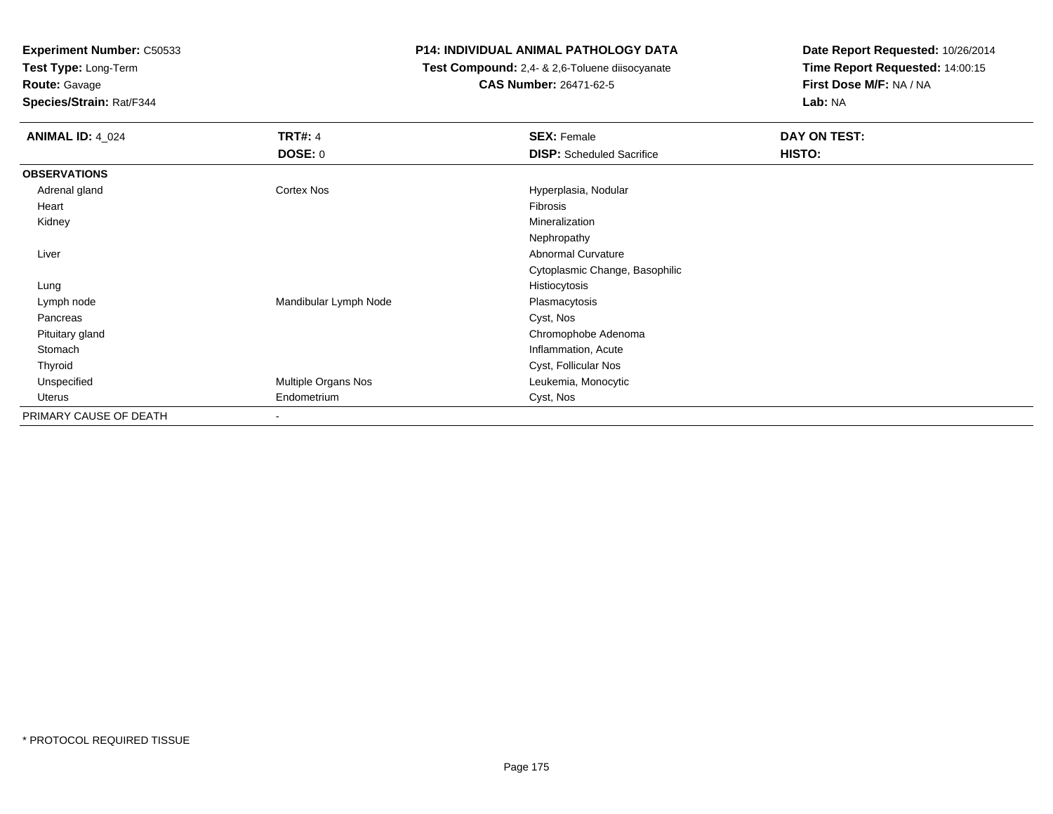**Experiment Number:** C50533
**Test Type:** Long-Term
**Route:** Gavage
**Species/Strain:** Rat/F344

**P14: INDIVIDUAL ANIMAL PATHOLOGY DATA**
**Test Compound:** 2,4- & 2,6-Toluene diisocyanate
**CAS Number:** 26471-62-5

**Date Report Requested:** 10/26/2014
**Time Report Requested:** 14:00:15
**First Dose M/F:** NA / NA
**Lab:** NA

| **ANIMAL ID:** 4_024 | **TRT#:** 4 | **SEX:** Female | **DAY ON TEST:** |
|---|---|---|---|
| | **DOSE:** 0 | **DISP:** Scheduled Sacrifice | **HISTO:** |
| **OBSERVATIONS** | | | |
| Adrenal gland | Cortex Nos | Hyperplasia, Nodular | |
| Heart | | Fibrosis | |
| Kidney | | Mineralization | |
| | | Nephropathy | |
| Liver | | Abnormal Curvature | |
| | | Cytoplasmic Change, Basophilic | |
| Lung | | Histiocytosis | |
| Lymph node | Mandibular Lymph Node | Plasmacytosis | |
| Pancreas | | Cyst, Nos | |
| Pituitary gland | | Chromophobe Adenoma | |
| Stomach | | Inflammation, Acute | |
| Thyroid | | Cyst, Follicular Nos | |
| Unspecified | Multiple Organs Nos | Leukemia, Monocytic | |
| Uterus | Endometrium | Cyst, Nos | |
| PRIMARY CAUSE OF DEATH | - | | |

* PROTOCOL REQUIRED TISSUE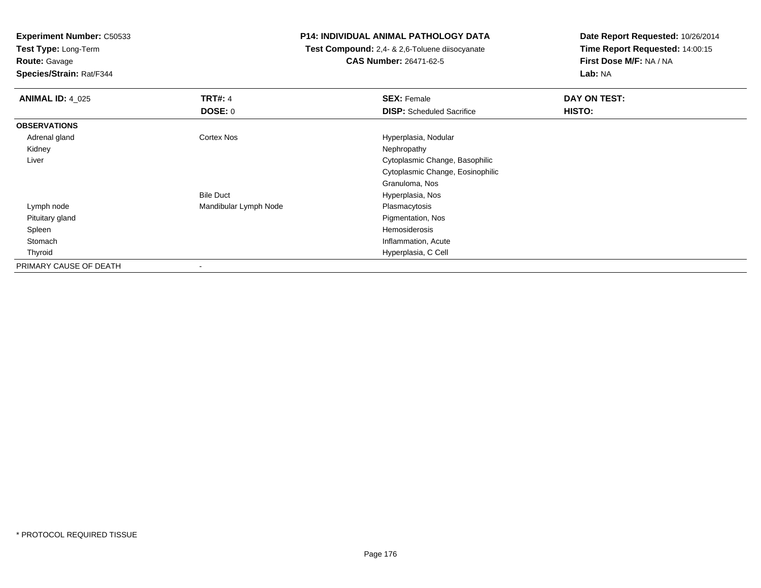**Experiment Number:** C50533
**Test Type:** Long-Term
**Route:** Gavage
**Species/Strain:** Rat/F344

**P14: INDIVIDUAL ANIMAL PATHOLOGY DATA**
**Test Compound:** 2,4- & 2,6-Toluene diisocyanate
**CAS Number:** 26471-62-5

**Date Report Requested:** 10/26/2014
**Time Report Requested:** 14:00:15
**First Dose M/F:** NA / NA
**Lab:** NA

| **ANIMAL ID:** 4_025 | **TRT#:** 4 | **SEX:** Female | **DAY ON TEST:** |
|---|---|---|---|
| | **DOSE:** 0 | **DISP:** Scheduled Sacrifice | **HISTO:** |
| **OBSERVATIONS** | | | |
| Adrenal gland | Cortex Nos | Hyperplasia, Nodular | |
| Kidney | | Nephropathy | |
| Liver | | Cytoplasmic Change, Basophilic | |
| | | Cytoplasmic Change, Eosinophilic | |
| | | Granuloma, Nos | |
| | Bile Duct | Hyperplasia, Nos | |
| Lymph node | Mandibular Lymph Node | Plasmacytosis | |
| Pituitary gland | | Pigmentation, Nos | |
| Spleen | | Hemosiderosis | |
| Stomach | | Inflammation, Acute | |
| Thyroid | | Hyperplasia, C Cell | |
| PRIMARY CAUSE OF DEATH | - | | |

* PROTOCOL REQUIRED TISSUE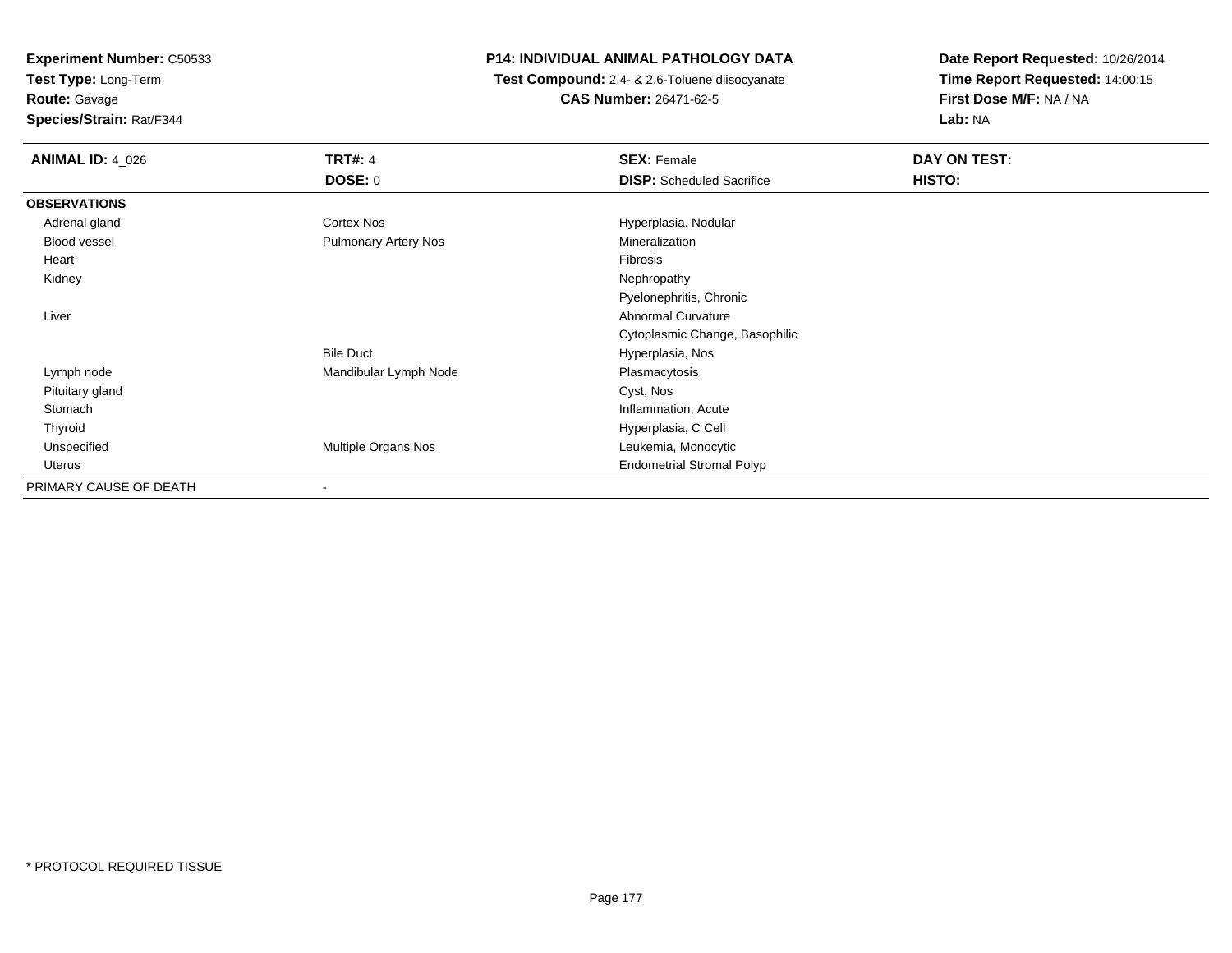**Experiment Number:** C50533
**Test Type:** Long-Term
**Route:** Gavage
**Species/Strain:** Rat/F344

**P14: INDIVIDUAL ANIMAL PATHOLOGY DATA**
**Test Compound:** 2,4- & 2,6-Toluene diisocyanate
**CAS Number:** 26471-62-5

**Date Report Requested:** 10/26/2014
**Time Report Requested:** 14:00:15
**First Dose M/F:** NA / NA
**Lab:** NA

| **ANIMAL ID:** 4_026 | **TRT#:** 4 | **SEX:** Female | **DAY ON TEST:** |
|---|---|---|---|
| | **DOSE:** 0 | **DISP:** Scheduled Sacrifice | **HISTO:** |
| **OBSERVATIONS** | | | |
| Adrenal gland | Cortex Nos | Hyperplasia, Nodular | |
| Blood vessel | Pulmonary Artery Nos | Mineralization | |
| Heart | | Fibrosis | |
| Kidney | | Nephropathy | |
| | | Pyelonephritis, Chronic | |
| Liver | | Abnormal Curvature | |
| | | Cytoplasmic Change, Basophilic | |
| | Bile Duct | Hyperplasia, Nos | |
| Lymph node | Mandibular Lymph Node | Plasmacytosis | |
| Pituitary gland | | Cyst, Nos | |
| Stomach | | Inflammation, Acute | |
| Thyroid | | Hyperplasia, C Cell | |
| Unspecified | Multiple Organs Nos | Leukemia, Monocytic | |
| Uterus | | Endometrial Stromal Polyp | |
| PRIMARY CAUSE OF DEATH | - | | |

* PROTOCOL REQUIRED TISSUE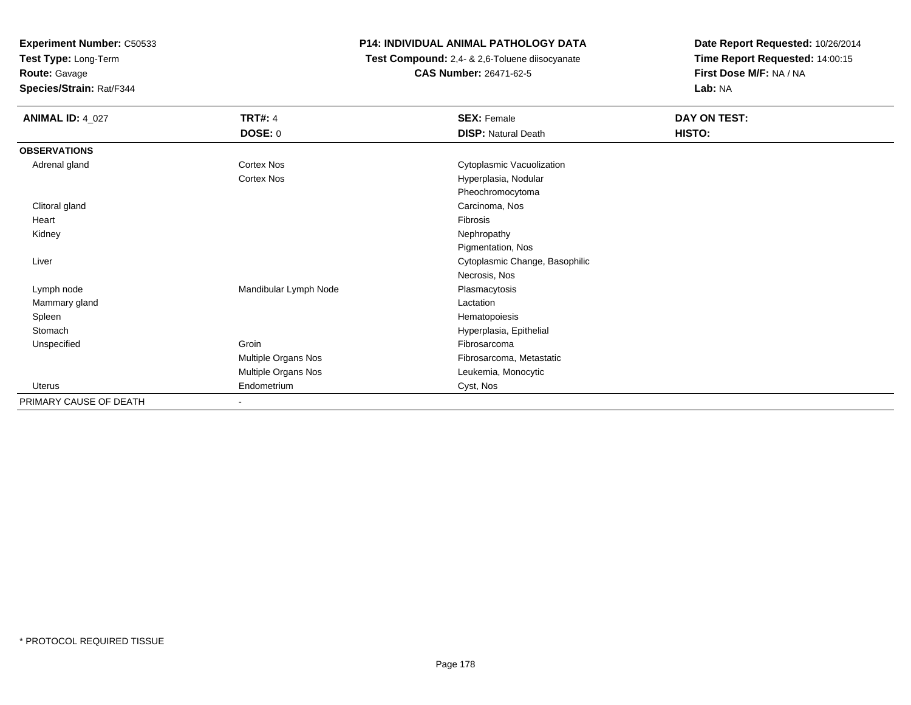**Experiment Number:** C50533
**Test Type:** Long-Term
**Route:** Gavage
**Species/Strain:** Rat/F344

# P14: INDIVIDUAL ANIMAL PATHOLOGY DATA

**Test Compound:** 2,4- & 2,6-Toluene diisocyanate
**CAS Number:** 26471-62-5

**Date Report Requested:** 10/26/2014
**Time Report Requested:** 14:00:15
**First Dose M/F:** NA / NA
**Lab:** NA

| **ANIMAL ID:** 4_027 | **TRT#:** 4 | **SEX:** Female | **DAY ON TEST:** |
|---|---|---|---|
| | **DOSE:** 0 | **DISP:** Natural Death | **HISTO:** |
| **OBSERVATIONS** | | | |
| Adrenal gland | Cortex Nos | Cytoplasmic Vacuolization | |
| | Cortex Nos | Hyperplasia, Nodular | |
| | | Pheochromocytoma | |
| Clitoral gland | | Carcinoma, Nos | |
| Heart | | Fibrosis | |
| Kidney | | Nephropathy | |
| | | Pigmentation, Nos | |
| Liver | | Cytoplasmic Change, Basophilic | |
| | | Necrosis, Nos | |
| Lymph node | Mandibular Lymph Node | Plasmacytosis | |
| Mammary gland | | Lactation | |
| Spleen | | Hematopoiesis | |
| Stomach | | Hyperplasia, Epithelial | |
| Unspecified | Groin | Fibrosarcoma | |
| | Multiple Organs Nos | Fibrosarcoma, Metastatic | |
| | Multiple Organs Nos | Leukemia, Monocytic | |
| Uterus | Endometrium | Cyst, Nos | |
| PRIMARY CAUSE OF DEATH | - | | |

* PROTOCOL REQUIRED TISSUE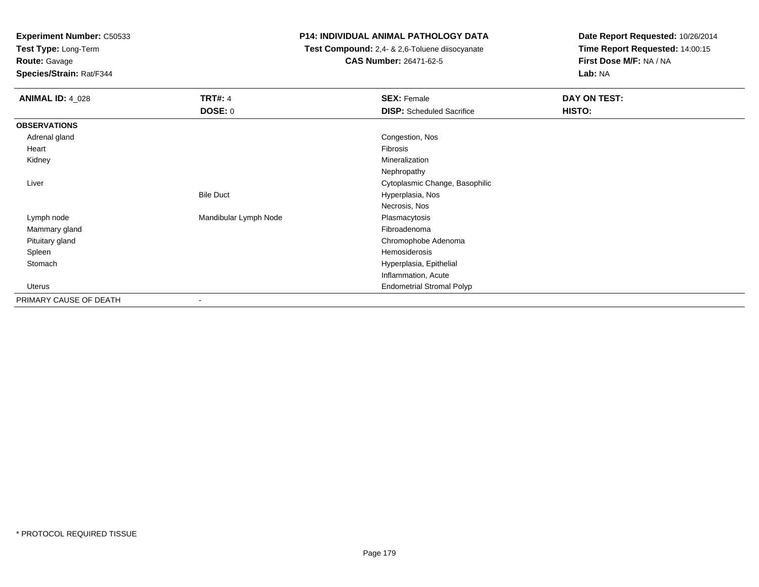**Experiment Number:** C50533
**Test Type:** Long-Term
**Route:** Gavage
**Species/Strain:** Rat/F344

**P14: INDIVIDUAL ANIMAL PATHOLOGY DATA**
**Test Compound:** 2,4- & 2,6-Toluene diisocyanate
**CAS Number:** 26471-62-5

**Date Report Requested:** 10/26/2014
**Time Report Requested:** 14:00:15
**First Dose M/F:** NA / NA
**Lab:** NA

| **ANIMAL ID:** 4_028 | **TRT#:** 4 | **SEX:** Female | **DAY ON TEST:** |
|---|---|---|---|
| | **DOSE:** 0 | **DISP:** Scheduled Sacrifice | **HISTO:** |
| **OBSERVATIONS** | | | |
| Adrenal gland | | Congestion, Nos | |
| Heart | | Fibrosis | |
| Kidney | | Mineralization | |
| | | Nephropathy | |
| Liver | | Cytoplasmic Change, Basophilic | |
| | Bile Duct | Hyperplasia, Nos | |
| | | Necrosis, Nos | |
| Lymph node | Mandibular Lymph Node | Plasmacytosis | |
| Mammary gland | | Fibroadenoma | |
| Pituitary gland | | Chromophobe Adenoma | |
| Spleen | | Hemosiderosis | |
| Stomach | | Hyperplasia, Epithelial | |
| | | Inflammation, Acute | |
| Uterus | | Endometrial Stromal Polyp | |
| PRIMARY CAUSE OF DEATH | - | | |

* PROTOCOL REQUIRED TISSUE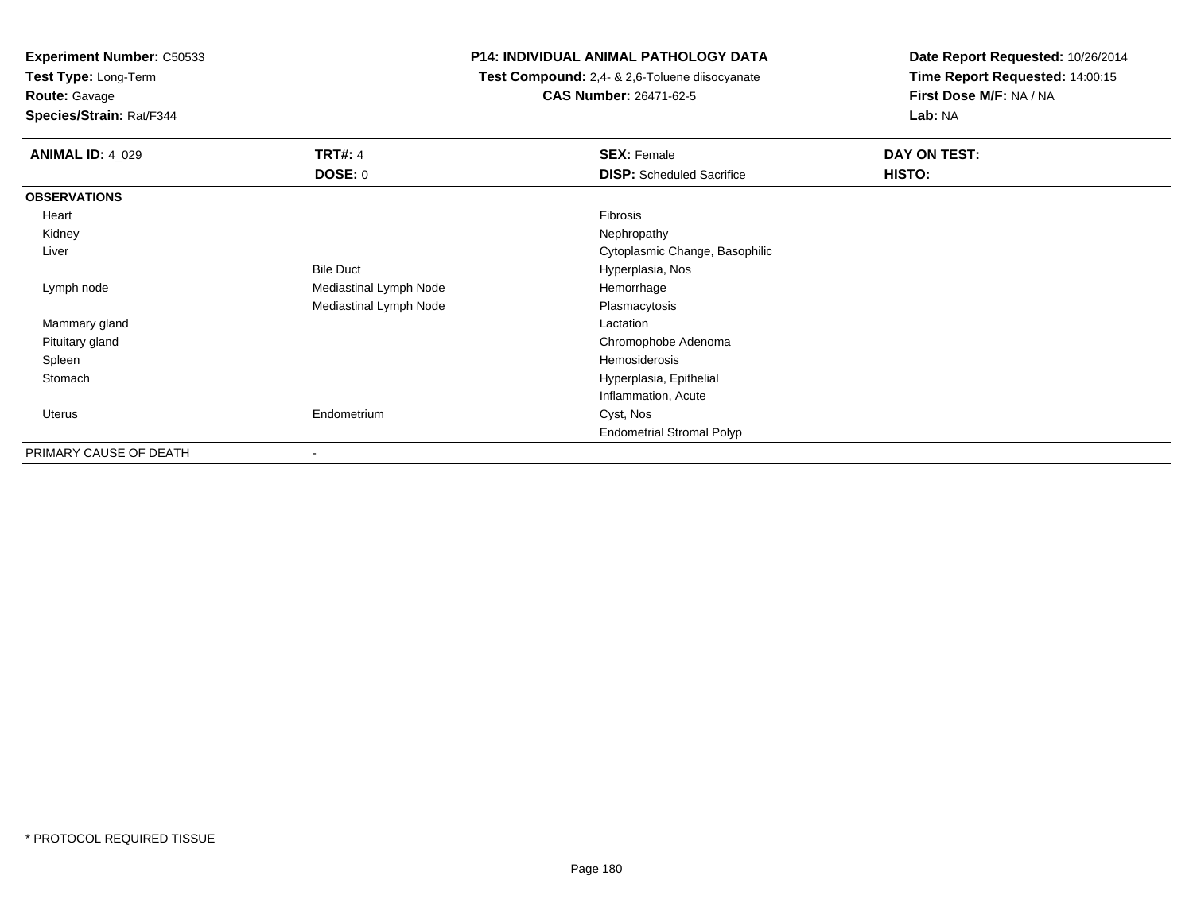**Experiment Number:** C50533
**Test Type:** Long-Term
**Route:** Gavage
**Species/Strain:** Rat/F344

**P14: INDIVIDUAL ANIMAL PATHOLOGY DATA**
**Test Compound:** 2,4- & 2,6-Toluene diisocyanate
**CAS Number:** 26471-62-5

**Date Report Requested:** 10/26/2014
**Time Report Requested:** 14:00:15
**First Dose M/F:** NA / NA
**Lab:** NA

| **ANIMAL ID:** 4_029 | **TRT#:** 4 | **SEX:** Female | **DAY ON TEST:** |
|---|---|---|---|
| | **DOSE:** 0 | **DISP:** Scheduled Sacrifice | **HISTO:** |
| **OBSERVATIONS** | | | |
| Heart | | Fibrosis | |
| Kidney | | Nephropathy | |
| Liver | | Cytoplasmic Change, Basophilic | |
| | Bile Duct | Hyperplasia, Nos | |
| Lymph node | Mediastinal Lymph Node | Hemorrhage | |
| | Mediastinal Lymph Node | Plasmacytosis | |
| Mammary gland | | Lactation | |
| Pituitary gland | | Chromophobe Adenoma | |
| Spleen | | Hemosiderosis | |
| Stomach | | Hyperplasia, Epithelial | |
| | | Inflammation, Acute | |
| Uterus | Endometrium | Cyst, Nos | |
| | | Endometrial Stromal Polyp | |
| PRIMARY CAUSE OF DEATH | - | | |

* PROTOCOL REQUIRED TISSUE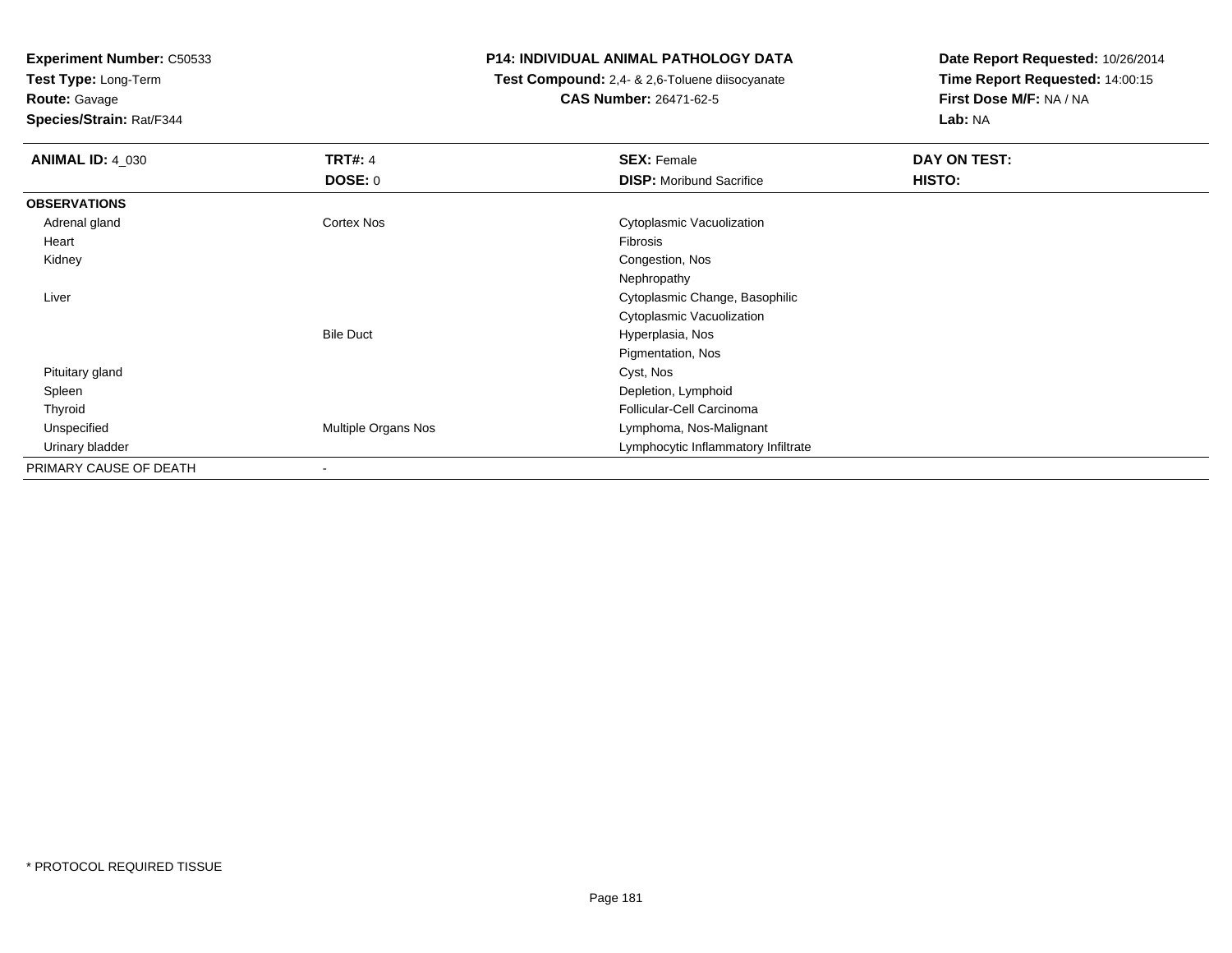**Experiment Number:** C50533
**Test Type:** Long-Term
**Route:** Gavage
**Species/Strain:** Rat/F344

**P14: INDIVIDUAL ANIMAL PATHOLOGY DATA**
**Test Compound:** 2,4- & 2,6-Toluene diisocyanate
**CAS Number:** 26471-62-5

**Date Report Requested:** 10/26/2014
**Time Report Requested:** 14:00:15
**First Dose M/F:** NA / NA
**Lab:** NA

| **ANIMAL ID:** 4_030 | **TRT#:** 4 | **SEX:** Female | **DAY ON TEST:** |
|---|---|---|---|
| | **DOSE:** 0 | **DISP:** Moribund Sacrifice | **HISTO:** |
| **OBSERVATIONS** | | | |
| Adrenal gland | Cortex Nos | Cytoplasmic Vacuolization | |
| Heart | | Fibrosis | |
| Kidney | | Congestion, Nos | |
| | | Nephropathy | |
| Liver | | Cytoplasmic Change, Basophilic | |
| | | Cytoplasmic Vacuolization | |
| | Bile Duct | Hyperplasia, Nos | |
| | | Pigmentation, Nos | |
| Pituitary gland | | Cyst, Nos | |
| Spleen | | Depletion, Lymphoid | |
| Thyroid | | Follicular-Cell Carcinoma | |
| Unspecified | Multiple Organs Nos | Lymphoma, Nos-Malignant | |
| Urinary bladder | | Lymphocytic Inflammatory Infiltrate | |
| PRIMARY CAUSE OF DEATH | - | | |

* PROTOCOL REQUIRED TISSUE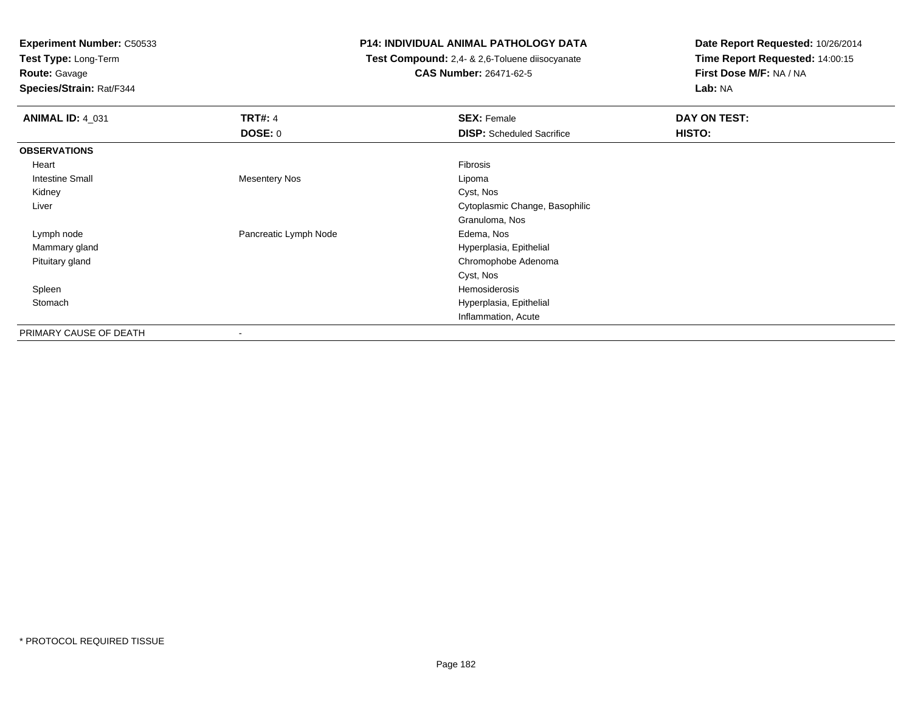**Experiment Number:** C50533
**Test Type:** Long-Term
**Route:** Gavage
**Species/Strain:** Rat/F344

**P14: INDIVIDUAL ANIMAL PATHOLOGY DATA**
**Test Compound:** 2,4- & 2,6-Toluene diisocyanate
**CAS Number:** 26471-62-5

**Date Report Requested:** 10/26/2014
**Time Report Requested:** 14:00:15
**First Dose M/F:** NA / NA
**Lab:** NA

| **ANIMAL ID:** 4_031 | **TRT#:** 4 | **SEX:** Female | **DAY ON TEST:** |
|---|---|---|---|
| | **DOSE:** 0 | **DISP:** Scheduled Sacrifice | **HISTO:** |
| **OBSERVATIONS** | | | |
| Heart | | Fibrosis | |
| Intestine Small | Mesentery Nos | Lipoma | |
| Kidney | | Cyst, Nos | |
| Liver | | Cytoplasmic Change, Basophilic | |
| | | Granuloma, Nos | |
| Lymph node | Pancreatic Lymph Node | Edema, Nos | |
| Mammary gland | | Hyperplasia, Epithelial | |
| Pituitary gland | | Chromophobe Adenoma | |
| | | Cyst, Nos | |
| Spleen | | Hemosiderosis | |
| Stomach | | Hyperplasia, Epithelial | |
| | | Inflammation, Acute | |
| PRIMARY CAUSE OF DEATH | - | | |

* PROTOCOL REQUIRED TISSUE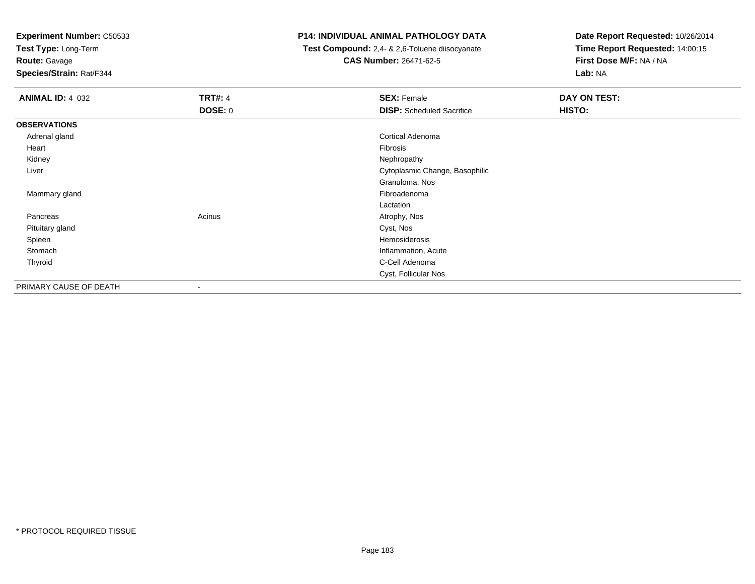**Experiment Number:** C50533
**Test Type:** Long-Term
**Route:** Gavage
**Species/Strain:** Rat/F344

**P14: INDIVIDUAL ANIMAL PATHOLOGY DATA**
**Test Compound:** 2,4- & 2,6-Toluene diisocyanate
**CAS Number:** 26471-62-5

**Date Report Requested:** 10/26/2014
**Time Report Requested:** 14:00:15
**First Dose M/F:** NA / NA
**Lab:** NA

| **ANIMAL ID:** 4_032 | **TRT#:** 4 | **SEX:** Female | **DAY ON TEST:** |
|---|---|---|---|
| | **DOSE:** 0 | **DISP:** Scheduled Sacrifice | **HISTO:** |
| **OBSERVATIONS** | | | |
| Adrenal gland | | Cortical Adenoma | |
| Heart | | Fibrosis | |
| Kidney | | Nephropathy | |
| Liver | | Cytoplasmic Change, Basophilic | |
| | | Granuloma, Nos | |
| Mammary gland | | Fibroadenoma | |
| | | Lactation | |
| Pancreas | Acinus | Atrophy, Nos | |
| Pituitary gland | | Cyst, Nos | |
| Spleen | | Hemosiderosis | |
| Stomach | | Inflammation, Acute | |
| Thyroid | | C-Cell Adenoma | |
| | | Cyst, Follicular Nos | |
| PRIMARY CAUSE OF DEATH | - | | |

* PROTOCOL REQUIRED TISSUE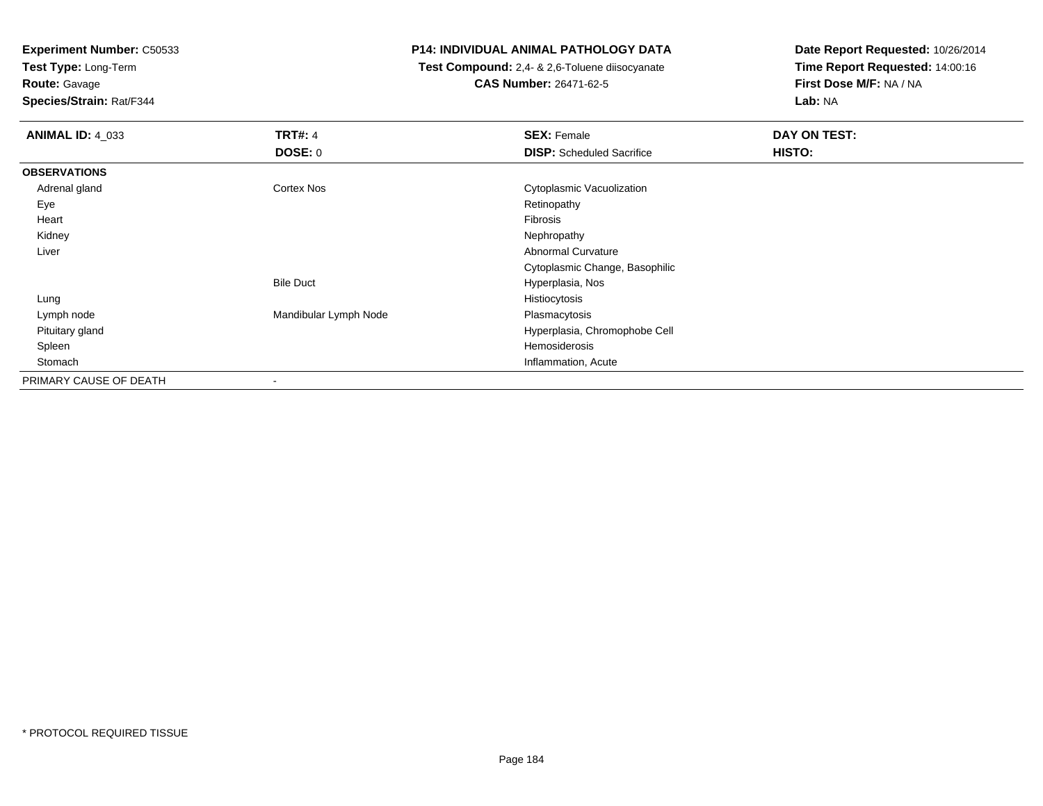**Experiment Number:** C50533
**Test Type:** Long-Term
**Route:** Gavage
**Species/Strain:** Rat/F344

**P14: INDIVIDUAL ANIMAL PATHOLOGY DATA**
**Test Compound:** 2,4- & 2,6-Toluene diisocyanate
**CAS Number:** 26471-62-5

**Date Report Requested:** 10/26/2014
**Time Report Requested:** 14:00:16
**First Dose M/F:** NA / NA
**Lab:** NA

| **ANIMAL ID:** 4_033 | **TRT#:** 4 | **SEX:** Female | **DAY ON TEST:** |
|---|---|---|---|
| | **DOSE:** 0 | **DISP:** Scheduled Sacrifice | **HISTO:** |
| **OBSERVATIONS** | | | |
| Adrenal gland | Cortex Nos | Cytoplasmic Vacuolization | |
| Eye | | Retinopathy | |
| Heart | | Fibrosis | |
| Kidney | | Nephropathy | |
| Liver | | Abnormal Curvature | |
| | | Cytoplasmic Change, Basophilic | |
| | Bile Duct | Hyperplasia, Nos | |
| Lung | | Histiocytosis | |
| Lymph node | Mandibular Lymph Node | Plasmacytosis | |
| Pituitary gland | | Hyperplasia, Chromophobe Cell | |
| Spleen | | Hemosiderosis | |
| Stomach | | Inflammation, Acute | |
| PRIMARY CAUSE OF DEATH | - | | |

* PROTOCOL REQUIRED TISSUE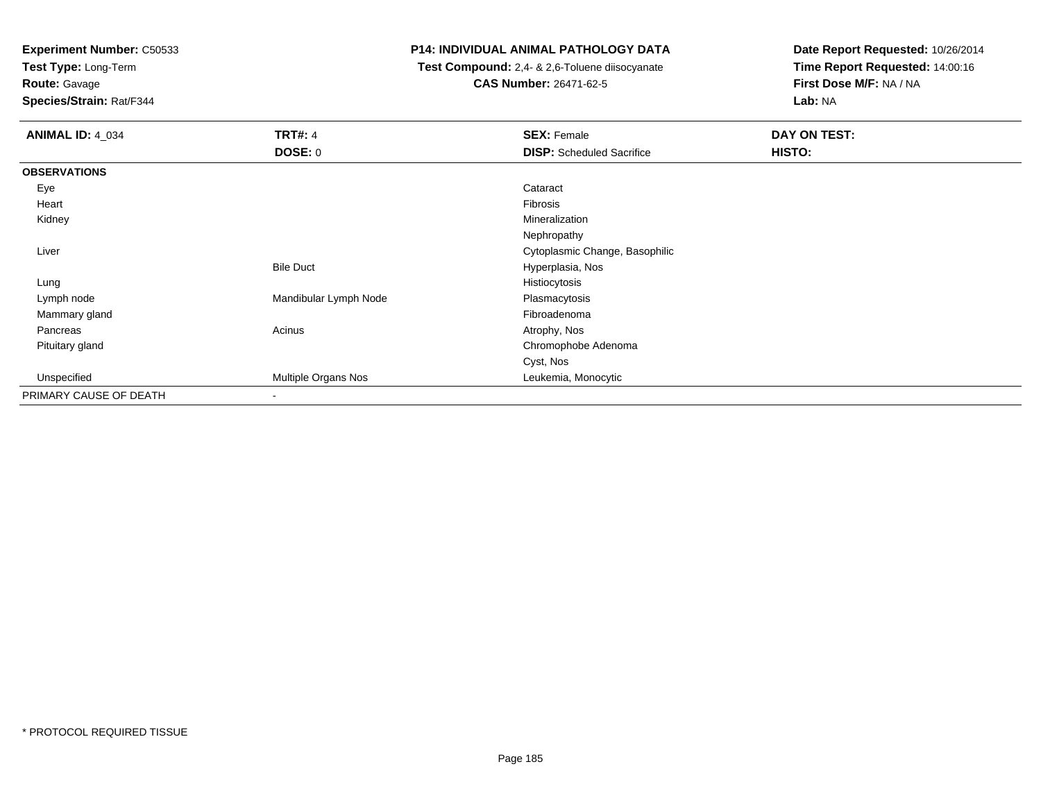**Experiment Number:** C50533
**Test Type:** Long-Term
**Route:** Gavage
**Species/Strain:** Rat/F344

**P14: INDIVIDUAL ANIMAL PATHOLOGY DATA**
**Test Compound:** 2,4- & 2,6-Toluene diisocyanate
**CAS Number:** 26471-62-5

**Date Report Requested:** 10/26/2014
**Time Report Requested:** 14:00:16
**First Dose M/F:** NA / NA
**Lab:** NA

| **ANIMAL ID:** 4_034 | **TRT#:** 4 | **SEX:** Female | **DAY ON TEST:** |
|---|---|---|---|
| | **DOSE:** 0 | **DISP:** Scheduled Sacrifice | **HISTO:** |
| **OBSERVATIONS** | | | |
| Eye | | Cataract | |
| Heart | | Fibrosis | |
| Kidney | | Mineralization | |
| | | Nephropathy | |
| Liver | | Cytoplasmic Change, Basophilic | |
| | Bile Duct | Hyperplasia, Nos | |
| Lung | | Histiocytosis | |
| Lymph node | Mandibular Lymph Node | Plasmacytosis | |
| Mammary gland | | Fibroadenoma | |
| Pancreas | Acinus | Atrophy, Nos | |
| Pituitary gland | | Chromophobe Adenoma | |
| | | Cyst, Nos | |
| Unspecified | Multiple Organs Nos | Leukemia, Monocytic | |
| PRIMARY CAUSE OF DEATH | - | | |

\* PROTOCOL REQUIRED TISSUE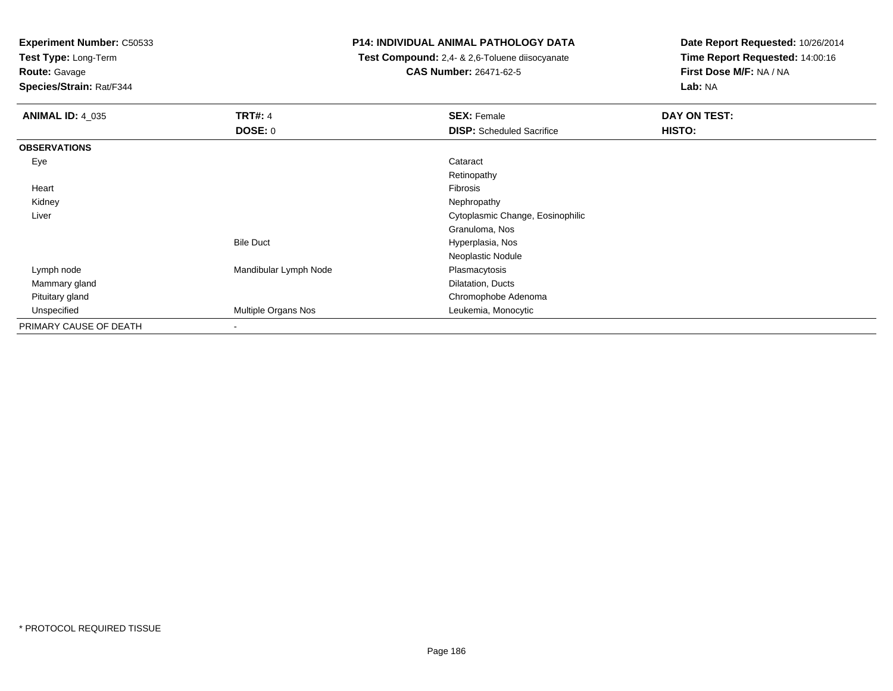**Experiment Number:** C50533
**Test Type:** Long-Term
**Route:** Gavage
**Species/Strain:** Rat/F344

**P14: INDIVIDUAL ANIMAL PATHOLOGY DATA**
**Test Compound:** 2,4- & 2,6-Toluene diisocyanate
**CAS Number:** 26471-62-5

**Date Report Requested:** 10/26/2014
**Time Report Requested:** 14:00:16
**First Dose M/F:** NA / NA
**Lab:** NA

| **ANIMAL ID:** 4_035 | **TRT#:** 4 | **SEX:** Female | **DAY ON TEST:** |
|---|---|---|---|
| | **DOSE:** 0 | **DISP:** Scheduled Sacrifice | **HISTO:** |
| **OBSERVATIONS** | | | |
| Eye | | Cataract | |
| | | Retinopathy | |
| Heart | | Fibrosis | |
| Kidney | | Nephropathy | |
| Liver | | Cytoplasmic Change, Eosinophilic | |
| | | Granuloma, Nos | |
| | Bile Duct | Hyperplasia, Nos | |
| | | Neoplastic Nodule | |
| Lymph node | Mandibular Lymph Node | Plasmacytosis | |
| Mammary gland | | Dilatation, Ducts | |
| Pituitary gland | | Chromophobe Adenoma | |
| Unspecified | Multiple Organs Nos | Leukemia, Monocytic | |
| PRIMARY CAUSE OF DEATH | - | | |

* PROTOCOL REQUIRED TISSUE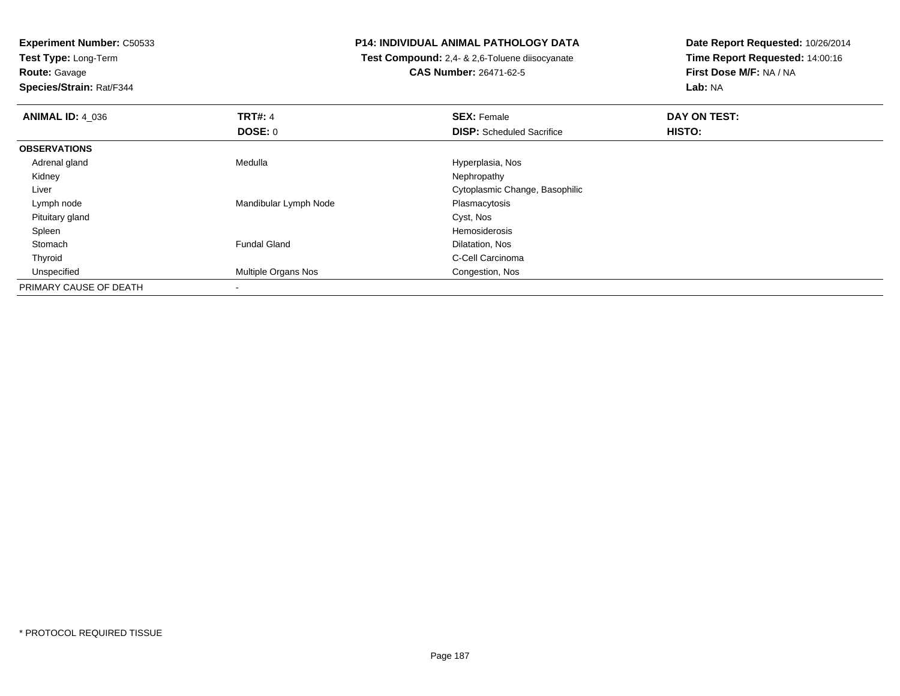**Experiment Number:** C50533
**Test Type:** Long-Term
**Route:** Gavage
**Species/Strain:** Rat/F344

**P14: INDIVIDUAL ANIMAL PATHOLOGY DATA**
**Test Compound:** 2,4- & 2,6-Toluene diisocyanate
**CAS Number:** 26471-62-5

**Date Report Requested:** 10/26/2014
**Time Report Requested:** 14:00:16
**First Dose M/F:** NA / NA
**Lab:** NA

| **ANIMAL ID:** 4_036 | **TRT#:** 4 | **SEX:** Female | **DAY ON TEST:** |
|---|---|---|---|
| | **DOSE:** 0 | **DISP:** Scheduled Sacrifice | **HISTO:** |
| **OBSERVATIONS** | | | |
| Adrenal gland | Medulla | Hyperplasia, Nos | |
| Kidney | | Nephropathy | |
| Liver | | Cytoplasmic Change, Basophilic | |
| Lymph node | Mandibular Lymph Node | Plasmacytosis | |
| Pituitary gland | | Cyst, Nos | |
| Spleen | | Hemosiderosis | |
| Stomach | Fundal Gland | Dilatation, Nos | |
| Thyroid | | C-Cell Carcinoma | |
| Unspecified | Multiple Organs Nos | Congestion, Nos | |
| PRIMARY CAUSE OF DEATH | - | | |

* PROTOCOL REQUIRED TISSUE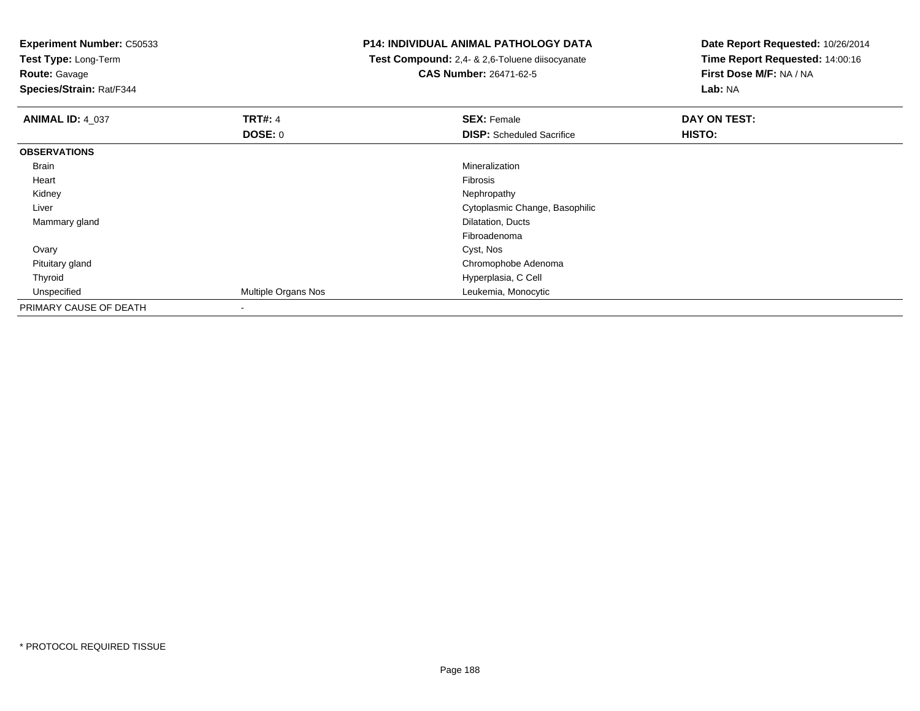**Experiment Number:** C50533
**Test Type:** Long-Term
**Route:** Gavage
**Species/Strain:** Rat/F344

**P14: INDIVIDUAL ANIMAL PATHOLOGY DATA**
**Test Compound:** 2,4- & 2,6-Toluene diisocyanate
**CAS Number:** 26471-62-5

**Date Report Requested:** 10/26/2014
**Time Report Requested:** 14:00:16
**First Dose M/F:** NA / NA
**Lab:** NA

| **ANIMAL ID:** 4_037 | **TRT#:** 4 | **SEX:** Female | **DAY ON TEST:** |
|---|---|---|---|
| | **DOSE:** 0 | **DISP:** Scheduled Sacrifice | **HISTO:** |
| **OBSERVATIONS** | | | |
| Brain | | Mineralization | |
| Heart | | Fibrosis | |
| Kidney | | Nephropathy | |
| Liver | | Cytoplasmic Change, Basophilic | |
| Mammary gland | | Dilatation, Ducts | |
| | | Fibroadenoma | |
| Ovary | | Cyst, Nos | |
| Pituitary gland | | Chromophobe Adenoma | |
| Thyroid | | Hyperplasia, C Cell | |
| Unspecified | Multiple Organs Nos | Leukemia, Monocytic | |
| PRIMARY CAUSE OF DEATH | - | | |

* PROTOCOL REQUIRED TISSUE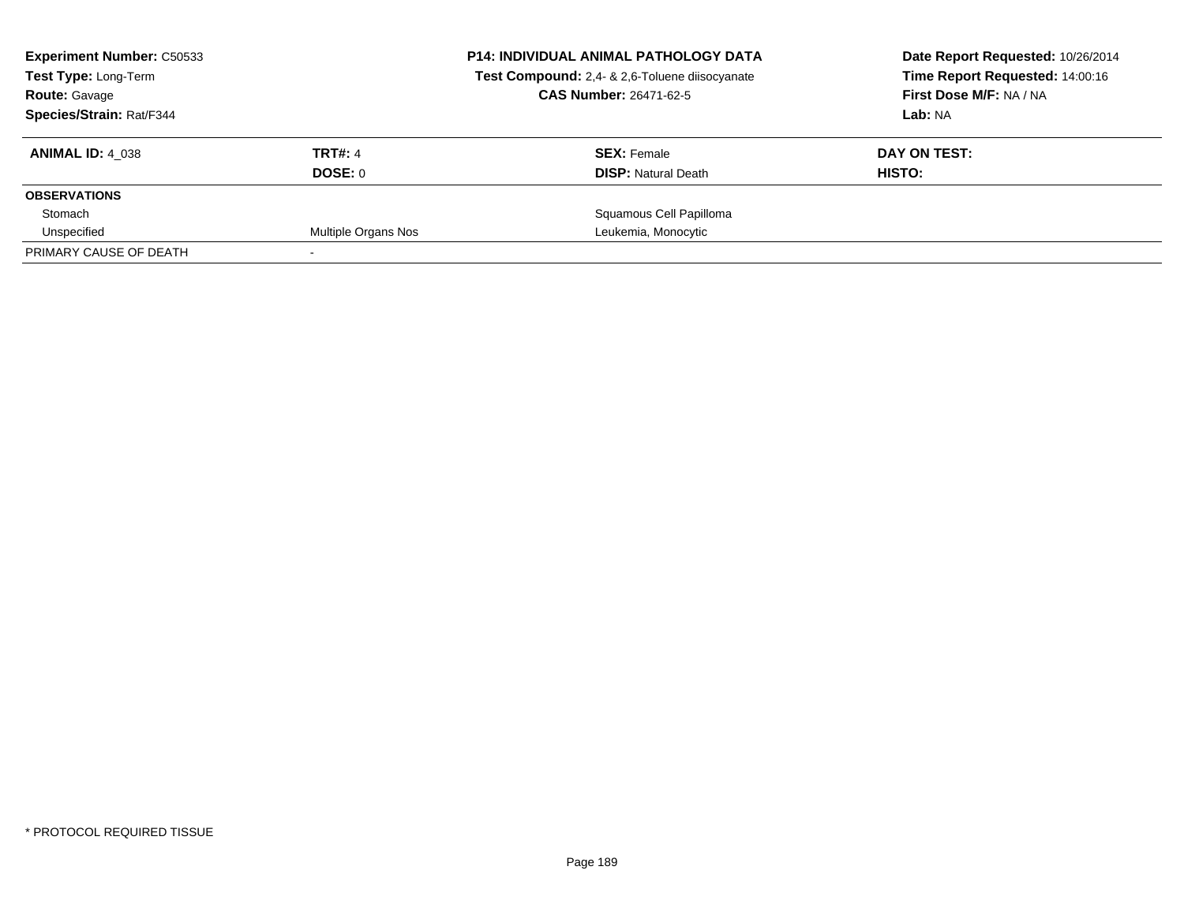**Experiment Number:** C50533
**Test Type:** Long-Term
**Route:** Gavage
**Species/Strain:** Rat/F344

**P14: INDIVIDUAL ANIMAL PATHOLOGY DATA**
**Test Compound:** 2,4- & 2,6-Toluene diisocyanate
**CAS Number:** 26471-62-5

**Date Report Requested:** 10/26/2014
**Time Report Requested:** 14:00:16
**First Dose M/F:** NA / NA
**Lab:** NA

| **ANIMAL ID:** 4_038 | **TRT#:** 4 | **SEX:** Female | **DAY ON TEST:** |
|---|---|---|---|
| | **DOSE:** 0 | **DISP:** Natural Death | **HISTO:** |
| **OBSERVATIONS** | | | |
| Stomach | | Squamous Cell Papilloma | |
| Unspecified | Multiple Organs Nos | Leukemia, Monocytic | |
| PRIMARY CAUSE OF DEATH | - | | |

* PROTOCOL REQUIRED TISSUE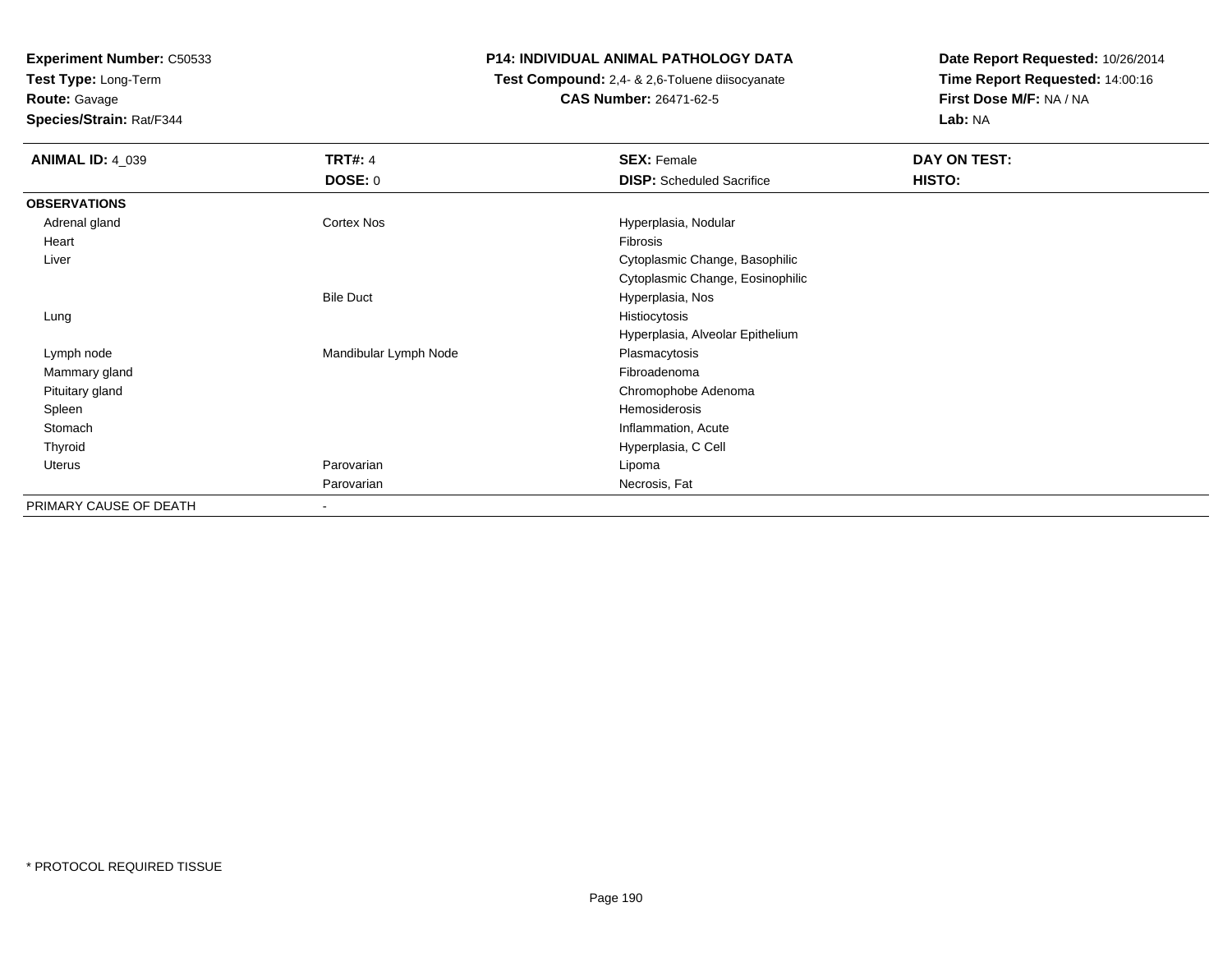**Experiment Number:** C50533
**Test Type:** Long-Term
**Route:** Gavage
**Species/Strain:** Rat/F344

**P14: INDIVIDUAL ANIMAL PATHOLOGY DATA**
**Test Compound:** 2,4- & 2,6-Toluene diisocyanate
**CAS Number:** 26471-62-5

**Date Report Requested:** 10/26/2014
**Time Report Requested:** 14:00:16
**First Dose M/F:** NA / NA
**Lab:** NA

| **ANIMAL ID:** 4_039 | **TRT#:** 4 | **SEX:** Female | **DAY ON TEST:** |
|---|---|---|---|
| | **DOSE:** 0 | **DISP:** Scheduled Sacrifice | **HISTO:** |
| **OBSERVATIONS** | | | |
| Adrenal gland | Cortex Nos | Hyperplasia, Nodular | |
| Heart | | Fibrosis | |
| Liver | | Cytoplasmic Change, Basophilic | |
| | | Cytoplasmic Change, Eosinophilic | |
| | Bile Duct | Hyperplasia, Nos | |
| Lung | | Histiocytosis | |
| | | Hyperplasia, Alveolar Epithelium | |
| Lymph node | Mandibular Lymph Node | Plasmacytosis | |
| Mammary gland | | Fibroadenoma | |
| Pituitary gland | | Chromophobe Adenoma | |
| Spleen | | Hemosiderosis | |
| Stomach | | Inflammation, Acute | |
| Thyroid | | Hyperplasia, C Cell | |
| Uterus | Parovarian | Lipoma | |
| | Parovarian | Necrosis, Fat | |
| PRIMARY CAUSE OF DEATH | - | | |

* PROTOCOL REQUIRED TISSUE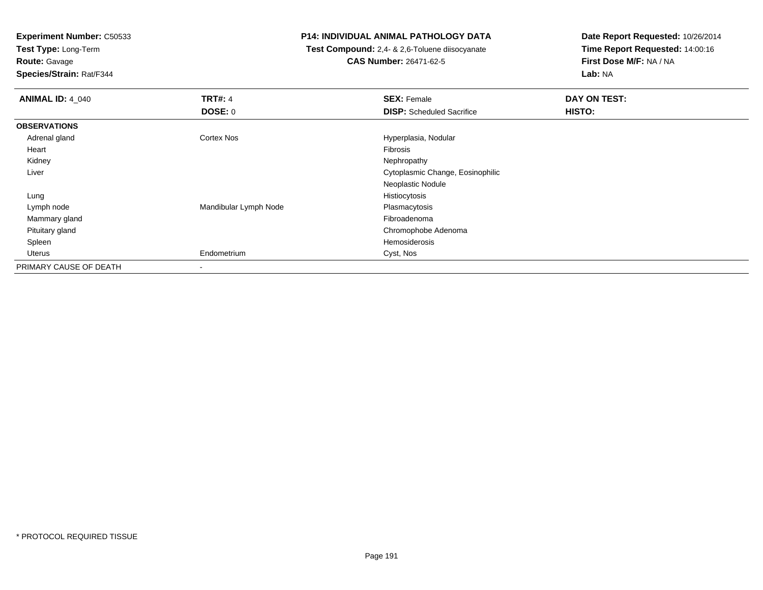**Experiment Number:** C50533
**Test Type:** Long-Term
**Route:** Gavage
**Species/Strain:** Rat/F344

**P14: INDIVIDUAL ANIMAL PATHOLOGY DATA**
**Test Compound:** 2,4- & 2,6-Toluene diisocyanate
**CAS Number:** 26471-62-5

**Date Report Requested:** 10/26/2014
**Time Report Requested:** 14:00:16
**First Dose M/F:** NA / NA
**Lab:** NA

| **ANIMAL ID:** 4_040 | **TRT#:** 4 | **SEX:** Female | **DAY ON TEST:** |
|---|---|---|---|
| | **DOSE:** 0 | **DISP:** Scheduled Sacrifice | **HISTO:** |
| **OBSERVATIONS** | | | |
| Adrenal gland | Cortex Nos | Hyperplasia, Nodular | |
| Heart | | Fibrosis | |
| Kidney | | Nephropathy | |
| Liver | | Cytoplasmic Change, Eosinophilic | |
| | | Neoplastic Nodule | |
| Lung | | Histiocytosis | |
| Lymph node | Mandibular Lymph Node | Plasmacytosis | |
| Mammary gland | | Fibroadenoma | |
| Pituitary gland | | Chromophobe Adenoma | |
| Spleen | | Hemosiderosis | |
| Uterus | Endometrium | Cyst, Nos | |
| PRIMARY CAUSE OF DEATH | - | | |

* PROTOCOL REQUIRED TISSUE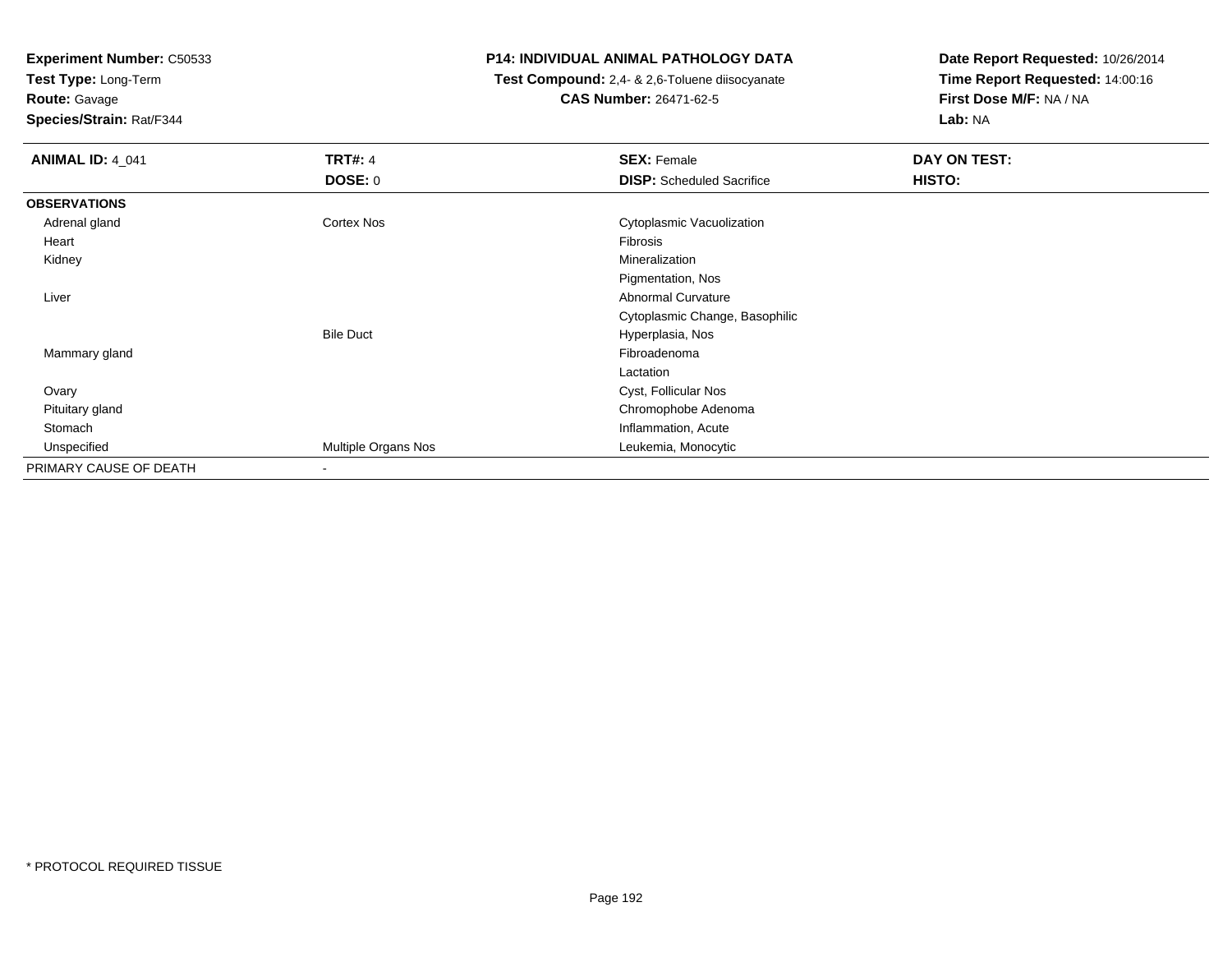**Experiment Number:** C50533
**Test Type:** Long-Term
**Route:** Gavage
**Species/Strain:** Rat/F344

**P14: INDIVIDUAL ANIMAL PATHOLOGY DATA**
**Test Compound:** 2,4- & 2,6-Toluene diisocyanate
**CAS Number:** 26471-62-5

**Date Report Requested:** 10/26/2014
**Time Report Requested:** 14:00:16
**First Dose M/F:** NA / NA
**Lab:** NA

| **ANIMAL ID:** 4_041 | **TRT#:** 4 | **SEX:** Female | **DAY ON TEST:** |
|---|---|---|---|
| | **DOSE:** 0 | **DISP:** Scheduled Sacrifice | **HISTO:** |
| **OBSERVATIONS** | | | |
| Adrenal gland | Cortex Nos | Cytoplasmic Vacuolization | |
| Heart | | Fibrosis | |
| Kidney | | Mineralization | |
| | | Pigmentation, Nos | |
| Liver | | Abnormal Curvature | |
| | | Cytoplasmic Change, Basophilic | |
| | Bile Duct | Hyperplasia, Nos | |
| Mammary gland | | Fibroadenoma | |
| | | Lactation | |
| Ovary | | Cyst, Follicular Nos | |
| Pituitary gland | | Chromophobe Adenoma | |
| Stomach | | Inflammation, Acute | |
| Unspecified | Multiple Organs Nos | Leukemia, Monocytic | |
| PRIMARY CAUSE OF DEATH | - | | |

* PROTOCOL REQUIRED TISSUE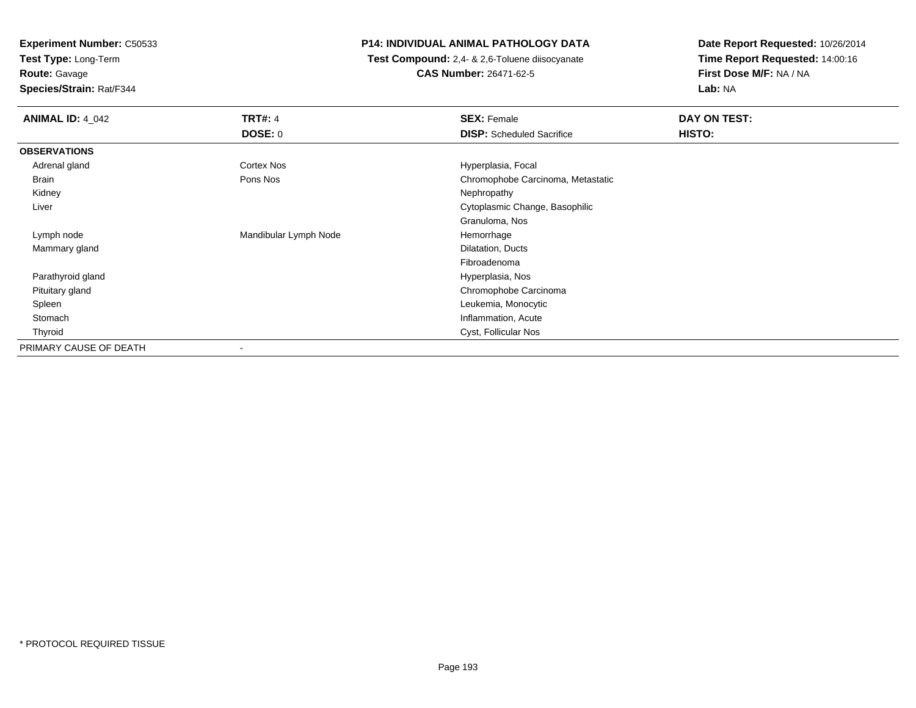**Experiment Number:** C50533
**Test Type:** Long-Term
**Route:** Gavage
**Species/Strain:** Rat/F344

**P14: INDIVIDUAL ANIMAL PATHOLOGY DATA**
**Test Compound:** 2,4- & 2,6-Toluene diisocyanate
**CAS Number:** 26471-62-5

**Date Report Requested:** 10/26/2014
**Time Report Requested:** 14:00:16
**First Dose M/F:** NA / NA
**Lab:** NA

| **ANIMAL ID:** 4_042 | **TRT#:** 4 | **SEX:** Female | **DAY ON TEST:** |
|---|---|---|---|
| | **DOSE:** 0 | **DISP:** Scheduled Sacrifice | **HISTO:** |
| **OBSERVATIONS** | | | |
| Adrenal gland | Cortex Nos | Hyperplasia, Focal | |
| Brain | Pons Nos | Chromophobe Carcinoma, Metastatic | |
| Kidney | | Nephropathy | |
| Liver | | Cytoplasmic Change, Basophilic | |
| | | Granuloma, Nos | |
| Lymph node | Mandibular Lymph Node | Hemorrhage | |
| Mammary gland | | Dilatation, Ducts | |
| | | Fibroadenoma | |
| Parathyroid gland | | Hyperplasia, Nos | |
| Pituitary gland | | Chromophobe Carcinoma | |
| Spleen | | Leukemia, Monocytic | |
| Stomach | | Inflammation, Acute | |
| Thyroid | | Cyst, Follicular Nos | |
| PRIMARY CAUSE OF DEATH | - | | |

* PROTOCOL REQUIRED TISSUE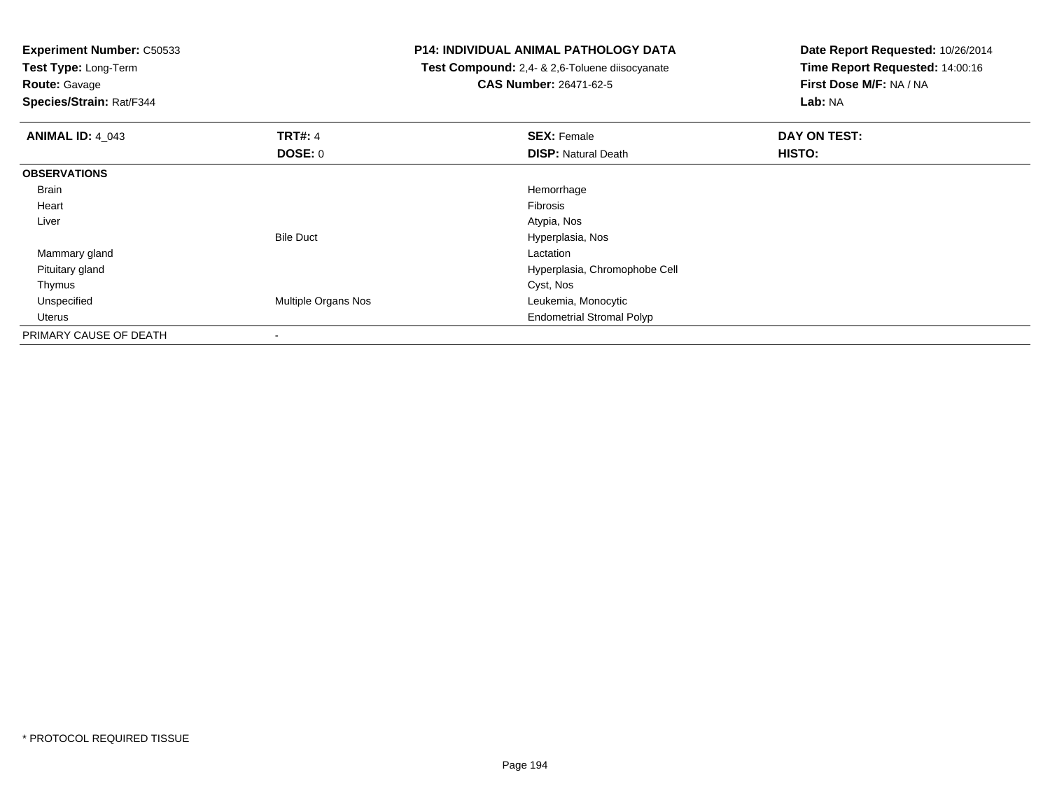**Experiment Number:** C50533
**Test Type:** Long-Term
**Route:** Gavage
**Species/Strain:** Rat/F344

**P14: INDIVIDUAL ANIMAL PATHOLOGY DATA**
**Test Compound:** 2,4- & 2,6-Toluene diisocyanate
**CAS Number:** 26471-62-5

**Date Report Requested:** 10/26/2014
**Time Report Requested:** 14:00:16
**First Dose M/F:** NA / NA
**Lab:** NA

| **ANIMAL ID:** 4_043 | **TRT#:** 4 | **SEX:** Female | **DAY ON TEST:** |
|---|---|---|---|
| | **DOSE:** 0 | **DISP:** Natural Death | **HISTO:** |
| **OBSERVATIONS** | | | |
| Brain | | Hemorrhage | |
| Heart | | Fibrosis | |
| Liver | | Atypia, Nos | |
| | Bile Duct | Hyperplasia, Nos | |
| Mammary gland | | Lactation | |
| Pituitary gland | | Hyperplasia, Chromophobe Cell | |
| Thymus | | Cyst, Nos | |
| Unspecified | Multiple Organs Nos | Leukemia, Monocytic | |
| Uterus | | Endometrial Stromal Polyp | |
| PRIMARY CAUSE OF DEATH | - | | |

* PROTOCOL REQUIRED TISSUE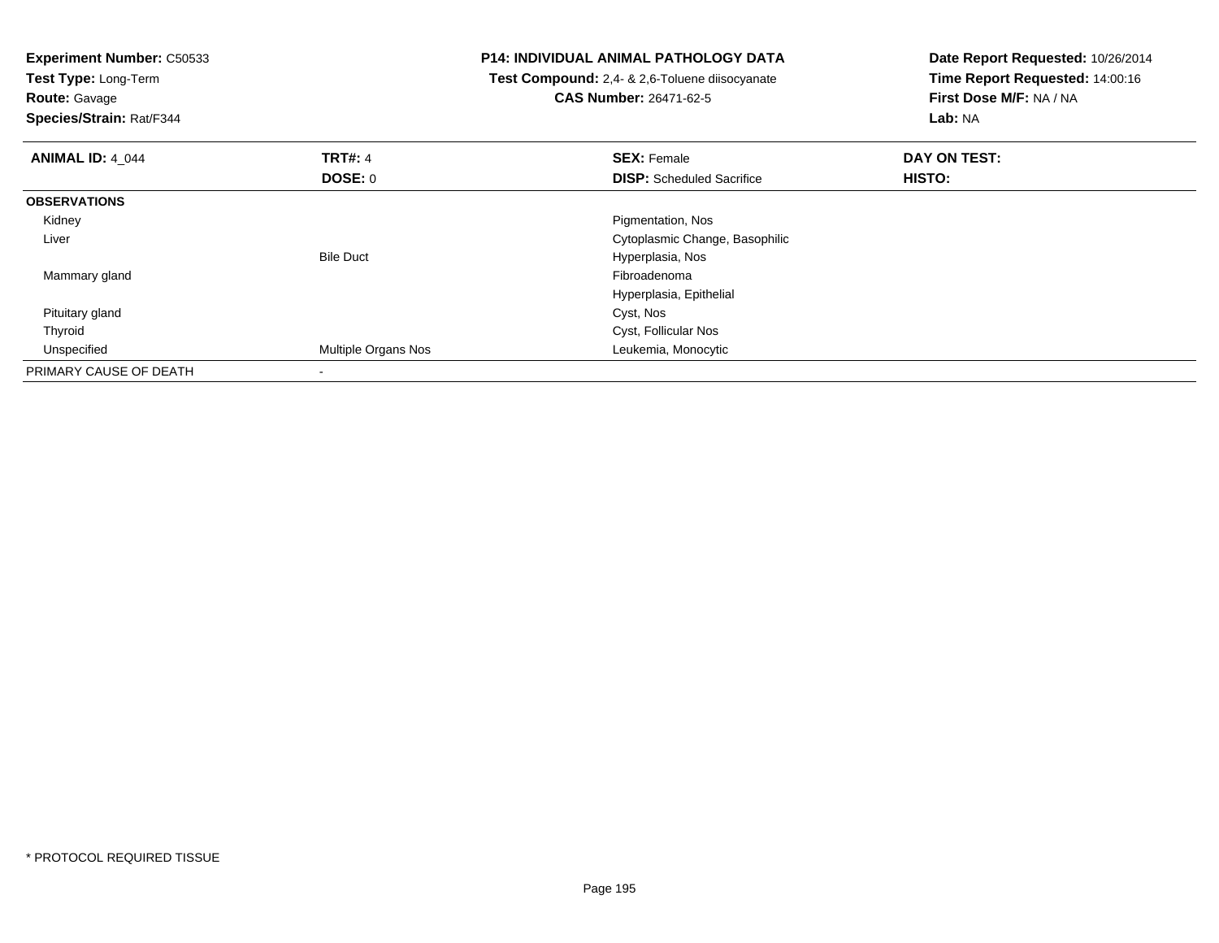**Experiment Number:** C50533
**Test Type:** Long-Term
**Route:** Gavage
**Species/Strain:** Rat/F344

**P14: INDIVIDUAL ANIMAL PATHOLOGY DATA**
**Test Compound:** 2,4- & 2,6-Toluene diisocyanate
**CAS Number:** 26471-62-5

**Date Report Requested:** 10/26/2014
**Time Report Requested:** 14:00:16
**First Dose M/F:** NA / NA
**Lab:** NA

| **ANIMAL ID:** 4_044 | **TRT#:** 4 | **SEX:** Female | **DAY ON TEST:** |
|---|---|---|---|
| | **DOSE:** 0 | **DISP:** Scheduled Sacrifice | **HISTO:** |
| **OBSERVATIONS** | | | |
| Kidney | | Pigmentation, Nos | |
| Liver | | Cytoplasmic Change, Basophilic | |
| | Bile Duct | Hyperplasia, Nos | |
| Mammary gland | | Fibroadenoma | |
| | | Hyperplasia, Epithelial | |
| Pituitary gland | | Cyst, Nos | |
| Thyroid | | Cyst, Follicular Nos | |
| Unspecified | Multiple Organs Nos | Leukemia, Monocytic | |
| PRIMARY CAUSE OF DEATH | - | | |

* PROTOCOL REQUIRED TISSUE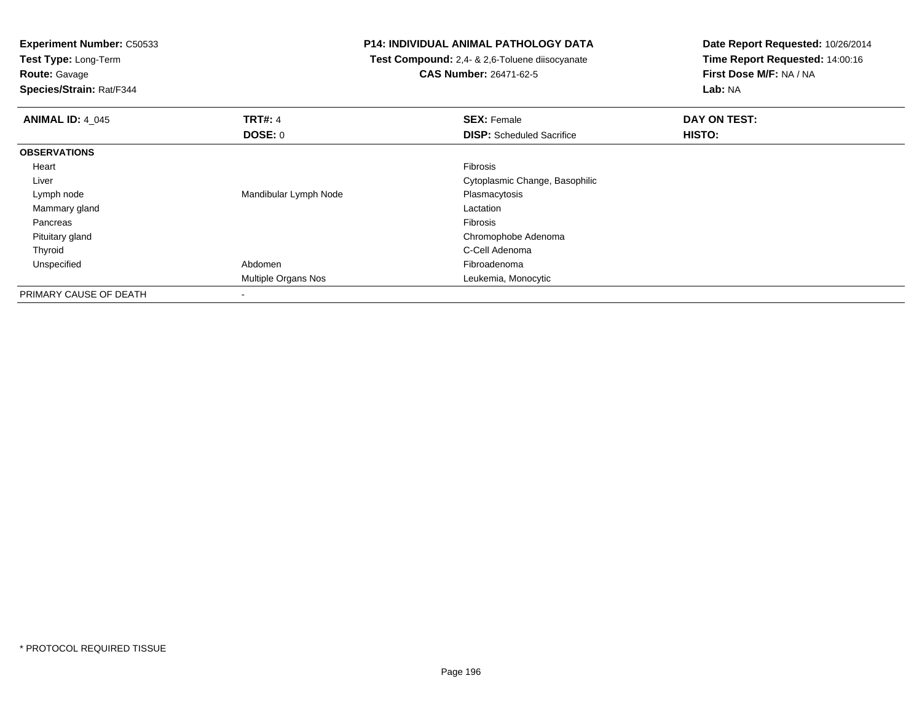**Experiment Number:** C50533
**Test Type:** Long-Term
**Route:** Gavage
**Species/Strain:** Rat/F344

**P14: INDIVIDUAL ANIMAL PATHOLOGY DATA**
**Test Compound:** 2,4- & 2,6-Toluene diisocyanate
**CAS Number:** 26471-62-5

**Date Report Requested:** 10/26/2014
**Time Report Requested:** 14:00:16
**First Dose M/F:** NA / NA
**Lab:** NA

| **ANIMAL ID:** 4_045 | **TRT#:** 4 | **SEX:** Female | **DAY ON TEST:** |
|---|---|---|---|
| | **DOSE:** 0 | **DISP:** Scheduled Sacrifice | **HISTO:** |
| **OBSERVATIONS** | | | |
| Heart | | Fibrosis | |
| Liver | | Cytoplasmic Change, Basophilic | |
| Lymph node | Mandibular Lymph Node | Plasmacytosis | |
| Mammary gland | | Lactation | |
| Pancreas | | Fibrosis | |
| Pituitary gland | | Chromophobe Adenoma | |
| Thyroid | | C-Cell Adenoma | |
| Unspecified | Abdomen | Fibroadenoma | |
| | Multiple Organs Nos | Leukemia, Monocytic | |
| PRIMARY CAUSE OF DEATH | - | | |

* PROTOCOL REQUIRED TISSUE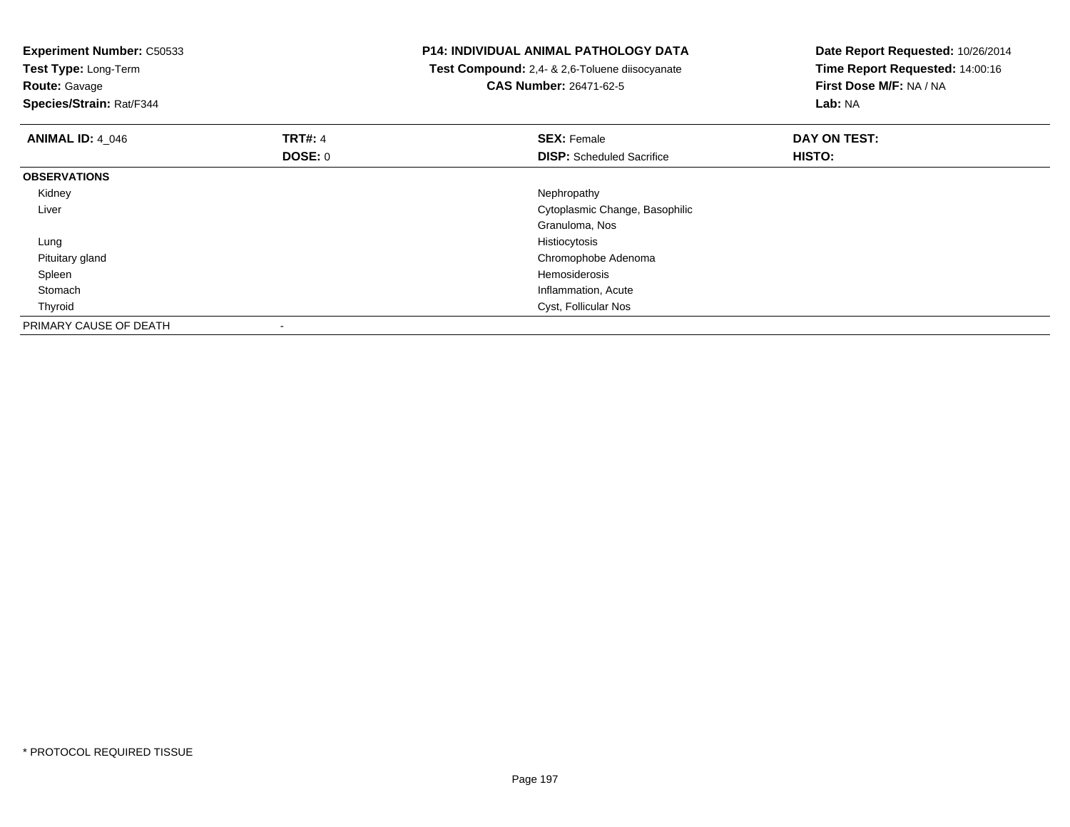**Experiment Number:** C50533
**Test Type:** Long-Term
**Route:** Gavage
**Species/Strain:** Rat/F344

**P14: INDIVIDUAL ANIMAL PATHOLOGY DATA**
**Test Compound:** 2,4- & 2,6-Toluene diisocyanate
**CAS Number:** 26471-62-5

**Date Report Requested:** 10/26/2014
**Time Report Requested:** 14:00:16
**First Dose M/F:** NA / NA
**Lab:** NA

| **ANIMAL ID:** 4_046 | **TRT#:** 4 | **SEX:** Female | **DAY ON TEST:** |
|---|---|---|---|
| | **DOSE:** 0 | **DISP:** Scheduled Sacrifice | **HISTO:** |
| **OBSERVATIONS** | | | |
| Kidney | | Nephropathy | |
| Liver | | Cytoplasmic Change, Basophilic | |
| | | Granuloma, Nos | |
| Lung | | Histiocytosis | |
| Pituitary gland | | Chromophobe Adenoma | |
| Spleen | | Hemosiderosis | |
| Stomach | | Inflammation, Acute | |
| Thyroid | | Cyst, Follicular Nos | |
| PRIMARY CAUSE OF DEATH | - | | |

* PROTOCOL REQUIRED TISSUE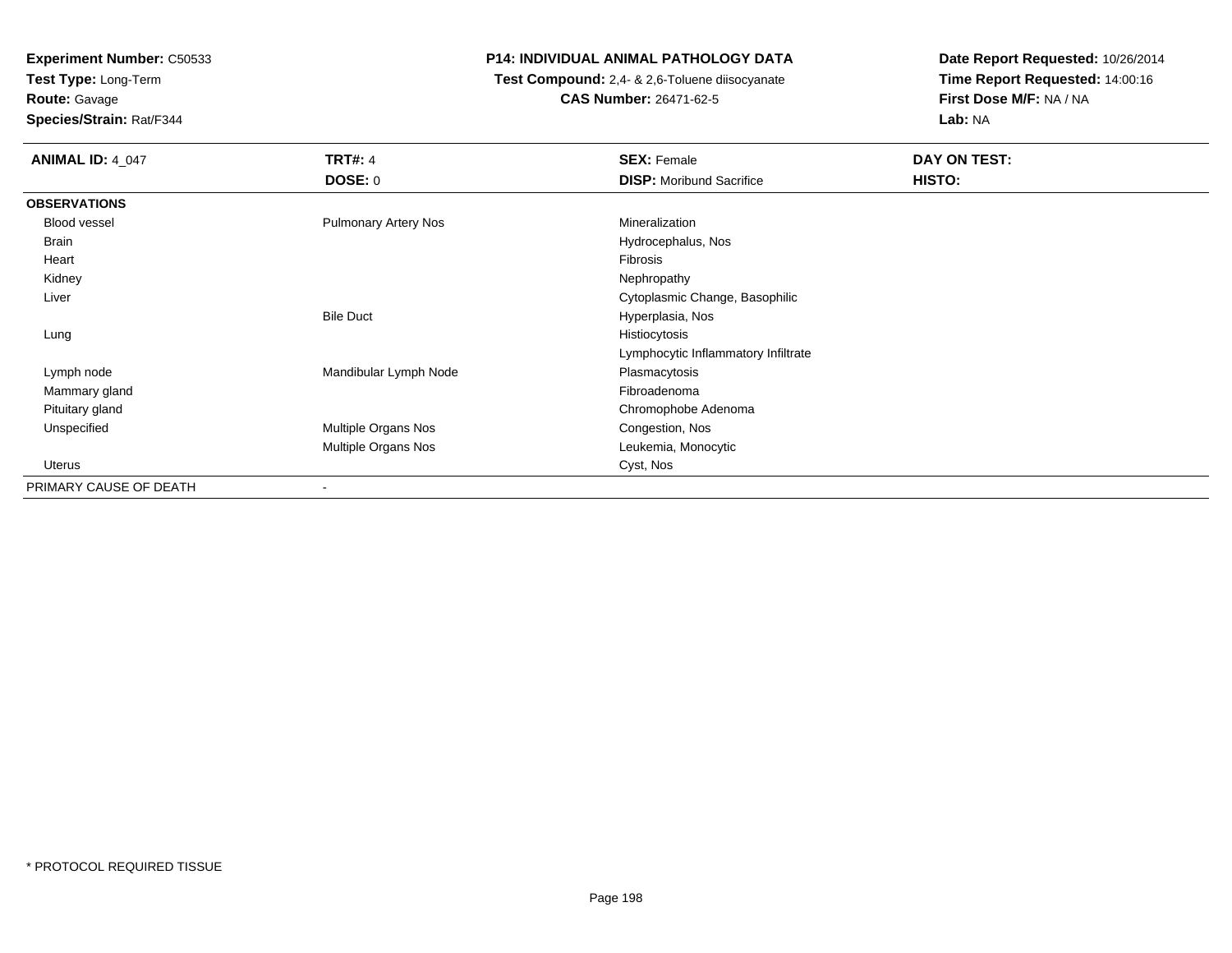**Experiment Number:** C50533
**Test Type:** Long-Term
**Route:** Gavage
**Species/Strain:** Rat/F344

**P14: INDIVIDUAL ANIMAL PATHOLOGY DATA**
**Test Compound:** 2,4- & 2,6-Toluene diisocyanate
**CAS Number:** 26471-62-5

**Date Report Requested:** 10/26/2014
**Time Report Requested:** 14:00:16
**First Dose M/F:** NA / NA
**Lab:** NA

| **ANIMAL ID:** 4_047 | **TRT#:** 4 | **SEX:** Female | **DAY ON TEST:** |
|---|---|---|---|
| | **DOSE:** 0 | **DISP:** Moribund Sacrifice | **HISTO:** |
| **OBSERVATIONS** | | | |
| Blood vessel | Pulmonary Artery Nos | Mineralization | |
| Brain | | Hydrocephalus, Nos | |
| Heart | | Fibrosis | |
| Kidney | | Nephropathy | |
| Liver | | Cytoplasmic Change, Basophilic | |
| | Bile Duct | Hyperplasia, Nos | |
| Lung | | Histiocytosis | |
| | | Lymphocytic Inflammatory Infiltrate | |
| Lymph node | Mandibular Lymph Node | Plasmacytosis | |
| Mammary gland | | Fibroadenoma | |
| Pituitary gland | | Chromophobe Adenoma | |
| Unspecified | Multiple Organs Nos | Congestion, Nos | |
| | Multiple Organs Nos | Leukemia, Monocytic | |
| Uterus | | Cyst, Nos | |
| PRIMARY CAUSE OF DEATH | - | | |

* PROTOCOL REQUIRED TISSUE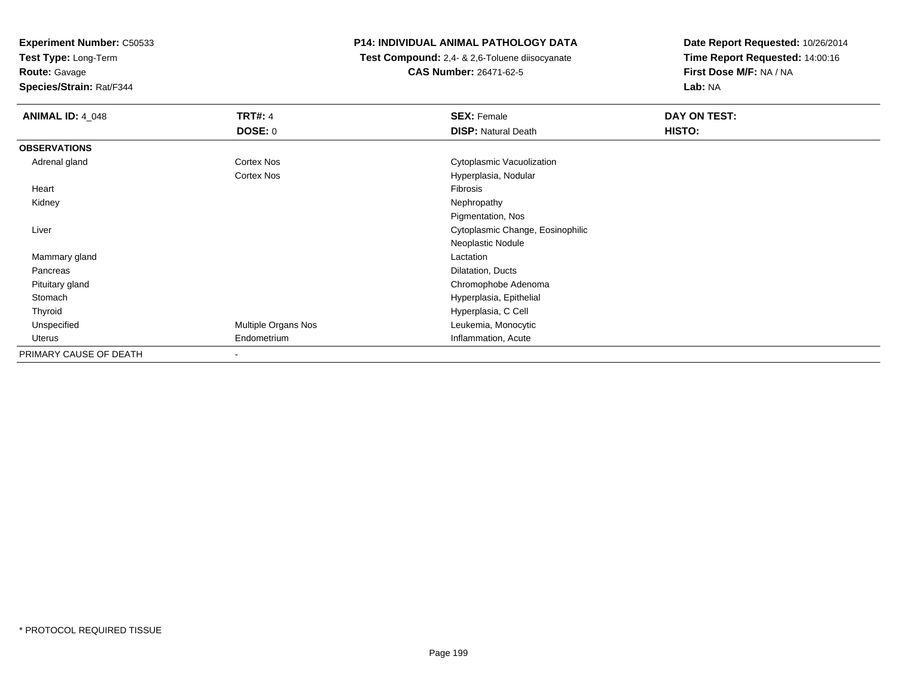**Experiment Number:** C50533
**Test Type:** Long-Term
**Route:** Gavage
**Species/Strain:** Rat/F344

**P14: INDIVIDUAL ANIMAL PATHOLOGY DATA**
**Test Compound:** 2,4- & 2,6-Toluene diisocyanate
**CAS Number:** 26471-62-5

**Date Report Requested:** 10/26/2014
**Time Report Requested:** 14:00:16
**First Dose M/F:** NA / NA
**Lab:** NA

| **ANIMAL ID:** 4_048 | **TRT#:** 4 | **SEX:** Female | **DAY ON TEST:** |
|---|---|---|---|
| | **DOSE:** 0 | **DISP:** Natural Death | **HISTO:** |
| **OBSERVATIONS** | | | |
| Adrenal gland | Cortex Nos | Cytoplasmic Vacuolization | |
| | Cortex Nos | Hyperplasia, Nodular | |
| Heart | | Fibrosis | |
| Kidney | | Nephropathy | |
| | | Pigmentation, Nos | |
| Liver | | Cytoplasmic Change, Eosinophilic | |
| | | Neoplastic Nodule | |
| Mammary gland | | Lactation | |
| Pancreas | | Dilatation, Ducts | |
| Pituitary gland | | Chromophobe Adenoma | |
| Stomach | | Hyperplasia, Epithelial | |
| Thyroid | | Hyperplasia, C Cell | |
| Unspecified | Multiple Organs Nos | Leukemia, Monocytic | |
| Uterus | Endometrium | Inflammation, Acute | |
| PRIMARY CAUSE OF DEATH | - | | |

* PROTOCOL REQUIRED TISSUE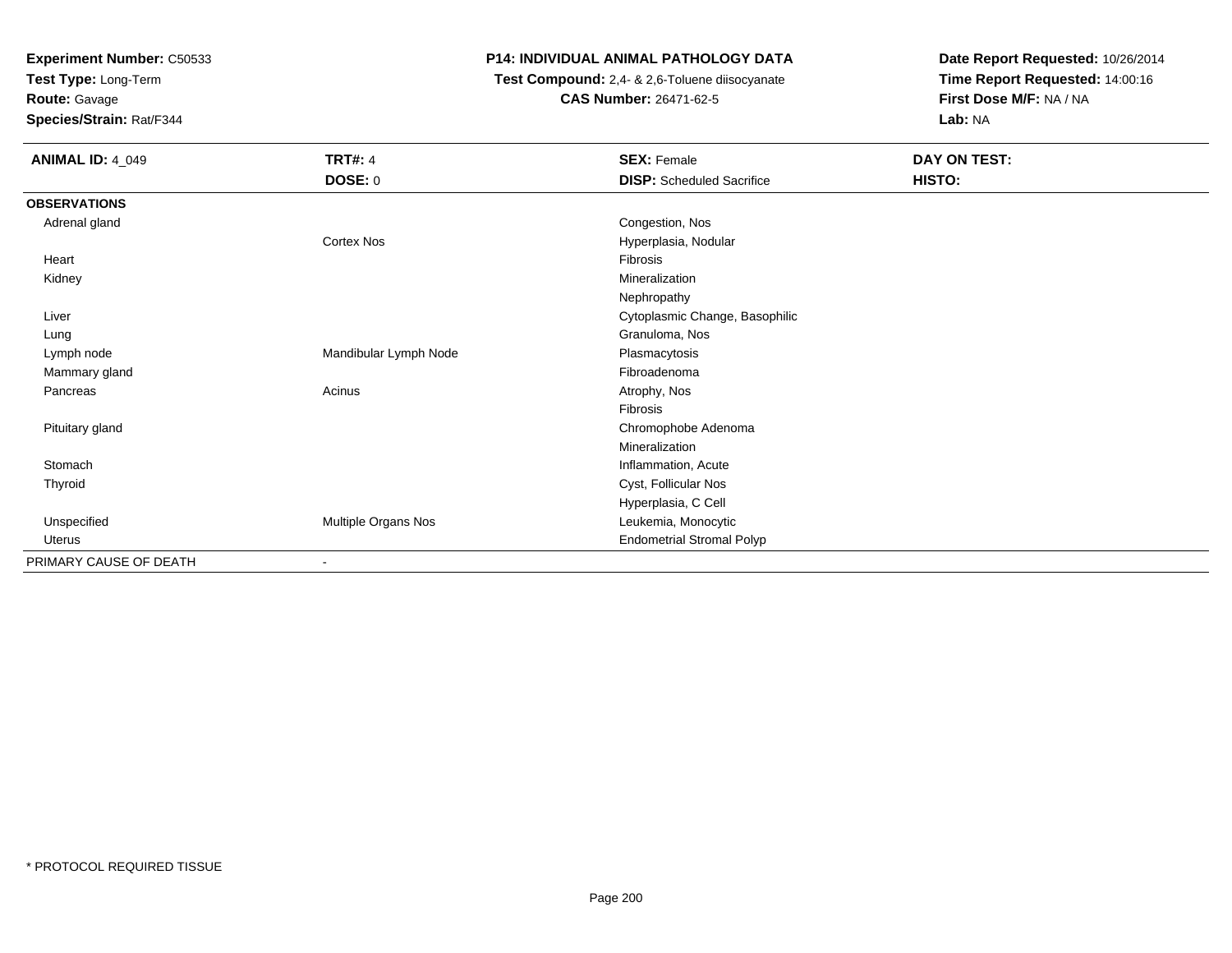**Experiment Number:** C50533
**Test Type:** Long-Term
**Route:** Gavage
**Species/Strain:** Rat/F344

**P14: INDIVIDUAL ANIMAL PATHOLOGY DATA**
**Test Compound:** 2,4- & 2,6-Toluene diisocyanate
**CAS Number:** 26471-62-5

**Date Report Requested:** 10/26/2014
**Time Report Requested:** 14:00:16
**First Dose M/F:** NA / NA
**Lab:** NA

| **ANIMAL ID:** 4_049 | **TRT#:** 4 | **SEX:** Female | **DAY ON TEST:** |
|---|---|---|---|
| | **DOSE:** 0 | **DISP:** Scheduled Sacrifice | **HISTO:** |
| **OBSERVATIONS** | | | |
| Adrenal gland | | Congestion, Nos | |
| | Cortex Nos | Hyperplasia, Nodular | |
| Heart | | Fibrosis | |
| Kidney | | Mineralization | |
| | | Nephropathy | |
| Liver | | Cytoplasmic Change, Basophilic | |
| Lung | | Granuloma, Nos | |
| Lymph node | Mandibular Lymph Node | Plasmacytosis | |
| Mammary gland | | Fibroadenoma | |
| Pancreas | Acinus | Atrophy, Nos | |
| | | Fibrosis | |
| Pituitary gland | | Chromophobe Adenoma | |
| | | Mineralization | |
| Stomach | | Inflammation, Acute | |
| Thyroid | | Cyst, Follicular Nos | |
| | | Hyperplasia, C Cell | |
| Unspecified | Multiple Organs Nos | Leukemia, Monocytic | |
| Uterus | | Endometrial Stromal Polyp | |
| PRIMARY CAUSE OF DEATH | - | | |

* PROTOCOL REQUIRED TISSUE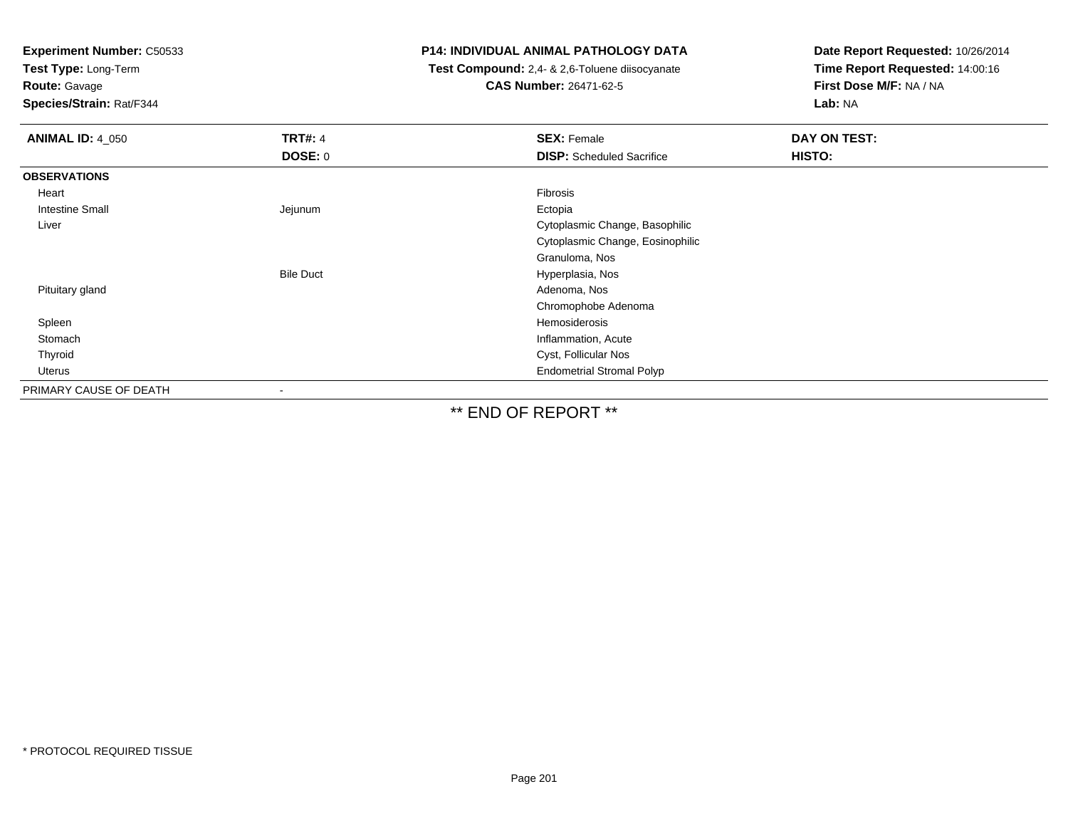**Experiment Number:** C50533
**Test Type:** Long-Term
**Route:** Gavage
**Species/Strain:** Rat/F344

**P14: INDIVIDUAL ANIMAL PATHOLOGY DATA**
**Test Compound:** 2,4- & 2,6-Toluene diisocyanate
**CAS Number:** 26471-62-5

**Date Report Requested:** 10/26/2014
**Time Report Requested:** 14:00:16
**First Dose M/F:** NA / NA
**Lab:** NA

| **ANIMAL ID:** 4_050 | **TRT#:** 4 | **SEX:** Female | **DAY ON TEST:** |
|---|---|---|---|
| | **DOSE:** 0 | **DISP:** Scheduled Sacrifice | **HISTO:** |
| **OBSERVATIONS** | | | |
| Heart | | Fibrosis | |
| Intestine Small | Jejunum | Ectopia | |
| Liver | | Cytoplasmic Change, Basophilic | |
| | | Cytoplasmic Change, Eosinophilic | |
| | | Granuloma, Nos | |
| | Bile Duct | Hyperplasia, Nos | |
| Pituitary gland | | Adenoma, Nos | |
| | | Chromophobe Adenoma | |
| Spleen | | Hemosiderosis | |
| Stomach | | Inflammation, Acute | |
| Thyroid | | Cyst, Follicular Nos | |
| Uterus | | Endometrial Stromal Polyp | |
| PRIMARY CAUSE OF DEATH | - | | |

** END OF REPORT **

* PROTOCOL REQUIRED TISSUE